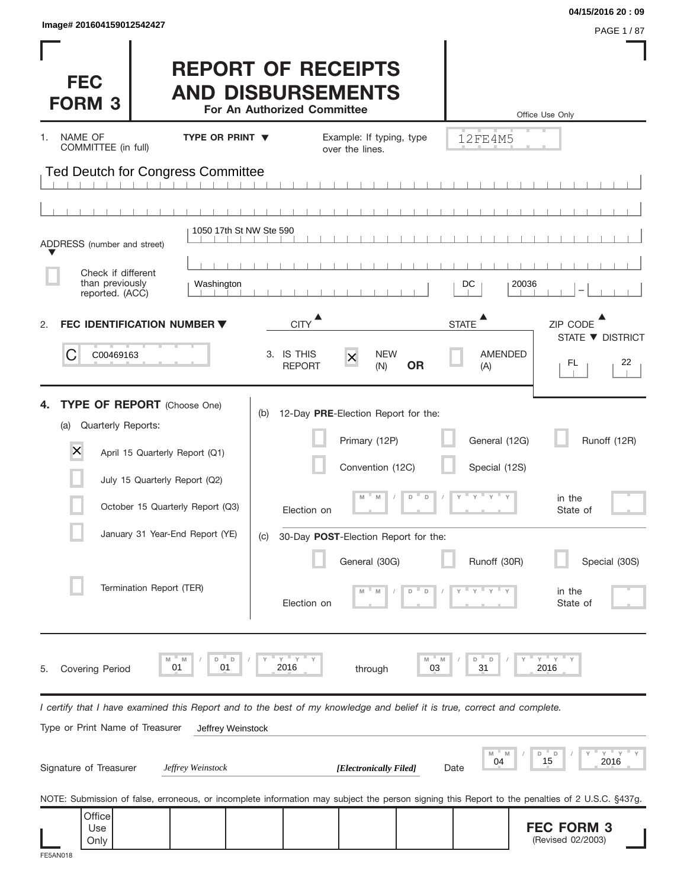Image# 201604159012542427

04/15/2016 20 : 09

# FEC FORM 3

# REPORT OF RECEIPTS AND DISBURSEMENTS

**For An Authorized Committee**

Office Use Only

12FE4M5

1. NAME OF COMMITTEE (in full) — TYPE OR PRINT — Example: If typing, type over the lines.

Ted Deutch for Congress Committee

ADDRESS (number and street): 1050 17th St NW Ste 590

☐ Check if different than previously reported. (ACC)

| CITY | STATE | ZIP CODE |
|---|---|---|
| Washington | DC | 20036 |

2. **FEC IDENTIFICATION NUMBER**: C00469163

3. IS THIS REPORT: ☒ NEW (N) **OR** ☐ AMENDED (A)

STATE / DISTRICT: FL 22

4. **TYPE OF REPORT** (Choose One)

(a) Quarterly Reports:

- ☒ April 15 Quarterly Report (Q1)
- ☐ July 15 Quarterly Report (Q2)
- ☐ October 15 Quarterly Report (Q3)
- ☐ January 31 Year-End Report (YE)
- ☐ Termination Report (TER)

(b) 12-Day **PRE**-Election Report for the:

- ☐ Primary (12P)
- ☐ General (12G)
- ☐ Runoff (12R)
- ☐ Convention (12C)
- ☐ Special (12S)

Election on MM / DD / YYYY in the State of ____

(c) 30-Day **POST**-Election Report for the:

- ☐ General (30G)
- ☐ Runoff (30R)
- ☐ Special (30S)

Election on MM / DD / YYYY in the State of ____

5. Covering Period 01 / 01 / 2016 through 03 / 31 / 2016

*I certify that I have examined this Report and to the best of my knowledge and belief it is true, correct and complete.*

Type or Print Name of Treasurer: Jeffrey Weinstock

Signature of Treasurer: *Jeffrey Weinstock* ***[Electronically Filed]*** Date: 04 / 15 / 2016

NOTE: Submission of false, erroneous, or incomplete information may subject the person signing this Report to the penalties of 2 U.S.C. §437g.

Office Use Only

**FEC FORM 3** (Revised 02/2003)

FE5AN018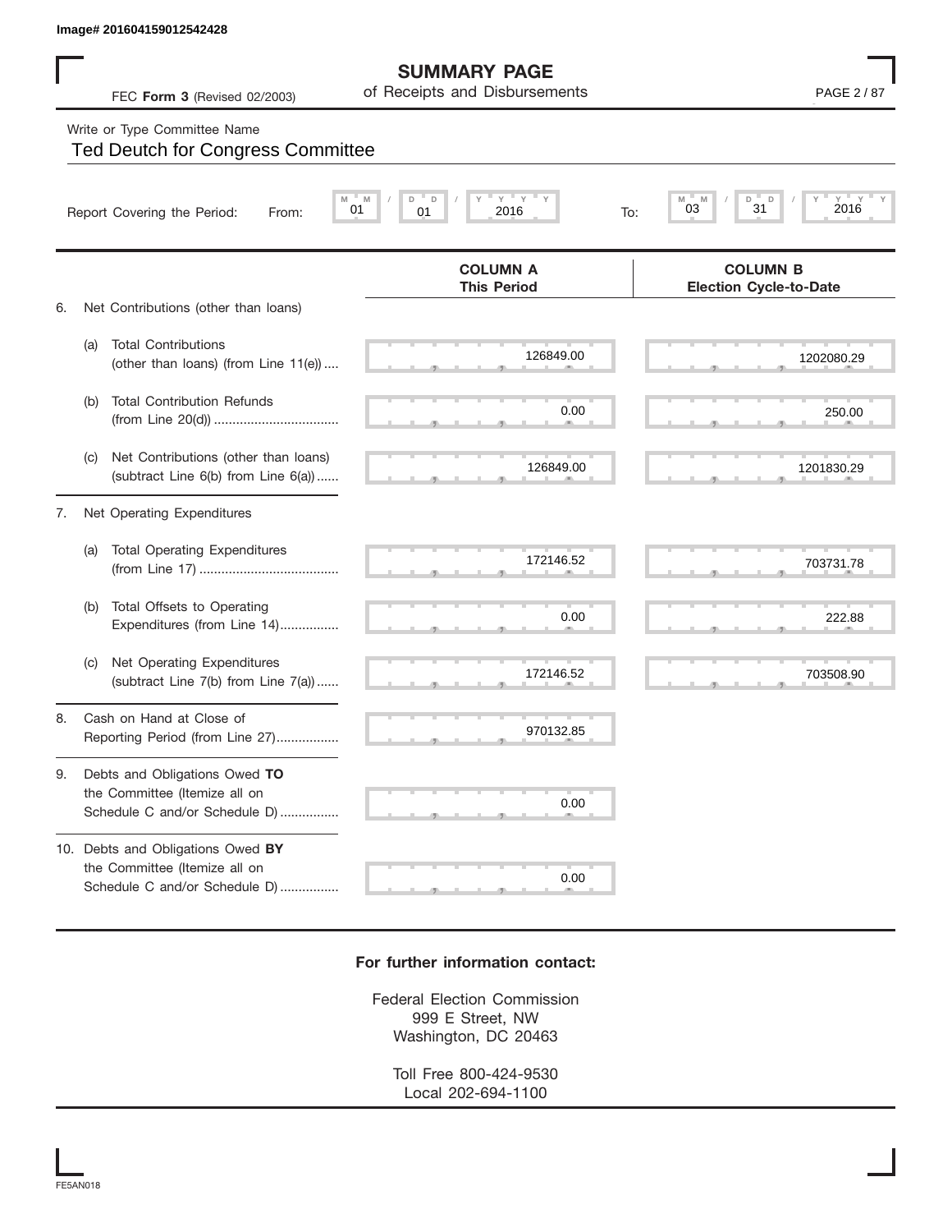Image# 201604159012542428

# SUMMARY PAGE
of Receipts and Disbursements

FEC **Form 3** (Revised 02/2003)

Write or Type Committee Name

Ted Deutch for Congress Committee

Report Covering the Period: From: 01 / 01 / 2016 To: 03 / 31 / 2016

| | | COLUMN A This Period | COLUMN B Election Cycle-to-Date |
|---|---|---|---|
| 6. | Net Contributions (other than loans) | | |
| (a) | Total Contributions (other than loans) (from Line 11(e)) .... | 126849.00 | 1202080.29 |
| (b) | Total Contribution Refunds (from Line 20(d)) .................................. | 0.00 | 250.00 |
| (c) | Net Contributions (other than loans) (subtract Line 6(b) from Line 6(a)) ...... | 126849.00 | 1201830.29 |
| 7. | Net Operating Expenditures | | |
| (a) | Total Operating Expenditures (from Line 17) ...................................... | 172146.52 | 703731.78 |
| (b) | Total Offsets to Operating Expenditures (from Line 14)................ | 0.00 | 222.88 |
| (c) | Net Operating Expenditures (subtract Line 7(b) from Line 7(a)) ...... | 172146.52 | 703508.90 |
| 8. | Cash on Hand at Close of Reporting Period (from Line 27)................. | 970132.85 | |
| 9. | Debts and Obligations Owed **TO** the Committee (Itemize all on Schedule C and/or Schedule D) ................ | 0.00 | |
| 10. | Debts and Obligations Owed **BY** the Committee (Itemize all on Schedule C and/or Schedule D) ................ | 0.00 | |

**For further information contact:**

Federal Election Commission
999 E Street, NW
Washington, DC 20463

Toll Free 800-424-9530
Local 202-694-1100

FE5AN018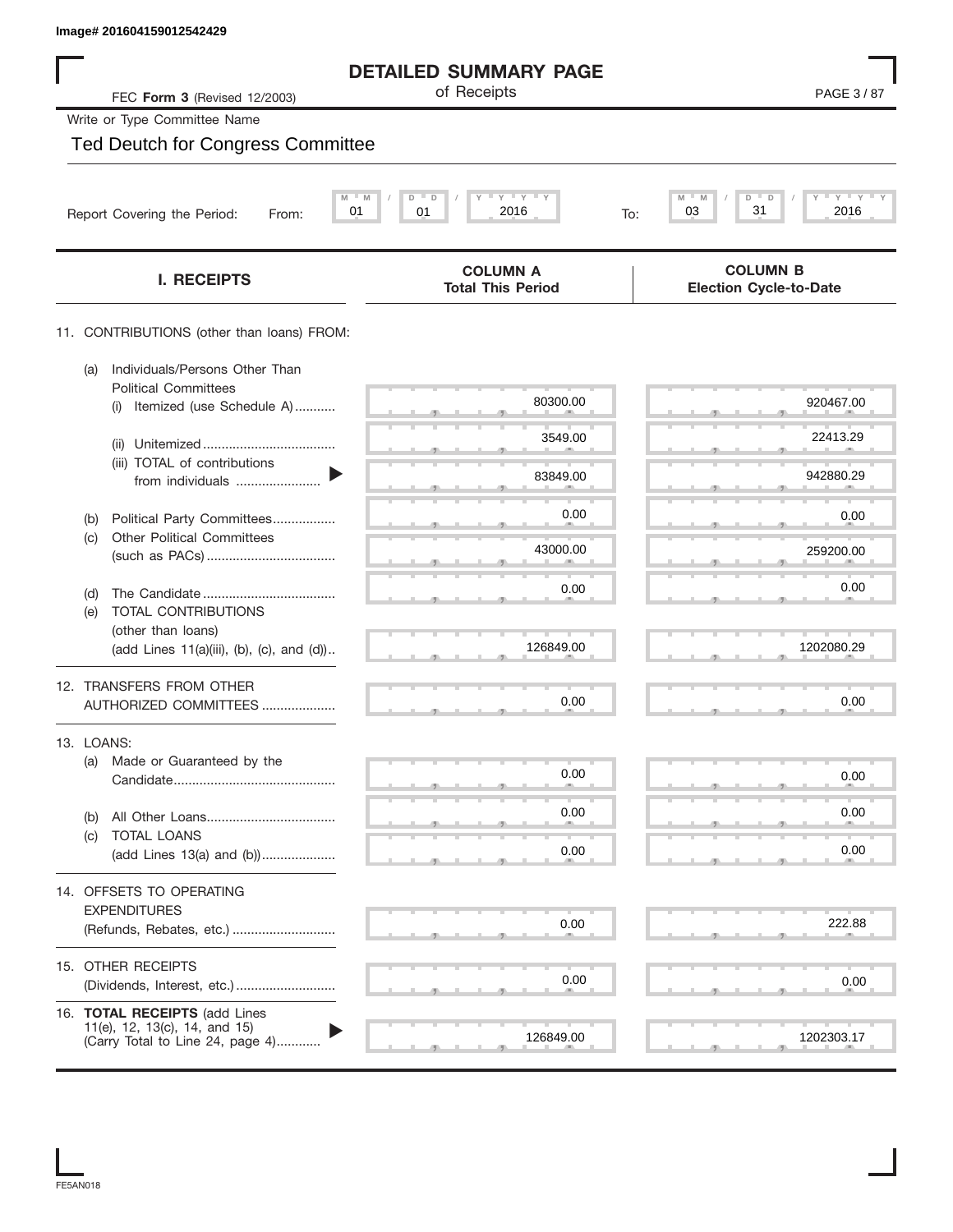Image# 201604159012542429

# DETAILED SUMMARY PAGE

of Receipts

FEC **Form 3** (Revised 12/2003)

Write or Type Committee Name

Ted Deutch for Congress Committee

Report Covering the Period: From: 01 / 01 / 2016 To: 03 / 31 / 2016

| I. RECEIPTS | COLUMN A Total This Period | COLUMN B Election Cycle-to-Date |
|---|---|---|
| 11. CONTRIBUTIONS (other than loans) FROM: | | |
| (a) Individuals/Persons Other Than Political Committees (i) Itemized (use Schedule A) | 80300.00 | 920467.00 |
| (ii) Unitemized | 3549.00 | 22413.29 |
| (iii) TOTAL of contributions from individuals | 83849.00 | 942880.29 |
| (b) Political Party Committees | 0.00 | 0.00 |
| (c) Other Political Committees (such as PACs) | 43000.00 | 259200.00 |
| (d) The Candidate | 0.00 | 0.00 |
| (e) TOTAL CONTRIBUTIONS (other than loans) (add Lines 11(a)(iii), (b), (c), and (d)) | 126849.00 | 1202080.29 |
| 12. TRANSFERS FROM OTHER AUTHORIZED COMMITTEES | 0.00 | 0.00 |
| 13. LOANS: | | |
| (a) Made or Guaranteed by the Candidate | 0.00 | 0.00 |
| (b) All Other Loans | 0.00 | 0.00 |
| (c) TOTAL LOANS (add Lines 13(a) and (b)) | 0.00 | 0.00 |
| 14. OFFSETS TO OPERATING EXPENDITURES (Refunds, Rebates, etc.) | 0.00 | 222.88 |
| 15. OTHER RECEIPTS (Dividends, Interest, etc.) | 0.00 | 0.00 |
| 16. **TOTAL RECEIPTS** (add Lines 11(e), 12, 13(c), 14, and 15) (Carry Total to Line 24, page 4) | 126849.00 | 1202303.17 |

FE5AN018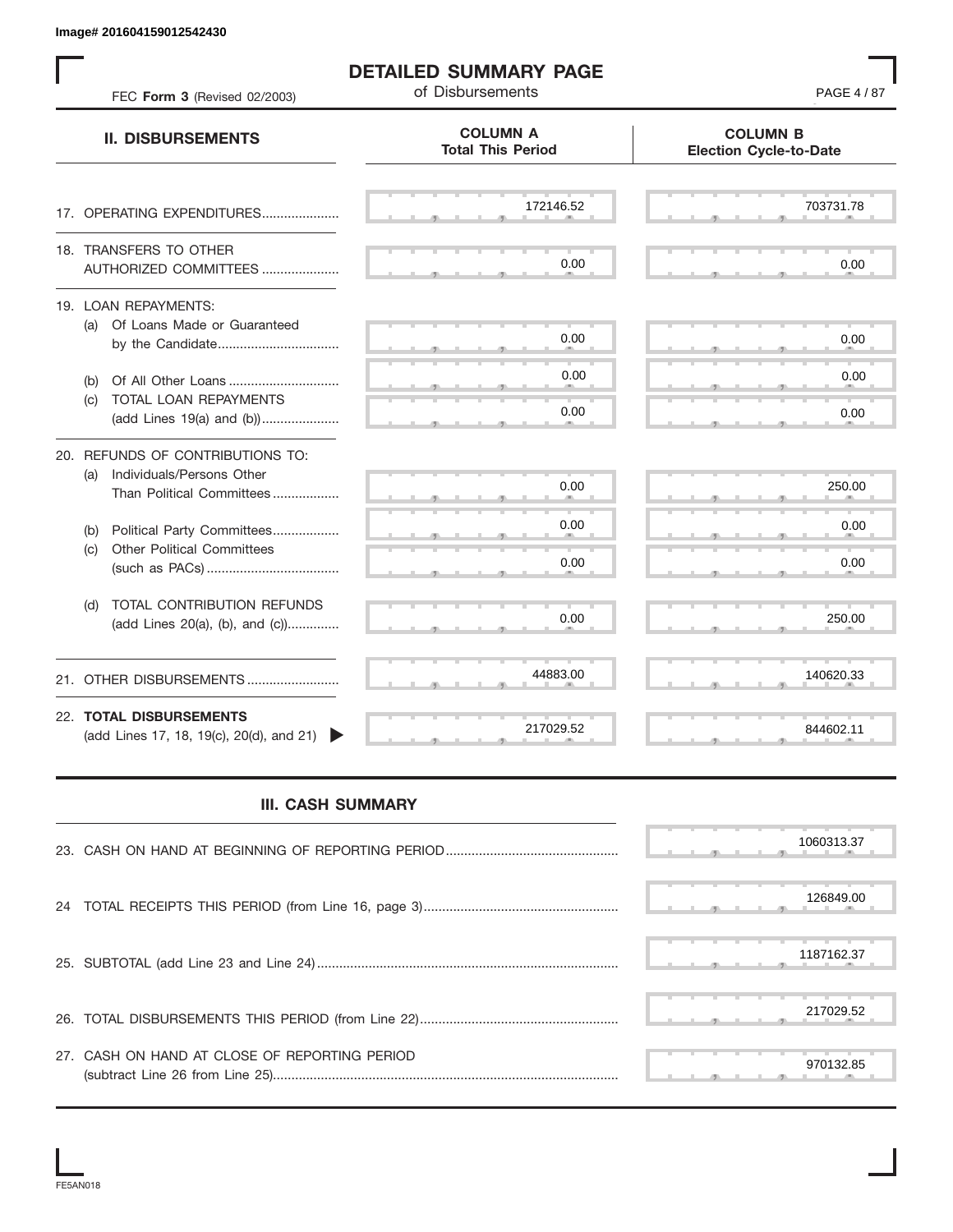Image# 201604159012542430

# DETAILED SUMMARY PAGE

of Disbursements

FEC **Form 3** (Revised 02/2003)

| II. DISBURSEMENTS | COLUMN A Total This Period | COLUMN B Election Cycle-to-Date |
|---|---|---|
| 17. OPERATING EXPENDITURES | 172146.52 | 703731.78 |
| 18. TRANSFERS TO OTHER AUTHORIZED COMMITTEES | 0.00 | 0.00 |
| 19. LOAN REPAYMENTS: | | |
| (a) Of Loans Made or Guaranteed by the Candidate | 0.00 | 0.00 |
| (b) Of All Other Loans | 0.00 | 0.00 |
| (c) TOTAL LOAN REPAYMENTS (add Lines 19(a) and (b)) | 0.00 | 0.00 |
| 20. REFUNDS OF CONTRIBUTIONS TO: | | |
| (a) Individuals/Persons Other Than Political Committees | 0.00 | 250.00 |
| (b) Political Party Committees | 0.00 | 0.00 |
| (c) Other Political Committees (such as PACs) | 0.00 | 0.00 |
| (d) TOTAL CONTRIBUTION REFUNDS (add Lines 20(a), (b), and (c)) | 0.00 | 250.00 |
| 21. OTHER DISBURSEMENTS | 44883.00 | 140620.33 |
| 22. **TOTAL DISBURSEMENTS** (add Lines 17, 18, 19(c), 20(d), and 21) | 217029.52 | 844602.11 |

## III. CASH SUMMARY

| | |
|---|---|
| 23. CASH ON HAND AT BEGINNING OF REPORTING PERIOD | 1060313.37 |
| 24 TOTAL RECEIPTS THIS PERIOD (from Line 16, page 3) | 126849.00 |
| 25. SUBTOTAL (add Line 23 and Line 24) | 1187162.37 |
| 26. TOTAL DISBURSEMENTS THIS PERIOD (from Line 22) | 217029.52 |
| 27. CASH ON HAND AT CLOSE OF REPORTING PERIOD (subtract Line 26 from Line 25) | 970132.85 |

FE5AN018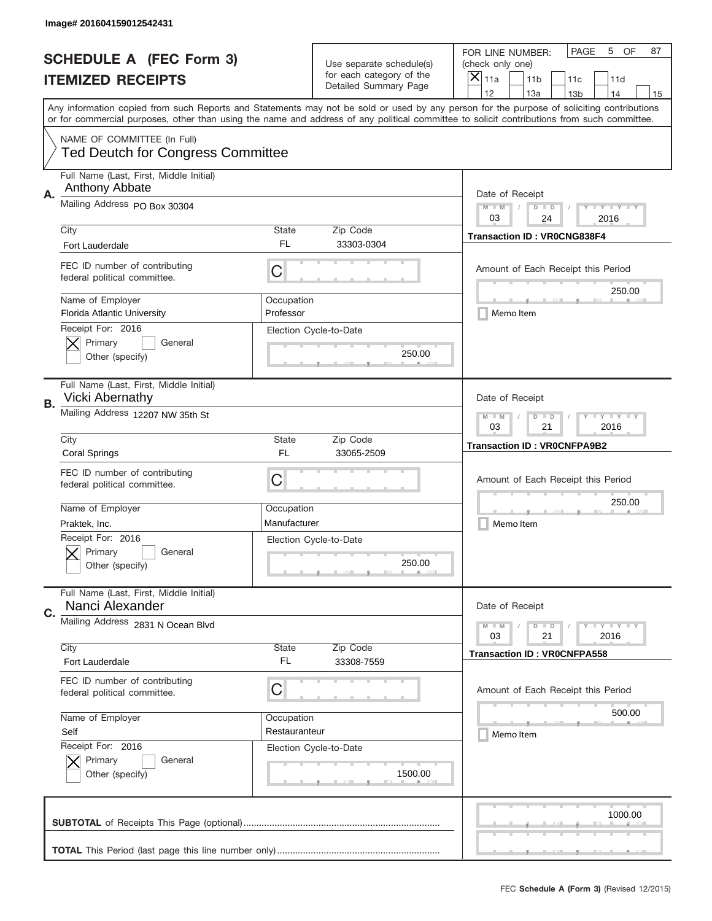Image# 201604159012542431

# SCHEDULE A (FEC Form 3)
## ITEMIZED RECEIPTS

Use separate schedule(s) for each category of the Detailed Summary Page

FOR LINE NUMBER: (check only one)
[X] 11a [ ] 11b [ ] 11c [ ] 11d [ ] 12 [ ] 13a [ ] 13b [ ] 14 [ ] 15

Any information copied from such Reports and Statements may not be sold or used by any person for the purpose of soliciting contributions or for commercial purposes, other than using the name and address of any political committee to solicit contributions from such committee.

NAME OF COMMITTEE (In Full)
Ted Deutch for Congress Committee

---

**A.** Full Name (Last, First, Middle Initial): Anthony Abbate

Mailing Address: PO Box 30304

City: Fort Lauderdale | State: FL | Zip Code: 33303-0304

FEC ID number of contributing federal political committee: C

Name of Employer: Florida Atlantic University

Occupation: Professor

Receipt For: 2016 — [X] Primary [ ] General [ ] Other (specify)

Election Cycle-to-Date: 250.00

Date of Receipt: 03 / 24 / 2016

Transaction ID : VR0CNG838F4

Amount of Each Receipt this Period: 250.00

[ ] Memo Item

---

**B.** Full Name (Last, First, Middle Initial): Vicki Abernathy

Mailing Address: 12207 NW 35th St

City: Coral Springs | State: FL | Zip Code: 33065-2509

FEC ID number of contributing federal political committee: C

Name of Employer: Praktek, Inc.

Occupation: Manufacturer

Receipt For: 2016 — [X] Primary [ ] General [ ] Other (specify)

Election Cycle-to-Date: 250.00

Date of Receipt: 03 / 21 / 2016

Transaction ID : VR0CNFPA9B2

Amount of Each Receipt this Period: 250.00

[ ] Memo Item

---

**C.** Full Name (Last, First, Middle Initial): Nanci Alexander

Mailing Address: 2831 N Ocean Blvd

City: Fort Lauderdale | State: FL | Zip Code: 33308-7559

FEC ID number of contributing federal political committee: C

Name of Employer: Self

Occupation: Restauranteur

Receipt For: 2016 — [X] Primary [ ] General [ ] Other (specify)

Election Cycle-to-Date: 1500.00

Date of Receipt: 03 / 21 / 2016

Transaction ID : VR0CNFPA558

Amount of Each Receipt this Period: 500.00

[ ] Memo Item

---

**SUBTOTAL** of Receipts This Page (optional): 1000.00

**TOTAL** This Period (last page this line number only):

FEC **Schedule A (Form 3)** (Revised 12/2015)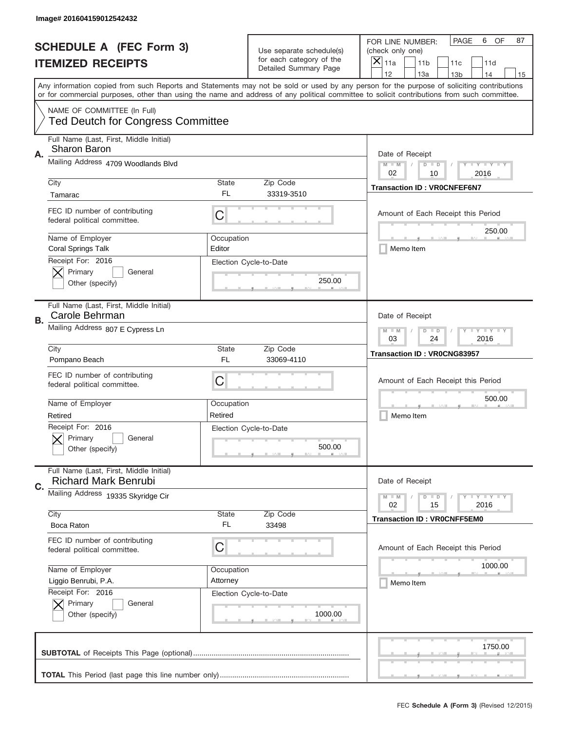Image# 201604159012542432

# SCHEDULE A (FEC Form 3)
## ITEMIZED RECEIPTS

Use separate schedule(s) for each category of the Detailed Summary Page

FOR LINE NUMBER: (check only one)

[X] 11a [ ] 11b [ ] 11c [ ] 11d [ ] 12 [ ] 13a [ ] 13b [ ] 14 [ ] 15

PAGE 6 OF 87

Any information copied from such Reports and Statements may not be sold or used by any person for the purpose of soliciting contributions or for commercial purposes, other than using the name and address of any political committee to solicit contributions from such committee.

NAME OF COMMITTEE (In Full)
Ted Deutch for Congress Committee

---

**A.** Full Name (Last, First, Middle Initial): Sharon Baron

Mailing Address: 4709 Woodlands Blvd

City: Tamarac | State: FL | Zip Code: 33319-3510

FEC ID number of contributing federal political committee: C

Name of Employer: Coral Springs Talk | Occupation: Editor

Receipt For: 2016 — [X] Primary [ ] General [ ] Other (specify)

Election Cycle-to-Date: 250.00

Date of Receipt: 02 / 10 / 2016

Transaction ID : VR0CNFEF6N7

Amount of Each Receipt this Period: 250.00

[ ] Memo Item

---

**B.** Full Name (Last, First, Middle Initial): Carole Behrman

Mailing Address: 807 E Cypress Ln

City: Pompano Beach | State: FL | Zip Code: 33069-4110

FEC ID number of contributing federal political committee: C

Name of Employer: Retired | Occupation: Retired

Receipt For: 2016 — [X] Primary [ ] General [ ] Other (specify)

Election Cycle-to-Date: 500.00

Date of Receipt: 03 / 24 / 2016

Transaction ID : VR0CNG83957

Amount of Each Receipt this Period: 500.00

[ ] Memo Item

---

**C.** Full Name (Last, First, Middle Initial): Richard Mark Benrubi

Mailing Address: 19335 Skyridge Cir

City: Boca Raton | State: FL | Zip Code: 33498

FEC ID number of contributing federal political committee: C

Name of Employer: Liggio Benrubi, P.A. | Occupation: Attorney

Receipt For: 2016 — [X] Primary [ ] General [ ] Other (specify)

Election Cycle-to-Date: 1000.00

Date of Receipt: 02 / 15 / 2016

Transaction ID : VR0CNFF5EM0

Amount of Each Receipt this Period: 1000.00

[ ] Memo Item

---

**SUBTOTAL** of Receipts This Page (optional): 1750.00

**TOTAL** This Period (last page this line number only):

FEC **Schedule A (Form 3)** (Revised 12/2015)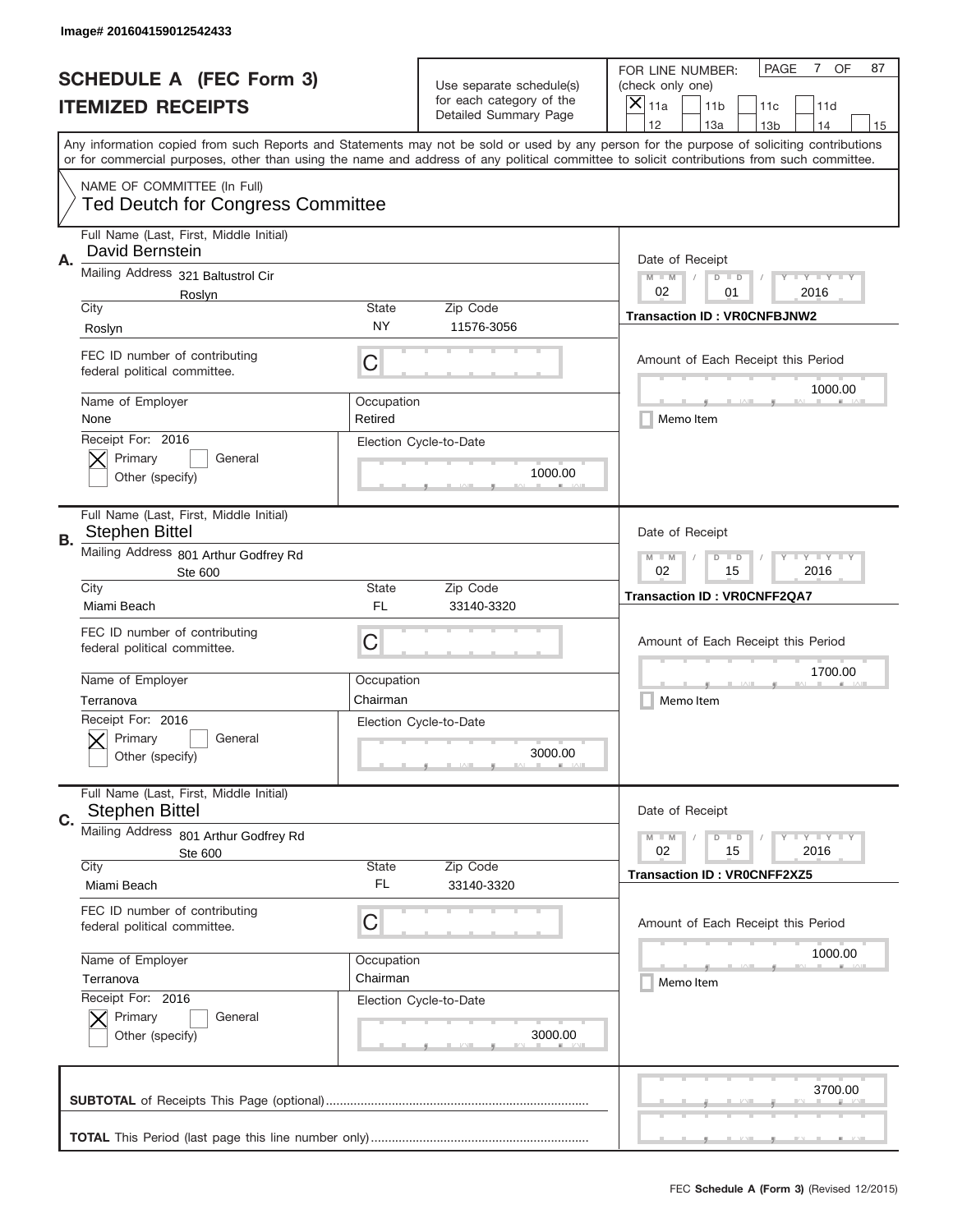Image# 201604159012542433

# SCHEDULE A (FEC Form 3)
## ITEMIZED RECEIPTS

Use separate schedule(s) for each category of the Detailed Summary Page

FOR LINE NUMBER: (check only one)
[X] 11a [ ] 11b [ ] 11c [ ] 11d [ ] 12 [ ] 13a [ ] 13b [ ] 14 [ ] 15

PAGE 7 OF 87

Any information copied from such Reports and Statements may not be sold or used by any person for the purpose of soliciting contributions or for commercial purposes, other than using the name and address of any political committee to solicit contributions from such committee.

NAME OF COMMITTEE (In Full)
Ted Deutch for Congress Committee

---

**A.**
Full Name (Last, First, Middle Initial): David Bernstein
Mailing Address: 321 Baltustrol Cir, Roslyn
City: Roslyn | State: NY | Zip Code: 11576-3056
FEC ID number of contributing federal political committee: C
Name of Employer: None | Occupation: Retired
Receipt For: 2016 [X] Primary [ ] General [ ] Other (specify)
Election Cycle-to-Date: 1000.00
Date of Receipt: 02 / 01 / 2016
Transaction ID : VR0CNFBJNW2
Amount of Each Receipt this Period: 1000.00
[ ] Memo Item

---

**B.**
Full Name (Last, First, Middle Initial): Stephen Bittel
Mailing Address: 801 Arthur Godfrey Rd, Ste 600
City: Miami Beach | State: FL | Zip Code: 33140-3320
FEC ID number of contributing federal political committee: C
Name of Employer: Terranova | Occupation: Chairman
Receipt For: 2016 [X] Primary [ ] General [ ] Other (specify)
Election Cycle-to-Date: 3000.00
Date of Receipt: 02 / 15 / 2016
Transaction ID : VR0CNFF2QA7
Amount of Each Receipt this Period: 1700.00
[ ] Memo Item

---

**C.**
Full Name (Last, First, Middle Initial): Stephen Bittel
Mailing Address: 801 Arthur Godfrey Rd, Ste 600
City: Miami Beach | State: FL | Zip Code: 33140-3320
FEC ID number of contributing federal political committee: C
Name of Employer: Terranova | Occupation: Chairman
Receipt For: 2016 [X] Primary [ ] General [ ] Other (specify)
Election Cycle-to-Date: 3000.00
Date of Receipt: 02 / 15 / 2016
Transaction ID : VR0CNFF2XZ5
Amount of Each Receipt this Period: 1000.00
[ ] Memo Item

---

**SUBTOTAL** of Receipts This Page (optional): 3700.00

**TOTAL** This Period (last page this line number only):

FEC **Schedule A (Form 3)** (Revised 12/2015)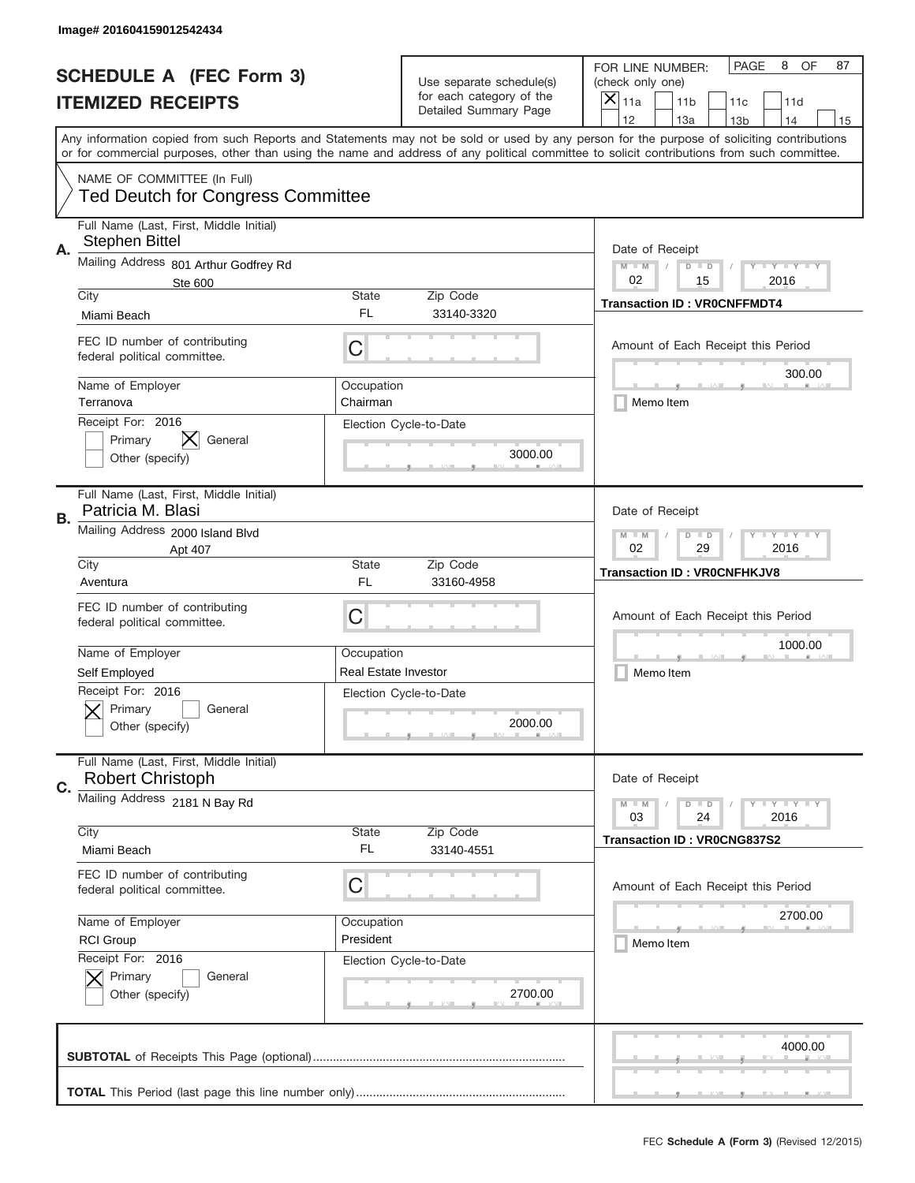Image# 201604159012542434

# SCHEDULE A (FEC Form 3)
## ITEMIZED RECEIPTS

Use separate schedule(s) for each category of the Detailed Summary Page

FOR LINE NUMBER: (check only one)

[X] 11a  [ ] 11b  [ ] 11c  [ ] 11d  [ ] 12  [ ] 13a  [ ] 13b  [ ] 14  [ ] 15

PAGE 8 OF 87

Any information copied from such Reports and Statements may not be sold or used by any person for the purpose of soliciting contributions or for commercial purposes, other than using the name and address of any political committee to solicit contributions from such committee.

NAME OF COMMITTEE (In Full)
Ted Deutch for Congress Committee

---

**A.** Full Name (Last, First, Middle Initial): Stephen Bittel

Mailing Address: 801 Arthur Godfrey Rd, Ste 600

City: Miami Beach | State: FL | Zip Code: 33140-3320

FEC ID number of contributing federal political committee: C

Name of Employer: Terranova | Occupation: Chairman

Receipt For: 2016 — [ ] Primary [X] General [ ] Other (specify)

Election Cycle-to-Date: 3000.00

Date of Receipt: 02 / 15 / 2016

Transaction ID : VR0CNFFMDT4

Amount of Each Receipt this Period: 300.00

[ ] Memo Item

---

**B.** Full Name (Last, First, Middle Initial): Patricia M. Blasi

Mailing Address: 2000 Island Blvd, Apt 407

City: Aventura | State: FL | Zip Code: 33160-4958

FEC ID number of contributing federal political committee: C

Name of Employer: Self Employed | Occupation: Real Estate Investor

Receipt For: 2016 — [X] Primary [ ] General [ ] Other (specify)

Election Cycle-to-Date: 2000.00

Date of Receipt: 02 / 29 / 2016

Transaction ID : VR0CNFHKJV8

Amount of Each Receipt this Period: 1000.00

[ ] Memo Item

---

**C.** Full Name (Last, First, Middle Initial): Robert Christoph

Mailing Address: 2181 N Bay Rd

City: Miami Beach | State: FL | Zip Code: 33140-4551

FEC ID number of contributing federal political committee: C

Name of Employer: RCI Group | Occupation: President

Receipt For: 2016 — [X] Primary [ ] General [ ] Other (specify)

Election Cycle-to-Date: 2700.00

Date of Receipt: 03 / 24 / 2016

Transaction ID : VR0CNG837S2

Amount of Each Receipt this Period: 2700.00

[ ] Memo Item

---

**SUBTOTAL** of Receipts This Page (optional): 4000.00

**TOTAL** This Period (last page this line number only):

FEC **Schedule A (Form 3)** (Revised 12/2015)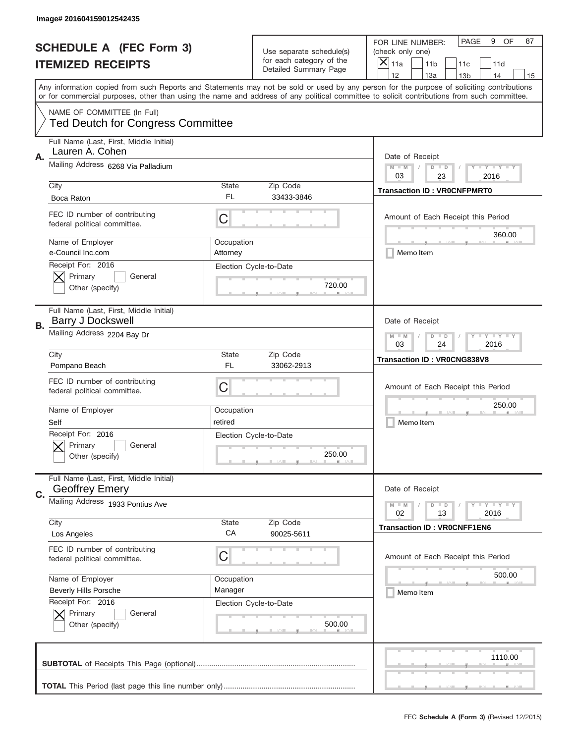Image# 201604159012542435

# SCHEDULE A (FEC Form 3)
## ITEMIZED RECEIPTS

Use separate schedule(s) for each category of the Detailed Summary Page

FOR LINE NUMBER: (check only one)
[X] 11a [ ] 11b [ ] 11c [ ] 11d [ ] 12 [ ] 13a [ ] 13b [ ] 14 [ ] 15

PAGE 9 OF 87

Any information copied from such Reports and Statements may not be sold or used by any person for the purpose of soliciting contributions or for commercial purposes, other than using the name and address of any political committee to solicit contributions from such committee.

NAME OF COMMITTEE (In Full)
Ted Deutch for Congress Committee

---

**A.** Full Name (Last, First, Middle Initial): Lauren A. Cohen

Mailing Address: 6268 Via Palladium

| City | State | Zip Code |
|---|---|---|
| Boca Raton | FL | 33433-3846 |

FEC ID number of contributing federal political committee: C

| Name of Employer | Occupation |
|---|---|
| e-Council Inc.com | Attorney |

Receipt For: 2016 — [X] Primary [ ] General [ ] Other (specify)

Election Cycle-to-Date: 720.00

Date of Receipt: 03 / 23 / 2016

Transaction ID : VR0CNFPMRT0

Amount of Each Receipt this Period: 360.00

[ ] Memo Item

---

**B.** Full Name (Last, First, Middle Initial): Barry J Dockswell

Mailing Address: 2204 Bay Dr

| City | State | Zip Code |
|---|---|---|
| Pompano Beach | FL | 33062-2913 |

FEC ID number of contributing federal political committee: C

| Name of Employer | Occupation |
|---|---|
| Self | retired |

Receipt For: 2016 — [X] Primary [ ] General [ ] Other (specify)

Election Cycle-to-Date: 250.00

Date of Receipt: 03 / 24 / 2016

Transaction ID : VR0CNG838V8

Amount of Each Receipt this Period: 250.00

[ ] Memo Item

---

**C.** Full Name (Last, First, Middle Initial): Geoffrey Emery

Mailing Address: 1933 Pontius Ave

| City | State | Zip Code |
|---|---|---|
| Los Angeles | CA | 90025-5611 |

FEC ID number of contributing federal political committee: C

| Name of Employer | Occupation |
|---|---|
| Beverly Hills Porsche | Manager |

Receipt For: 2016 — [X] Primary [ ] General [ ] Other (specify)

Election Cycle-to-Date: 500.00

Date of Receipt: 02 / 13 / 2016

Transaction ID : VR0CNFF1EN6

Amount of Each Receipt this Period: 500.00

[ ] Memo Item

---

**SUBTOTAL** of Receipts This Page (optional): 1110.00

**TOTAL** This Period (last page this line number only):

FEC **Schedule A (Form 3)** (Revised 12/2015)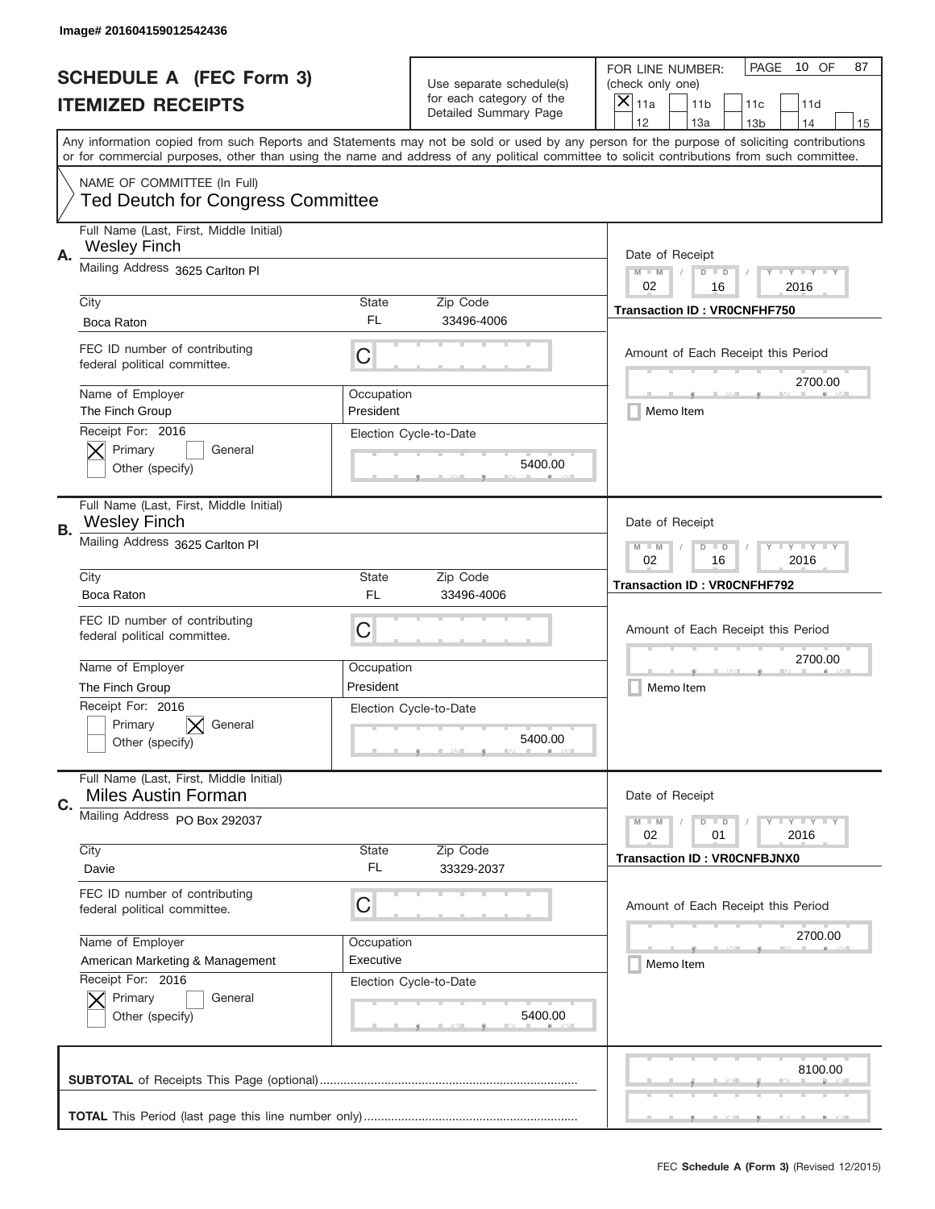Image# 201604159012542436

# SCHEDULE A (FEC Form 3)
# ITEMIZED RECEIPTS

Use separate schedule(s) for each category of the Detailed Summary Page

FOR LINE NUMBER: (check only one)

[X] 11a [ ] 11b [ ] 11c [ ] 11d [ ] 12 [ ] 13a [ ] 13b [ ] 14 [ ] 15

PAGE 10 OF 87

Any information copied from such Reports and Statements may not be sold or used by any person for the purpose of soliciting contributions or for commercial purposes, other than using the name and address of any political committee to solicit contributions from such committee.

NAME OF COMMITTEE (In Full)
Ted Deutch for Congress Committee

---

**A.**

Full Name (Last, First, Middle Initial): Wesley Finch

Mailing Address: 3625 Carlton Pl

City: Boca Raton | State: FL | Zip Code: 33496-4006

FEC ID number of contributing federal political committee: C

Name of Employer: The Finch Group | Occupation: President

Receipt For: 2016 — [X] Primary [ ] General [ ] Other (specify)

Election Cycle-to-Date: 5400.00

Date of Receipt: 02 / 16 / 2016

Transaction ID : VR0CNFHF750

Amount of Each Receipt this Period: 2700.00

[ ] Memo Item

---

**B.**

Full Name (Last, First, Middle Initial): Wesley Finch

Mailing Address: 3625 Carlton Pl

City: Boca Raton | State: FL | Zip Code: 33496-4006

FEC ID number of contributing federal political committee: C

Name of Employer: The Finch Group | Occupation: President

Receipt For: 2016 — [ ] Primary [X] General [ ] Other (specify)

Election Cycle-to-Date: 5400.00

Date of Receipt: 02 / 16 / 2016

Transaction ID : VR0CNFHF792

Amount of Each Receipt this Period: 2700.00

[ ] Memo Item

---

**C.**

Full Name (Last, First, Middle Initial): Miles Austin Forman

Mailing Address: PO Box 292037

City: Davie | State: FL | Zip Code: 33329-2037

FEC ID number of contributing federal political committee: C

Name of Employer: American Marketing & Management | Occupation: Executive

Receipt For: 2016 — [X] Primary [ ] General [ ] Other (specify)

Election Cycle-to-Date: 5400.00

Date of Receipt: 02 / 01 / 2016

Transaction ID : VR0CNFBJNX0

Amount of Each Receipt this Period: 2700.00

[ ] Memo Item

---

**SUBTOTAL** of Receipts This Page (optional): 8100.00

**TOTAL** This Period (last page this line number only):

FEC **Schedule A (Form 3)** (Revised 12/2015)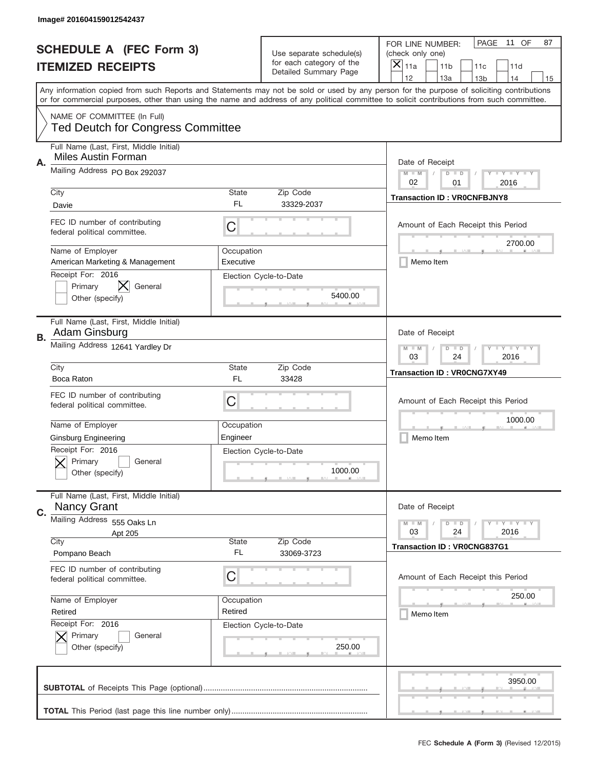Image# 201604159012542437

# SCHEDULE A (FEC Form 3)
## ITEMIZED RECEIPTS

Use separate schedule(s) for each category of the Detailed Summary Page

FOR LINE NUMBER: (check only one)
[X] 11a [ ] 11b [ ] 11c [ ] 11d [ ] 12 [ ] 13a [ ] 13b [ ] 14 [ ] 15

PAGE 11 OF 87

Any information copied from such Reports and Statements may not be sold or used by any person for the purpose of soliciting contributions or for commercial purposes, other than using the name and address of any political committee to solicit contributions from such committee.

NAME OF COMMITTEE (In Full)
Ted Deutch for Congress Committee

---

**A.**
Full Name (Last, First, Middle Initial): Miles Austin Forman
Mailing Address: PO Box 292037
City: Davie | State: FL | Zip Code: 33329-2037
FEC ID number of contributing federal political committee: C
Name of Employer: American Marketing & Management
Occupation: Executive
Receipt For: 2016 — [ ] Primary [X] General [ ] Other (specify)
Election Cycle-to-Date: 5400.00
Date of Receipt: 02 / 01 / 2016
Transaction ID : VR0CNFBJNY8
Amount of Each Receipt this Period: 2700.00
[ ] Memo Item

---

**B.**
Full Name (Last, First, Middle Initial): Adam Ginsburg
Mailing Address: 12641 Yardley Dr
City: Boca Raton | State: FL | Zip Code: 33428
FEC ID number of contributing federal political committee: C
Name of Employer: Ginsburg Engineering
Occupation: Engineer
Receipt For: 2016 — [X] Primary [ ] General [ ] Other (specify)
Election Cycle-to-Date: 1000.00
Date of Receipt: 03 / 24 / 2016
Transaction ID : VR0CNG7XY49
Amount of Each Receipt this Period: 1000.00
[ ] Memo Item

---

**C.**
Full Name (Last, First, Middle Initial): Nancy Grant
Mailing Address: 555 Oaks Ln, Apt 205
City: Pompano Beach | State: FL | Zip Code: 33069-3723
FEC ID number of contributing federal political committee: C
Name of Employer: Retired
Occupation: Retired
Receipt For: 2016 — [X] Primary [ ] General [ ] Other (specify)
Election Cycle-to-Date: 250.00
Date of Receipt: 03 / 24 / 2016
Transaction ID : VR0CNG837G1
Amount of Each Receipt this Period: 250.00
[ ] Memo Item

---

**SUBTOTAL** of Receipts This Page (optional): 3950.00

**TOTAL** This Period (last page this line number only):

FEC **Schedule A** (Form 3) (Revised 12/2015)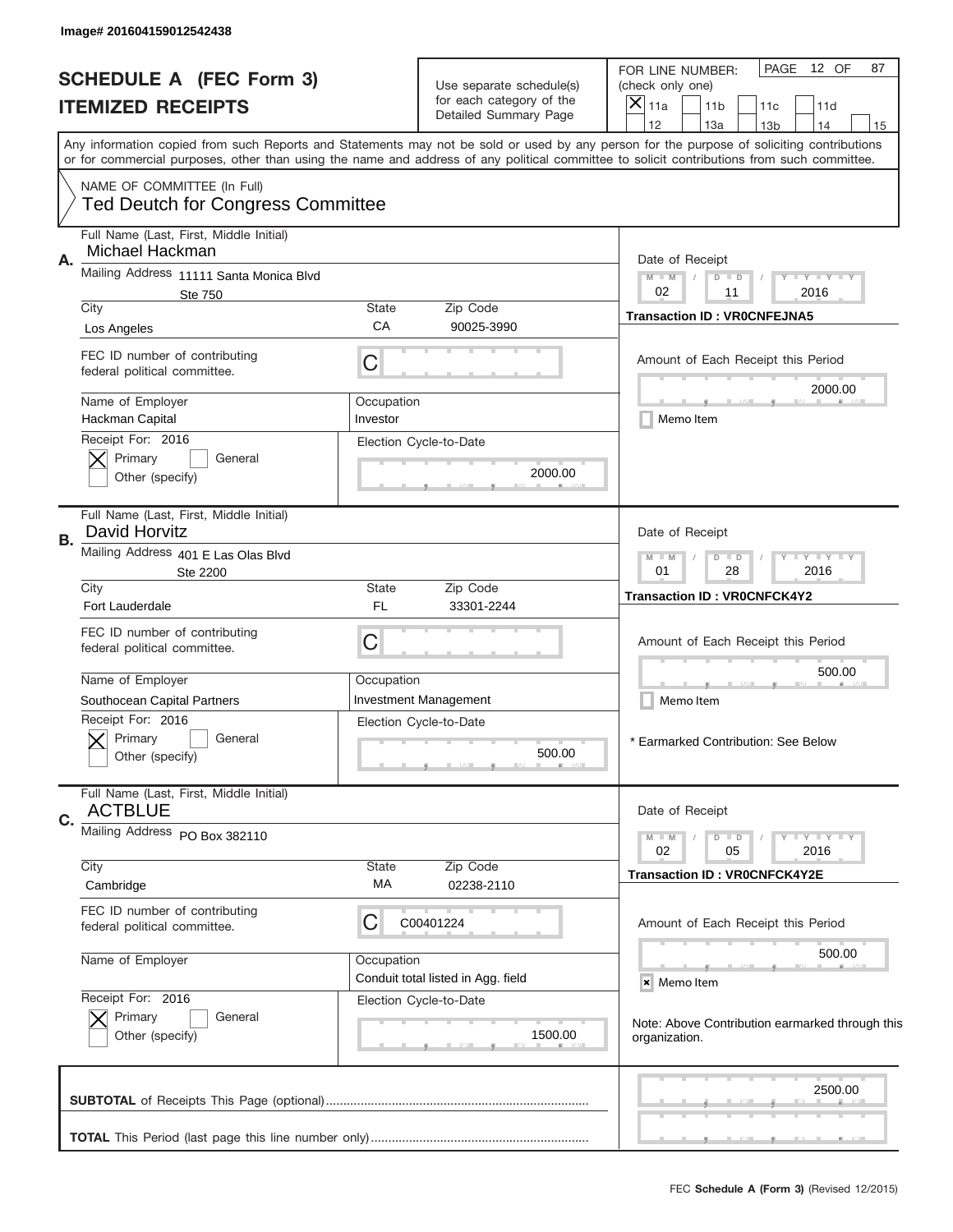Image# 201604159012542438

# SCHEDULE A (FEC Form 3)
## ITEMIZED RECEIPTS

Use separate schedule(s) for each category of the Detailed Summary Page

FOR LINE NUMBER: (check only one)
[X] 11a [ ] 11b [ ] 11c [ ] 11d [ ] 12 [ ] 13a [ ] 13b [ ] 14 [ ] 15

PAGE 12 OF 87

Any information copied from such Reports and Statements may not be sold or used by any person for the purpose of soliciting contributions or for commercial purposes, other than using the name and address of any political committee to solicit contributions from such committee.

NAME OF COMMITTEE (In Full)
Ted Deutch for Congress Committee

---

**A.** Full Name (Last, First, Middle Initial): Michael Hackman

Mailing Address: 11111 Santa Monica Blvd, Ste 750

City: Los Angeles | State: CA | Zip Code: 90025-3990

FEC ID number of contributing federal political committee: C

Name of Employer: Hackman Capital

Occupation: Investor

Receipt For: 2016 — [X] Primary [ ] General [ ] Other (specify)

Election Cycle-to-Date: 2000.00

Date of Receipt: 02 / 11 / 2016

Transaction ID : VR0CNFEJNA5

Amount of Each Receipt this Period: 2000.00

[ ] Memo Item

---

**B.** Full Name (Last, First, Middle Initial): David Horvitz

Mailing Address: 401 E Las Olas Blvd, Ste 2200

City: Fort Lauderdale | State: FL | Zip Code: 33301-2244

FEC ID number of contributing federal political committee: C

Name of Employer: Southocean Capital Partners

Occupation: Investment Management

Receipt For: 2016 — [X] Primary [ ] General [ ] Other (specify)

Election Cycle-to-Date: 500.00

Date of Receipt: 01 / 28 / 2016

Transaction ID : VR0CNFCK4Y2

Amount of Each Receipt this Period: 500.00

[ ] Memo Item

* Earmarked Contribution: See Below

---

**C.** Full Name (Last, First, Middle Initial): ACTBLUE

Mailing Address: PO Box 382110

City: Cambridge | State: MA | Zip Code: 02238-2110

FEC ID number of contributing federal political committee: C C00401224

Name of Employer:

Occupation: Conduit total listed in Agg. field

Receipt For: 2016 — [X] Primary [ ] General [ ] Other (specify)

Election Cycle-to-Date: 1500.00

Date of Receipt: 02 / 05 / 2016

Transaction ID : VR0CNFCK4Y2E

Amount of Each Receipt this Period: 500.00

[x] Memo Item

Note: Above Contribution earmarked through this organization.

---

**SUBTOTAL** of Receipts This Page (optional): 2500.00

**TOTAL** This Period (last page this line number only):

FEC **Schedule A (Form 3)** (Revised 12/2015)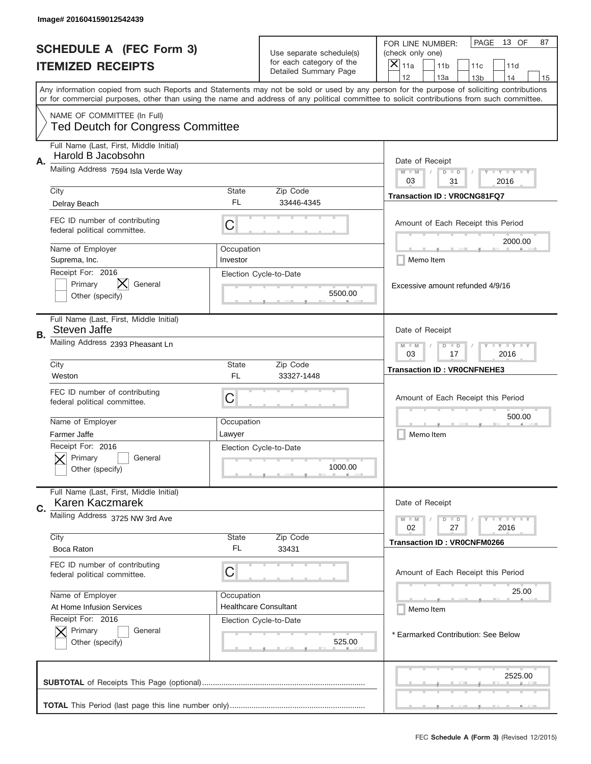Image# 201604159012542439

# SCHEDULE A (FEC Form 3)
## ITEMIZED RECEIPTS

Use separate schedule(s) for each category of the Detailed Summary Page

FOR LINE NUMBER: (check only one)
[X] 11a [ ] 11b [ ] 11c [ ] 11d [ ] 12 [ ] 13a [ ] 13b [ ] 14 [ ] 15

Any information copied from such Reports and Statements may not be sold or used by any person for the purpose of soliciting contributions or for commercial purposes, other than using the name and address of any political committee to solicit contributions from such committee.

NAME OF COMMITTEE (In Full)
Ted Deutch for Congress Committee

---

**A.** Full Name (Last, First, Middle Initial): Harold B Jacobsohn
Mailing Address: 7594 Isla Verde Way
City: Delray Beach | State: FL | Zip Code: 33446-4345
FEC ID number of contributing federal political committee: C
Name of Employer: Suprema, Inc.
Occupation: Investor
Receipt For: 2016 — [ ] Primary [X] General [ ] Other (specify)
Election Cycle-to-Date: 5500.00

Date of Receipt: 03 / 31 / 2016
Transaction ID : VR0CNG81FQ7
Amount of Each Receipt this Period: 2000.00
[ ] Memo Item
Excessive amount refunded 4/9/16

---

**B.** Full Name (Last, First, Middle Initial): Steven Jaffe
Mailing Address: 2393 Pheasant Ln
City: Weston | State: FL | Zip Code: 33327-1448
FEC ID number of contributing federal political committee: C
Name of Employer: Farmer Jaffe
Occupation: Lawyer
Receipt For: 2016 — [X] Primary [ ] General [ ] Other (specify)
Election Cycle-to-Date: 1000.00

Date of Receipt: 03 / 17 / 2016
Transaction ID : VR0CNFNEHE3
Amount of Each Receipt this Period: 500.00
[ ] Memo Item

---

**C.** Full Name (Last, First, Middle Initial): Karen Kaczmarek
Mailing Address: 3725 NW 3rd Ave
City: Boca Raton | State: FL | Zip Code: 33431
FEC ID number of contributing federal political committee: C
Name of Employer: At Home Infusion Services
Occupation: Healthcare Consultant
Receipt For: 2016 — [X] Primary [ ] General [ ] Other (specify)
Election Cycle-to-Date: 525.00

Date of Receipt: 02 / 27 / 2016
Transaction ID : VR0CNFM0266
Amount of Each Receipt this Period: 25.00
[ ] Memo Item
* Earmarked Contribution: See Below

---

**SUBTOTAL** of Receipts This Page (optional): 2525.00

**TOTAL** This Period (last page this line number only):

FEC **Schedule A (Form 3)** (Revised 12/2015)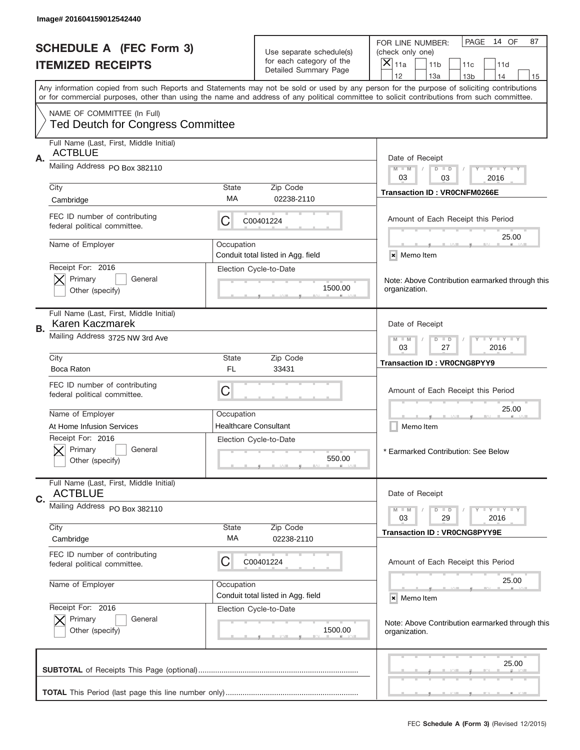Image# 201604159012542440

# SCHEDULE A (FEC Form 3)
## ITEMIZED RECEIPTS

Use separate schedule(s) for each category of the Detailed Summary Page

FOR LINE NUMBER: (check only one)
[X] 11a [ ] 11b [ ] 11c [ ] 11d [ ] 12 [ ] 13a [ ] 13b [ ] 14 [ ] 15

PAGE 14 OF 87

Any information copied from such Reports and Statements may not be sold or used by any person for the purpose of soliciting contributions or for commercial purposes, other than using the name and address of any political committee to solicit contributions from such committee.

NAME OF COMMITTEE (In Full)
Ted Deutch for Congress Committee

---

**A.**

Full Name (Last, First, Middle Initial): ACTBLUE
Mailing Address: PO Box 382110
City: Cambridge | State: MA | Zip Code: 02238-2110
FEC ID number of contributing federal political committee: C C00401224
Name of Employer:
Occupation: Conduit total listed in Agg. field
Receipt For: 2016 [X] Primary [ ] General [ ] Other (specify)
Election Cycle-to-Date: 1500.00

Date of Receipt: 03 / 03 / 2016
Transaction ID : VR0CNFM0266E
Amount of Each Receipt this Period: 25.00
[x] Memo Item
Note: Above Contribution earmarked through this organization.

---

**B.**

Full Name (Last, First, Middle Initial): Karen Kaczmarek
Mailing Address: 3725 NW 3rd Ave
City: Boca Raton | State: FL | Zip Code: 33431
FEC ID number of contributing federal political committee: C
Name of Employer: At Home Infusion Services
Occupation: Healthcare Consultant
Receipt For: 2016 [X] Primary [ ] General [ ] Other (specify)
Election Cycle-to-Date: 550.00

Date of Receipt: 03 / 27 / 2016
Transaction ID : VR0CNG8PYY9
Amount of Each Receipt this Period: 25.00
[ ] Memo Item
* Earmarked Contribution: See Below

---

**C.**

Full Name (Last, First, Middle Initial): ACTBLUE
Mailing Address: PO Box 382110
City: Cambridge | State: MA | Zip Code: 02238-2110
FEC ID number of contributing federal political committee: C C00401224
Name of Employer:
Occupation: Conduit total listed in Agg. field
Receipt For: 2016 [X] Primary [ ] General [ ] Other (specify)
Election Cycle-to-Date: 1500.00

Date of Receipt: 03 / 29 / 2016
Transaction ID : VR0CNG8PYY9E
Amount of Each Receipt this Period: 25.00
[x] Memo Item
Note: Above Contribution earmarked through this organization.

---

**SUBTOTAL** of Receipts This Page (optional): 25.00

**TOTAL** This Period (last page this line number only):

FEC **Schedule A** (Form 3) (Revised 12/2015)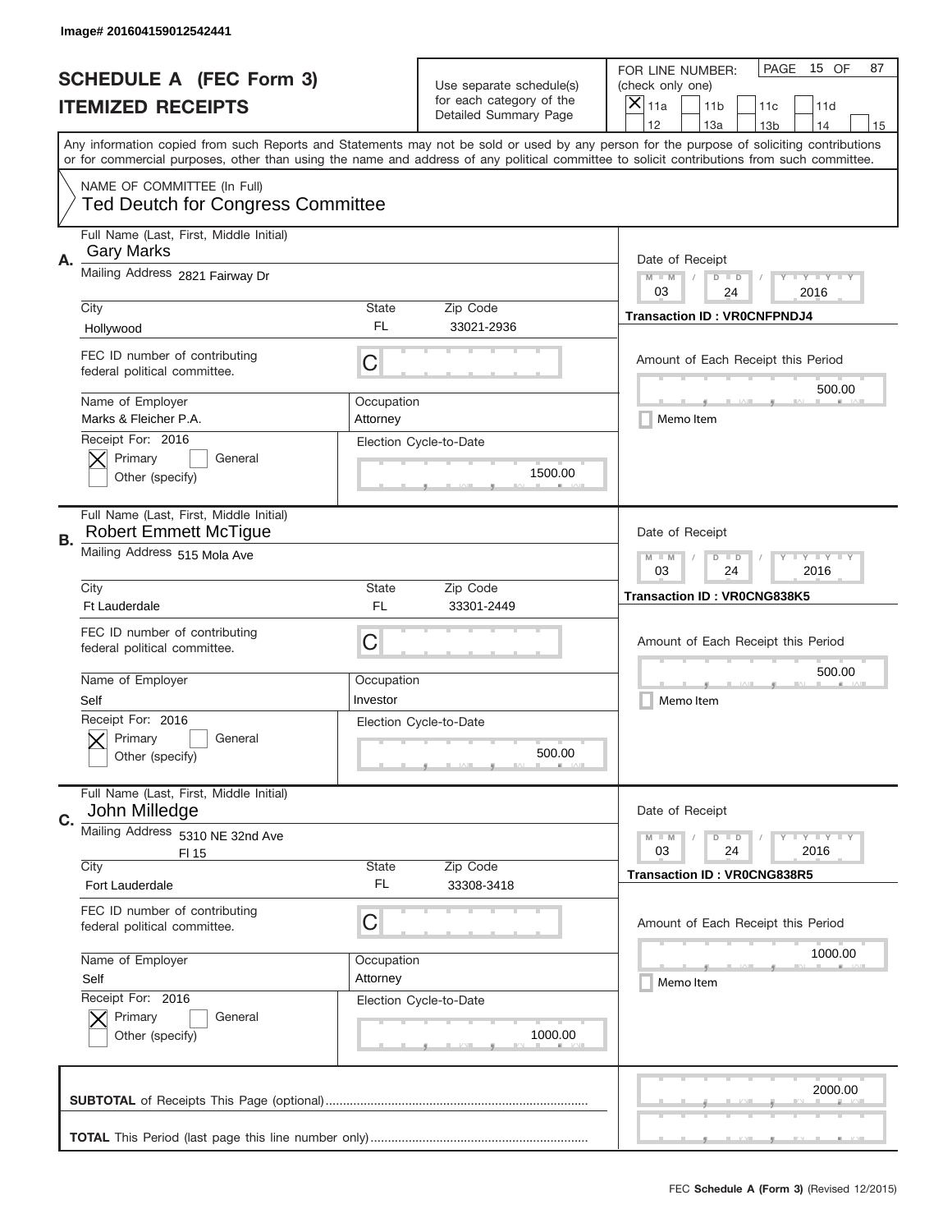Image# 201604159012542441

# SCHEDULE A (FEC Form 3)
## ITEMIZED RECEIPTS

Use separate schedule(s) for each category of the Detailed Summary Page

FOR LINE NUMBER: (check only one)
[X] 11a [ ] 11b [ ] 11c [ ] 11d [ ] 12 [ ] 13a [ ] 13b [ ] 14 [ ] 15

PAGE 15 OF 87

Any information copied from such Reports and Statements may not be sold or used by any person for the purpose of soliciting contributions or for commercial purposes, other than using the name and address of any political committee to solicit contributions from such committee.

NAME OF COMMITTEE (In Full)
Ted Deutch for Congress Committee

---

**A.** Full Name (Last, First, Middle Initial): Gary Marks

Mailing Address: 2821 Fairway Dr

City: Hollywood | State: FL | Zip Code: 33021-2936

FEC ID number of contributing federal political committee: C

Name of Employer: Marks & Fleicher P.A. | Occupation: Attorney

Receipt For: 2016 — [X] Primary [ ] General [ ] Other (specify)

Election Cycle-to-Date: 1500.00

Date of Receipt: 03 / 24 / 2016

Transaction ID : VR0CNFPNDJ4

Amount of Each Receipt this Period: 500.00

[ ] Memo Item

---

**B.** Full Name (Last, First, Middle Initial): Robert Emmett McTigue

Mailing Address: 515 Mola Ave

City: Ft Lauderdale | State: FL | Zip Code: 33301-2449

FEC ID number of contributing federal political committee: C

Name of Employer: Self | Occupation: Investor

Receipt For: 2016 — [X] Primary [ ] General [ ] Other (specify)

Election Cycle-to-Date: 500.00

Date of Receipt: 03 / 24 / 2016

Transaction ID : VR0CNG838K5

Amount of Each Receipt this Period: 500.00

[ ] Memo Item

---

**C.** Full Name (Last, First, Middle Initial): John Milledge

Mailing Address: 5310 NE 32nd Ave, Fl 15

City: Fort Lauderdale | State: FL | Zip Code: 33308-3418

FEC ID number of contributing federal political committee: C

Name of Employer: Self | Occupation: Attorney

Receipt For: 2016 — [X] Primary [ ] General [ ] Other (specify)

Election Cycle-to-Date: 1000.00

Date of Receipt: 03 / 24 / 2016

Transaction ID : VR0CNG838R5

Amount of Each Receipt this Period: 1000.00

[ ] Memo Item

---

**SUBTOTAL** of Receipts This Page (optional): 2000.00

**TOTAL** This Period (last page this line number only):

FEC **Schedule A (Form 3)** (Revised 12/2015)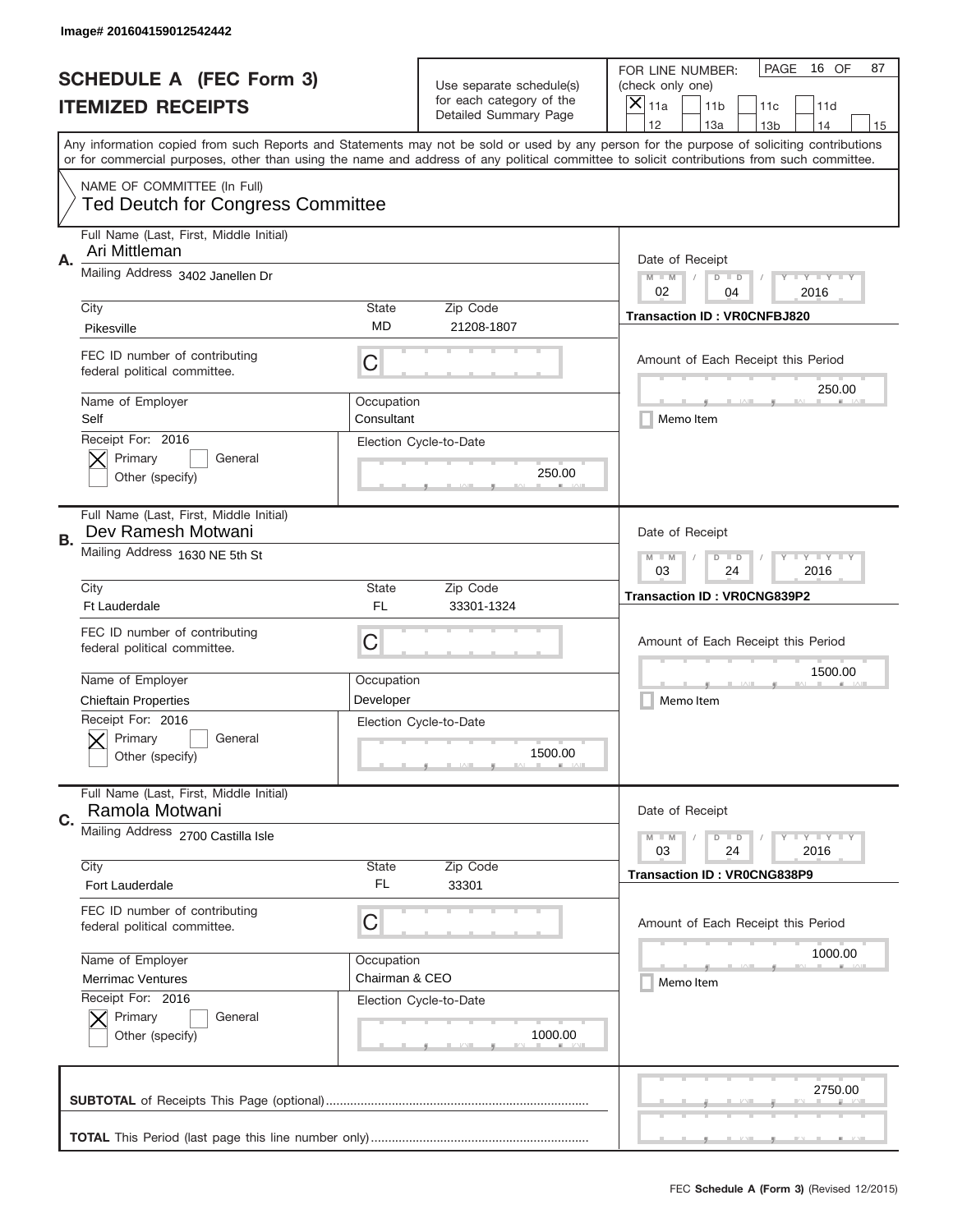Image# 201604159012542442

# SCHEDULE A (FEC Form 3)
## ITEMIZED RECEIPTS

Use separate schedule(s) for each category of the Detailed Summary Page

FOR LINE NUMBER: (check only one)

[X] 11a [ ] 11b [ ] 11c [ ] 11d [ ] 12 [ ] 13a [ ] 13b [ ] 14 [ ] 15

PAGE 16 OF 87

Any information copied from such Reports and Statements may not be sold or used by any person for the purpose of soliciting contributions or for commercial purposes, other than using the name and address of any political committee to solicit contributions from such committee.

NAME OF COMMITTEE (In Full)
Ted Deutch for Congress Committee

---

**A.** Full Name (Last, First, Middle Initial): Ari Mittleman

Mailing Address: 3402 Janellen Dr

City: Pikesville | State: MD | Zip Code: 21208-1807

FEC ID number of contributing federal political committee: C

Name of Employer: Self | Occupation: Consultant

Receipt For: 2016 — [X] Primary [ ] General [ ] Other (specify)

Election Cycle-to-Date: 250.00

Date of Receipt: 02 / 04 / 2016

Transaction ID : VR0CNFBJ820

Amount of Each Receipt this Period: 250.00

[ ] Memo Item

---

**B.** Full Name (Last, First, Middle Initial): Dev Ramesh Motwani

Mailing Address: 1630 NE 5th St

City: Ft Lauderdale | State: FL | Zip Code: 33301-1324

FEC ID number of contributing federal political committee: C

Name of Employer: Chieftain Properties | Occupation: Developer

Receipt For: 2016 — [X] Primary [ ] General [ ] Other (specify)

Election Cycle-to-Date: 1500.00

Date of Receipt: 03 / 24 / 2016

Transaction ID : VR0CNG839P2

Amount of Each Receipt this Period: 1500.00

[ ] Memo Item

---

**C.** Full Name (Last, First, Middle Initial): Ramola Motwani

Mailing Address: 2700 Castilla Isle

City: Fort Lauderdale | State: FL | Zip Code: 33301

FEC ID number of contributing federal political committee: C

Name of Employer: Merrimac Ventures | Occupation: Chairman & CEO

Receipt For: 2016 — [X] Primary [ ] General [ ] Other (specify)

Election Cycle-to-Date: 1000.00

Date of Receipt: 03 / 24 / 2016

Transaction ID : VR0CNG838P9

Amount of Each Receipt this Period: 1000.00

[ ] Memo Item

---

**SUBTOTAL** of Receipts This Page (optional): 2750.00

**TOTAL** This Period (last page this line number only):

FEC **Schedule A (Form 3)** (Revised 12/2015)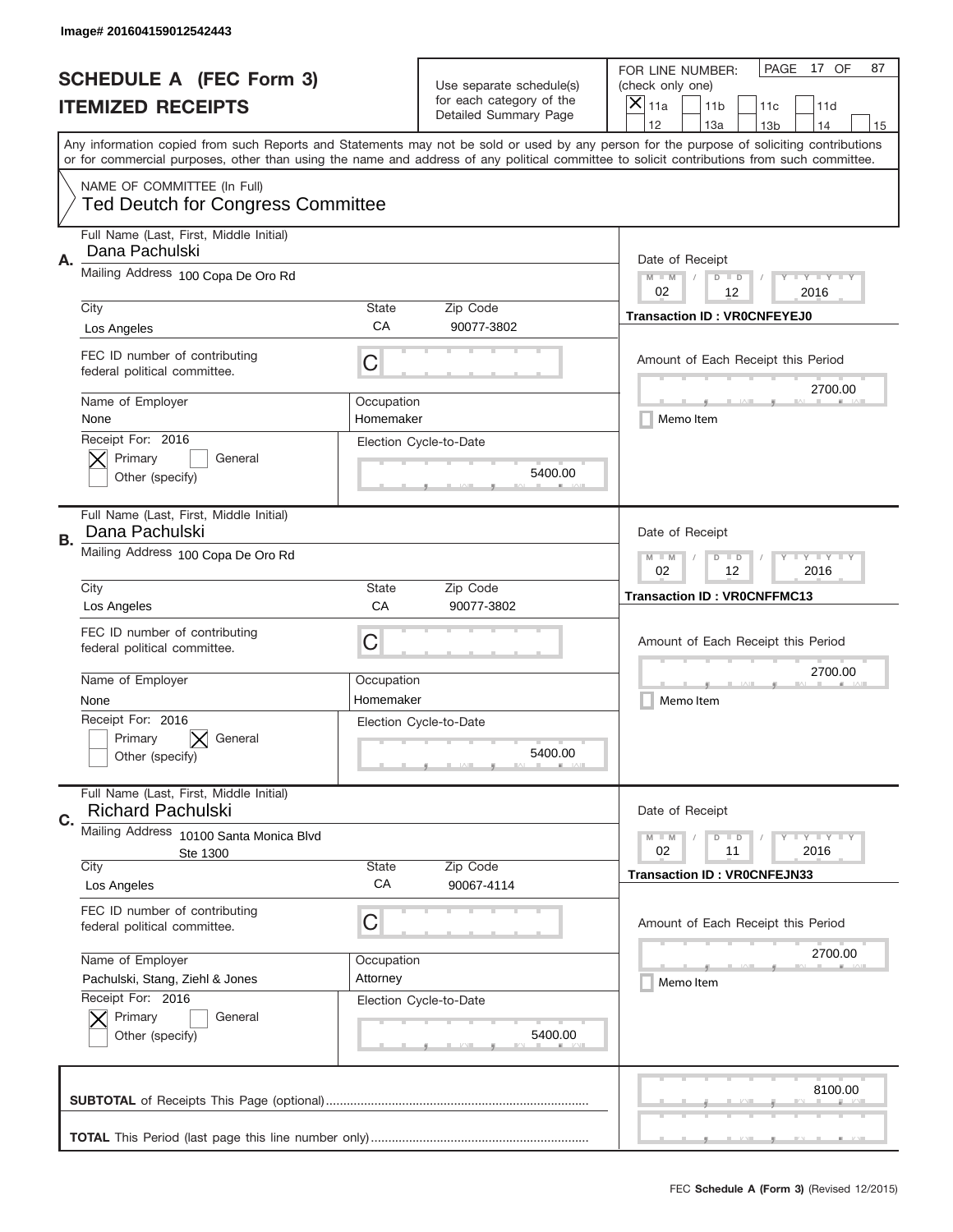Image# 201604159012542443

# SCHEDULE A (FEC Form 3)
## ITEMIZED RECEIPTS

Use separate schedule(s) for each category of the Detailed Summary Page

FOR LINE NUMBER: (check only one)

[X] 11a [ ] 11b [ ] 11c [ ] 11d [ ] 12 [ ] 13a [ ] 13b [ ] 14 [ ] 15

PAGE 17 OF 87

Any information copied from such Reports and Statements may not be sold or used by any person for the purpose of soliciting contributions or for commercial purposes, other than using the name and address of any political committee to solicit contributions from such committee.

NAME OF COMMITTEE (In Full)
Ted Deutch for Congress Committee

---

**A.** Full Name (Last, First, Middle Initial): Dana Pachulski

Mailing Address: 100 Copa De Oro Rd

City: Los Angeles | State: CA | Zip Code: 90077-3802

FEC ID number of contributing federal political committee: C

Name of Employer: None | Occupation: Homemaker

Receipt For: 2016 — [X] Primary [ ] General [ ] Other (specify)

Election Cycle-to-Date: 5400.00

Date of Receipt: 02 / 12 / 2016

Transaction ID : VR0CNFEYEJ0

Amount of Each Receipt this Period: 2700.00

[ ] Memo Item

---

**B.** Full Name (Last, First, Middle Initial): Dana Pachulski

Mailing Address: 100 Copa De Oro Rd

City: Los Angeles | State: CA | Zip Code: 90077-3802

FEC ID number of contributing federal political committee: C

Name of Employer: None | Occupation: Homemaker

Receipt For: 2016 — [ ] Primary [X] General [ ] Other (specify)

Election Cycle-to-Date: 5400.00

Date of Receipt: 02 / 12 / 2016

Transaction ID : VR0CNFFMC13

Amount of Each Receipt this Period: 2700.00

[ ] Memo Item

---

**C.** Full Name (Last, First, Middle Initial): Richard Pachulski

Mailing Address: 10100 Santa Monica Blvd Ste 1300

City: Los Angeles | State: CA | Zip Code: 90067-4114

FEC ID number of contributing federal political committee: C

Name of Employer: Pachulski, Stang, Ziehl & Jones | Occupation: Attorney

Receipt For: 2016 — [X] Primary [ ] General [ ] Other (specify)

Election Cycle-to-Date: 5400.00

Date of Receipt: 02 / 11 / 2016

Transaction ID : VR0CNFEJN33

Amount of Each Receipt this Period: 2700.00

[ ] Memo Item

---

**SUBTOTAL** of Receipts This Page (optional): 8100.00

**TOTAL** This Period (last page this line number only):

FEC **Schedule A (Form 3)** (Revised 12/2015)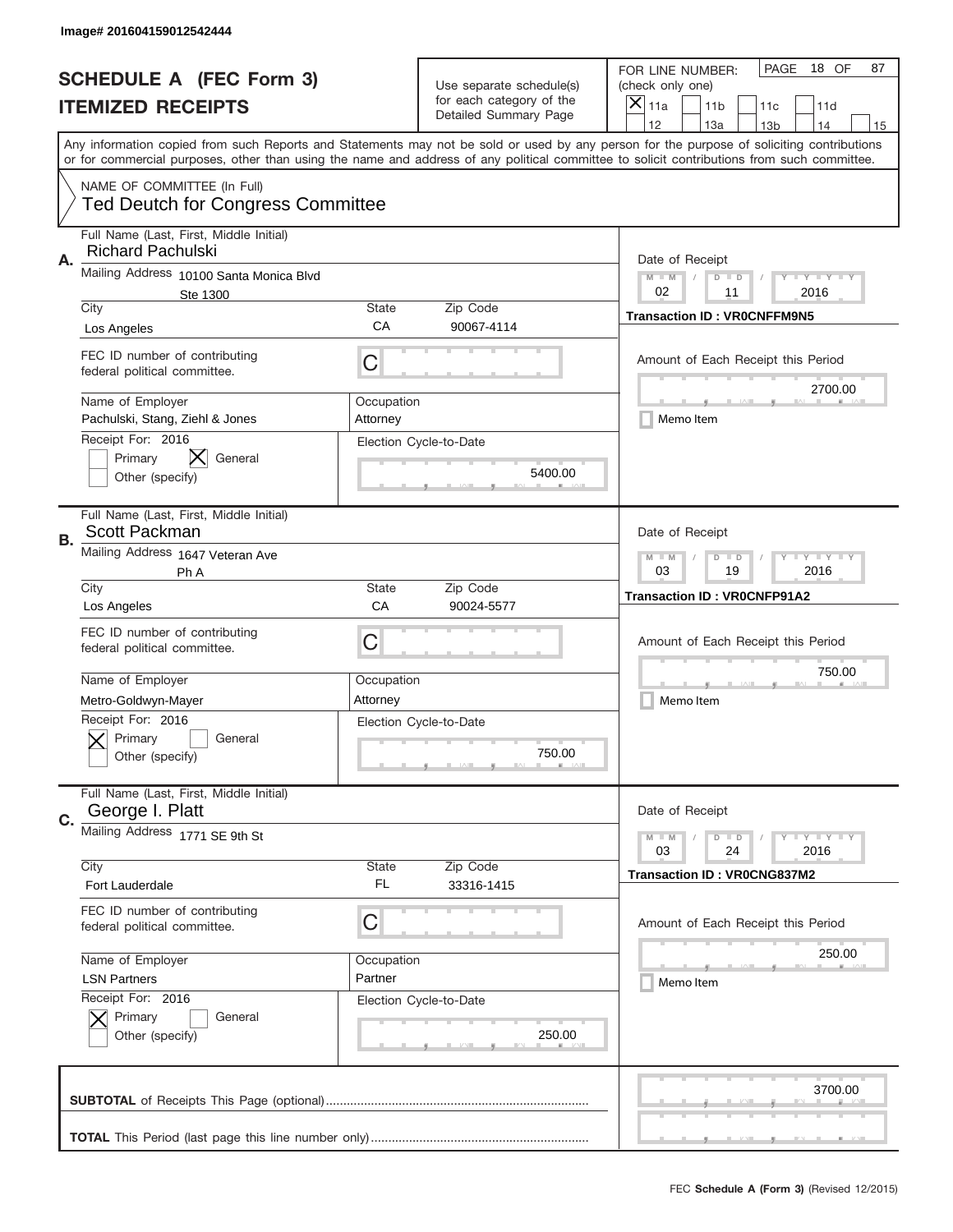Image# 201604159012542444

# SCHEDULE A (FEC Form 3)
## ITEMIZED RECEIPTS

Use separate schedule(s) for each category of the Detailed Summary Page

FOR LINE NUMBER: (check only one)
[X] 11a  [ ] 11b  [ ] 11c  [ ] 11d  [ ] 12  [ ] 13a  [ ] 13b  [ ] 14  [ ] 15

PAGE 18 OF 87

Any information copied from such Reports and Statements may not be sold or used by any person for the purpose of soliciting contributions or for commercial purposes, other than using the name and address of any political committee to solicit contributions from such committee.

NAME OF COMMITTEE (In Full)
Ted Deutch for Congress Committee

---

**A.**
Full Name (Last, First, Middle Initial): Richard Pachulski
Mailing Address: 10100 Santa Monica Blvd, Ste 1300
City: Los Angeles | State: CA | Zip Code: 90067-4114
FEC ID number of contributing federal political committee: C
Name of Employer: Pachulski, Stang, Ziehl & Jones
Occupation: Attorney
Receipt For: 2016 — [ ] Primary [X] General [ ] Other (specify)
Election Cycle-to-Date: 5400.00
Date of Receipt: 02 / 11 / 2016
Transaction ID : VR0CNFFM9N5
Amount of Each Receipt this Period: 2700.00
[ ] Memo Item

---

**B.**
Full Name (Last, First, Middle Initial): Scott Packman
Mailing Address: 1647 Veteran Ave, Ph A
City: Los Angeles | State: CA | Zip Code: 90024-5577
FEC ID number of contributing federal political committee: C
Name of Employer: Metro-Goldwyn-Mayer
Occupation: Attorney
Receipt For: 2016 — [X] Primary [ ] General [ ] Other (specify)
Election Cycle-to-Date: 750.00
Date of Receipt: 03 / 19 / 2016
Transaction ID : VR0CNFP91A2
Amount of Each Receipt this Period: 750.00
[ ] Memo Item

---

**C.**
Full Name (Last, First, Middle Initial): George I. Platt
Mailing Address: 1771 SE 9th St
City: Fort Lauderdale | State: FL | Zip Code: 33316-1415
FEC ID number of contributing federal political committee: C
Name of Employer: LSN Partners
Occupation: Partner
Receipt For: 2016 — [X] Primary [ ] General [ ] Other (specify)
Election Cycle-to-Date: 250.00
Date of Receipt: 03 / 24 / 2016
Transaction ID : VR0CNG837M2
Amount of Each Receipt this Period: 250.00
[ ] Memo Item

---

**SUBTOTAL** of Receipts This Page (optional): 3700.00

**TOTAL** This Period (last page this line number only):

FEC **Schedule A (Form 3)** (Revised 12/2015)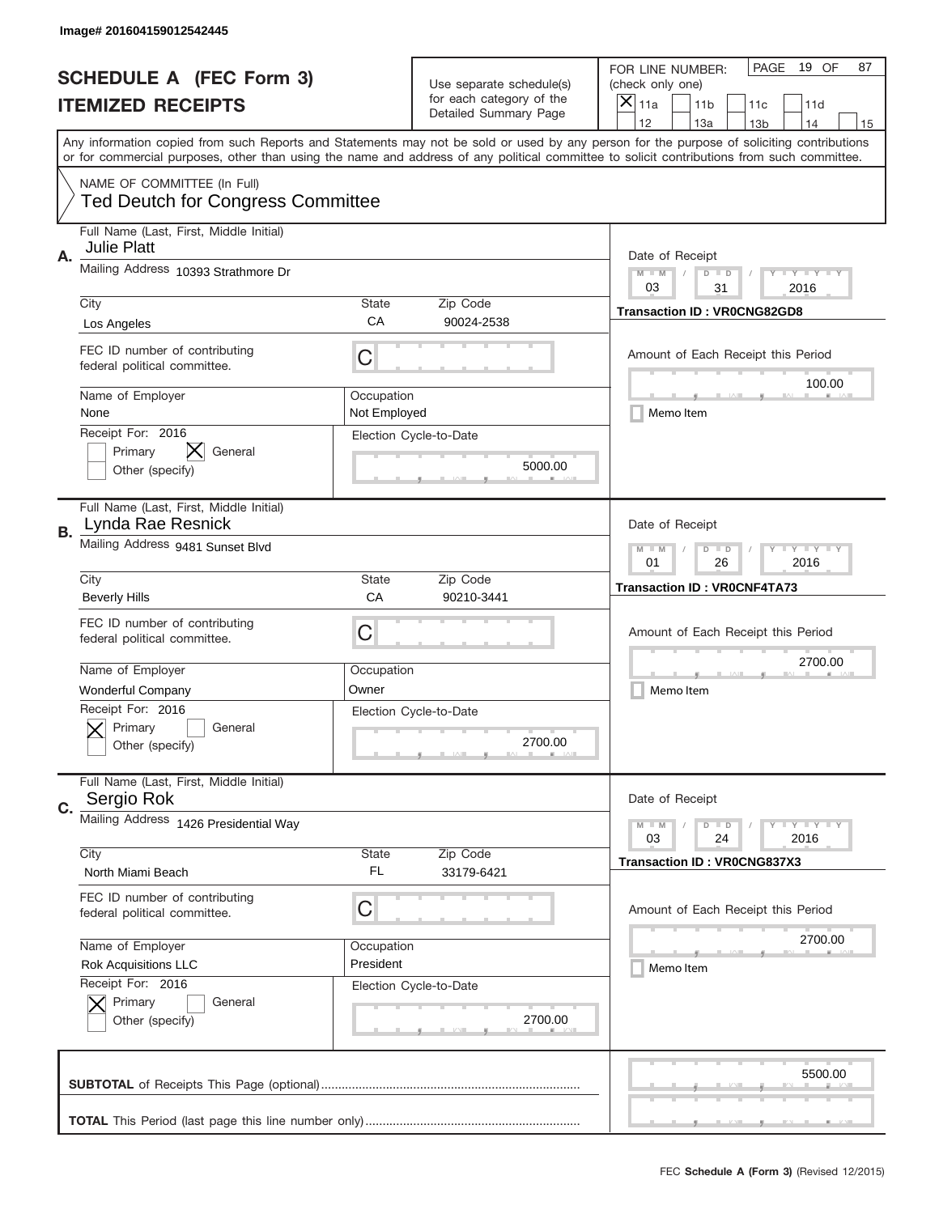Image# 201604159012542445

# SCHEDULE A (FEC Form 3)
## ITEMIZED RECEIPTS

Use separate schedule(s) for each category of the Detailed Summary Page

FOR LINE NUMBER: (check only one)

[X] 11a [ ] 11b [ ] 11c [ ] 11d [ ] 12 [ ] 13a [ ] 13b [ ] 14 [ ] 15

PAGE 19 OF 87

Any information copied from such Reports and Statements may not be sold or used by any person for the purpose of soliciting contributions or for commercial purposes, other than using the name and address of any political committee to solicit contributions from such committee.

NAME OF COMMITTEE (In Full)
Ted Deutch for Congress Committee

---

**A.**

Full Name (Last, First, Middle Initial): Julie Platt

Mailing Address: 10393 Strathmore Dr

City: Los Angeles | State: CA | Zip Code: 90024-2538

FEC ID number of contributing federal political committee: C

Name of Employer: None | Occupation: Not Employed

Receipt For: 2016 — [ ] Primary [X] General [ ] Other (specify)

Election Cycle-to-Date: 5000.00

Date of Receipt: 03 / 31 / 2016

Transaction ID : VR0CNG82GD8

Amount of Each Receipt this Period: 100.00

[ ] Memo Item

---

**B.**

Full Name (Last, First, Middle Initial): Lynda Rae Resnick

Mailing Address: 9481 Sunset Blvd

City: Beverly Hills | State: CA | Zip Code: 90210-3441

FEC ID number of contributing federal political committee: C

Name of Employer: Wonderful Company | Occupation: Owner

Receipt For: 2016 — [X] Primary [ ] General [ ] Other (specify)

Election Cycle-to-Date: 2700.00

Date of Receipt: 01 / 26 / 2016

Transaction ID : VR0CNF4TA73

Amount of Each Receipt this Period: 2700.00

[ ] Memo Item

---

**C.**

Full Name (Last, First, Middle Initial): Sergio Rok

Mailing Address: 1426 Presidential Way

City: North Miami Beach | State: FL | Zip Code: 33179-6421

FEC ID number of contributing federal political committee: C

Name of Employer: Rok Acquisitions LLC | Occupation: President

Receipt For: 2016 — [X] Primary [ ] General [ ] Other (specify)

Election Cycle-to-Date: 2700.00

Date of Receipt: 03 / 24 / 2016

Transaction ID : VR0CNG837X3

Amount of Each Receipt this Period: 2700.00

[ ] Memo Item

---

**SUBTOTAL** of Receipts This Page (optional): 5500.00

**TOTAL** This Period (last page this line number only):

FEC **Schedule A (Form 3)** (Revised 12/2015)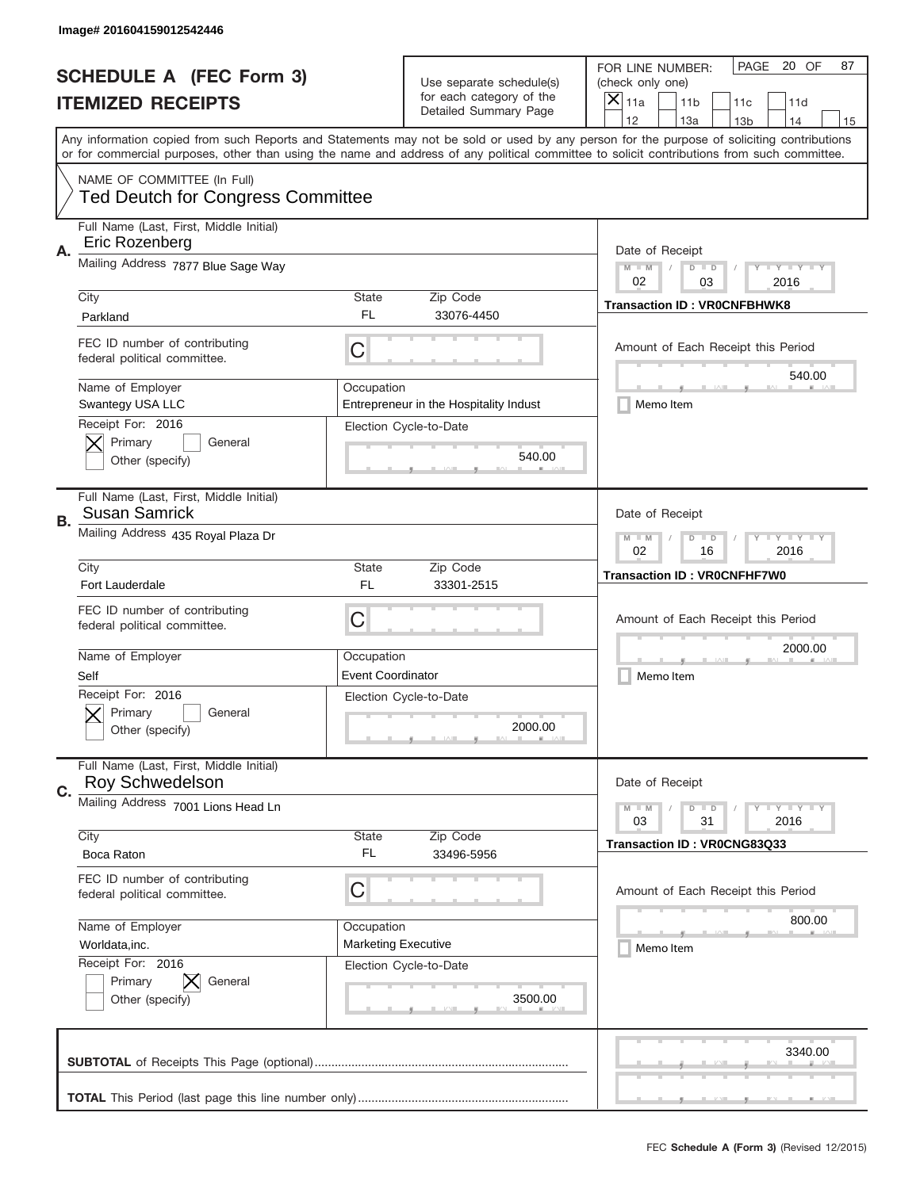Image# 201604159012542446

# SCHEDULE A (FEC Form 3)
## ITEMIZED RECEIPTS

Use separate schedule(s) for each category of the Detailed Summary Page

FOR LINE NUMBER: (check only one)

[X] 11a [ ] 11b [ ] 11c [ ] 11d [ ] 12 [ ] 13a [ ] 13b [ ] 14 [ ] 15

PAGE 20 OF 87

Any information copied from such Reports and Statements may not be sold or used by any person for the purpose of soliciting contributions or for commercial purposes, other than using the name and address of any political committee to solicit contributions from such committee.

NAME OF COMMITTEE (In Full)
Ted Deutch for Congress Committee

---

**A.** Full Name (Last, First, Middle Initial): Eric Rozenberg

Mailing Address: 7877 Blue Sage Way

City: Parkland | State: FL | Zip Code: 33076-4450

FEC ID number of contributing federal political committee: C

Name of Employer: Swantegy USA LLC

Occupation: Entrepreneur in the Hospitality Indust

Receipt For: 2016 [X] Primary [ ] General [ ] Other (specify)

Election Cycle-to-Date: 540.00

Date of Receipt: 02 / 03 / 2016

Transaction ID : VR0CNFBHWK8

Amount of Each Receipt this Period: 540.00

[ ] Memo Item

---

**B.** Full Name (Last, First, Middle Initial): Susan Samrick

Mailing Address: 435 Royal Plaza Dr

City: Fort Lauderdale | State: FL | Zip Code: 33301-2515

FEC ID number of contributing federal political committee: C

Name of Employer: Self

Occupation: Event Coordinator

Receipt For: 2016 [X] Primary [ ] General [ ] Other (specify)

Election Cycle-to-Date: 2000.00

Date of Receipt: 02 / 16 / 2016

Transaction ID : VR0CNFHF7W0

Amount of Each Receipt this Period: 2000.00

[ ] Memo Item

---

**C.** Full Name (Last, First, Middle Initial): Roy Schwedelson

Mailing Address: 7001 Lions Head Ln

City: Boca Raton | State: FL | Zip Code: 33496-5956

FEC ID number of contributing federal political committee: C

Name of Employer: Worldata,inc.

Occupation: Marketing Executive

Receipt For: 2016 [ ] Primary [X] General [ ] Other (specify)

Election Cycle-to-Date: 3500.00

Date of Receipt: 03 / 31 / 2016

Transaction ID : VR0CNG83Q33

Amount of Each Receipt this Period: 800.00

[ ] Memo Item

---

**SUBTOTAL** of Receipts This Page (optional): 3340.00

**TOTAL** This Period (last page this line number only):

FEC Schedule A (Form 3) (Revised 12/2015)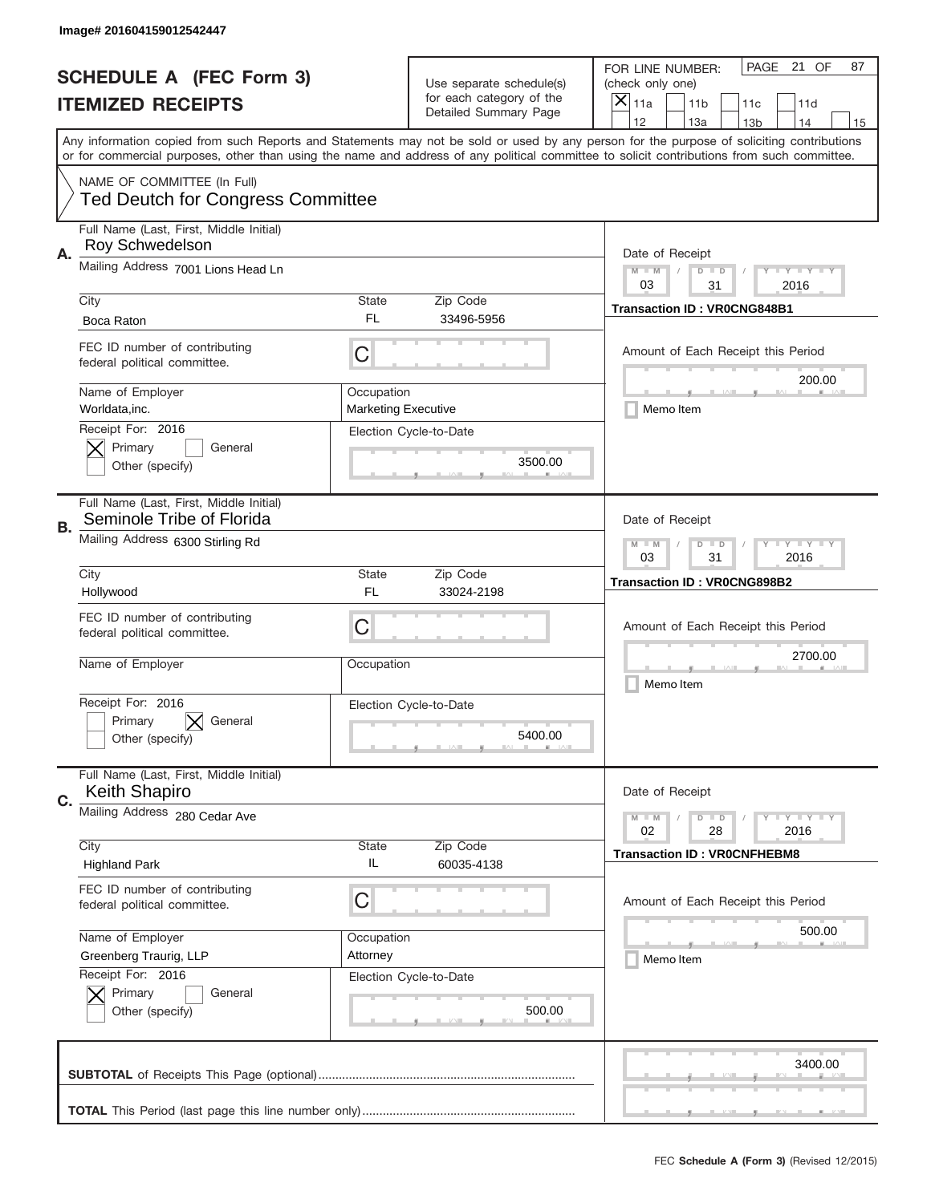Image# 201604159012542447

# SCHEDULE A (FEC Form 3)
## ITEMIZED RECEIPTS

Use separate schedule(s) for each category of the Detailed Summary Page

FOR LINE NUMBER: (check only one)
- [X] 11a
- [ ] 11b
- [ ] 11c
- [ ] 11d
- [ ] 12
- [ ] 13a
- [ ] 13b
- [ ] 14
- [ ] 15

PAGE 21 OF 87

Any information copied from such Reports and Statements may not be sold or used by any person for the purpose of soliciting contributions or for commercial purposes, other than using the name and address of any political committee to solicit contributions from such committee.

NAME OF COMMITTEE (In Full)
Ted Deutch for Congress Committee

---

**A.** Full Name (Last, First, Middle Initial): Roy Schwedelson

Mailing Address: 7001 Lions Head Ln

City: Boca Raton | State: FL | Zip Code: 33496-5956

FEC ID number of contributing federal political committee: C

Name of Employer: Worldata,inc. | Occupation: Marketing Executive

Receipt For: 2016
- [X] Primary
- [ ] General
- [ ] Other (specify)

Election Cycle-to-Date: 3500.00

Date of Receipt: 03 / 31 / 2016

Transaction ID : VR0CNG848B1

Amount of Each Receipt this Period: 200.00

Memo Item

---

**B.** Full Name (Last, First, Middle Initial): Seminole Tribe of Florida

Mailing Address: 6300 Stirling Rd

City: Hollywood | State: FL | Zip Code: 33024-2198

FEC ID number of contributing federal political committee: C

Name of Employer: | Occupation:

Receipt For: 2016
- [ ] Primary
- [X] General
- [ ] Other (specify)

Election Cycle-to-Date: 5400.00

Date of Receipt: 03 / 31 / 2016

Transaction ID : VR0CNG898B2

Amount of Each Receipt this Period: 2700.00

Memo Item

---

**C.** Full Name (Last, First, Middle Initial): Keith Shapiro

Mailing Address: 280 Cedar Ave

City: Highland Park | State: IL | Zip Code: 60035-4138

FEC ID number of contributing federal political committee: C

Name of Employer: Greenberg Traurig, LLP | Occupation: Attorney

Receipt For: 2016
- [X] Primary
- [ ] General
- [ ] Other (specify)

Election Cycle-to-Date: 500.00

Date of Receipt: 02 / 28 / 2016

Transaction ID : VR0CNFHEBM8

Amount of Each Receipt this Period: 500.00

Memo Item

---

**SUBTOTAL** of Receipts This Page (optional): 3400.00

**TOTAL** This Period (last page this line number only):

FEC **Schedule A** (Form 3) (Revised 12/2015)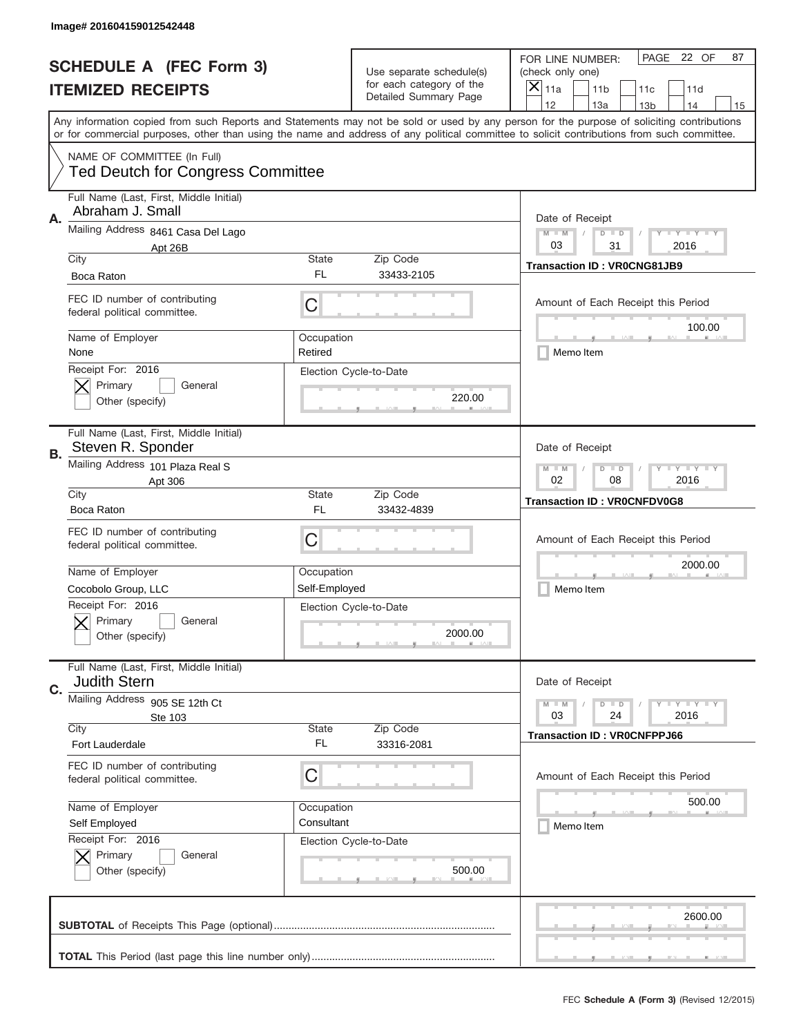Image# 201604159012542448

# SCHEDULE A (FEC Form 3)
## ITEMIZED RECEIPTS

Use separate schedule(s) for each category of the Detailed Summary Page

FOR LINE NUMBER: (check only one)

[X] 11a [ ] 11b [ ] 11c [ ] 11d [ ] 12 [ ] 13a [ ] 13b [ ] 14 [ ] 15

PAGE 22 OF 87

Any information copied from such Reports and Statements may not be sold or used by any person for the purpose of soliciting contributions or for commercial purposes, other than using the name and address of any political committee to solicit contributions from such committee.

NAME OF COMMITTEE (In Full)
Ted Deutch for Congress Committee

---

**A.**

Full Name (Last, First, Middle Initial): Abraham J. Small

Mailing Address: 8461 Casa Del Lago, Apt 26B

City: Boca Raton | State: FL | Zip Code: 33433-2105

FEC ID number of contributing federal political committee: C

Name of Employer: None | Occupation: Retired

Receipt For: 2016 — [X] Primary [ ] General [ ] Other (specify)

Election Cycle-to-Date: 220.00

Date of Receipt: 03 / 31 / 2016

Transaction ID : VR0CNG81JB9

Amount of Each Receipt this Period: 100.00

[ ] Memo Item

---

**B.**

Full Name (Last, First, Middle Initial): Steven R. Sponder

Mailing Address: 101 Plaza Real S, Apt 306

City: Boca Raton | State: FL | Zip Code: 33432-4839

FEC ID number of contributing federal political committee: C

Name of Employer: Cocobolo Group, LLC | Occupation: Self-Employed

Receipt For: 2016 — [X] Primary [ ] General [ ] Other (specify)

Election Cycle-to-Date: 2000.00

Date of Receipt: 02 / 08 / 2016

Transaction ID : VR0CNFDV0G8

Amount of Each Receipt this Period: 2000.00

[ ] Memo Item

---

**C.**

Full Name (Last, First, Middle Initial): Judith Stern

Mailing Address: 905 SE 12th Ct, Ste 103

City: Fort Lauderdale | State: FL | Zip Code: 33316-2081

FEC ID number of contributing federal political committee: C

Name of Employer: Self Employed | Occupation: Consultant

Receipt For: 2016 — [X] Primary [ ] General [ ] Other (specify)

Election Cycle-to-Date: 500.00

Date of Receipt: 03 / 24 / 2016

Transaction ID : VR0CNFPPJ66

Amount of Each Receipt this Period: 500.00

[ ] Memo Item

---

**SUBTOTAL** of Receipts This Page (optional): 2600.00

**TOTAL** This Period (last page this line number only):

FEC **Schedule A (Form 3)** (Revised 12/2015)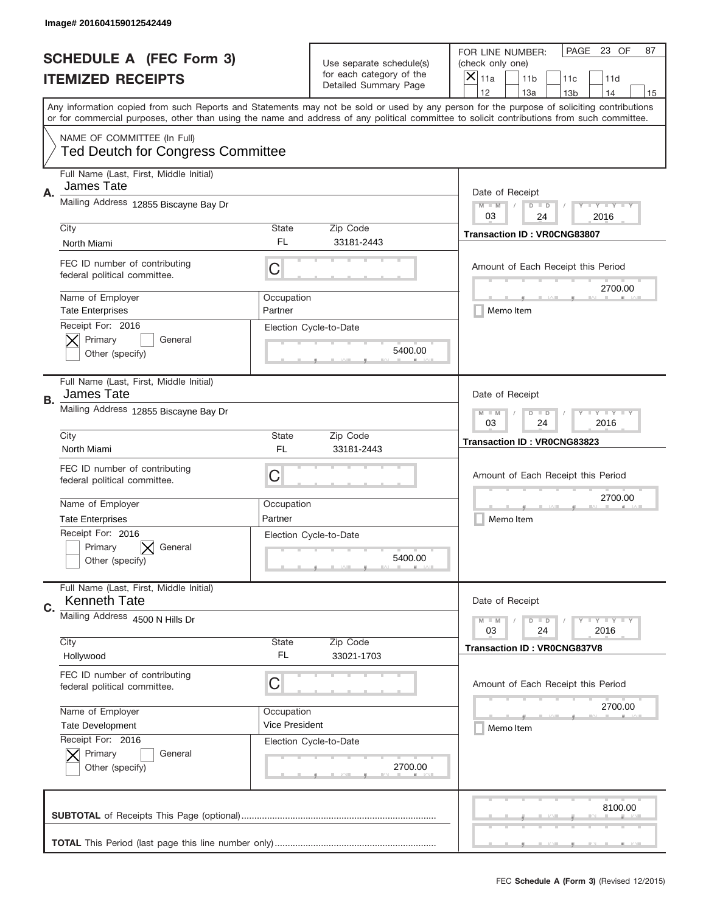Image# 201604159012542449

# SCHEDULE A (FEC Form 3)
## ITEMIZED RECEIPTS

Use separate schedule(s) for each category of the Detailed Summary Page

FOR LINE NUMBER: (check only one)
[X] 11a [ ] 11b [ ] 11c [ ] 11d [ ] 12 [ ] 13a [ ] 13b [ ] 14 [ ] 15

PAGE 23 OF 87

Any information copied from such Reports and Statements may not be sold or used by any person for the purpose of soliciting contributions or for commercial purposes, other than using the name and address of any political committee to solicit contributions from such committee.

NAME OF COMMITTEE (In Full)
Ted Deutch for Congress Committee

---

**A.**

Full Name (Last, First, Middle Initial): James Tate

Mailing Address: 12855 Biscayne Bay Dr

City: North Miami | State: FL | Zip Code: 33181-2443

FEC ID number of contributing federal political committee: C

Name of Employer: Tate Enterprises | Occupation: Partner

Receipt For: 2016 — [X] Primary [ ] General [ ] Other (specify)

Election Cycle-to-Date: 5400.00

Date of Receipt: 03 / 24 / 2016

Transaction ID : VR0CNG83807

Amount of Each Receipt this Period: 2700.00

[ ] Memo Item

---

**B.**

Full Name (Last, First, Middle Initial): James Tate

Mailing Address: 12855 Biscayne Bay Dr

City: North Miami | State: FL | Zip Code: 33181-2443

FEC ID number of contributing federal political committee: C

Name of Employer: Tate Enterprises | Occupation: Partner

Receipt For: 2016 — [ ] Primary [X] General [ ] Other (specify)

Election Cycle-to-Date: 5400.00

Date of Receipt: 03 / 24 / 2016

Transaction ID : VR0CNG83823

Amount of Each Receipt this Period: 2700.00

[ ] Memo Item

---

**C.**

Full Name (Last, First, Middle Initial): Kenneth Tate

Mailing Address: 4500 N Hills Dr

City: Hollywood | State: FL | Zip Code: 33021-1703

FEC ID number of contributing federal political committee: C

Name of Employer: Tate Development | Occupation: Vice President

Receipt For: 2016 — [X] Primary [ ] General [ ] Other (specify)

Election Cycle-to-Date: 2700.00

Date of Receipt: 03 / 24 / 2016

Transaction ID : VR0CNG837V8

Amount of Each Receipt this Period: 2700.00

[ ] Memo Item

---

**SUBTOTAL** of Receipts This Page (optional): 8100.00

**TOTAL** This Period (last page this line number only):

FEC **Schedule A** (Form 3) (Revised 12/2015)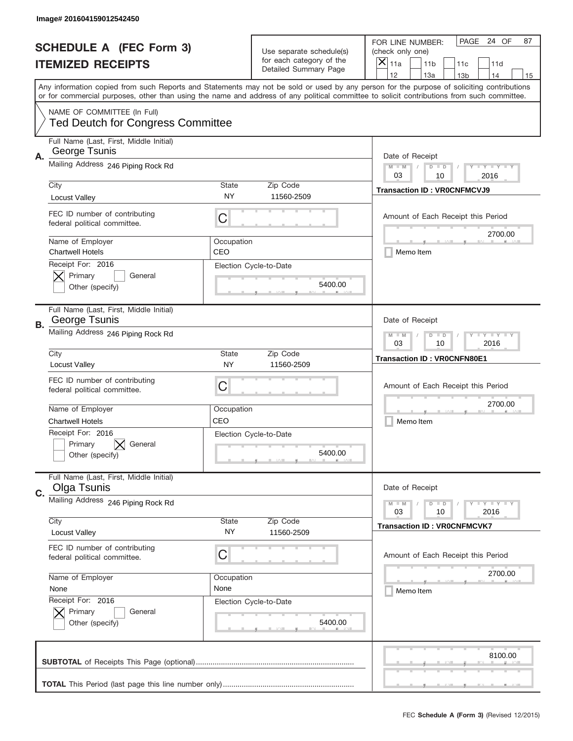Image# 201604159012542450

# SCHEDULE A (FEC Form 3)
## ITEMIZED RECEIPTS

Use separate schedule(s) for each category of the Detailed Summary Page

FOR LINE NUMBER: (check only one)
[X] 11a [ ] 11b [ ] 11c [ ] 11d [ ] 12 [ ] 13a [ ] 13b [ ] 14 [ ] 15

PAGE 24 OF 87

Any information copied from such Reports and Statements may not be sold or used by any person for the purpose of soliciting contributions or for commercial purposes, other than using the name and address of any political committee to solicit contributions from such committee.

NAME OF COMMITTEE (In Full)
Ted Deutch for Congress Committee

---

**A.** Full Name (Last, First, Middle Initial): George Tsunis
Mailing Address: 246 Piping Rock Rd
City: Locust Valley | State: NY | Zip Code: 11560-2509
FEC ID number of contributing federal political committee: C
Name of Employer: Chartwell Hotels | Occupation: CEO
Receipt For: 2016 — [X] Primary [ ] General [ ] Other (specify)
Election Cycle-to-Date: 5400.00
Date of Receipt: 03 / 10 / 2016
Transaction ID : VR0CNFMCVJ9
Amount of Each Receipt this Period: 2700.00
[ ] Memo Item

---

**B.** Full Name (Last, First, Middle Initial): George Tsunis
Mailing Address: 246 Piping Rock Rd
City: Locust Valley | State: NY | Zip Code: 11560-2509
FEC ID number of contributing federal political committee: C
Name of Employer: Chartwell Hotels | Occupation: CEO
Receipt For: 2016 — [ ] Primary [X] General [ ] Other (specify)
Election Cycle-to-Date: 5400.00
Date of Receipt: 03 / 10 / 2016
Transaction ID : VR0CNFN80E1
Amount of Each Receipt this Period: 2700.00
[ ] Memo Item

---

**C.** Full Name (Last, First, Middle Initial): Olga Tsunis
Mailing Address: 246 Piping Rock Rd
City: Locust Valley | State: NY | Zip Code: 11560-2509
FEC ID number of contributing federal political committee: C
Name of Employer: None | Occupation: None
Receipt For: 2016 — [X] Primary [ ] General [ ] Other (specify)
Election Cycle-to-Date: 5400.00
Date of Receipt: 03 / 10 / 2016
Transaction ID : VR0CNFMCVK7
Amount of Each Receipt this Period: 2700.00
[ ] Memo Item

---

**SUBTOTAL** of Receipts This Page (optional): 8100.00

**TOTAL** This Period (last page this line number only):

FEC **Schedule A** (Form 3) (Revised 12/2015)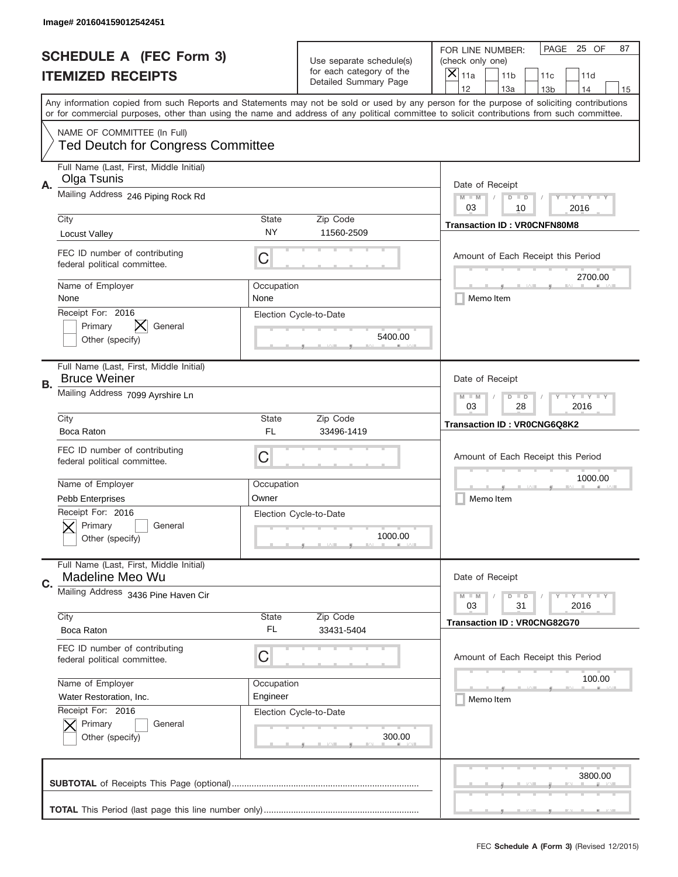Image# 201604159012542451

# SCHEDULE A (FEC Form 3)
## ITEMIZED RECEIPTS

Use separate schedule(s) for each category of the Detailed Summary Page

FOR LINE NUMBER: (check only one)
[X] 11a [ ] 11b [ ] 11c [ ] 11d [ ] 12 [ ] 13a [ ] 13b [ ] 14 [ ] 15

PAGE 25 OF 87

Any information copied from such Reports and Statements may not be sold or used by any person for the purpose of soliciting contributions or for commercial purposes, other than using the name and address of any political committee to solicit contributions from such committee.

NAME OF COMMITTEE (In Full)
Ted Deutch for Congress Committee

---

**A.**
Full Name (Last, First, Middle Initial): Olga Tsunis
Mailing Address: 246 Piping Rock Rd
City: Locust Valley | State: NY | Zip Code: 11560-2509
FEC ID number of contributing federal political committee: C
Name of Employer: None | Occupation: None
Receipt For: 2016 — [ ] Primary [X] General [ ] Other (specify)
Election Cycle-to-Date: 5400.00
Date of Receipt: 03 / 10 / 2016
Transaction ID : VR0CNFN80M8
Amount of Each Receipt this Period: 2700.00
[ ] Memo Item

---

**B.**
Full Name (Last, First, Middle Initial): Bruce Weiner
Mailing Address: 7099 Ayrshire Ln
City: Boca Raton | State: FL | Zip Code: 33496-1419
FEC ID number of contributing federal political committee: C
Name of Employer: Pebb Enterprises | Occupation: Owner
Receipt For: 2016 — [X] Primary [ ] General [ ] Other (specify)
Election Cycle-to-Date: 1000.00
Date of Receipt: 03 / 28 / 2016
Transaction ID : VR0CNG6Q8K2
Amount of Each Receipt this Period: 1000.00
[ ] Memo Item

---

**C.**
Full Name (Last, First, Middle Initial): Madeline Meo Wu
Mailing Address: 3436 Pine Haven Cir
City: Boca Raton | State: FL | Zip Code: 33431-5404
FEC ID number of contributing federal political committee: C
Name of Employer: Water Restoration, Inc. | Occupation: Engineer
Receipt For: 2016 — [X] Primary [ ] General [ ] Other (specify)
Election Cycle-to-Date: 300.00
Date of Receipt: 03 / 31 / 2016
Transaction ID : VR0CNG82G70
Amount of Each Receipt this Period: 100.00
[ ] Memo Item

---

**SUBTOTAL** of Receipts This Page (optional): 3800.00

**TOTAL** This Period (last page this line number only):

FEC **Schedule A (Form 3)** (Revised 12/2015)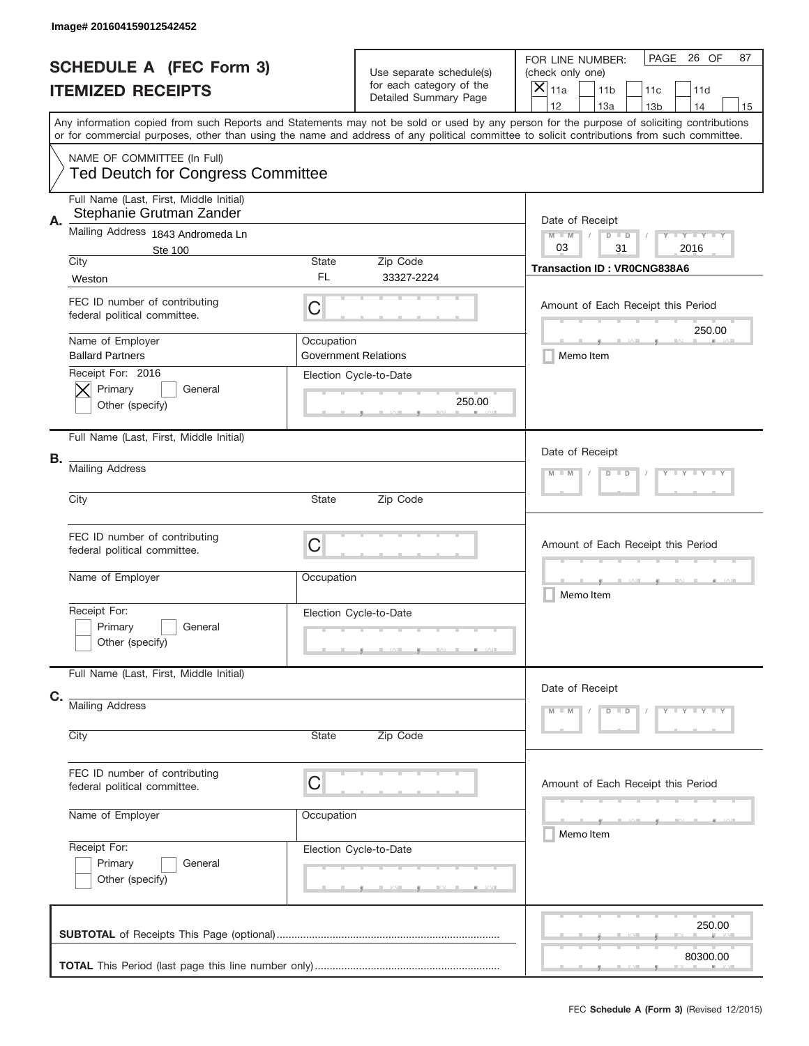Image# 201604159012542452

# SCHEDULE A (FEC Form 3)
## ITEMIZED RECEIPTS

Use separate schedule(s) for each category of the Detailed Summary Page

FOR LINE NUMBER: (check only one)

- [x] 11a
- [ ] 11b
- [ ] 11c
- [ ] 11d
- [ ] 12
- [ ] 13a
- [ ] 13b
- [ ] 14
- [ ] 15

Any information copied from such Reports and Statements may not be sold or used by any person for the purpose of soliciting contributions or for commercial purposes, other than using the name and address of any political committee to solicit contributions from such committee.

NAME OF COMMITTEE (In Full)
Ted Deutch for Congress Committee

**A.**

Full Name (Last, First, Middle Initial): Stephanie Grutman Zander

Mailing Address: 1843 Andromeda Ln, Ste 100

City: Weston | State: FL | Zip Code: 33327-2224

FEC ID number of contributing federal political committee: C

Name of Employer: Ballard Partners

Occupation: Government Relations

Receipt For: 2016
- [x] Primary
- [ ] General
- [ ] Other (specify)

Election Cycle-to-Date: 250.00

Date of Receipt: 03 / 31 / 2016

Transaction ID : VR0CNG838A6

Amount of Each Receipt this Period: 250.00

- [ ] Memo Item

**B.**

Full Name (Last, First, Middle Initial):

Mailing Address:

City: | State: | Zip Code:

FEC ID number of contributing federal political committee: C

Name of Employer: | Occupation:

Receipt For:
- [ ] Primary
- [ ] General
- [ ] Other (specify)

Election Cycle-to-Date:

Date of Receipt:

Amount of Each Receipt this Period:

- [ ] Memo Item

**C.**

Full Name (Last, First, Middle Initial):

Mailing Address:

City: | State: | Zip Code:

FEC ID number of contributing federal political committee: C

Name of Employer: | Occupation:

Receipt For:
- [ ] Primary
- [ ] General
- [ ] Other (specify)

Election Cycle-to-Date:

Date of Receipt:

Amount of Each Receipt this Period:

- [ ] Memo Item

**SUBTOTAL** of Receipts This Page (optional): 250.00

**TOTAL** This Period (last page this line number only): 80300.00

FEC **Schedule A (Form 3)** (Revised 12/2015)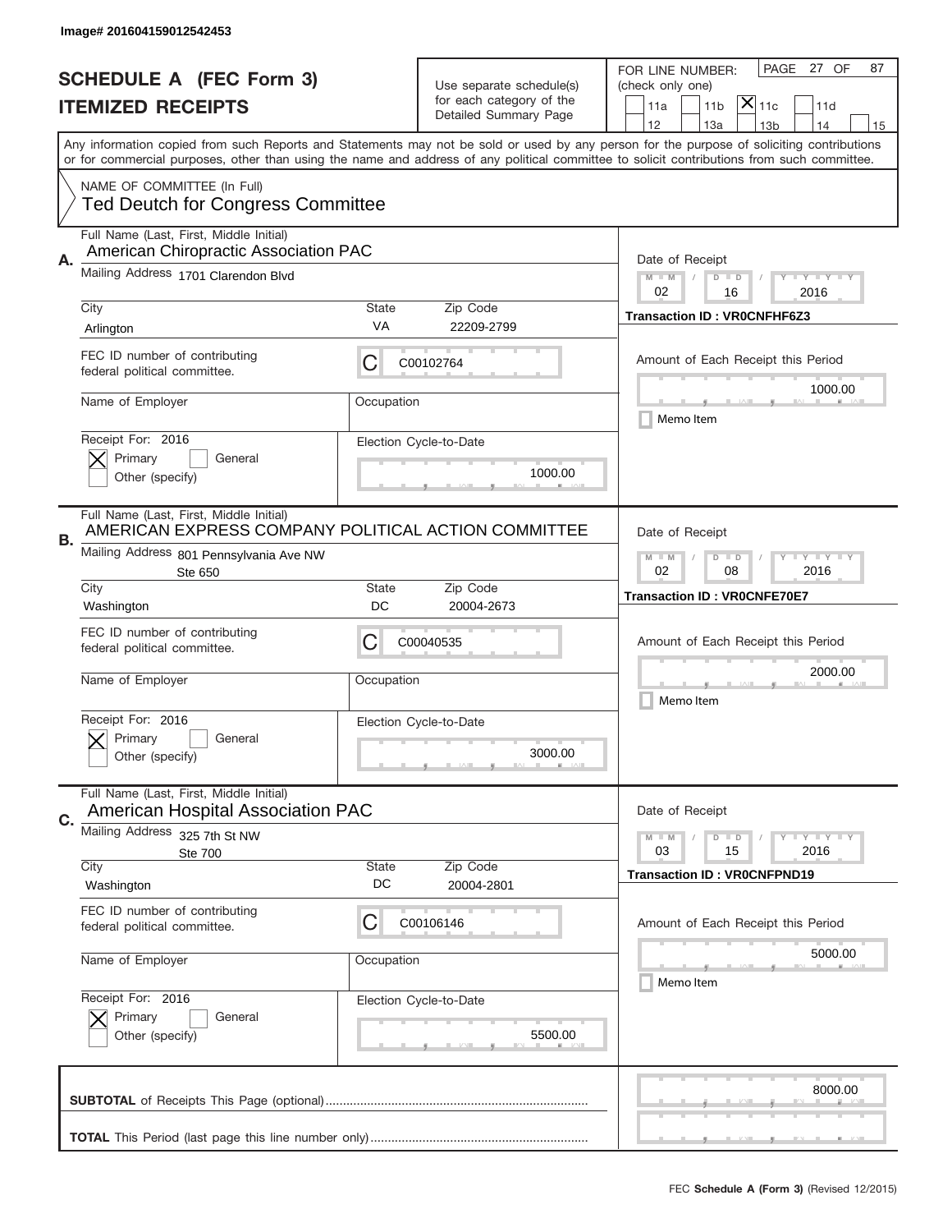Image# 201604159012542453

# SCHEDULE A (FEC Form 3)
# ITEMIZED RECEIPTS

Use separate schedule(s) for each category of the Detailed Summary Page

FOR LINE NUMBER: (check only one)

- [ ] 11a
- [ ] 11b
- [x] 11c
- [ ] 11d
- [ ] 12
- [ ] 13a
- [ ] 13b
- [ ] 14
- [ ] 15

Any information copied from such Reports and Statements may not be sold or used by any person for the purpose of soliciting contributions or for commercial purposes, other than using the name and address of any political committee to solicit contributions from such committee.

NAME OF COMMITTEE (In Full)
Ted Deutch for Congress Committee

---

**A.**

Full Name (Last, First, Middle Initial): American Chiropractic Association PAC

Mailing Address: 1701 Clarendon Blvd

City: Arlington | State: VA | Zip Code: 22209-2799

FEC ID number of contributing federal political committee: C C00102764

Name of Employer: | Occupation:

Receipt For: 2016 — [x] Primary [ ] General [ ] Other (specify)

Election Cycle-to-Date: 1000.00

Date of Receipt: 02 / 16 / 2016

Transaction ID : VR0CNFHF6Z3

Amount of Each Receipt this Period: 1000.00

[ ] Memo Item

---

**B.**

Full Name (Last, First, Middle Initial): AMERICAN EXPRESS COMPANY POLITICAL ACTION COMMITTEE

Mailing Address: 801 Pennsylvania Ave NW, Ste 650

City: Washington | State: DC | Zip Code: 20004-2673

FEC ID number of contributing federal political committee: C C00040535

Name of Employer: | Occupation:

Receipt For: 2016 — [x] Primary [ ] General [ ] Other (specify)

Election Cycle-to-Date: 3000.00

Date of Receipt: 02 / 08 / 2016

Transaction ID : VR0CNFE70E7

Amount of Each Receipt this Period: 2000.00

[ ] Memo Item

---

**C.**

Full Name (Last, First, Middle Initial): American Hospital Association PAC

Mailing Address: 325 7th St NW, Ste 700

City: Washington | State: DC | Zip Code: 20004-2801

FEC ID number of contributing federal political committee: C C00106146

Name of Employer: | Occupation:

Receipt For: 2016 — [x] Primary [ ] General [ ] Other (specify)

Election Cycle-to-Date: 5500.00

Date of Receipt: 03 / 15 / 2016

Transaction ID : VR0CNFPND19

Amount of Each Receipt this Period: 5000.00

[ ] Memo Item

---

**SUBTOTAL** of Receipts This Page (optional): 8000.00

**TOTAL** This Period (last page this line number only):

FEC **Schedule A** (Form 3) (Revised 12/2015)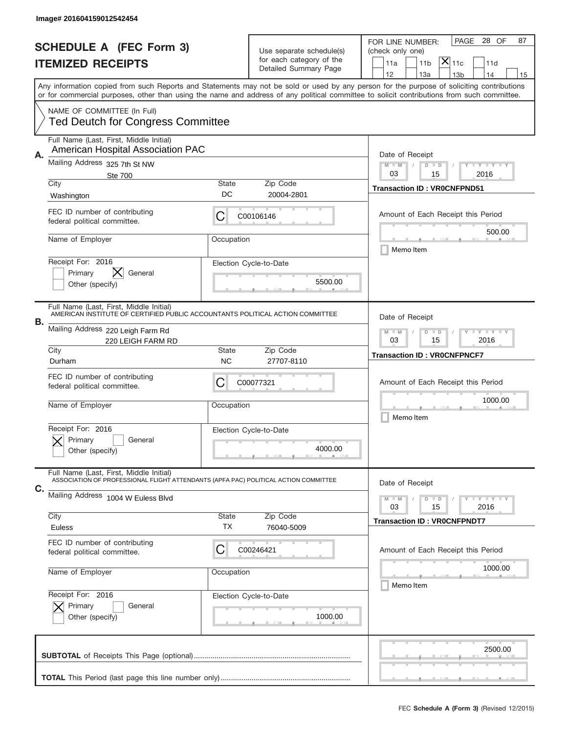Image# 201604159012542454

# SCHEDULE A (FEC Form 3)
## ITEMIZED RECEIPTS

Use separate schedule(s) for each category of the Detailed Summary Page

FOR LINE NUMBER: (check only one)

PAGE 28 OF 87

- [ ] 11a
- [ ] 11b
- [x] 11c
- [ ] 11d
- [ ] 12
- [ ] 13a
- [ ] 13b
- [ ] 14
- [ ] 15

Any information copied from such Reports and Statements may not be sold or used by any person for the purpose of soliciting contributions or for commercial purposes, other than using the name and address of any political committee to solicit contributions from such committee.

NAME OF COMMITTEE (In Full)
Ted Deutch for Congress Committee

---

**A.** Full Name (Last, First, Middle Initial): American Hospital Association PAC

Mailing Address: 325 7th St NW, Ste 700

City: Washington | State: DC | Zip Code: 20004-2801

FEC ID number of contributing federal political committee: C C00106146

Name of Employer: | Occupation:

Receipt For: 2016 — [ ] Primary [x] General [ ] Other (specify)

Election Cycle-to-Date: 5500.00

Date of Receipt: 03 / 15 / 2016

Transaction ID : VR0CNFPND51

Amount of Each Receipt this Period: 500.00

[ ] Memo Item

---

**B.** Full Name (Last, First, Middle Initial): AMERICAN INSTITUTE OF CERTIFIED PUBLIC ACCOUNTANTS POLITICAL ACTION COMMITTEE

Mailing Address: 220 Leigh Farm Rd, 220 LEIGH FARM RD

City: Durham | State: NC | Zip Code: 27707-8110

FEC ID number of contributing federal political committee: C C00077321

Name of Employer: | Occupation:

Receipt For: 2016 — [x] Primary [ ] General [ ] Other (specify)

Election Cycle-to-Date: 4000.00

Date of Receipt: 03 / 15 / 2016

Transaction ID : VR0CNFPNCF7

Amount of Each Receipt this Period: 1000.00

[ ] Memo Item

---

**C.** Full Name (Last, First, Middle Initial): ASSOCIATION OF PROFESSIONAL FLIGHT ATTENDANTS (APFA PAC) POLITICAL ACTION COMMITTEE

Mailing Address: 1004 W Euless Blvd

City: Euless | State: TX | Zip Code: 76040-5009

FEC ID number of contributing federal political committee: C C00246421

Name of Employer: | Occupation:

Receipt For: 2016 — [x] Primary [ ] General [ ] Other (specify)

Election Cycle-to-Date: 1000.00

Date of Receipt: 03 / 15 / 2016

Transaction ID : VR0CNFPNDT7

Amount of Each Receipt this Period: 1000.00

[ ] Memo Item

---

**SUBTOTAL** of Receipts This Page (optional): 2500.00

**TOTAL** This Period (last page this line number only):

FEC **Schedule A (Form 3)** (Revised 12/2015)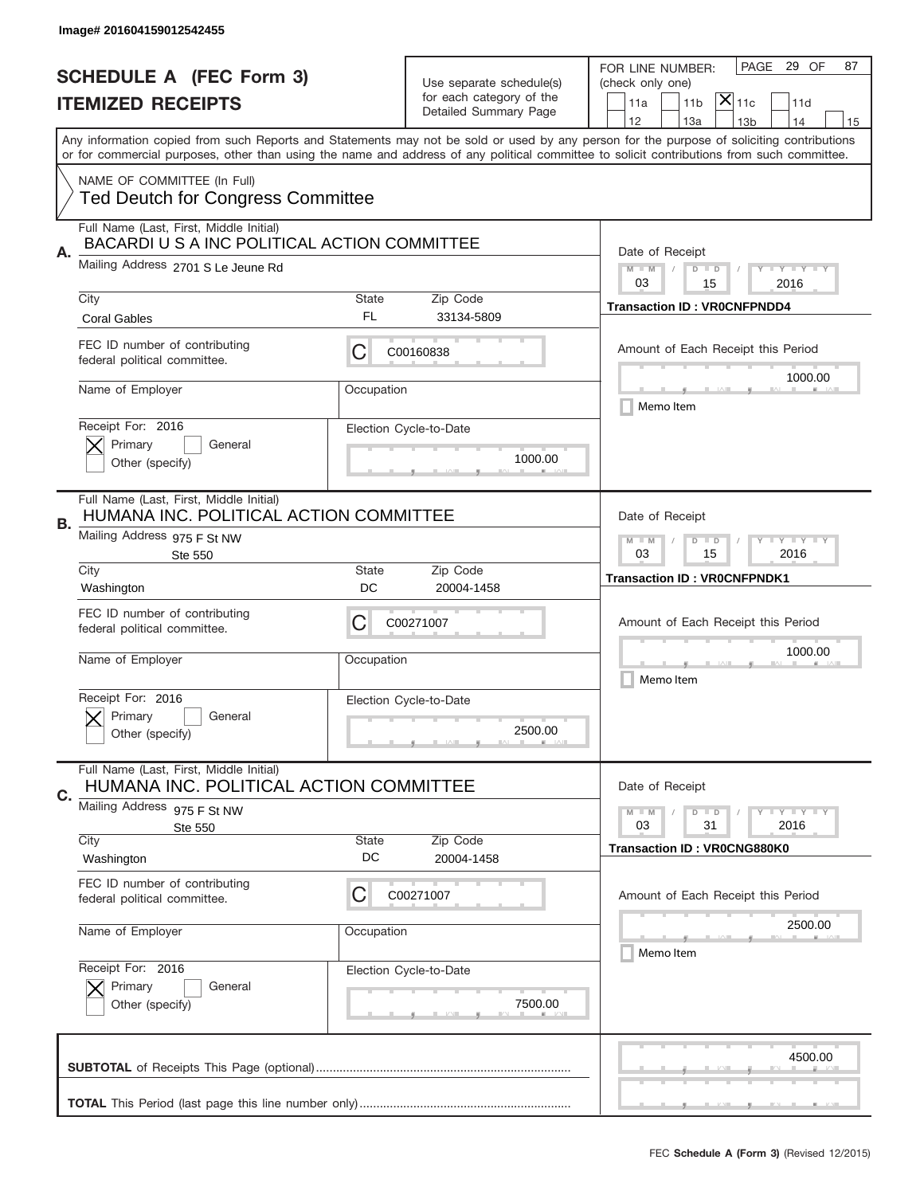Image# 201604159012542455

# SCHEDULE A (FEC Form 3)
## ITEMIZED RECEIPTS

Use separate schedule(s) for each category of the Detailed Summary Page

FOR LINE NUMBER: (check only one)

- [ ] 11a
- [ ] 11b
- [x] 11c
- [ ] 11d
- [ ] 12
- [ ] 13a
- [ ] 13b
- [ ] 14
- [ ] 15

PAGE 29 OF 87

Any information copied from such Reports and Statements may not be sold or used by any person for the purpose of soliciting contributions or for commercial purposes, other than using the name and address of any political committee to solicit contributions from such committee.

NAME OF COMMITTEE (In Full)
Ted Deutch for Congress Committee

---

**A.** Full Name (Last, First, Middle Initial): BACARDI U S A INC POLITICAL ACTION COMMITTEE

Mailing Address: 2701 S Le Jeune Rd

City: Coral Gables | State: FL | Zip Code: 33134-5809

FEC ID number of contributing federal political committee: C | C00160838

Name of Employer: | Occupation:

Receipt For: 2016 — [x] Primary [ ] General [ ] Other (specify)

Election Cycle-to-Date: 1000.00

Date of Receipt: 03 / 15 / 2016

Transaction ID : VR0CNFPNDD4

Amount of Each Receipt this Period: 1000.00

[ ] Memo Item

---

**B.** Full Name (Last, First, Middle Initial): HUMANA INC. POLITICAL ACTION COMMITTEE

Mailing Address: 975 F St NW, Ste 550

City: Washington | State: DC | Zip Code: 20004-1458

FEC ID number of contributing federal political committee: C | C00271007

Name of Employer: | Occupation:

Receipt For: 2016 — [x] Primary [ ] General [ ] Other (specify)

Election Cycle-to-Date: 2500.00

Date of Receipt: 03 / 15 / 2016

Transaction ID : VR0CNFPNDK1

Amount of Each Receipt this Period: 1000.00

[ ] Memo Item

---

**C.** Full Name (Last, First, Middle Initial): HUMANA INC. POLITICAL ACTION COMMITTEE

Mailing Address: 975 F St NW, Ste 550

City: Washington | State: DC | Zip Code: 20004-1458

FEC ID number of contributing federal political committee: C | C00271007

Name of Employer: | Occupation:

Receipt For: 2016 — [x] Primary [ ] General [ ] Other (specify)

Election Cycle-to-Date: 7500.00

Date of Receipt: 03 / 31 / 2016

Transaction ID : VR0CNG880K0

Amount of Each Receipt this Period: 2500.00

[ ] Memo Item

---

**SUBTOTAL** of Receipts This Page (optional): 4500.00

**TOTAL** This Period (last page this line number only):

FEC **Schedule A (Form 3)** (Revised 12/2015)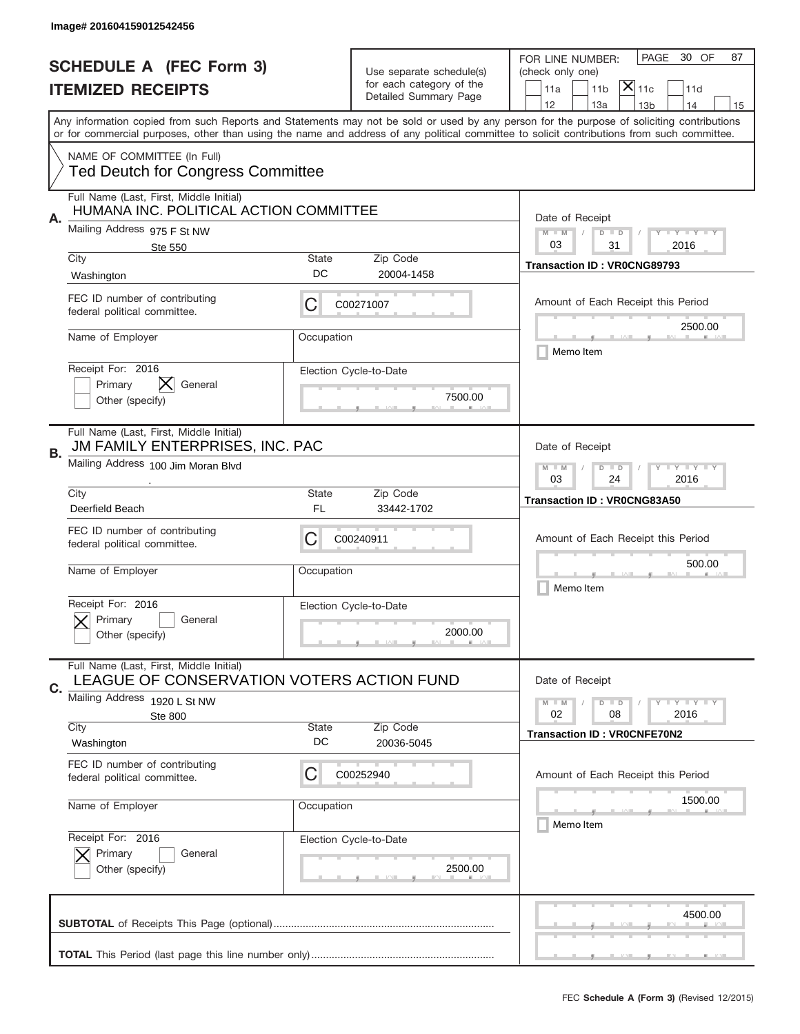Image# 201604159012542456

# SCHEDULE A (FEC Form 3)
## ITEMIZED RECEIPTS

Use separate schedule(s) for each category of the Detailed Summary Page

FOR LINE NUMBER: (check only one)

PAGE 30 OF 87

☐ 11a ☐ 11b ☒ 11c ☐ 11d
☐ 12 ☐ 13a ☐ 13b ☐ 14 ☐ 15

Any information copied from such Reports and Statements may not be sold or used by any person for the purpose of soliciting contributions or for commercial purposes, other than using the name and address of any political committee to solicit contributions from such committee.

NAME OF COMMITTEE (In Full)
Ted Deutch for Congress Committee

---

**A.** Full Name (Last, First, Middle Initial): HUMANA INC. POLITICAL ACTION COMMITTEE

Mailing Address: 975 F St NW, Ste 550

City: Washington | State: DC | Zip Code: 20004-1458

FEC ID number of contributing federal political committee: C C00271007

Name of Employer: | Occupation:

Receipt For: 2016 ☐ Primary ☒ General ☐ Other (specify)

Election Cycle-to-Date: 7500.00

Date of Receipt: 03 / 31 / 2016

Transaction ID : VR0CNG89793

Amount of Each Receipt this Period: 2500.00

☐ Memo Item

---

**B.** Full Name (Last, First, Middle Initial): JM FAMILY ENTERPRISES, INC. PAC

Mailing Address: 100 Jim Moran Blvd, .

City: Deerfield Beach | State: FL | Zip Code: 33442-1702

FEC ID number of contributing federal political committee: C C00240911

Name of Employer: | Occupation:

Receipt For: 2016 ☒ Primary ☐ General ☐ Other (specify)

Election Cycle-to-Date: 2000.00

Date of Receipt: 03 / 24 / 2016

Transaction ID : VR0CNG83A50

Amount of Each Receipt this Period: 500.00

☐ Memo Item

---

**C.** Full Name (Last, First, Middle Initial): LEAGUE OF CONSERVATION VOTERS ACTION FUND

Mailing Address: 1920 L St NW, Ste 800

City: Washington | State: DC | Zip Code: 20036-5045

FEC ID number of contributing federal political committee: C C00252940

Name of Employer: | Occupation:

Receipt For: 2016 ☒ Primary ☐ General ☐ Other (specify)

Election Cycle-to-Date: 2500.00

Date of Receipt: 02 / 08 / 2016

Transaction ID : VR0CNFE70N2

Amount of Each Receipt this Period: 1500.00

☐ Memo Item

---

**SUBTOTAL** of Receipts This Page (optional): 4500.00

**TOTAL** This Period (last page this line number only):

FEC **Schedule A (Form 3)** (Revised 12/2015)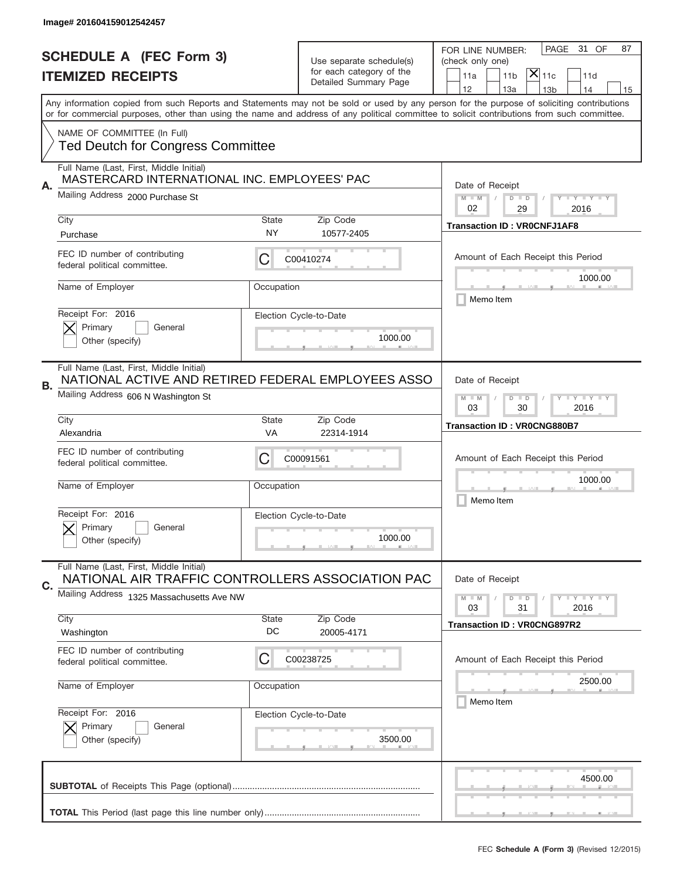Image# 201604159012542457

# SCHEDULE A (FEC Form 3)
# ITEMIZED RECEIPTS

Use separate schedule(s) for each category of the Detailed Summary Page

FOR LINE NUMBER: (check only one)

PAGE 31 OF 87

- [ ] 11a
- [ ] 11b
- [x] 11c
- [ ] 11d
- [ ] 12
- [ ] 13a
- [ ] 13b
- [ ] 14
- [ ] 15

Any information copied from such Reports and Statements may not be sold or used by any person for the purpose of soliciting contributions or for commercial purposes, other than using the name and address of any political committee to solicit contributions from such committee.

NAME OF COMMITTEE (In Full)
Ted Deutch for Congress Committee

---

**A.** Full Name (Last, First, Middle Initial)
MASTERCARD INTERNATIONAL INC. EMPLOYEES' PAC

Mailing Address: 2000 Purchase St

City: Purchase | State: NY | Zip Code: 10577-2405

FEC ID number of contributing federal political committee: C C00410274

Name of Employer: | Occupation:

Receipt For: 2016
- [x] Primary
- [ ] General
- [ ] Other (specify)

Election Cycle-to-Date: 1000.00

Date of Receipt: 02 / 29 / 2016

Transaction ID : VR0CNFJ1AF8

Amount of Each Receipt this Period: 1000.00

- [ ] Memo Item

---

**B.** Full Name (Last, First, Middle Initial)
NATIONAL ACTIVE AND RETIRED FEDERAL EMPLOYEES ASSO

Mailing Address: 606 N Washington St

City: Alexandria | State: VA | Zip Code: 22314-1914

FEC ID number of contributing federal political committee: C C00091561

Name of Employer: | Occupation:

Receipt For: 2016
- [x] Primary
- [ ] General
- [ ] Other (specify)

Election Cycle-to-Date: 1000.00

Date of Receipt: 03 / 30 / 2016

Transaction ID : VR0CNG880B7

Amount of Each Receipt this Period: 1000.00

- [ ] Memo Item

---

**C.** Full Name (Last, First, Middle Initial)
NATIONAL AIR TRAFFIC CONTROLLERS ASSOCIATION PAC

Mailing Address: 1325 Massachusetts Ave NW

City: Washington | State: DC | Zip Code: 20005-4171

FEC ID number of contributing federal political committee: C C00238725

Name of Employer: | Occupation:

Receipt For: 2016
- [x] Primary
- [ ] General
- [ ] Other (specify)

Election Cycle-to-Date: 3500.00

Date of Receipt: 03 / 31 / 2016

Transaction ID : VR0CNG897R2

Amount of Each Receipt this Period: 2500.00

- [ ] Memo Item

---

**SUBTOTAL** of Receipts This Page (optional): 4500.00

**TOTAL** This Period (last page this line number only):

FEC **Schedule A (Form 3)** (Revised 12/2015)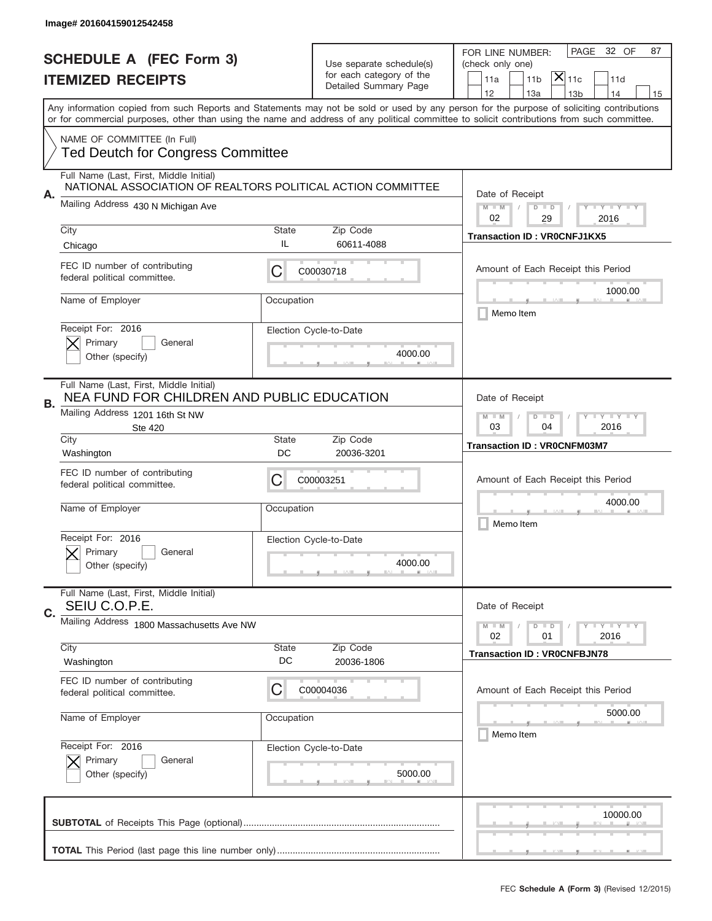Image# 201604159012542458

# SCHEDULE A (FEC Form 3)
## ITEMIZED RECEIPTS

Use separate schedule(s) for each category of the Detailed Summary Page

FOR LINE NUMBER: (check only one)
☐ 11a ☐ 11b ☒ 11c ☐ 11d ☐ 12 ☐ 13a ☐ 13b ☐ 14 ☐ 15

PAGE 32 OF 87

Any information copied from such Reports and Statements may not be sold or used by any person for the purpose of soliciting contributions or for commercial purposes, other than using the name and address of any political committee to solicit contributions from such committee.

NAME OF COMMITTEE (In Full)
Ted Deutch for Congress Committee

---

**A.** Full Name (Last, First, Middle Initial)
NATIONAL ASSOCIATION OF REALTORS POLITICAL ACTION COMMITTEE

Mailing Address: 430 N Michigan Ave

City: Chicago | State: IL | Zip Code: 60611-4088

FEC ID number of contributing federal political committee: C C00030718

Name of Employer:
Occupation:

Receipt For: 2016 ☒ Primary ☐ General ☐ Other (specify)

Election Cycle-to-Date: 4000.00

Date of Receipt: 02 / 29 / 2016

Transaction ID : VR0CNFJ1KX5

Amount of Each Receipt this Period: 1000.00

☐ Memo Item

---

**B.** Full Name (Last, First, Middle Initial)
NEA FUND FOR CHILDREN AND PUBLIC EDUCATION

Mailing Address: 1201 16th St NW
Ste 420

City: Washington | State: DC | Zip Code: 20036-3201

FEC ID number of contributing federal political committee: C C00003251

Name of Employer:
Occupation:

Receipt For: 2016 ☒ Primary ☐ General ☐ Other (specify)

Election Cycle-to-Date: 4000.00

Date of Receipt: 03 / 04 / 2016

Transaction ID : VR0CNFM03M7

Amount of Each Receipt this Period: 4000.00

☐ Memo Item

---

**C.** Full Name (Last, First, Middle Initial)
SEIU C.O.P.E.

Mailing Address: 1800 Massachusetts Ave NW

City: Washington | State: DC | Zip Code: 20036-1806

FEC ID number of contributing federal political committee: C C00004036

Name of Employer:
Occupation:

Receipt For: 2016 ☒ Primary ☐ General ☐ Other (specify)

Election Cycle-to-Date: 5000.00

Date of Receipt: 02 / 01 / 2016

Transaction ID : VR0CNFBJN78

Amount of Each Receipt this Period: 5000.00

☐ Memo Item

---

**SUBTOTAL** of Receipts This Page (optional): 10000.00

**TOTAL** This Period (last page this line number only):

FEC **Schedule A (Form 3)** (Revised 12/2015)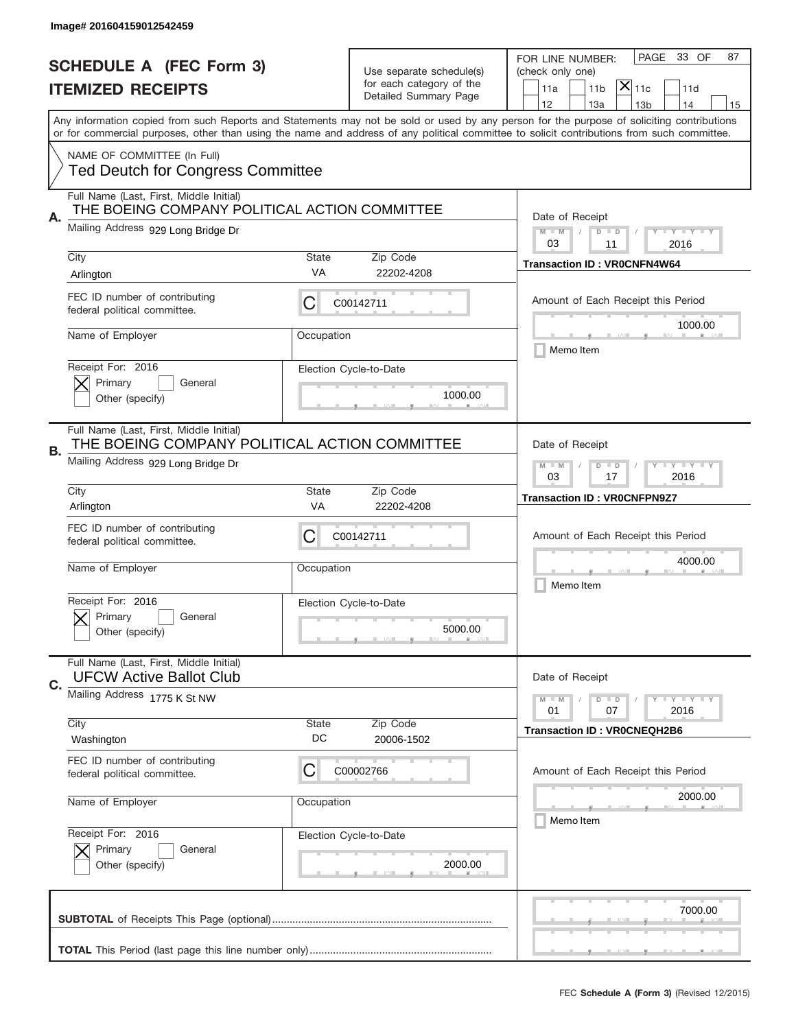Image# 201604159012542459

# SCHEDULE A (FEC Form 3)
## ITEMIZED RECEIPTS

Use separate schedule(s) for each category of the Detailed Summary Page

FOR LINE NUMBER: (check only one)

11a | 11b | [X] 11c | 11d | 12 | 13a | 13b | 14 | 15

Any information copied from such Reports and Statements may not be sold or used by any person for the purpose of soliciting contributions or for commercial purposes, other than using the name and address of any political committee to solicit contributions from such committee.

NAME OF COMMITTEE (In Full)
Ted Deutch for Congress Committee

---

**A.** Full Name (Last, First, Middle Initial): THE BOEING COMPANY POLITICAL ACTION COMMITTEE

Mailing Address: 929 Long Bridge Dr

| City | State | Zip Code |
|---|---|---|
| Arlington | VA | 22202-4208 |

FEC ID number of contributing federal political committee: C C00142711

Name of Employer: 

Occupation: 

Receipt For: 2016 — [X] Primary [ ] General [ ] Other (specify)

Election Cycle-to-Date: 1000.00

Date of Receipt: 03 / 11 / 2016

Transaction ID : VR0CNFN4W64

Amount of Each Receipt this Period: 1000.00

[ ] Memo Item

---

**B.** Full Name (Last, First, Middle Initial): THE BOEING COMPANY POLITICAL ACTION COMMITTEE

Mailing Address: 929 Long Bridge Dr

| City | State | Zip Code |
|---|---|---|
| Arlington | VA | 22202-4208 |

FEC ID number of contributing federal political committee: C C00142711

Name of Employer: 

Occupation: 

Receipt For: 2016 — [X] Primary [ ] General [ ] Other (specify)

Election Cycle-to-Date: 5000.00

Date of Receipt: 03 / 17 / 2016

Transaction ID : VR0CNFPN9Z7

Amount of Each Receipt this Period: 4000.00

[ ] Memo Item

---

**C.** Full Name (Last, First, Middle Initial): UFCW Active Ballot Club

Mailing Address: 1775 K St NW

| City | State | Zip Code |
|---|---|---|
| Washington | DC | 20006-1502 |

FEC ID number of contributing federal political committee: C C00002766

Name of Employer: 

Occupation: 

Receipt For: 2016 — [X] Primary [ ] General [ ] Other (specify)

Election Cycle-to-Date: 2000.00

Date of Receipt: 01 / 07 / 2016

Transaction ID : VR0CNEQH2B6

Amount of Each Receipt this Period: 2000.00

[ ] Memo Item

---

**SUBTOTAL** of Receipts This Page (optional): 7000.00

**TOTAL** This Period (last page this line number only): 

FEC **Schedule A** (Form 3) (Revised 12/2015)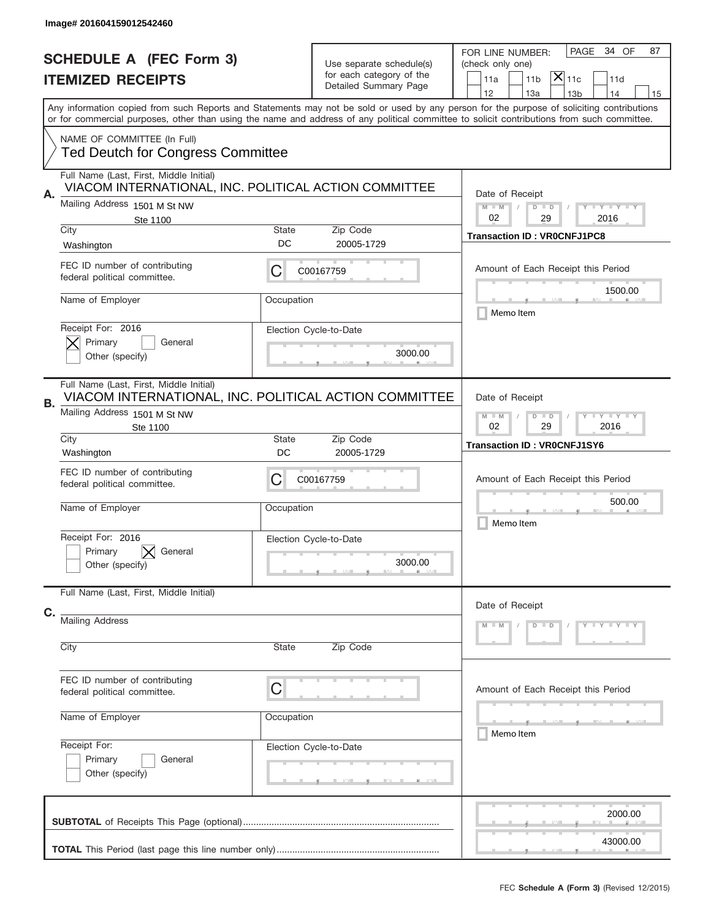Image# 201604159012542460

# SCHEDULE A (FEC Form 3)
## ITEMIZED RECEIPTS

Use separate schedule(s) for each category of the Detailed Summary Page

FOR LINE NUMBER: (check only one)

- [ ] 11a
- [ ] 11b
- [x] 11c
- [ ] 11d
- [ ] 12
- [ ] 13a
- [ ] 13b
- [ ] 14
- [ ] 15

PAGE 34 OF 87

Any information copied from such Reports and Statements may not be sold or used by any person for the purpose of soliciting contributions or for commercial purposes, other than using the name and address of any political committee to solicit contributions from such committee.

NAME OF COMMITTEE (In Full)
Ted Deutch for Congress Committee

---

**A.**

Full Name (Last, First, Middle Initial): VIACOM INTERNATIONAL, INC. POLITICAL ACTION COMMITTEE

Mailing Address: 1501 M St NW, Ste 1100

City: Washington | State: DC | Zip Code: 20005-1729

FEC ID number of contributing federal political committee: C00167759

Name of Employer: | Occupation:

Receipt For: 2016
- [x] Primary
- [ ] General
- [ ] Other (specify)

Election Cycle-to-Date: 3000.00

Date of Receipt: 02 / 29 / 2016

Transaction ID : VR0CNFJ1PC8

Amount of Each Receipt this Period: 1500.00

- [ ] Memo Item

---

**B.**

Full Name (Last, First, Middle Initial): VIACOM INTERNATIONAL, INC. POLITICAL ACTION COMMITTEE

Mailing Address: 1501 M St NW, Ste 1100

City: Washington | State: DC | Zip Code: 20005-1729

FEC ID number of contributing federal political committee: C00167759

Name of Employer: | Occupation:

Receipt For: 2016
- [ ] Primary
- [x] General
- [ ] Other (specify)

Election Cycle-to-Date: 3000.00

Date of Receipt: 02 / 29 / 2016

Transaction ID : VR0CNFJ1SY6

Amount of Each Receipt this Period: 500.00

- [ ] Memo Item

---

**C.**

Full Name (Last, First, Middle Initial):

Mailing Address:

City: | State: | Zip Code:

FEC ID number of contributing federal political committee: C

Name of Employer: | Occupation:

Receipt For:
- [ ] Primary
- [ ] General
- [ ] Other (specify)

Election Cycle-to-Date:

Date of Receipt:

Amount of Each Receipt this Period:

- [ ] Memo Item

---

**SUBTOTAL** of Receipts This Page (optional): 2000.00

**TOTAL** This Period (last page this line number only): 43000.00

FEC **Schedule A** (Form 3) (Revised 12/2015)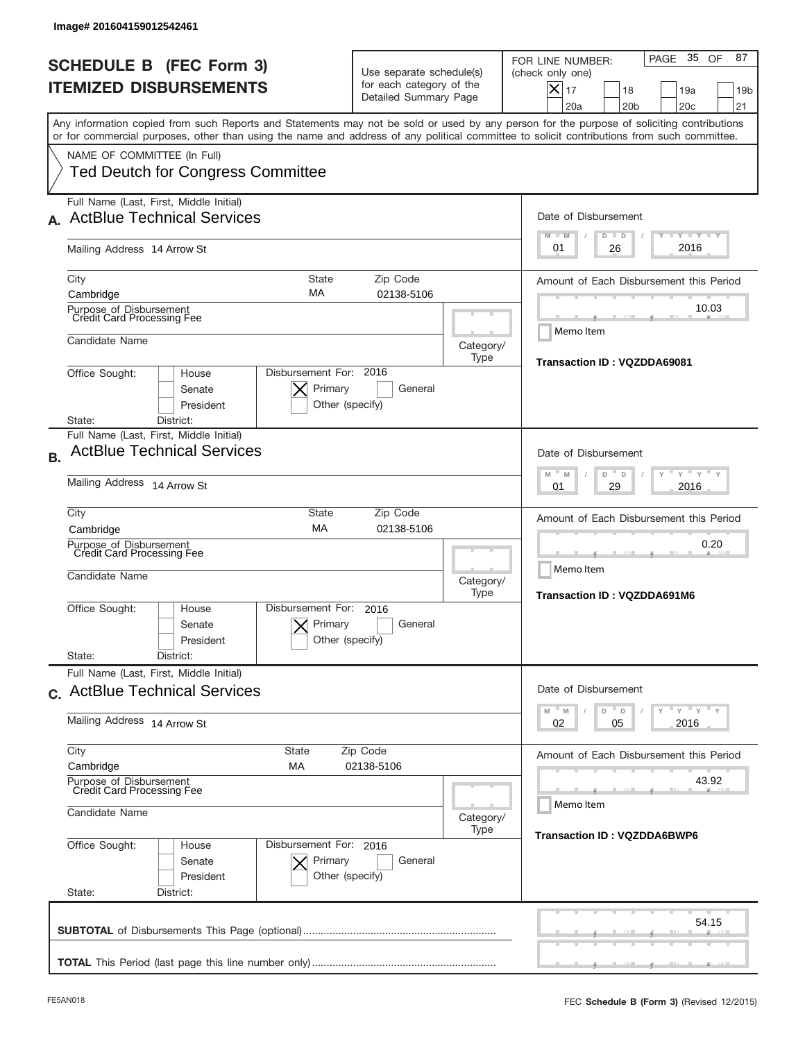Image# 201604159012542461

# SCHEDULE B (FEC Form 3)
## ITEMIZED DISBURSEMENTS

Use separate schedule(s) for each category of the Detailed Summary Page

FOR LINE NUMBER: (check only one)
[X] 17 [ ] 18 [ ] 19a [ ] 19b [ ] 20a [ ] 20b [ ] 20c [ ] 21

Any information copied from such Reports and Statements may not be sold or used by any person for the purpose of soliciting contributions or for commercial purposes, other than using the name and address of any political committee to solicit contributions from such committee.

NAME OF COMMITTEE (In Full)
Ted Deutch for Congress Committee

---

**A.** Full Name (Last, First, Middle Initial): ActBlue Technical Services

Mailing Address: 14 Arrow St

City: Cambridge | State: MA | Zip Code: 02138-5106

Purpose of Disbursement: Credit Card Processing Fee

Candidate Name:

Category/Type:

Office Sought: [ ] House [ ] Senate [ ] President

State: District:

Disbursement For: 2016 [X] Primary [ ] General [ ] Other (specify)

Date of Disbursement: 01 / 26 / 2016

Amount of Each Disbursement this Period: 10.03

Memo Item

Transaction ID : VQZDDA69081

---

**B.** Full Name (Last, First, Middle Initial): ActBlue Technical Services

Mailing Address: 14 Arrow St

City: Cambridge | State: MA | Zip Code: 02138-5106

Purpose of Disbursement: Credit Card Processing Fee

Candidate Name:

Category/Type:

Office Sought: [ ] House [ ] Senate [ ] President

State: District:

Disbursement For: 2016 [X] Primary [ ] General [ ] Other (specify)

Date of Disbursement: 01 / 29 / 2016

Amount of Each Disbursement this Period: 0.20

Memo Item

Transaction ID : VQZDDA691M6

---

**C.** Full Name (Last, First, Middle Initial): ActBlue Technical Services

Mailing Address: 14 Arrow St

City: Cambridge | State: MA | Zip Code: 02138-5106

Purpose of Disbursement: Credit Card Processing Fee

Candidate Name:

Category/Type:

Office Sought: [ ] House [ ] Senate [ ] President

State: District:

Disbursement For: 2016 [X] Primary [ ] General [ ] Other (specify)

Date of Disbursement: 02 / 05 / 2016

Amount of Each Disbursement this Period: 43.92

Memo Item

Transaction ID : VQZDDA6BWP6

---

**SUBTOTAL** of Disbursements This Page (optional): 54.15

**TOTAL** This Period (last page this line number only):

FE5AN018 — FEC **Schedule B** (Form 3) (Revised 12/2015)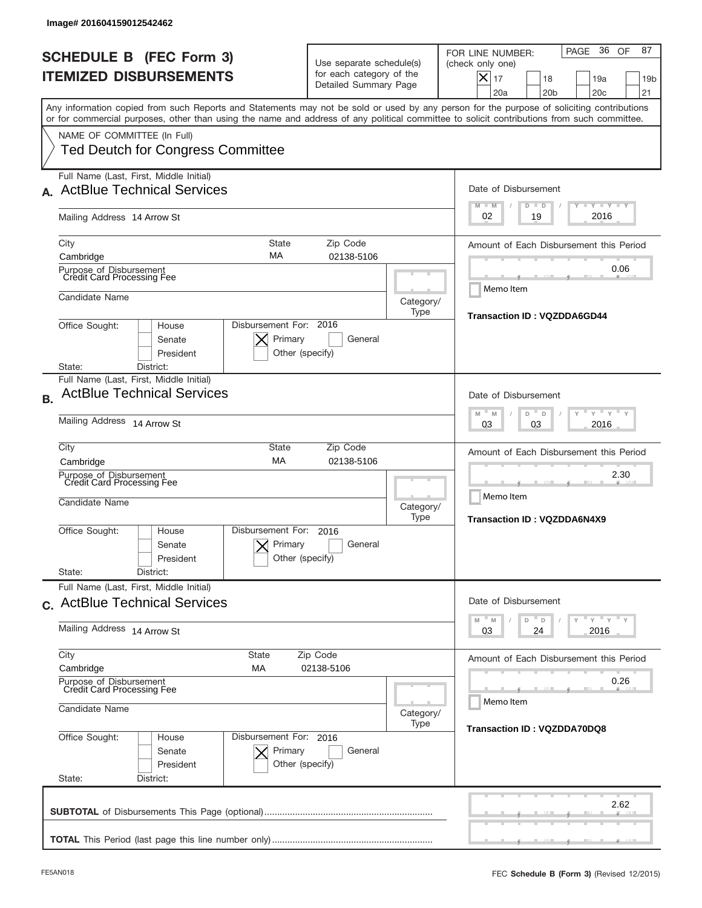Image# 201604159012542462

# SCHEDULE B (FEC Form 3)
## ITEMIZED DISBURSEMENTS

Use separate schedule(s) for each category of the Detailed Summary Page

FOR LINE NUMBER: (check only one)

- [X] 17
- [ ] 18
- [ ] 19a
- [ ] 19b
- [ ] 20a
- [ ] 20b
- [ ] 20c
- [ ] 21

Any information copied from such Reports and Statements may not be sold or used by any person for the purpose of soliciting contributions or for commercial purposes, other than using the name and address of any political committee to solicit contributions from such committee.

NAME OF COMMITTEE (In Full)
Ted Deutch for Congress Committee

---

**A.** Full Name (Last, First, Middle Initial): ActBlue Technical Services

Mailing Address: 14 Arrow St

City: Cambridge | State: MA | Zip Code: 02138-5106

Purpose of Disbursement: Credit Card Processing Fee

Candidate Name:

Category/Type:

Office Sought: [ ] House [ ] Senate [ ] President

State: District:

Disbursement For: 2016 [X] Primary [ ] General [ ] Other (specify)

Date of Disbursement: 02 / 19 / 2016

Amount of Each Disbursement this Period: 0.06

Memo Item

Transaction ID : VQZDDA6GD44

---

**B.** Full Name (Last, First, Middle Initial): ActBlue Technical Services

Mailing Address: 14 Arrow St

City: Cambridge | State: MA | Zip Code: 02138-5106

Purpose of Disbursement: Credit Card Processing Fee

Candidate Name:

Category/Type:

Office Sought: [ ] House [ ] Senate [ ] President

State: District:

Disbursement For: 2016 [X] Primary [ ] General [ ] Other (specify)

Date of Disbursement: 03 / 03 / 2016

Amount of Each Disbursement this Period: 2.30

Memo Item

Transaction ID : VQZDDA6N4X9

---

**C.** Full Name (Last, First, Middle Initial): ActBlue Technical Services

Mailing Address: 14 Arrow St

City: Cambridge | State: MA | Zip Code: 02138-5106

Purpose of Disbursement: Credit Card Processing Fee

Candidate Name:

Category/Type:

Office Sought: [ ] House [ ] Senate [ ] President

State: District:

Disbursement For: 2016 [X] Primary [ ] General [ ] Other (specify)

Date of Disbursement: 03 / 24 / 2016

Amount of Each Disbursement this Period: 0.26

Memo Item

Transaction ID : VQZDDA70DQ8

---

**SUBTOTAL** of Disbursements This Page (optional): 2.62

**TOTAL** This Period (last page this line number only):

FE5AN018

FEC **Schedule B** (Form 3) (Revised 12/2015)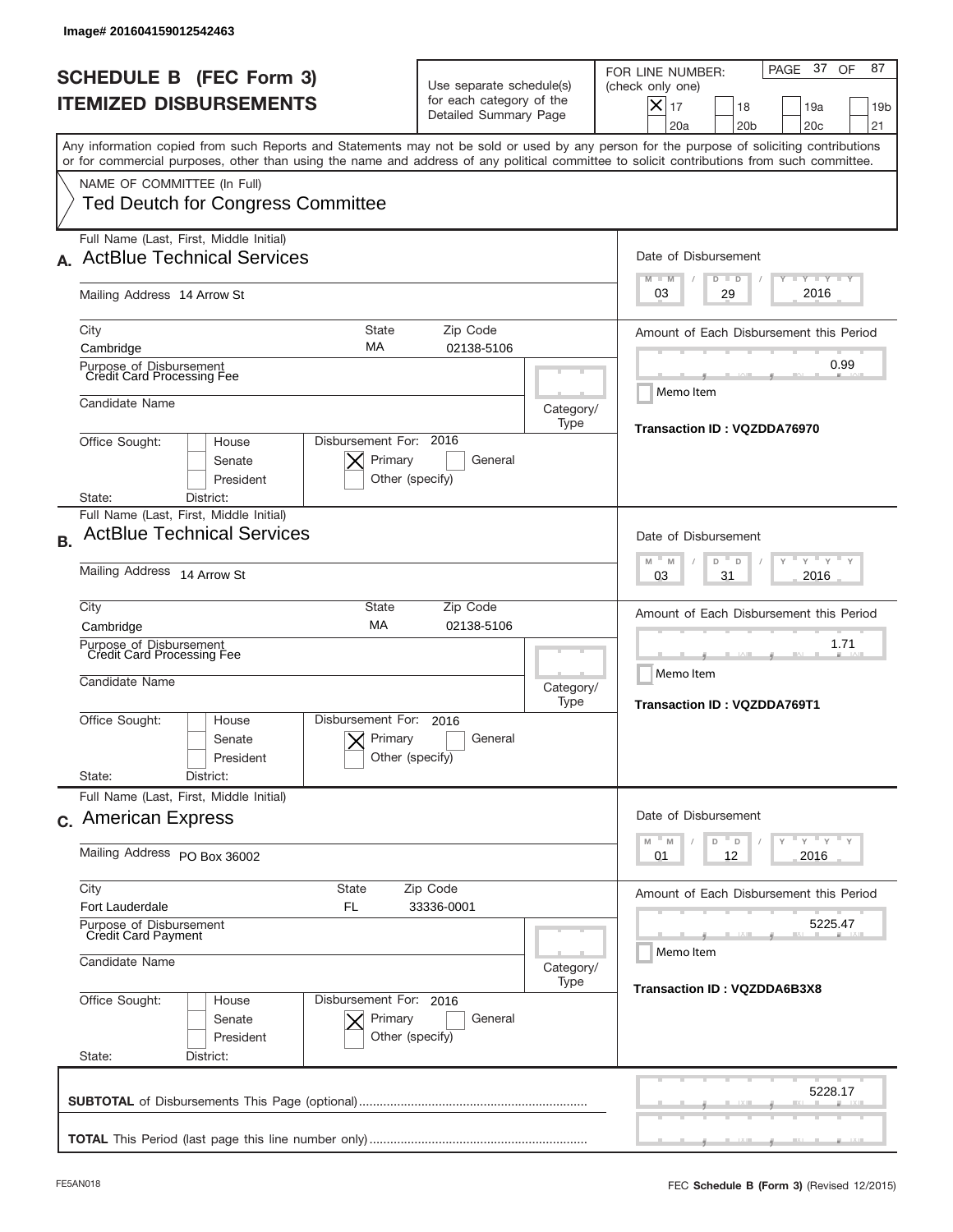Image# 201604159012542463

# SCHEDULE B (FEC Form 3)
## ITEMIZED DISBURSEMENTS

Use separate schedule(s) for each category of the Detailed Summary Page

FOR LINE NUMBER: (check only one)

- [X] 17
- [ ] 18
- [ ] 19a
- [ ] 19b
- [ ] 20a
- [ ] 20b
- [ ] 20c
- [ ] 21

PAGE 37 OF 87

Any information copied from such Reports and Statements may not be sold or used by any person for the purpose of soliciting contributions or for commercial purposes, other than using the name and address of any political committee to solicit contributions from such committee.

NAME OF COMMITTEE (In Full)
Ted Deutch for Congress Committee

---

**A.** Full Name (Last, First, Middle Initial): ActBlue Technical Services

Mailing Address: 14 Arrow St

City: Cambridge | State: MA | Zip Code: 02138-5106

Purpose of Disbursement: Credit Card Processing Fee

Candidate Name:

Category/Type:

Office Sought: [ ] House [ ] Senate [ ] President

State: District:

Disbursement For: 2016 [X] Primary [ ] General [ ] Other (specify)

Date of Disbursement: 03 / 29 / 2016

Amount of Each Disbursement this Period: 0.99

Memo Item

Transaction ID : VQZDDA76970

---

**B.** Full Name (Last, First, Middle Initial): ActBlue Technical Services

Mailing Address: 14 Arrow St

City: Cambridge | State: MA | Zip Code: 02138-5106

Purpose of Disbursement: Credit Card Processing Fee

Candidate Name:

Category/Type:

Office Sought: [ ] House [ ] Senate [ ] President

State: District:

Disbursement For: 2016 [X] Primary [ ] General [ ] Other (specify)

Date of Disbursement: 03 / 31 / 2016

Amount of Each Disbursement this Period: 1.71

Memo Item

Transaction ID : VQZDDA769T1

---

**C.** Full Name (Last, First, Middle Initial): American Express

Mailing Address: PO Box 36002

City: Fort Lauderdale | State: FL | Zip Code: 33336-0001

Purpose of Disbursement: Credit Card Payment

Candidate Name:

Category/Type:

Office Sought: [ ] House [ ] Senate [ ] President

State: District:

Disbursement For: 2016 [X] Primary [ ] General [ ] Other (specify)

Date of Disbursement: 01 / 12 / 2016

Amount of Each Disbursement this Period: 5225.47

Memo Item

Transaction ID : VQZDDA6B3X8

---

**SUBTOTAL** of Disbursements This Page (optional): 5228.17

**TOTAL** This Period (last page this line number only):

FE5AN018 FEC **Schedule B** (Form 3) (Revised 12/2015)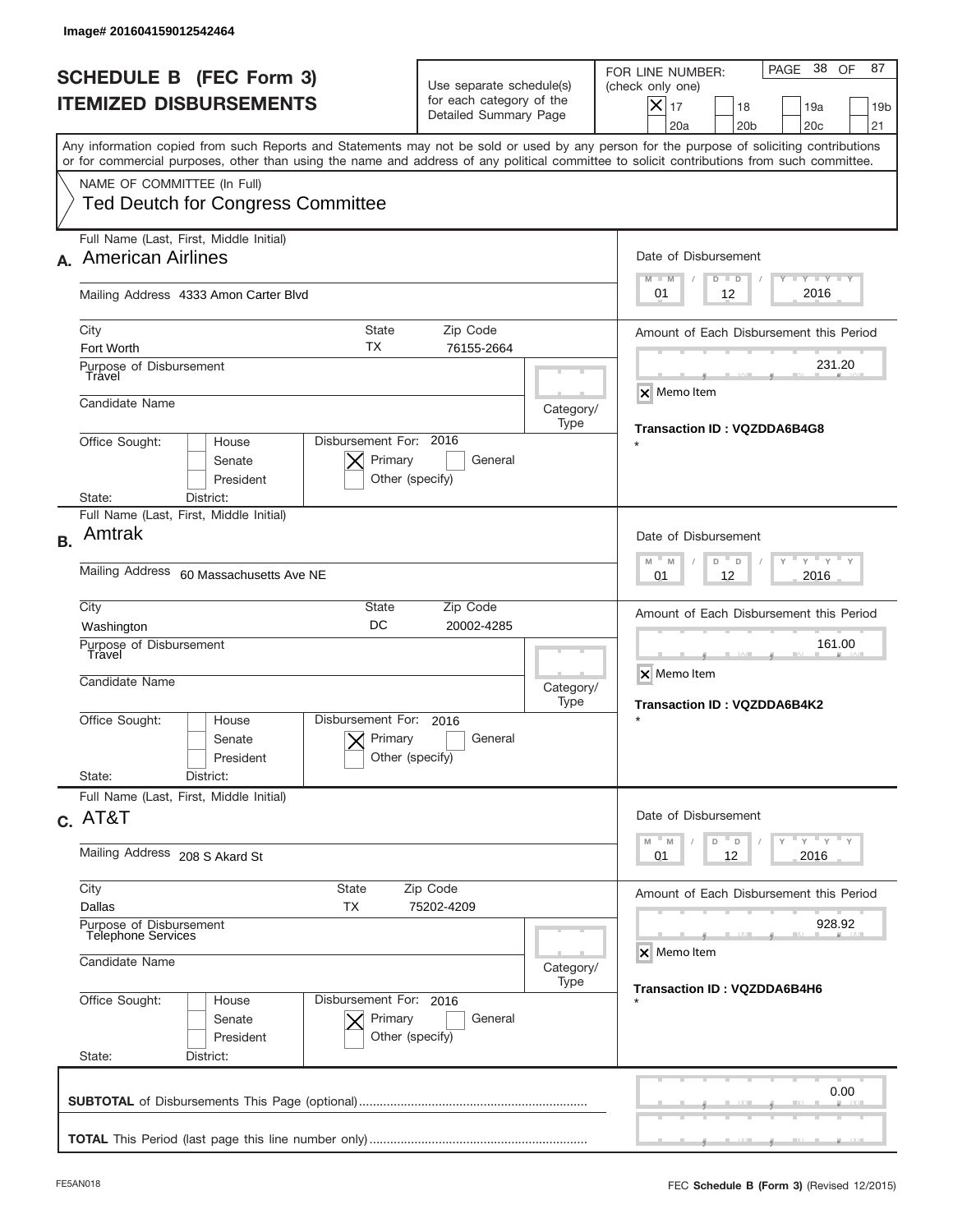Image# 201604159012542464

# SCHEDULE B (FEC Form 3)
# ITEMIZED DISBURSEMENTS

Use separate schedule(s) for each category of the Detailed Summary Page

FOR LINE NUMBER: (check only one)

- [X] 17
- [ ] 18
- [ ] 19a
- [ ] 19b
- [ ] 20a
- [ ] 20b
- [ ] 20c
- [ ] 21

Any information copied from such Reports and Statements may not be sold or used by any person for the purpose of soliciting contributions or for commercial purposes, other than using the name and address of any political committee to solicit contributions from such committee.

NAME OF COMMITTEE (In Full)
Ted Deutch for Congress Committee

---

**A.** Full Name (Last, First, Middle Initial): American Airlines

Mailing Address: 4333 Amon Carter Blvd

City: Fort Worth | State: TX | Zip Code: 76155-2664

Purpose of Disbursement: Travel

Candidate Name:

Category/Type:

Office Sought: [ ] House [ ] Senate [ ] President

State: District:

Disbursement For: 2016 [X] Primary [ ] General [ ] Other (specify)

Date of Disbursement: 01 / 12 / 2016

Amount of Each Disbursement this Period: 231.20

[X] Memo Item

Transaction ID : VQZDDA6B4G8

*

---

**B.** Full Name (Last, First, Middle Initial): Amtrak

Mailing Address: 60 Massachusetts Ave NE

City: Washington | State: DC | Zip Code: 20002-4285

Purpose of Disbursement: Travel

Candidate Name:

Category/Type:

Office Sought: [ ] House [ ] Senate [ ] President

State: District:

Disbursement For: 2016 [X] Primary [ ] General [ ] Other (specify)

Date of Disbursement: 01 / 12 / 2016

Amount of Each Disbursement this Period: 161.00

[X] Memo Item

Transaction ID : VQZDDA6B4K2

*

---

**C.** Full Name (Last, First, Middle Initial): AT&T

Mailing Address: 208 S Akard St

City: Dallas | State: TX | Zip Code: 75202-4209

Purpose of Disbursement: Telephone Services

Candidate Name:

Category/Type:

Office Sought: [ ] House [ ] Senate [ ] President

State: District:

Disbursement For: 2016 [X] Primary [ ] General [ ] Other (specify)

Date of Disbursement: 01 / 12 / 2016

Amount of Each Disbursement this Period: 928.92

[X] Memo Item

Transaction ID : VQZDDA6B4H6

*

---

**SUBTOTAL** of Disbursements This Page (optional): 0.00

**TOTAL** This Period (last page this line number only):

FE5AN018 — FEC **Schedule B (Form 3)** (Revised 12/2015)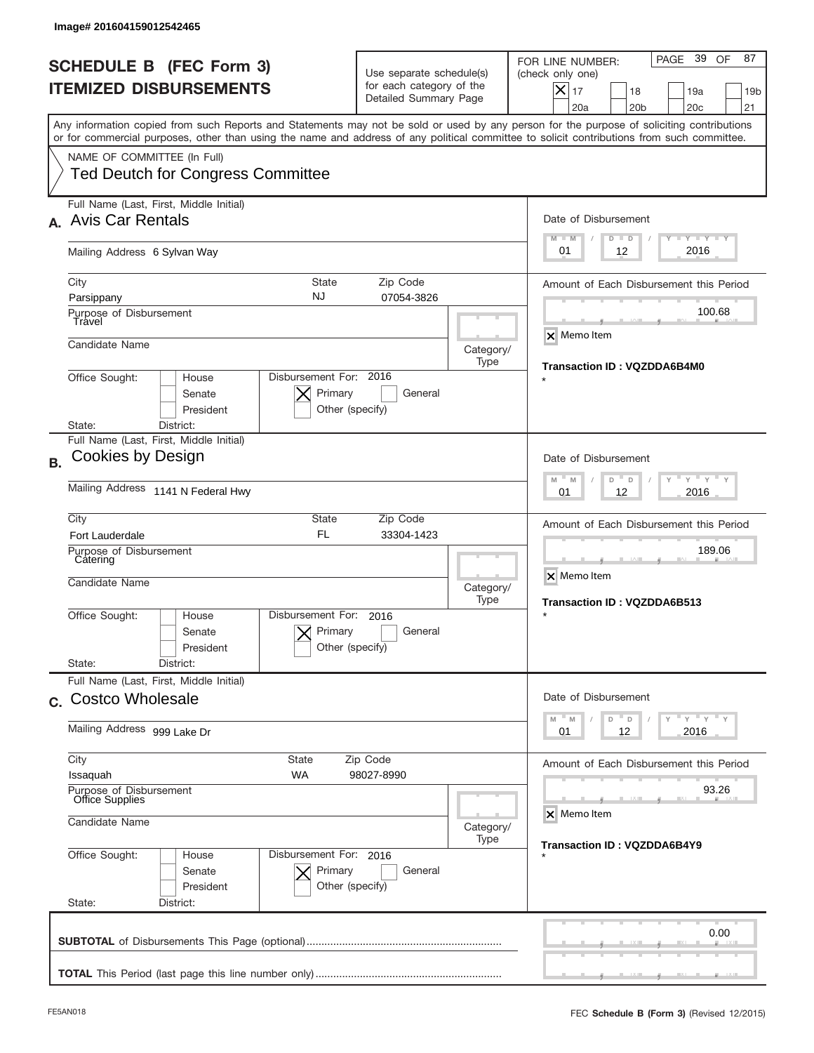Image# 201604159012542465

# SCHEDULE B (FEC Form 3)
## ITEMIZED DISBURSEMENTS

Use separate schedule(s) for each category of the Detailed Summary Page

FOR LINE NUMBER: (check only one)

- [X] 17
- [ ] 18
- [ ] 19a
- [ ] 19b
- [ ] 20a
- [ ] 20b
- [ ] 20c
- [ ] 21

PAGE 39 OF 87

Any information copied from such Reports and Statements may not be sold or used by any person for the purpose of soliciting contributions or for commercial purposes, other than using the name and address of any political committee to solicit contributions from such committee.

NAME OF COMMITTEE (In Full)
Ted Deutch for Congress Committee

---

**A.** Full Name (Last, First, Middle Initial): **Avis Car Rentals**

Mailing Address: 6 Sylvan Way

City: Parsippany | State: NJ | Zip Code: 07054-3826

Purpose of Disbursement: Travel

Candidate Name:

Category/Type:

Office Sought: [ ] House [ ] Senate [ ] President

State: District:

Disbursement For: 2016 [X] Primary [ ] General [ ] Other (specify)

Date of Disbursement: 01 / 12 / 2016

Amount of Each Disbursement this Period: 100.68

[X] Memo Item

Transaction ID : VQZDDA6B4M0

*

---

**B.** Full Name (Last, First, Middle Initial): **Cookies by Design**

Mailing Address: 1141 N Federal Hwy

City: Fort Lauderdale | State: FL | Zip Code: 33304-1423

Purpose of Disbursement: Catering

Candidate Name:

Category/Type:

Office Sought: [ ] House [ ] Senate [ ] President

State: District:

Disbursement For: 2016 [X] Primary [ ] General [ ] Other (specify)

Date of Disbursement: 01 / 12 / 2016

Amount of Each Disbursement this Period: 189.06

[X] Memo Item

Transaction ID : VQZDDA6B513

*

---

**C.** Full Name (Last, First, Middle Initial): **Costco Wholesale**

Mailing Address: 999 Lake Dr

City: Issaquah | State: WA | Zip Code: 98027-8990

Purpose of Disbursement: Office Supplies

Candidate Name:

Category/Type:

Office Sought: [ ] House [ ] Senate [ ] President

State: District:

Disbursement For: 2016 [X] Primary [ ] General [ ] Other (specify)

Date of Disbursement: 01 / 12 / 2016

Amount of Each Disbursement this Period: 93.26

[X] Memo Item

Transaction ID : VQZDDA6B4Y9

*

---

**SUBTOTAL** of Disbursements This Page (optional): 0.00

**TOTAL** This Period (last page this line number only):

FE5AN018 FEC **Schedule B (Form 3)** (Revised 12/2015)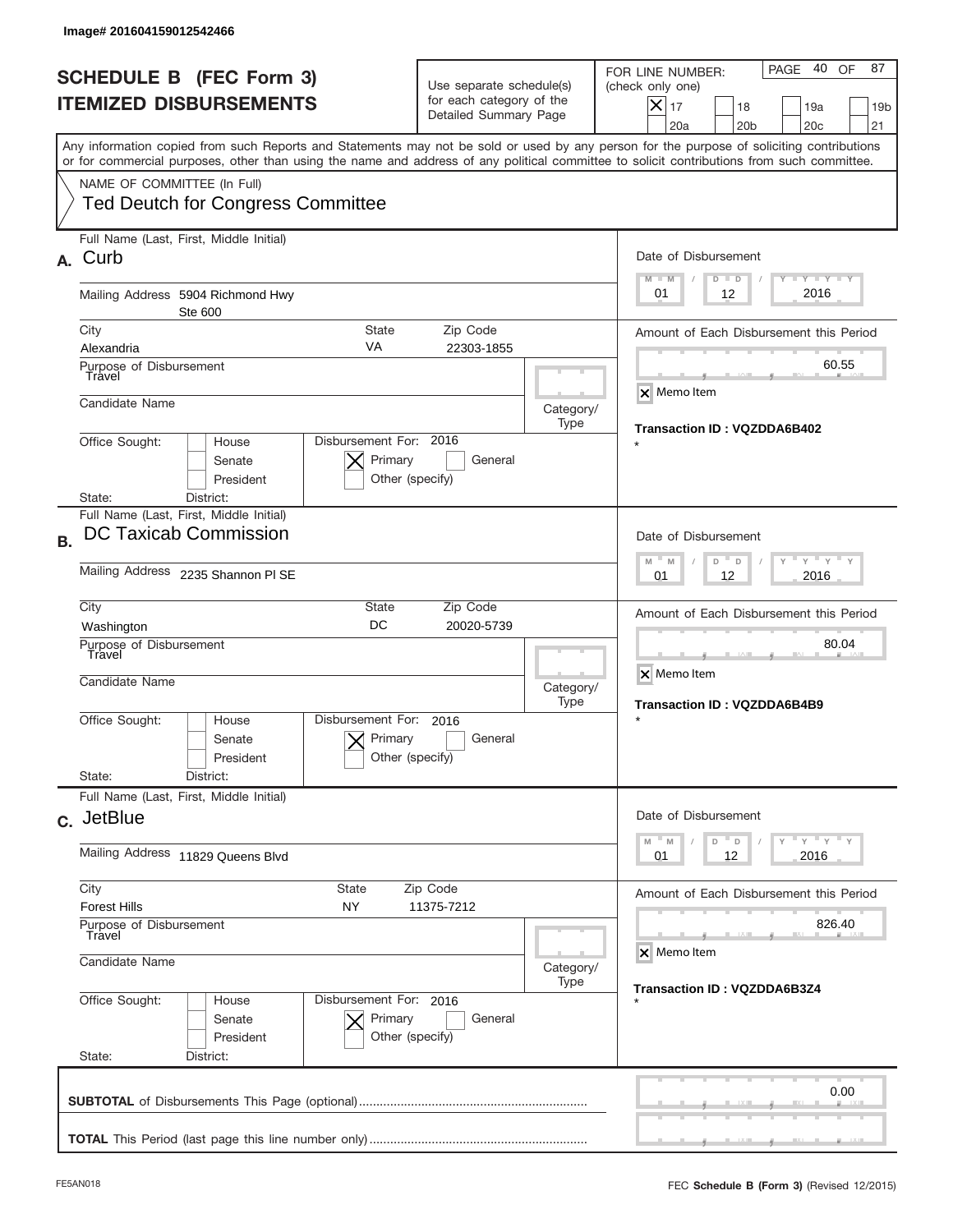Image# 201604159012542466

# SCHEDULE B (FEC Form 3)
## ITEMIZED DISBURSEMENTS

Use separate schedule(s) for each category of the Detailed Summary Page

FOR LINE NUMBER: (check only one)
[X] 17 [ ] 18 [ ] 19a [ ] 19b [ ] 20a [ ] 20b [ ] 20c [ ] 21

PAGE 40 OF 87

Any information copied from such Reports and Statements may not be sold or used by any person for the purpose of soliciting contributions or for commercial purposes, other than using the name and address of any political committee to solicit contributions from such committee.

NAME OF COMMITTEE (In Full)
Ted Deutch for Congress Committee

---

**A.** Full Name (Last, First, Middle Initial): Curb

Mailing Address: 5904 Richmond Hwy Ste 600

City: Alexandria | State: VA | Zip Code: 22303-1855

Purpose of Disbursement: Travel

Candidate Name:

Category/Type:

Office Sought: [ ] House [ ] Senate [ ] President

State: District:

Disbursement For: 2016 [X] Primary [ ] General [ ] Other (specify)

Date of Disbursement: 01 / 12 / 2016

Amount of Each Disbursement this Period: 60.55

[X] Memo Item

Transaction ID : VQZDDA6B402

*

---

**B.** Full Name (Last, First, Middle Initial): DC Taxicab Commission

Mailing Address: 2235 Shannon Pl SE

City: Washington | State: DC | Zip Code: 20020-5739

Purpose of Disbursement: Travel

Candidate Name:

Category/Type:

Office Sought: [ ] House [ ] Senate [ ] President

State: District:

Disbursement For: 2016 [X] Primary [ ] General [ ] Other (specify)

Date of Disbursement: 01 / 12 / 2016

Amount of Each Disbursement this Period: 80.04

[X] Memo Item

Transaction ID : VQZDDA6B4B9

*

---

**C.** Full Name (Last, First, Middle Initial): JetBlue

Mailing Address: 11829 Queens Blvd

City: Forest Hills | State: NY | Zip Code: 11375-7212

Purpose of Disbursement: Travel

Candidate Name:

Category/Type:

Office Sought: [ ] House [ ] Senate [ ] President

State: District:

Disbursement For: 2016 [X] Primary [ ] General [ ] Other (specify)

Date of Disbursement: 01 / 12 / 2016

Amount of Each Disbursement this Period: 826.40

[X] Memo Item

Transaction ID : VQZDDA6B3Z4

*

---

**SUBTOTAL** of Disbursements This Page (optional): 0.00

**TOTAL** This Period (last page this line number only):

FE5AN018

FEC **Schedule B (Form 3)** (Revised 12/2015)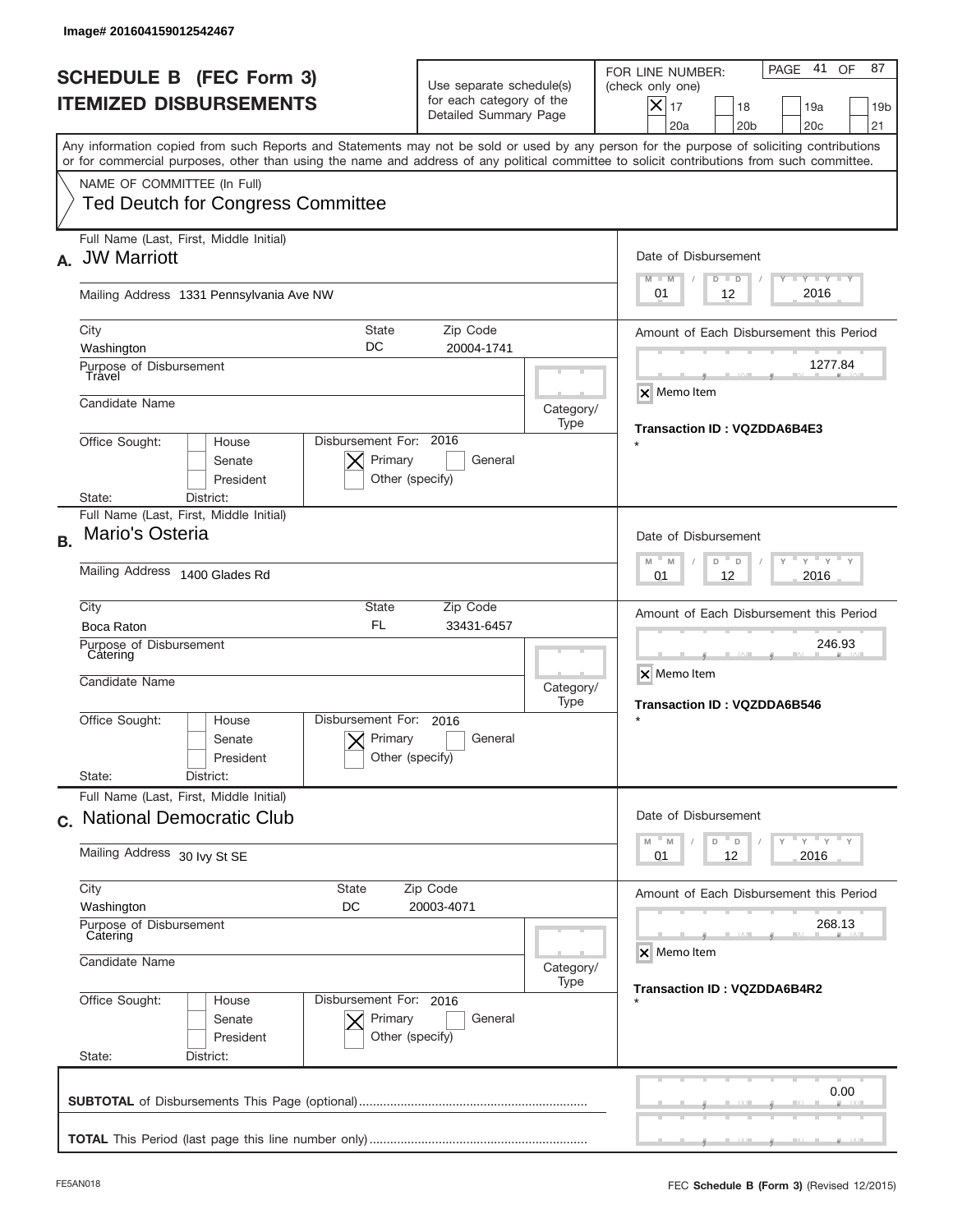Image# 201604159012542467

# SCHEDULE B (FEC Form 3)
## ITEMIZED DISBURSEMENTS

Use separate schedule(s) for each category of the Detailed Summary Page

FOR LINE NUMBER: (check only one)

- [x] 17
- [ ] 18
- [ ] 19a
- [ ] 19b
- [ ] 20a
- [ ] 20b
- [ ] 20c
- [ ] 21

PAGE 41 OF 87

Any information copied from such Reports and Statements may not be sold or used by any person for the purpose of soliciting contributions or for commercial purposes, other than using the name and address of any political committee to solicit contributions from such committee.

NAME OF COMMITTEE (In Full)
Ted Deutch for Congress Committee

---

**A.** Full Name (Last, First, Middle Initial): **JW Marriott**

Mailing Address: 1331 Pennsylvania Ave NW

City: Washington | State: DC | Zip Code: 20004-1741

Purpose of Disbursement: Travel

Candidate Name:

Category/Type:

Office Sought: [ ] House [ ] Senate [ ] President

State: District:

Disbursement For: 2016 [x] Primary [ ] General [ ] Other (specify)

Date of Disbursement: 01 / 12 / 2016

Amount of Each Disbursement this Period: 1277.84

[x] Memo Item

Transaction ID : VQZDDA6B4E3

*

---

**B.** Full Name (Last, First, Middle Initial): **Mario's Osteria**

Mailing Address: 1400 Glades Rd

City: Boca Raton | State: FL | Zip Code: 33431-6457

Purpose of Disbursement: Catering

Candidate Name:

Category/Type:

Office Sought: [ ] House [ ] Senate [ ] President

State: District:

Disbursement For: 2016 [x] Primary [ ] General [ ] Other (specify)

Date of Disbursement: 01 / 12 / 2016

Amount of Each Disbursement this Period: 246.93

[x] Memo Item

Transaction ID : VQZDDA6B546

*

---

**C.** Full Name (Last, First, Middle Initial): **National Democratic Club**

Mailing Address: 30 Ivy St SE

City: Washington | State: DC | Zip Code: 20003-4071

Purpose of Disbursement: Catering

Candidate Name:

Category/Type:

Office Sought: [ ] House [ ] Senate [ ] President

State: District:

Disbursement For: 2016 [x] Primary [ ] General [ ] Other (specify)

Date of Disbursement: 01 / 12 / 2016

Amount of Each Disbursement this Period: 268.13

[x] Memo Item

Transaction ID : VQZDDA6B4R2

*

---

**SUBTOTAL** of Disbursements This Page (optional): 0.00

**TOTAL** This Period (last page this line number only):

FE5AN018 — FEC **Schedule B** (Form 3) (Revised 12/2015)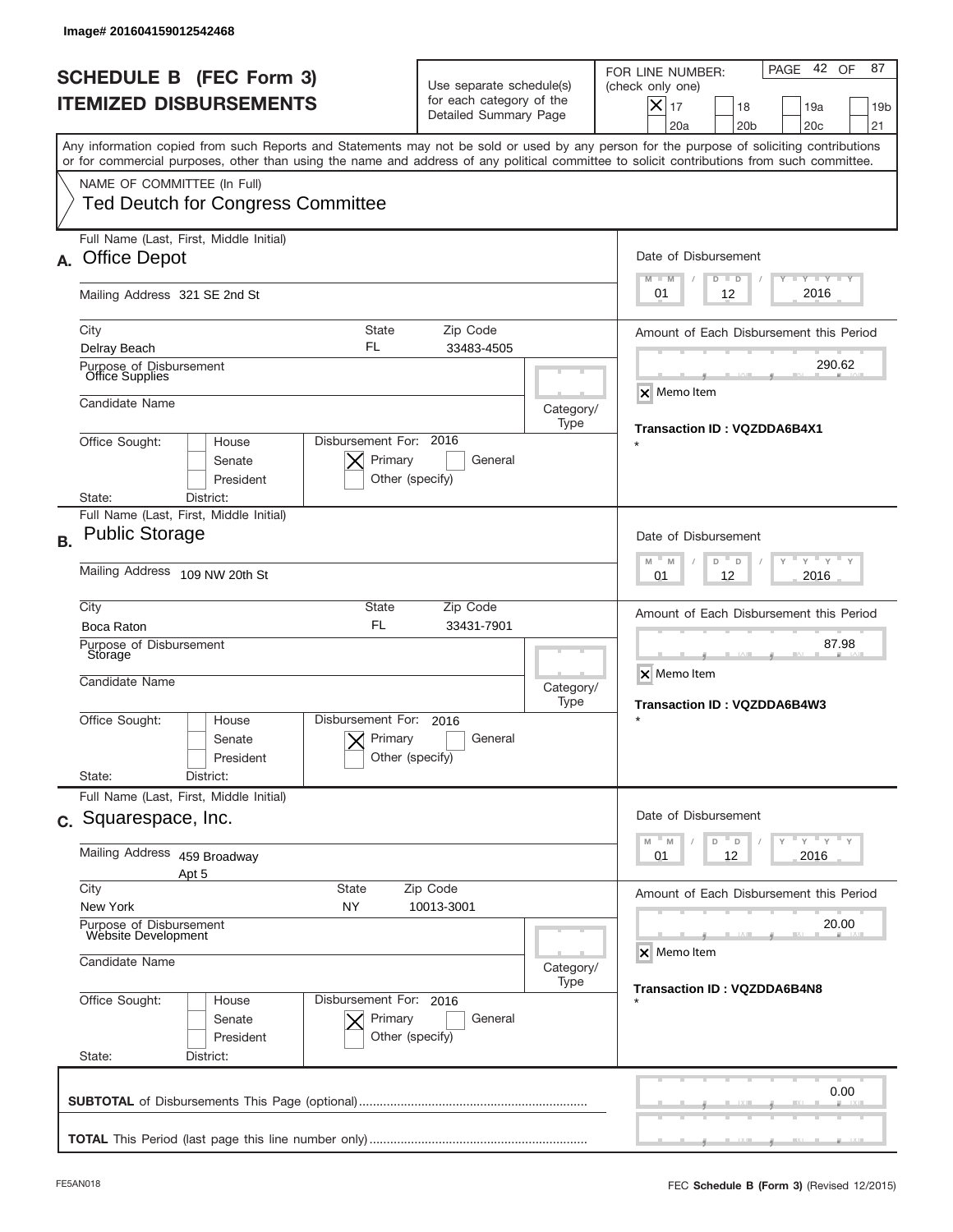Image# 201604159012542468

# SCHEDULE B (FEC Form 3)
## ITEMIZED DISBURSEMENTS

Use separate schedule(s) for each category of the Detailed Summary Page

FOR LINE NUMBER: (check only one)
[X] 17 [ ] 18 [ ] 19a [ ] 19b [ ] 20a [ ] 20b [ ] 20c [ ] 21

PAGE 42 OF 87

Any information copied from such Reports and Statements may not be sold or used by any person for the purpose of soliciting contributions or for commercial purposes, other than using the name and address of any political committee to solicit contributions from such committee.

NAME OF COMMITTEE (In Full)
Ted Deutch for Congress Committee

---

**A.** Full Name (Last, First, Middle Initial): Office Depot

Mailing Address: 321 SE 2nd St

City: Delray Beach | State: FL | Zip Code: 33483-4505

Purpose of Disbursement: Office Supplies

Candidate Name:

Category/Type:

Office Sought: [ ] House [ ] Senate [ ] President

State: District:

Disbursement For: 2016 [X] Primary [ ] General [ ] Other (specify)

Date of Disbursement: 01 / 12 / 2016

Amount of Each Disbursement this Period: 290.62

[X] Memo Item

Transaction ID : VQZDDA6B4X1

*

---

**B.** Full Name (Last, First, Middle Initial): Public Storage

Mailing Address: 109 NW 20th St

City: Boca Raton | State: FL | Zip Code: 33431-7901

Purpose of Disbursement: Storage

Candidate Name:

Category/Type:

Office Sought: [ ] House [ ] Senate [ ] President

State: District:

Disbursement For: 2016 [X] Primary [ ] General [ ] Other (specify)

Date of Disbursement: 01 / 12 / 2016

Amount of Each Disbursement this Period: 87.98

[X] Memo Item

Transaction ID : VQZDDA6B4W3

*

---

**C.** Full Name (Last, First, Middle Initial): Squarespace, Inc.

Mailing Address: 459 Broadway Apt 5

City: New York | State: NY | Zip Code: 10013-3001

Purpose of Disbursement: Website Development

Candidate Name:

Category/Type:

Office Sought: [ ] House [ ] Senate [ ] President

State: District:

Disbursement For: 2016 [X] Primary [ ] General [ ] Other (specify)

Date of Disbursement: 01 / 12 / 2016

Amount of Each Disbursement this Period: 20.00

[X] Memo Item

Transaction ID : VQZDDA6B4N8

*

---

**SUBTOTAL** of Disbursements This Page (optional): 0.00

**TOTAL** This Period (last page this line number only):

FE5AN018

FEC **Schedule B** (Form 3) (Revised 12/2015)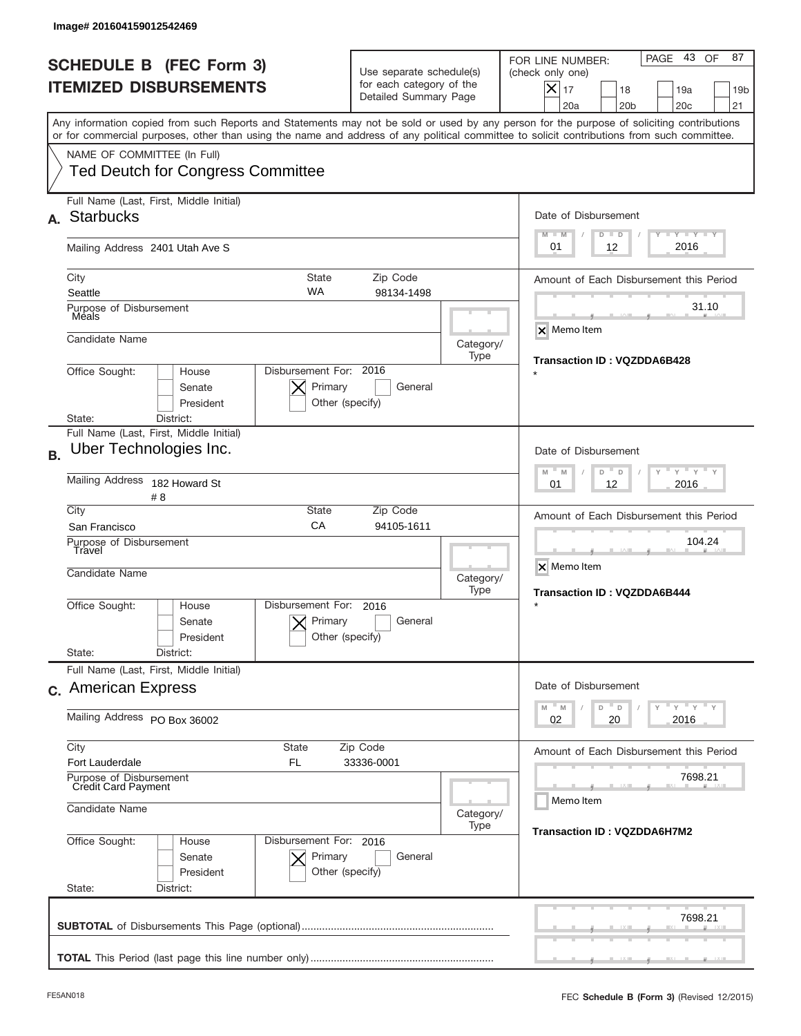Image# 201604159012542469

# SCHEDULE B (FEC Form 3) ITEMIZED DISBURSEMENTS

Use separate schedule(s) for each category of the Detailed Summary Page

FOR LINE NUMBER: (check only one)

- [x] 17
- [ ] 18
- [ ] 19a
- [ ] 19b
- [ ] 20a
- [ ] 20b
- [ ] 20c
- [ ] 21

Any information copied from such Reports and Statements may not be sold or used by any person for the purpose of soliciting contributions or for commercial purposes, other than using the name and address of any political committee to solicit contributions from such committee.

NAME OF COMMITTEE (In Full)
Ted Deutch for Congress Committee

---

**A.** Full Name (Last, First, Middle Initial): **Starbucks**

Mailing Address: 2401 Utah Ave S

City: Seattle | State: WA | Zip Code: 98134-1498

Purpose of Disbursement: Meals

Candidate Name:

Category/Type:

Office Sought: [ ] House [ ] Senate [ ] President

State: District:

Disbursement For: 2016 [x] Primary [ ] General [ ] Other (specify)

Date of Disbursement: 01 / 12 / 2016

Amount of Each Disbursement this Period: 31.10

[x] Memo Item

Transaction ID : VQZDDA6B428

*

---

**B.** Full Name (Last, First, Middle Initial): **Uber Technologies Inc.**

Mailing Address: 182 Howard St # 8

City: San Francisco | State: CA | Zip Code: 94105-1611

Purpose of Disbursement: Travel

Candidate Name:

Category/Type:

Office Sought: [ ] House [ ] Senate [ ] President

State: District:

Disbursement For: 2016 [x] Primary [ ] General [ ] Other (specify)

Date of Disbursement: 01 / 12 / 2016

Amount of Each Disbursement this Period: 104.24

[x] Memo Item

Transaction ID : VQZDDA6B444

*

---

**C.** Full Name (Last, First, Middle Initial): **American Express**

Mailing Address: PO Box 36002

City: Fort Lauderdale | State: FL | Zip Code: 33336-0001

Purpose of Disbursement: Credit Card Payment

Candidate Name:

Category/Type:

Office Sought: [ ] House [ ] Senate [ ] President

State: District:

Disbursement For: 2016 [x] Primary [ ] General [ ] Other (specify)

Date of Disbursement: 02 / 20 / 2016

Amount of Each Disbursement this Period: 7698.21

[ ] Memo Item

Transaction ID : VQZDDA6H7M2

---

**SUBTOTAL** of Disbursements This Page (optional): 7698.21

**TOTAL** This Period (last page this line number only):

FE5AN018

FEC **Schedule B** (Form 3) (Revised 12/2015)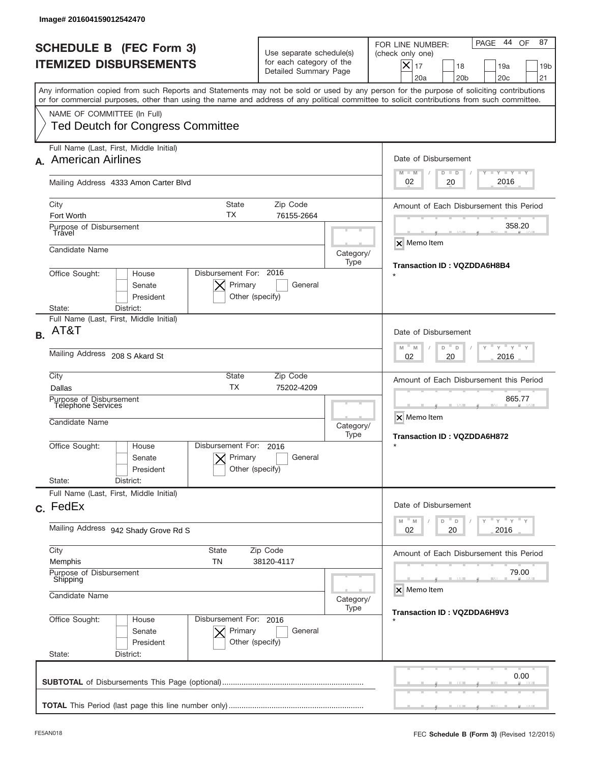Image# 201604159012542470

# SCHEDULE B (FEC Form 3)
# ITEMIZED DISBURSEMENTS

Use separate schedule(s) for each category of the Detailed Summary Page

FOR LINE NUMBER: (check only one)

- [x] 17
- [ ] 18
- [ ] 19a
- [ ] 19b
- [ ] 20a
- [ ] 20b
- [ ] 20c
- [ ] 21

PAGE 44 OF 87

Any information copied from such Reports and Statements may not be sold or used by any person for the purpose of soliciting contributions or for commercial purposes, other than using the name and address of any political committee to solicit contributions from such committee.

NAME OF COMMITTEE (In Full)
Ted Deutch for Congress Committee

---

**A.** Full Name (Last, First, Middle Initial): American Airlines

Mailing Address: 4333 Amon Carter Blvd

City: Fort Worth | State: TX | Zip Code: 76155-2664

Purpose of Disbursement: Travel

Candidate Name:

Category/Type:

Office Sought: [ ] House [ ] Senate [ ] President

State: District:

Disbursement For: 2016 [x] Primary [ ] General [ ] Other (specify)

Date of Disbursement: 02 / 20 / 2016

Amount of Each Disbursement this Period: 358.20

[x] Memo Item

Transaction ID : VQZDDA6H8B4

*

---

**B.** Full Name (Last, First, Middle Initial): AT&T

Mailing Address: 208 S Akard St

City: Dallas | State: TX | Zip Code: 75202-4209

Purpose of Disbursement: Telephone Services

Candidate Name:

Category/Type:

Office Sought: [ ] House [ ] Senate [ ] President

State: District:

Disbursement For: 2016 [x] Primary [ ] General [ ] Other (specify)

Date of Disbursement: 02 / 20 / 2016

Amount of Each Disbursement this Period: 865.77

[x] Memo Item

Transaction ID : VQZDDA6H872

*

---

**C.** Full Name (Last, First, Middle Initial): FedEx

Mailing Address: 942 Shady Grove Rd S

City: Memphis | State: TN | Zip Code: 38120-4117

Purpose of Disbursement: Shipping

Candidate Name:

Category/Type:

Office Sought: [ ] House [ ] Senate [ ] President

State: District:

Disbursement For: 2016 [x] Primary [ ] General [ ] Other (specify)

Date of Disbursement: 02 / 20 / 2016

Amount of Each Disbursement this Period: 79.00

[x] Memo Item

Transaction ID : VQZDDA6H9V3

*

---

**SUBTOTAL** of Disbursements This Page (optional): 0.00

**TOTAL** This Period (last page this line number only):

FE5AN018

FEC **Schedule B (Form 3)** (Revised 12/2015)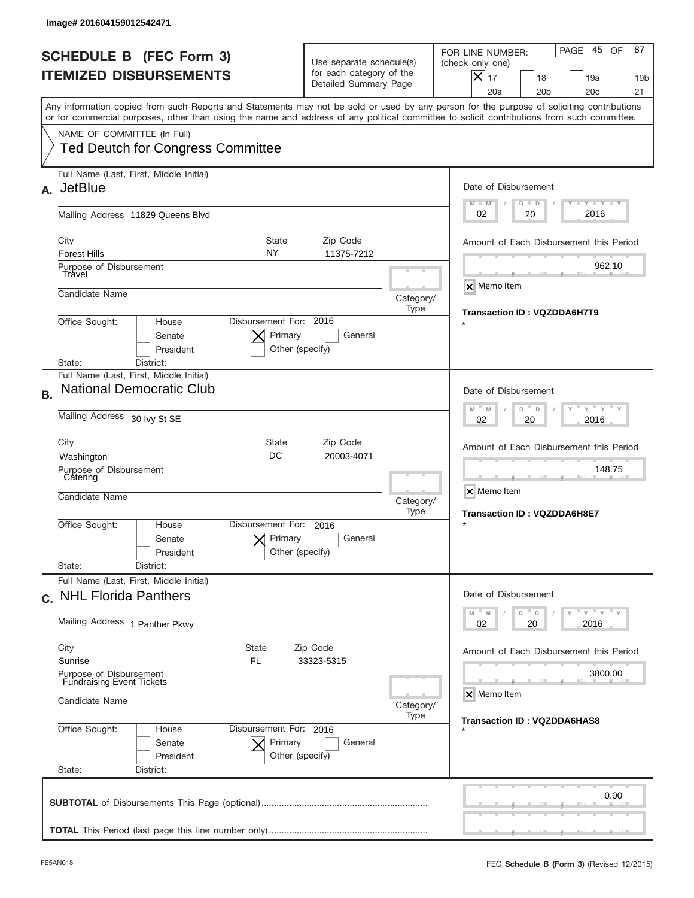Image# 201604159012542471

# SCHEDULE B (FEC Form 3)
## ITEMIZED DISBURSEMENTS

Use separate schedule(s) for each category of the Detailed Summary Page

FOR LINE NUMBER: (check only one)
[X] 17 [ ] 18 [ ] 19a [ ] 19b [ ] 20a [ ] 20b [ ] 20c [ ] 21

Any information copied from such Reports and Statements may not be sold or used by any person for the purpose of soliciting contributions or for commercial purposes, other than using the name and address of any political committee to solicit contributions from such committee.

NAME OF COMMITTEE (In Full)
Ted Deutch for Congress Committee

**A.** Full Name (Last, First, Middle Initial): JetBlue
Mailing Address: 11829 Queens Blvd
City: Forest Hills | State: NY | Zip Code: 11375-7212
Purpose of Disbursement: Travel
Candidate Name:
Category/Type:
Office Sought: [ ] House [ ] Senate [ ] President
State: District:
Disbursement For: 2016 [X] Primary [ ] General [ ] Other (specify)
Date of Disbursement: 02 / 20 / 2016
Amount of Each Disbursement this Period: 962.10
[X] Memo Item
Transaction ID : VQZDDA6H7T9
*

**B.** Full Name (Last, First, Middle Initial): National Democratic Club
Mailing Address: 30 Ivy St SE
City: Washington | State: DC | Zip Code: 20003-4071
Purpose of Disbursement: Catering
Candidate Name:
Category/Type:
Office Sought: [ ] House [ ] Senate [ ] President
State: District:
Disbursement For: 2016 [X] Primary [ ] General [ ] Other (specify)
Date of Disbursement: 02 / 20 / 2016
Amount of Each Disbursement this Period: 148.75
[X] Memo Item
Transaction ID : VQZDDA6H8E7
*

**C.** Full Name (Last, First, Middle Initial): NHL Florida Panthers
Mailing Address: 1 Panther Pkwy
City: Sunrise | State: FL | Zip Code: 33323-5315
Purpose of Disbursement: Fundraising Event Tickets
Candidate Name:
Category/Type:
Office Sought: [ ] House [ ] Senate [ ] President
State: District:
Disbursement For: 2016 [X] Primary [ ] General [ ] Other (specify)
Date of Disbursement: 02 / 20 / 2016
Amount of Each Disbursement this Period: 3800.00
[X] Memo Item
Transaction ID : VQZDDA6HAS8
*

**SUBTOTAL** of Disbursements This Page (optional): 0.00

**TOTAL** This Period (last page this line number only):

FE5AN018 — FEC **Schedule B (Form 3)** (Revised 12/2015)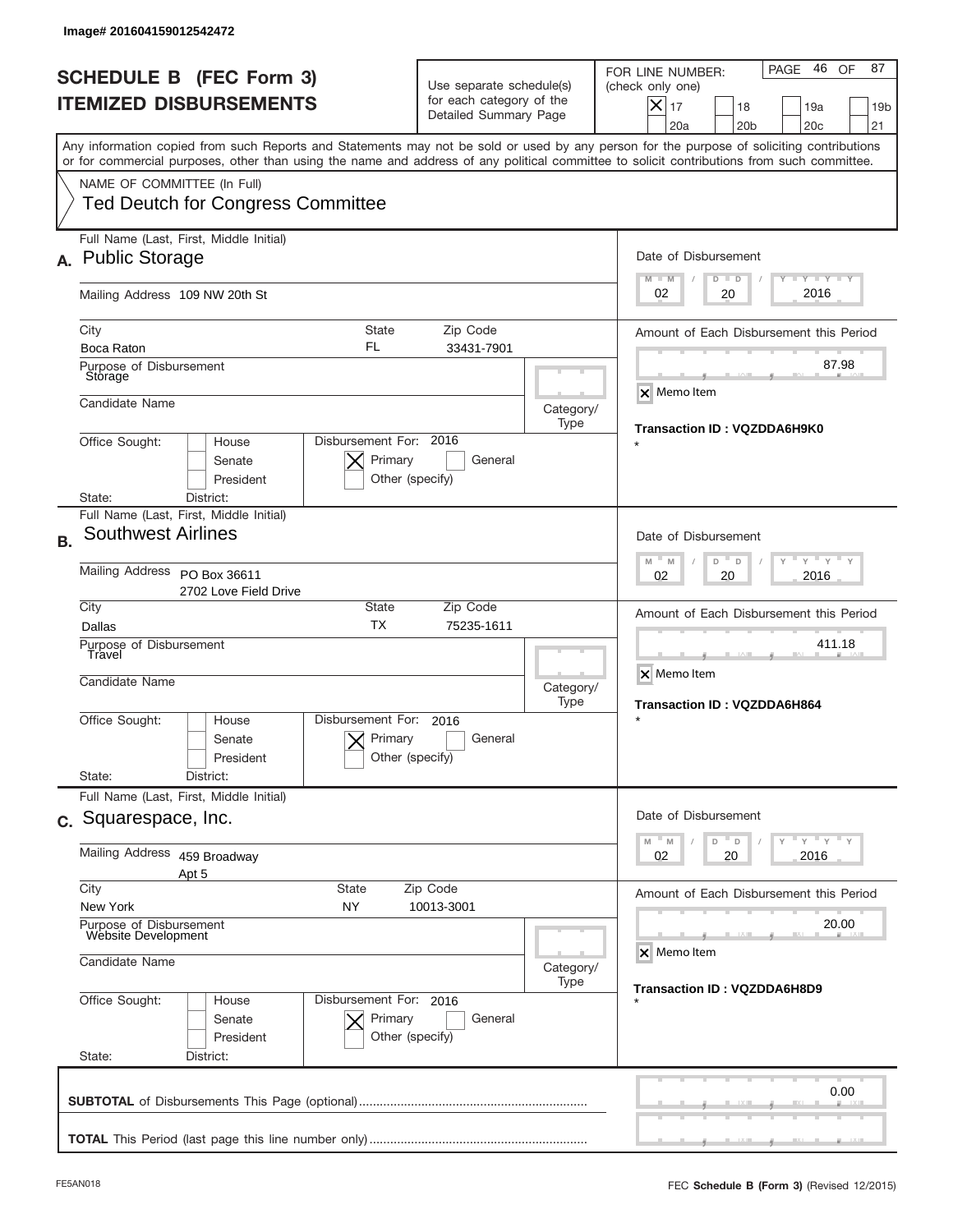Image# 201604159012542472

# SCHEDULE B (FEC Form 3)
# ITEMIZED DISBURSEMENTS

Use separate schedule(s) for each category of the Detailed Summary Page

FOR LINE NUMBER: (check only one)

- [X] 17
- [ ] 18
- [ ] 19a
- [ ] 19b
- [ ] 20a
- [ ] 20b
- [ ] 20c
- [ ] 21

Any information copied from such Reports and Statements may not be sold or used by any person for the purpose of soliciting contributions or for commercial purposes, other than using the name and address of any political committee to solicit contributions from such committee.

NAME OF COMMITTEE (In Full)
Ted Deutch for Congress Committee

## A.

Full Name (Last, First, Middle Initial): Public Storage

Mailing Address: 109 NW 20th St

City: Boca Raton | State: FL | Zip Code: 33431-7901

Purpose of Disbursement: Storage

Candidate Name:

Category/Type:

Office Sought: [ ] House [ ] Senate [ ] President

State: District:

Disbursement For: 2016 [X] Primary [ ] General [ ] Other (specify)

Date of Disbursement: 02 / 20 / 2016

Amount of Each Disbursement this Period: 87.98

[X] Memo Item

Transaction ID : VQZDDA6H9K0

*

## B.

Full Name (Last, First, Middle Initial): Southwest Airlines

Mailing Address: PO Box 36611
2702 Love Field Drive

City: Dallas | State: TX | Zip Code: 75235-1611

Purpose of Disbursement: Travel

Candidate Name:

Category/Type:

Office Sought: [ ] House [ ] Senate [ ] President

State: District:

Disbursement For: 2016 [X] Primary [ ] General [ ] Other (specify)

Date of Disbursement: 02 / 20 / 2016

Amount of Each Disbursement this Period: 411.18

[X] Memo Item

Transaction ID : VQZDDA6H864

*

## C.

Full Name (Last, First, Middle Initial): Squarespace, Inc.

Mailing Address: 459 Broadway
Apt 5

City: New York | State: NY | Zip Code: 10013-3001

Purpose of Disbursement: Website Development

Candidate Name:

Category/Type:

Office Sought: [ ] House [ ] Senate [ ] President

State: District:

Disbursement For: 2016 [X] Primary [ ] General [ ] Other (specify)

Date of Disbursement: 02 / 20 / 2016

Amount of Each Disbursement this Period: 20.00

[X] Memo Item

Transaction ID : VQZDDA6H8D9

*

**SUBTOTAL** of Disbursements This Page (optional): 0.00

**TOTAL** This Period (last page this line number only):

FE5AN018

FEC **Schedule B** (Form 3) (Revised 12/2015)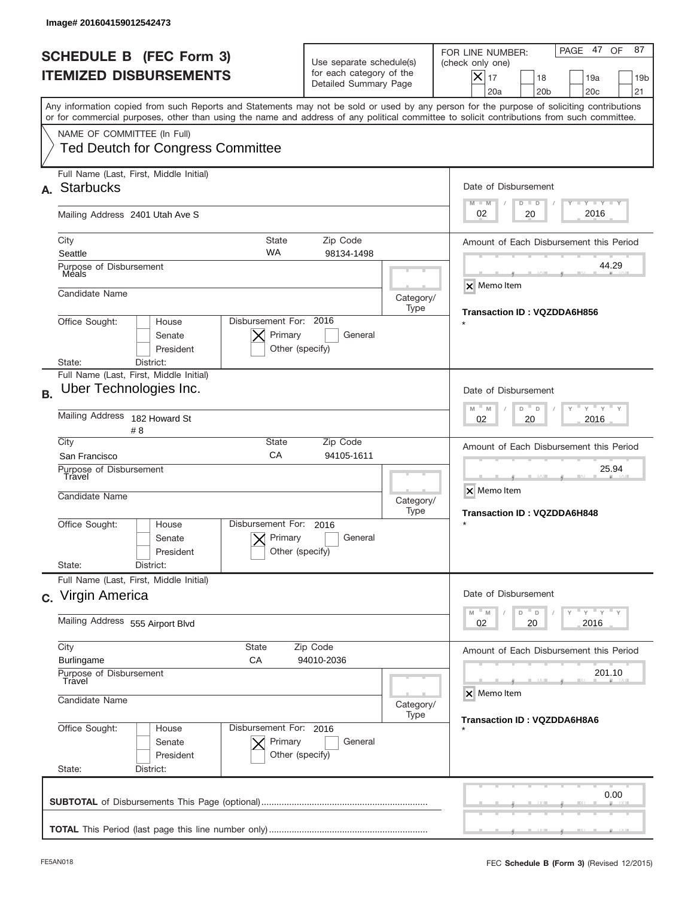Image# 201604159012542473

# SCHEDULE B (FEC Form 3)
# ITEMIZED DISBURSEMENTS

Use separate schedule(s) for each category of the Detailed Summary Page

FOR LINE NUMBER: (check only one)

- [x] 17
- [ ] 18
- [ ] 19a
- [ ] 19b
- [ ] 20a
- [ ] 20b
- [ ] 20c
- [ ] 21

PAGE 47 OF 87

Any information copied from such Reports and Statements may not be sold or used by any person for the purpose of soliciting contributions or for commercial purposes, other than using the name and address of any political committee to solicit contributions from such committee.

NAME OF COMMITTEE (In Full)
Ted Deutch for Congress Committee

---

**A.** Full Name (Last, First, Middle Initial): Starbucks

Mailing Address: 2401 Utah Ave S

City: Seattle | State: WA | Zip Code: 98134-1498

Purpose of Disbursement: Meals

Candidate Name:

Category/Type:

Office Sought: [ ] House [ ] Senate [ ] President

State: District:

Disbursement For: 2016 [x] Primary [ ] General [ ] Other (specify)

Date of Disbursement: 02 / 20 / 2016

Amount of Each Disbursement this Period: 44.29

[x] Memo Item

Transaction ID : VQZDDA6H856

*

---

**B.** Full Name (Last, First, Middle Initial): Uber Technologies Inc.

Mailing Address: 182 Howard St # 8

City: San Francisco | State: CA | Zip Code: 94105-1611

Purpose of Disbursement: Travel

Candidate Name:

Category/Type:

Office Sought: [ ] House [ ] Senate [ ] President

State: District:

Disbursement For: 2016 [x] Primary [ ] General [ ] Other (specify)

Date of Disbursement: 02 / 20 / 2016

Amount of Each Disbursement this Period: 25.94

[x] Memo Item

Transaction ID : VQZDDA6H848

*

---

**C.** Full Name (Last, First, Middle Initial): Virgin America

Mailing Address: 555 Airport Blvd

City: Burlingame | State: CA | Zip Code: 94010-2036

Purpose of Disbursement: Travel

Candidate Name:

Category/Type:

Office Sought: [ ] House [ ] Senate [ ] President

State: District:

Disbursement For: 2016 [x] Primary [ ] General [ ] Other (specify)

Date of Disbursement: 02 / 20 / 2016

Amount of Each Disbursement this Period: 201.10

[x] Memo Item

Transaction ID : VQZDDA6H8A6

*

---

**SUBTOTAL** of Disbursements This Page (optional) .......... 0.00

**TOTAL** This Period (last page this line number only) ..........

FE5AN018 | FEC **Schedule B (Form 3)** (Revised 12/2015)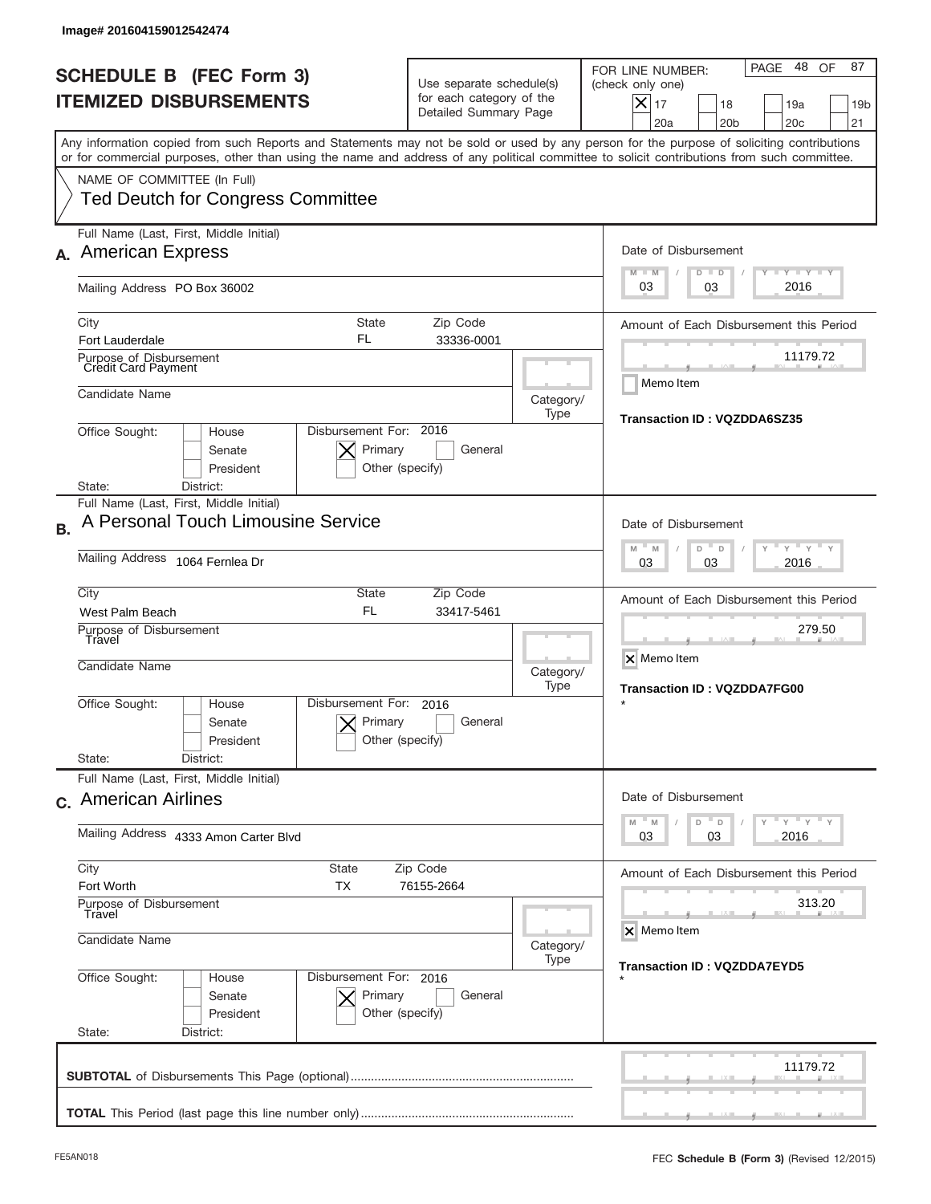Image# 201604159012542474

# SCHEDULE B (FEC Form 3)
# ITEMIZED DISBURSEMENTS

Use separate schedule(s) for each category of the Detailed Summary Page

FOR LINE NUMBER: (check only one)

[X] 17 [ ] 18 [ ] 19a [ ] 19b [ ] 20a [ ] 20b [ ] 20c [ ] 21

Any information copied from such Reports and Statements may not be sold or used by any person for the purpose of soliciting contributions or for commercial purposes, other than using the name and address of any political committee to solicit contributions from such committee.

NAME OF COMMITTEE (In Full)

Ted Deutch for Congress Committee

---

**A.** Full Name (Last, First, Middle Initial): American Express

Mailing Address: PO Box 36002

City: Fort Lauderdale | State: FL | Zip Code: 33336-0001

Purpose of Disbursement: Credit Card Payment

Candidate Name:

Category/Type:

Office Sought: [ ] House [ ] Senate [ ] President

State: District:

Disbursement For: 2016 [X] Primary [ ] General [ ] Other (specify)

Date of Disbursement: 03 / 03 / 2016

Amount of Each Disbursement this Period: 11179.72

[ ] Memo Item

Transaction ID : VQZDDA6SZ35

---

**B.** Full Name (Last, First, Middle Initial): A Personal Touch Limousine Service

Mailing Address: 1064 Fernlea Dr

City: West Palm Beach | State: FL | Zip Code: 33417-5461

Purpose of Disbursement: Travel

Candidate Name:

Category/Type:

Office Sought: [ ] House [ ] Senate [ ] President

State: District:

Disbursement For: 2016 [X] Primary [ ] General [ ] Other (specify)

Date of Disbursement: 03 / 03 / 2016

Amount of Each Disbursement this Period: 279.50

[X] Memo Item

Transaction ID : VQZDDA7FG00

*

---

**C.** Full Name (Last, First, Middle Initial): American Airlines

Mailing Address: 4333 Amon Carter Blvd

City: Fort Worth | State: TX | Zip Code: 76155-2664

Purpose of Disbursement: Travel

Candidate Name:

Category/Type:

Office Sought: [ ] House [ ] Senate [ ] President

State: District:

Disbursement For: 2016 [X] Primary [ ] General [ ] Other (specify)

Date of Disbursement: 03 / 03 / 2016

Amount of Each Disbursement this Period: 313.20

[X] Memo Item

Transaction ID : VQZDDA7EYD5

*

---

**SUBTOTAL** of Disbursements This Page (optional): 11179.72

**TOTAL** This Period (last page this line number only):

FE5AN018

FEC **Schedule B** (Form 3) (Revised 12/2015)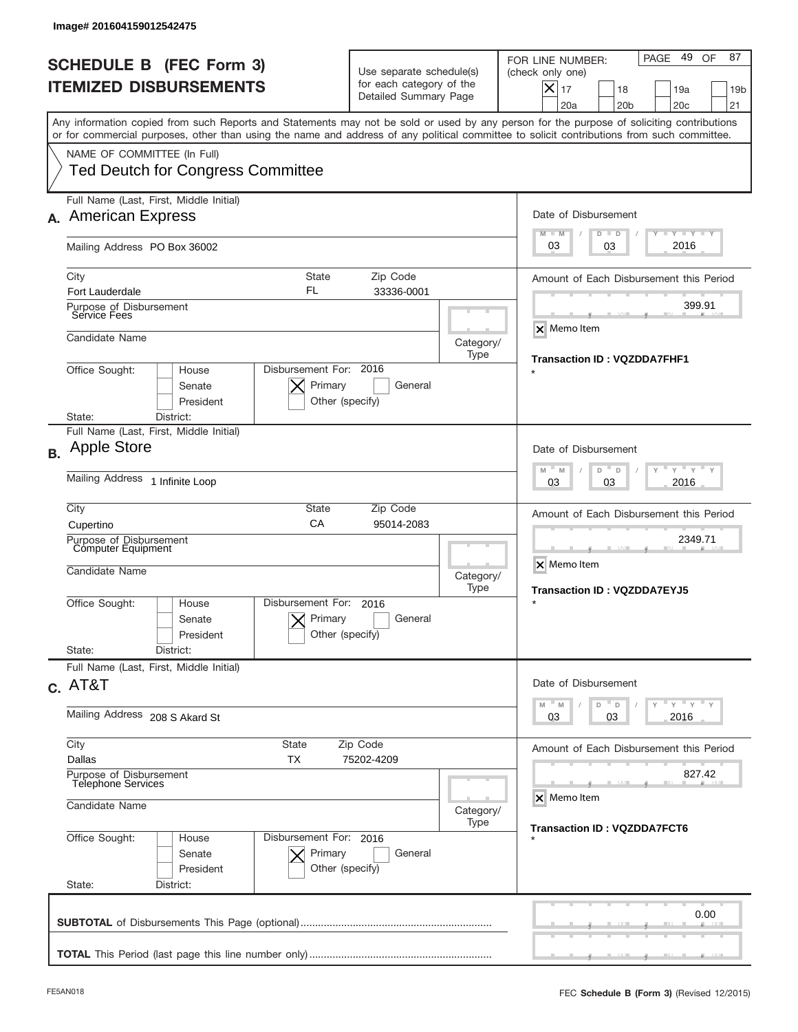Image# 201604159012542475

# SCHEDULE B (FEC Form 3)
## ITEMIZED DISBURSEMENTS

Use separate schedule(s) for each category of the Detailed Summary Page

FOR LINE NUMBER: (check only one)

[X] 17 [ ] 18 [ ] 19a [ ] 19b
[ ] 20a [ ] 20b [ ] 20c [ ] 21

PAGE 49 OF 87

Any information copied from such Reports and Statements may not be sold or used by any person for the purpose of soliciting contributions or for commercial purposes, other than using the name and address of any political committee to solicit contributions from such committee.

NAME OF COMMITTEE (In Full)
Ted Deutch for Congress Committee

---

**A.** Full Name (Last, First, Middle Initial): American Express

Mailing Address: PO Box 36002

City: Fort Lauderdale | State: FL | Zip Code: 33336-0001

Purpose of Disbursement: Service Fees

Candidate Name:

Category/Type:

Office Sought: [ ] House [ ] Senate [ ] President

State: District:

Disbursement For: 2016 [X] Primary [ ] General [ ] Other (specify)

Date of Disbursement: 03 / 03 / 2016

Amount of Each Disbursement this Period: 399.91

[X] Memo Item

Transaction ID : VQZDDA7FHF1

*

---

**B.** Full Name (Last, First, Middle Initial): Apple Store

Mailing Address: 1 Infinite Loop

City: Cupertino | State: CA | Zip Code: 95014-2083

Purpose of Disbursement: Computer Equipment

Candidate Name:

Category/Type:

Office Sought: [ ] House [ ] Senate [ ] President

State: District:

Disbursement For: 2016 [X] Primary [ ] General [ ] Other (specify)

Date of Disbursement: 03 / 03 / 2016

Amount of Each Disbursement this Period: 2349.71

[X] Memo Item

Transaction ID : VQZDDA7EYJ5

*

---

**C.** Full Name (Last, First, Middle Initial): AT&T

Mailing Address: 208 S Akard St

City: Dallas | State: TX | Zip Code: 75202-4209

Purpose of Disbursement: Telephone Services

Candidate Name:

Category/Type:

Office Sought: [ ] House [ ] Senate [ ] President

State: District:

Disbursement For: 2016 [X] Primary [ ] General [ ] Other (specify)

Date of Disbursement: 03 / 03 / 2016

Amount of Each Disbursement this Period: 827.42

[X] Memo Item

Transaction ID : VQZDDA7FCT6

*

---

**SUBTOTAL** of Disbursements This Page (optional): 0.00

**TOTAL** This Period (last page this line number only):

FE5AN018

FEC **Schedule B (Form 3)** (Revised 12/2015)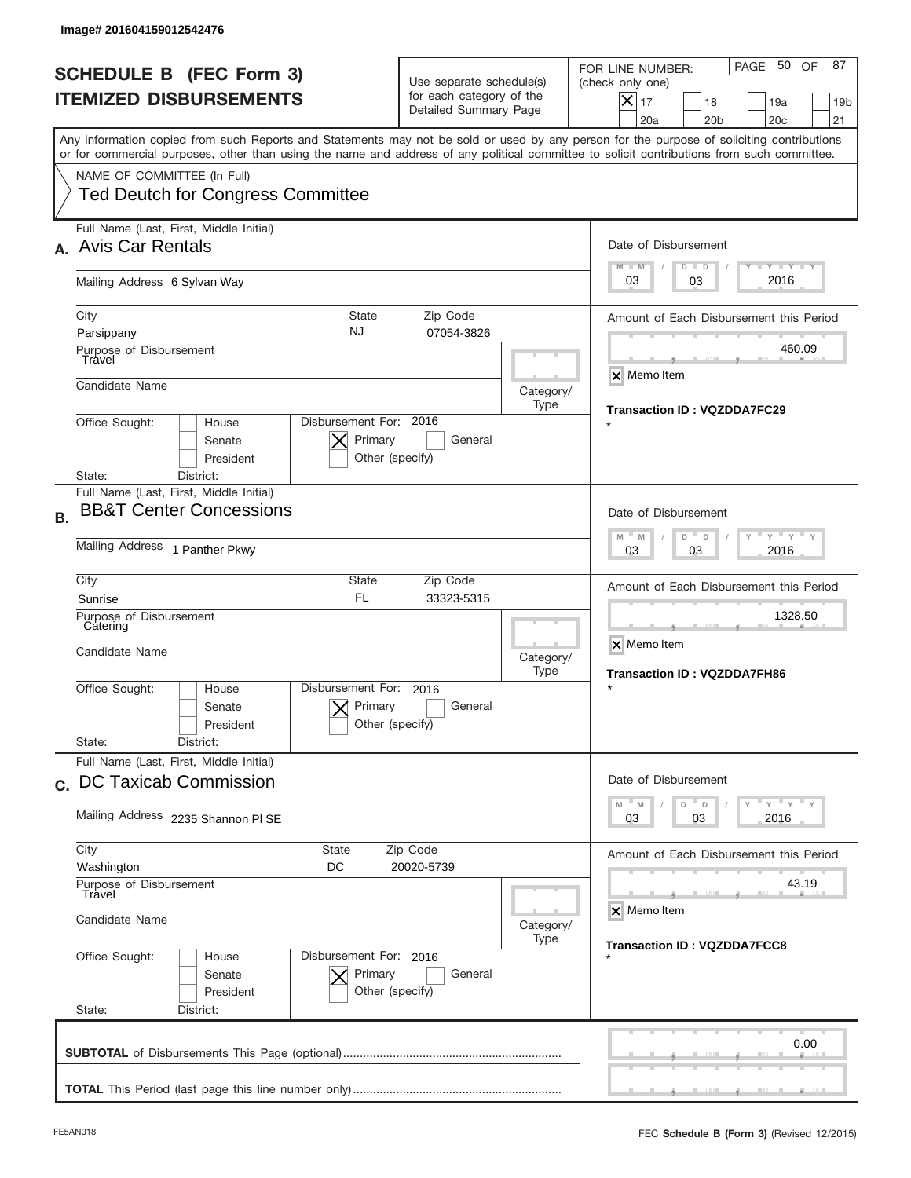Image# 201604159012542476

# SCHEDULE B (FEC Form 3)
# ITEMIZED DISBURSEMENTS

Use separate schedule(s) for each category of the Detailed Summary Page

FOR LINE NUMBER: (check only one)
[X] 17 [ ] 18 [ ] 19a [ ] 19b [ ] 20a [ ] 20b [ ] 20c [ ] 21

Any information copied from such Reports and Statements may not be sold or used by any person for the purpose of soliciting contributions or for commercial purposes, other than using the name and address of any political committee to solicit contributions from such committee.

NAME OF COMMITTEE (In Full)
Ted Deutch for Congress Committee

---

**A.** Full Name (Last, First, Middle Initial): Avis Car Rentals

Mailing Address: 6 Sylvan Way

City: Parsippany | State: NJ | Zip Code: 07054-3826

Purpose of Disbursement: Travel

Candidate Name:

Category/Type:

Office Sought: [ ] House [ ] Senate [ ] President

State: District:

Disbursement For: 2016 [X] Primary [ ] General [ ] Other (specify)

Date of Disbursement: 03 / 03 / 2016

Amount of Each Disbursement this Period: 460.09

[X] Memo Item

Transaction ID : VQZDDA7FC29

*

---

**B.** Full Name (Last, First, Middle Initial): BB&T Center Concessions

Mailing Address: 1 Panther Pkwy

City: Sunrise | State: FL | Zip Code: 33323-5315

Purpose of Disbursement: Catering

Candidate Name:

Category/Type:

Office Sought: [ ] House [ ] Senate [ ] President

State: District:

Disbursement For: 2016 [X] Primary [ ] General [ ] Other (specify)

Date of Disbursement: 03 / 03 / 2016

Amount of Each Disbursement this Period: 1328.50

[X] Memo Item

Transaction ID : VQZDDA7FH86

*

---

**C.** Full Name (Last, First, Middle Initial): DC Taxicab Commission

Mailing Address: 2235 Shannon Pl SE

City: Washington | State: DC | Zip Code: 20020-5739

Purpose of Disbursement: Travel

Candidate Name:

Category/Type:

Office Sought: [ ] House [ ] Senate [ ] President

State: District:

Disbursement For: 2016 [X] Primary [ ] General [ ] Other (specify)

Date of Disbursement: 03 / 03 / 2016

Amount of Each Disbursement this Period: 43.19

[X] Memo Item

Transaction ID : VQZDDA7FCC8

*

---

**SUBTOTAL** of Disbursements This Page (optional): 0.00

**TOTAL** This Period (last page this line number only):

FE5AN018 FEC **Schedule B (Form 3)** (Revised 12/2015)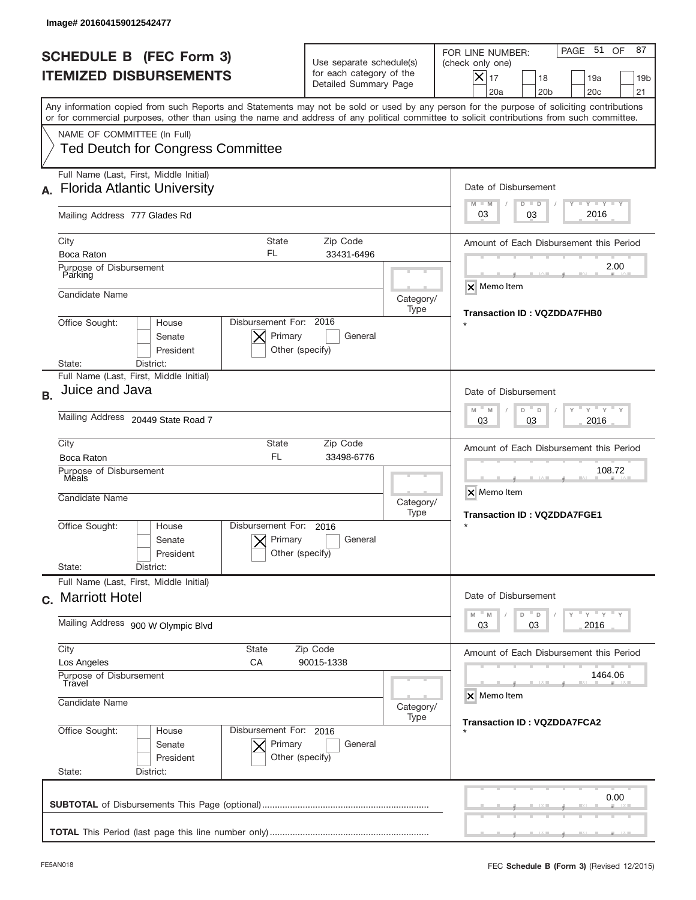Image# 201604159012542477

# SCHEDULE B (FEC Form 3)
# ITEMIZED DISBURSEMENTS

Use separate schedule(s) for each category of the Detailed Summary Page

FOR LINE NUMBER: (check only one)

- [x] 17
- [ ] 18
- [ ] 19a
- [ ] 19b
- [ ] 20a
- [ ] 20b
- [ ] 20c
- [ ] 21

Any information copied from such Reports and Statements may not be sold or used by any person for the purpose of soliciting contributions or for commercial purposes, other than using the name and address of any political committee to solicit contributions from such committee.

NAME OF COMMITTEE (In Full)
Ted Deutch for Congress Committee

---

## A.

Full Name (Last, First, Middle Initial): **Florida Atlantic University**

Mailing Address: 777 Glades Rd

City: Boca Raton | State: FL | Zip Code: 33431-6496

Purpose of Disbursement: Parking

Candidate Name:

Category/Type:

Office Sought: [ ] House [ ] Senate [ ] President

State: District:

Disbursement For: 2016 [x] Primary [ ] General [ ] Other (specify)

Date of Disbursement: 03 / 03 / 2016

Amount of Each Disbursement this Period: 2.00

[x] Memo Item

Transaction ID : VQZDDA7FHB0

*

---

## B.

Full Name (Last, First, Middle Initial): **Juice and Java**

Mailing Address: 20449 State Road 7

City: Boca Raton | State: FL | Zip Code: 33498-6776

Purpose of Disbursement: Meals

Candidate Name:

Category/Type:

Office Sought: [ ] House [ ] Senate [ ] President

State: District:

Disbursement For: 2016 [x] Primary [ ] General [ ] Other (specify)

Date of Disbursement: 03 / 03 / 2016

Amount of Each Disbursement this Period: 108.72

[x] Memo Item

Transaction ID : VQZDDA7FGE1

*

---

## C.

Full Name (Last, First, Middle Initial): **Marriott Hotel**

Mailing Address: 900 W Olympic Blvd

City: Los Angeles | State: CA | Zip Code: 90015-1338

Purpose of Disbursement: Travel

Candidate Name:

Category/Type:

Office Sought: [ ] House [ ] Senate [ ] President

State: District:

Disbursement For: 2016 [x] Primary [ ] General [ ] Other (specify)

Date of Disbursement: 03 / 03 / 2016

Amount of Each Disbursement this Period: 1464.06

[x] Memo Item

Transaction ID : VQZDDA7FCA2

*

---

**SUBTOTAL** of Disbursements This Page (optional): 0.00

**TOTAL** This Period (last page this line number only):

FE5AN018

FEC **Schedule B (Form 3)** (Revised 12/2015)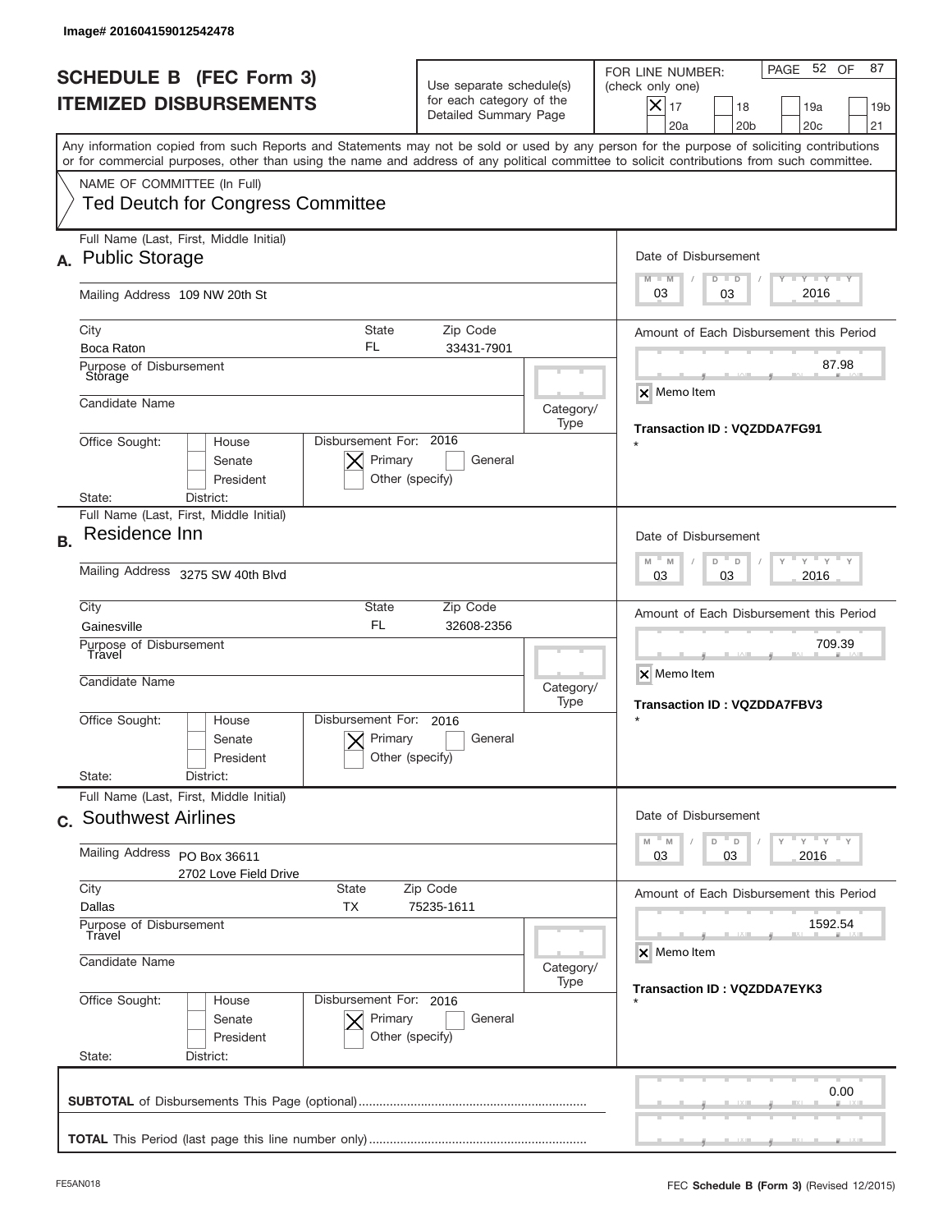Image# 201604159012542478

# SCHEDULE B (FEC Form 3)
## ITEMIZED DISBURSEMENTS

Use separate schedule(s) for each category of the Detailed Summary Page

FOR LINE NUMBER: (check only one)

- [x] 17
- [ ] 18
- [ ] 19a
- [ ] 19b
- [ ] 20a
- [ ] 20b
- [ ] 20c
- [ ] 21

Any information copied from such Reports and Statements may not be sold or used by any person for the purpose of soliciting contributions or for commercial purposes, other than using the name and address of any political committee to solicit contributions from such committee.

NAME OF COMMITTEE (In Full)
Ted Deutch for Congress Committee

---

**A.** Full Name (Last, First, Middle Initial): Public Storage

Mailing Address: 109 NW 20th St

City: Boca Raton | State: FL | Zip Code: 33431-7901

Purpose of Disbursement: Storage

Candidate Name:

Category/Type:

Office Sought: House / Senate / President — State: District:

Disbursement For: 2016 — [X] Primary [ ] General [ ] Other (specify)

Date of Disbursement: 03 / 03 / 2016

Amount of Each Disbursement this Period: 87.98

[X] Memo Item

Transaction ID : VQZDDA7FG91

*

---

**B.** Full Name (Last, First, Middle Initial): Residence Inn

Mailing Address: 3275 SW 40th Blvd

City: Gainesville | State: FL | Zip Code: 32608-2356

Purpose of Disbursement: Travel

Candidate Name:

Category/Type:

Office Sought: House / Senate / President — State: District:

Disbursement For: 2016 — [X] Primary [ ] General [ ] Other (specify)

Date of Disbursement: 03 / 03 / 2016

Amount of Each Disbursement this Period: 709.39

[X] Memo Item

Transaction ID : VQZDDA7FBV3

*

---

**C.** Full Name (Last, First, Middle Initial): Southwest Airlines

Mailing Address: PO Box 36611
2702 Love Field Drive

City: Dallas | State: TX | Zip Code: 75235-1611

Purpose of Disbursement: Travel

Candidate Name:

Category/Type:

Office Sought: House / Senate / President — State: District:

Disbursement For: 2016 — [X] Primary [ ] General [ ] Other (specify)

Date of Disbursement: 03 / 03 / 2016

Amount of Each Disbursement this Period: 1592.54

[X] Memo Item

Transaction ID : VQZDDA7EYK3

*

---

**SUBTOTAL** of Disbursements This Page (optional): 0.00

**TOTAL** This Period (last page this line number only):

FE5AN018 — FEC **Schedule B** (Form 3) (Revised 12/2015)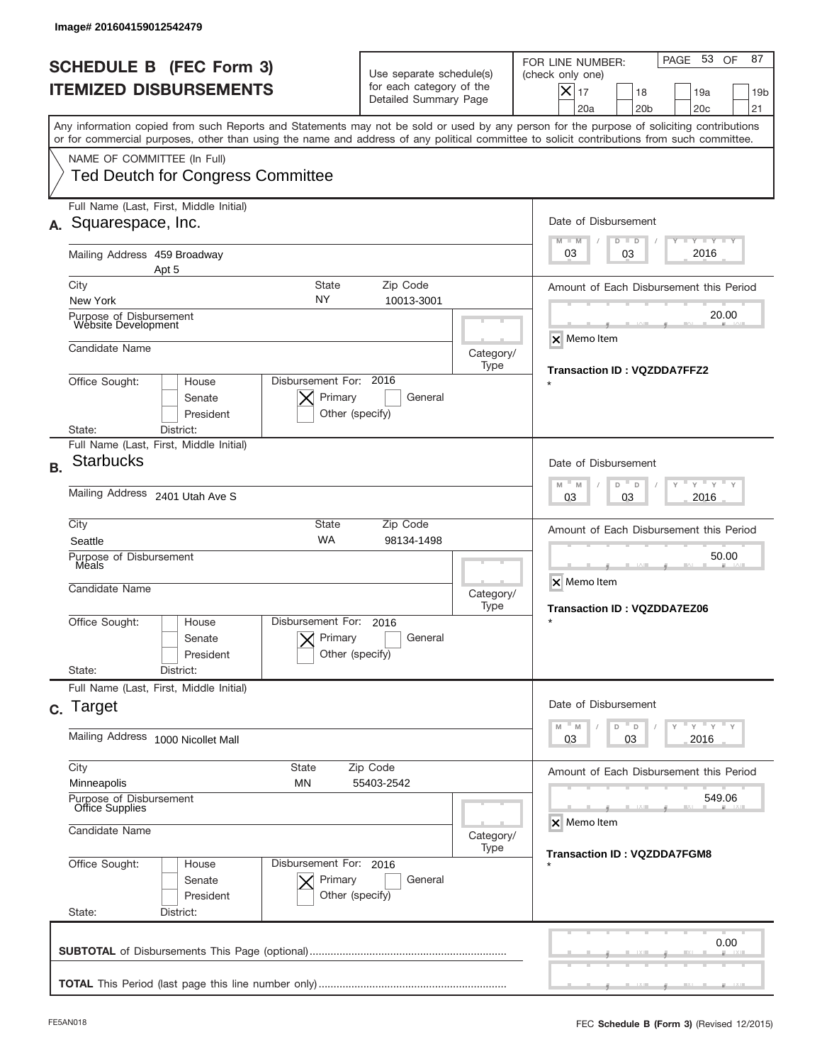Image# 201604159012542479

# SCHEDULE B (FEC Form 3)
## ITEMIZED DISBURSEMENTS

Use separate schedule(s) for each category of the Detailed Summary Page

FOR LINE NUMBER: (check only one)
[X] 17 [ ] 18 [ ] 19a [ ] 19b [ ] 20a [ ] 20b [ ] 20c [ ] 21

PAGE 53 OF 87

Any information copied from such Reports and Statements may not be sold or used by any person for the purpose of soliciting contributions or for commercial purposes, other than using the name and address of any political committee to solicit contributions from such committee.

NAME OF COMMITTEE (In Full)
Ted Deutch for Congress Committee

---

**A.** Full Name (Last, First, Middle Initial): Squarespace, Inc.

Mailing Address: 459 Broadway
Apt 5

City: New York | State: NY | Zip Code: 10013-3001

Purpose of Disbursement: Website Development

Candidate Name:

Category/Type:

Office Sought: [ ] House [ ] Senate [ ] President
State: District:

Disbursement For: 2016 [X] Primary [ ] General [ ] Other (specify)

Date of Disbursement: 03 / 03 / 2016

Amount of Each Disbursement this Period: 20.00

[X] Memo Item

Transaction ID : VQZDDA7FFZ2

\*

---

**B.** Full Name (Last, First, Middle Initial): Starbucks

Mailing Address: 2401 Utah Ave S

City: Seattle | State: WA | Zip Code: 98134-1498

Purpose of Disbursement: Meals

Candidate Name:

Category/Type:

Office Sought: [ ] House [ ] Senate [ ] President
State: District:

Disbursement For: 2016 [X] Primary [ ] General [ ] Other (specify)

Date of Disbursement: 03 / 03 / 2016

Amount of Each Disbursement this Period: 50.00

[X] Memo Item

Transaction ID : VQZDDA7EZ06

\*

---

**C.** Full Name (Last, First, Middle Initial): Target

Mailing Address: 1000 Nicollet Mall

City: Minneapolis | State: MN | Zip Code: 55403-2542

Purpose of Disbursement: Office Supplies

Candidate Name:

Category/Type:

Office Sought: [ ] House [ ] Senate [ ] President
State: District:

Disbursement For: 2016 [X] Primary [ ] General [ ] Other (specify)

Date of Disbursement: 03 / 03 / 2016

Amount of Each Disbursement this Period: 549.06

[X] Memo Item

Transaction ID : VQZDDA7FGM8

\*

---

**SUBTOTAL** of Disbursements This Page (optional): 0.00

**TOTAL** This Period (last page this line number only):

FE5AN018 FEC **Schedule B (Form 3)** (Revised 12/2015)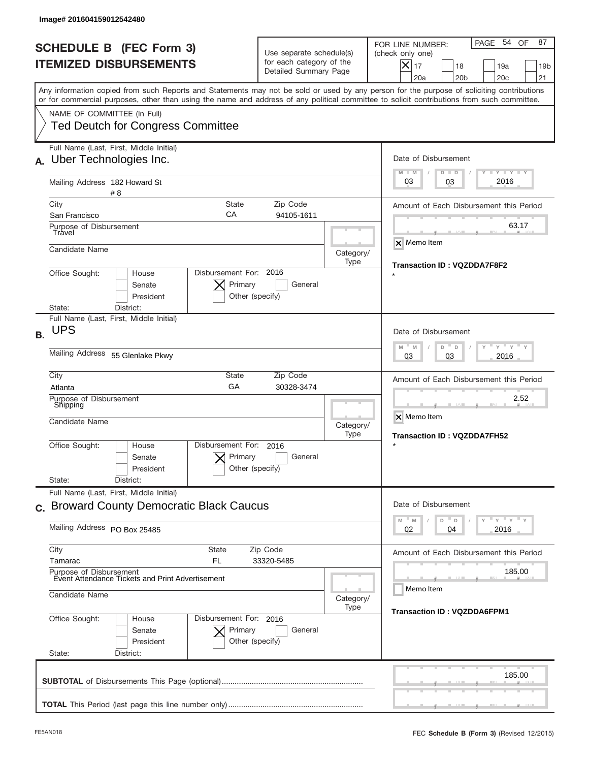Image# 201604159012542480

# SCHEDULE B (FEC Form 3)
# ITEMIZED DISBURSEMENTS

Use separate schedule(s) for each category of the Detailed Summary Page

FOR LINE NUMBER: (check only one)

- [x] 17
- [ ] 18
- [ ] 19a
- [ ] 19b
- [ ] 20a
- [ ] 20b
- [ ] 20c
- [ ] 21

Any information copied from such Reports and Statements may not be sold or used by any person for the purpose of soliciting contributions or for commercial purposes, other than using the name and address of any political committee to solicit contributions from such committee.

NAME OF COMMITTEE (In Full)
Ted Deutch for Congress Committee

---

**A.** Full Name (Last, First, Middle Initial): Uber Technologies Inc.

Mailing Address: 182 Howard St # 8

City: San Francisco | State: CA | Zip Code: 94105-1611

Purpose of Disbursement: Travel

Candidate Name:

Category/Type:

Office Sought: [ ] House [ ] Senate [ ] President

State: District:

Disbursement For: 2016 [x] Primary [ ] General [ ] Other (specify)

Date of Disbursement: 03 / 03 / 2016

Amount of Each Disbursement this Period: 63.17

[x] Memo Item

Transaction ID : VQZDDA7F8F2

*

---

**B.** Full Name (Last, First, Middle Initial): UPS

Mailing Address: 55 Glenlake Pkwy

City: Atlanta | State: GA | Zip Code: 30328-3474

Purpose of Disbursement: Shipping

Candidate Name:

Category/Type:

Office Sought: [ ] House [ ] Senate [ ] President

State: District:

Disbursement For: 2016 [x] Primary [ ] General [ ] Other (specify)

Date of Disbursement: 03 / 03 / 2016

Amount of Each Disbursement this Period: 2.52

[x] Memo Item

Transaction ID : VQZDDA7FH52

*

---

**C.** Full Name (Last, First, Middle Initial): Broward County Democratic Black Caucus

Mailing Address: PO Box 25485

City: Tamarac | State: FL | Zip Code: 33320-5485

Purpose of Disbursement: Event Attendance Tickets and Print Advertisement

Candidate Name:

Category/Type:

Office Sought: [ ] House [ ] Senate [ ] President

State: District:

Disbursement For: 2016 [x] Primary [ ] General [ ] Other (specify)

Date of Disbursement: 02 / 04 / 2016

Amount of Each Disbursement this Period: 185.00

[ ] Memo Item

Transaction ID : VQZDDA6FPM1

---

**SUBTOTAL** of Disbursements This Page (optional): 185.00

**TOTAL** This Period (last page this line number only):

FE5AN018 — FEC **Schedule B** (Form 3) (Revised 12/2015)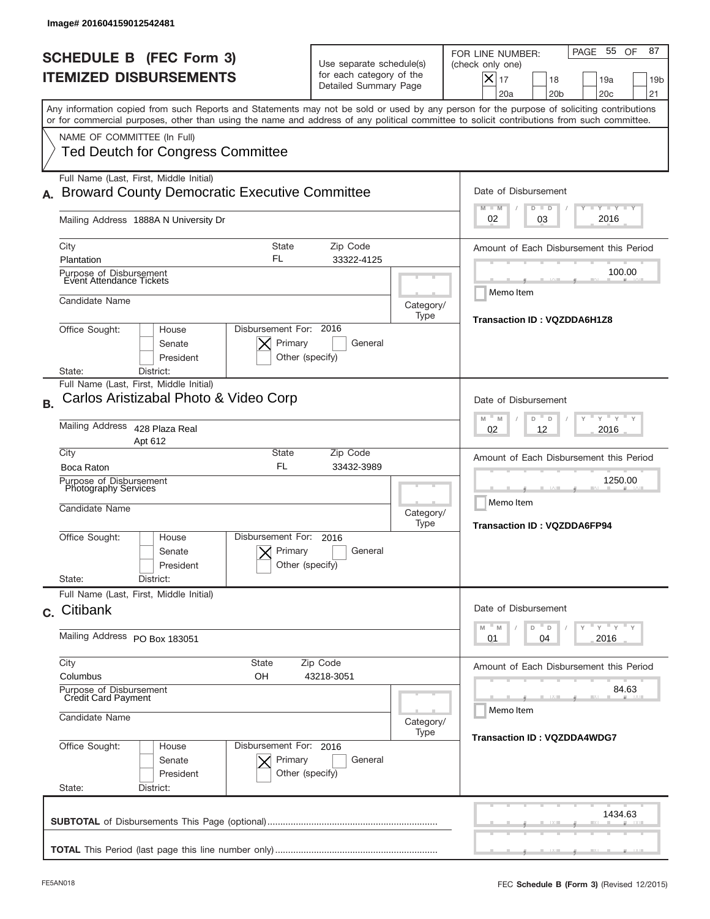Image# 201604159012542481

# SCHEDULE B (FEC Form 3)
## ITEMIZED DISBURSEMENTS

Use separate schedule(s) for each category of the Detailed Summary Page

FOR LINE NUMBER: (check only one)

- [X] 17
- [ ] 18
- [ ] 19a
- [ ] 19b
- [ ] 20a
- [ ] 20b
- [ ] 20c
- [ ] 21

PAGE 55 OF 87

Any information copied from such Reports and Statements may not be sold or used by any person for the purpose of soliciting contributions or for commercial purposes, other than using the name and address of any political committee to solicit contributions from such committee.

NAME OF COMMITTEE (In Full)
Ted Deutch for Congress Committee

---

**A.** Full Name (Last, First, Middle Initial): Broward County Democratic Executive Committee

Mailing Address: 1888A N University Dr

City: Plantation | State: FL | Zip Code: 33322-4125

Purpose of Disbursement: Event Attendance Tickets

Candidate Name:

Category/Type:

Office Sought: [ ] House [ ] Senate [ ] President

State: District:

Disbursement For: 2016 [X] Primary [ ] General [ ] Other (specify)

Date of Disbursement: 02 / 03 / 2016

Amount of Each Disbursement this Period: 100.00

[ ] Memo Item

Transaction ID : VQZDDA6H1Z8

---

**B.** Full Name (Last, First, Middle Initial): Carlos Aristizabal Photo & Video Corp

Mailing Address: 428 Plaza Real Apt 612

City: Boca Raton | State: FL | Zip Code: 33432-3989

Purpose of Disbursement: Photography Services

Candidate Name:

Category/Type:

Office Sought: [ ] House [ ] Senate [ ] President

State: District:

Disbursement For: 2016 [X] Primary [ ] General [ ] Other (specify)

Date of Disbursement: 02 / 12 / 2016

Amount of Each Disbursement this Period: 1250.00

[ ] Memo Item

Transaction ID : VQZDDA6FP94

---

**C.** Full Name (Last, First, Middle Initial): Citibank

Mailing Address: PO Box 183051

City: Columbus | State: OH | Zip Code: 43218-3051

Purpose of Disbursement: Credit Card Payment

Candidate Name:

Category/Type:

Office Sought: [ ] House [ ] Senate [ ] President

State: District:

Disbursement For: 2016 [X] Primary [ ] General [ ] Other (specify)

Date of Disbursement: 01 / 04 / 2016

Amount of Each Disbursement this Period: 84.63

[ ] Memo Item

Transaction ID : VQZDDA4WDG7

---

**SUBTOTAL** of Disbursements This Page (optional): 1434.63

**TOTAL** This Period (last page this line number only):

FE5AN018 FEC **Schedule B (Form 3)** (Revised 12/2015)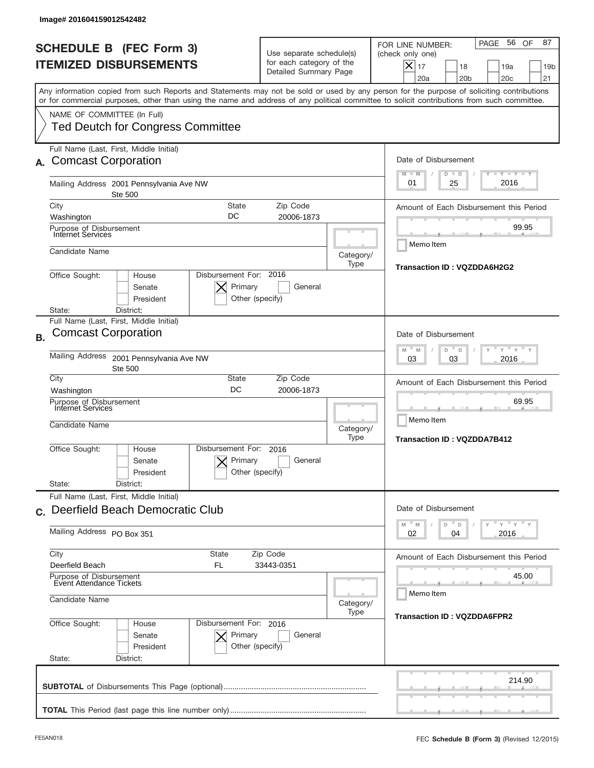Image# 201604159012542482

# SCHEDULE B (FEC Form 3)
## ITEMIZED DISBURSEMENTS

Use separate schedule(s) for each category of the Detailed Summary Page

FOR LINE NUMBER: (check only one)

- [X] 17
- [ ] 18
- [ ] 19a
- [ ] 19b
- [ ] 20a
- [ ] 20b
- [ ] 20c
- [ ] 21

PAGE 56 OF 87

Any information copied from such Reports and Statements may not be sold or used by any person for the purpose of soliciting contributions or for commercial purposes, other than using the name and address of any political committee to solicit contributions from such committee.

NAME OF COMMITTEE (In Full)
Ted Deutch for Congress Committee

---

**A.** Full Name (Last, First, Middle Initial): Comcast Corporation

Mailing Address: 2001 Pennsylvania Ave NW, Ste 500

City: Washington | State: DC | Zip Code: 20006-1873

Purpose of Disbursement: Internet Services

Candidate Name:

Category/Type:

Office Sought: House / Senate / President

State: District:

Disbursement For: 2016 [X] Primary [ ] General [ ] Other (specify)

Date of Disbursement: 01 / 25 / 2016

Amount of Each Disbursement this Period: 99.95

[ ] Memo Item

Transaction ID : VQZDDA6H2G2

---

**B.** Full Name (Last, First, Middle Initial): Comcast Corporation

Mailing Address: 2001 Pennsylvania Ave NW, Ste 500

City: Washington | State: DC | Zip Code: 20006-1873

Purpose of Disbursement: Internet Services

Candidate Name:

Category/Type:

Office Sought: House / Senate / President

State: District:

Disbursement For: 2016 [X] Primary [ ] General [ ] Other (specify)

Date of Disbursement: 03 / 03 / 2016

Amount of Each Disbursement this Period: 69.95

[ ] Memo Item

Transaction ID : VQZDDA7B412

---

**C.** Full Name (Last, First, Middle Initial): Deerfield Beach Democratic Club

Mailing Address: PO Box 351

City: Deerfield Beach | State: FL | Zip Code: 33443-0351

Purpose of Disbursement: Event Attendance Tickets

Candidate Name:

Category/Type:

Office Sought: House / Senate / President

State: District:

Disbursement For: 2016 [X] Primary [ ] General [ ] Other (specify)

Date of Disbursement: 02 / 04 / 2016

Amount of Each Disbursement this Period: 45.00

[ ] Memo Item

Transaction ID : VQZDDA6FPR2

---

**SUBTOTAL** of Disbursements This Page (optional): 214.90

**TOTAL** This Period (last page this line number only):

FE5AN018 — FEC **Schedule B (Form 3)** (Revised 12/2015)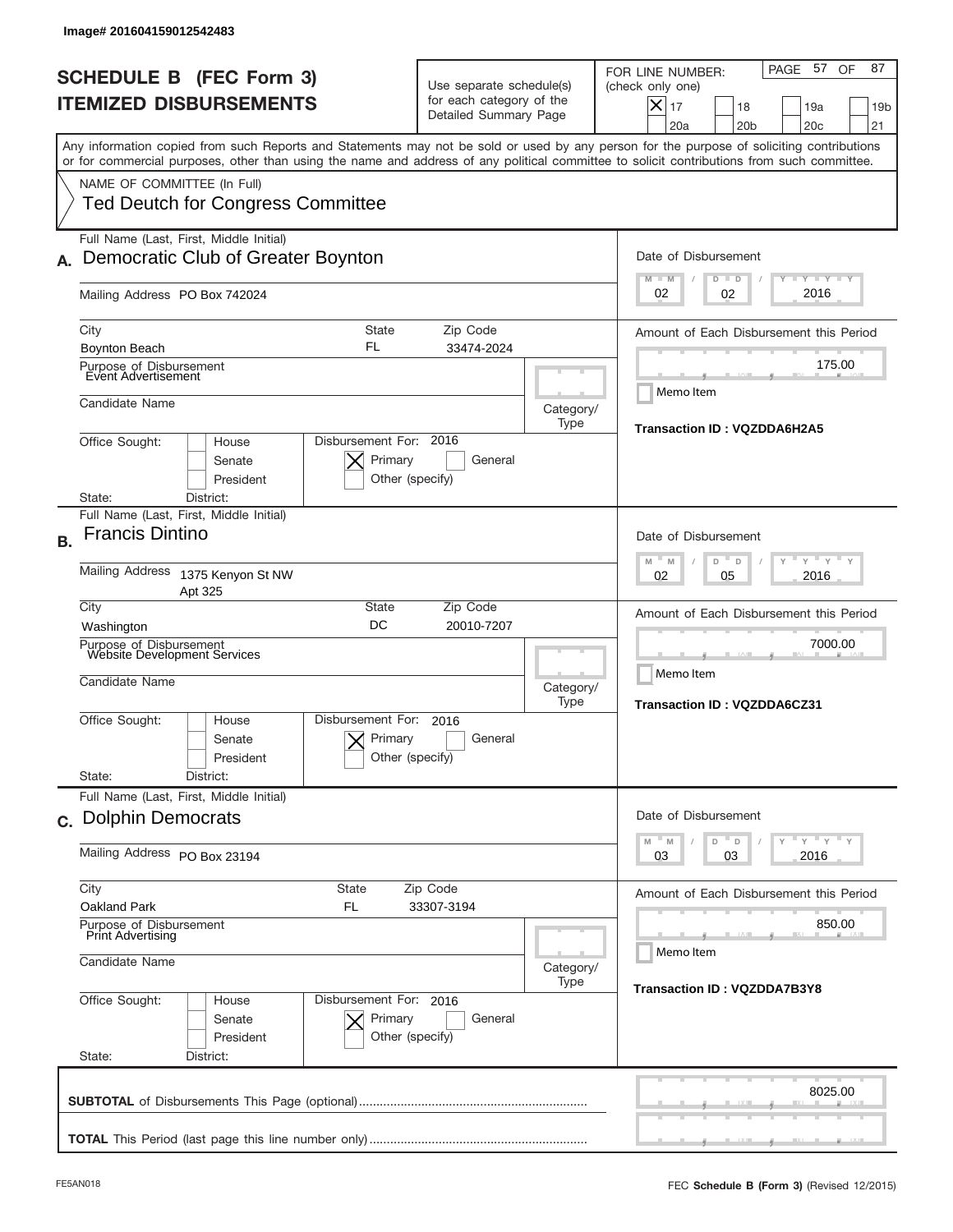Image# 201604159012542483

# SCHEDULE B (FEC Form 3)
## ITEMIZED DISBURSEMENTS

Use separate schedule(s) for each category of the Detailed Summary Page

FOR LINE NUMBER: (check only one)
[X] 17 [ ] 18 [ ] 19a [ ] 19b [ ] 20a [ ] 20b [ ] 20c [ ] 21

Any information copied from such Reports and Statements may not be sold or used by any person for the purpose of soliciting contributions or for commercial purposes, other than using the name and address of any political committee to solicit contributions from such committee.

NAME OF COMMITTEE (In Full)
Ted Deutch for Congress Committee

---

**A.** Full Name (Last, First, Middle Initial): Democratic Club of Greater Boynton

Mailing Address: PO Box 742024

City: Boynton Beach | State: FL | Zip Code: 33474-2024

Purpose of Disbursement: Event Advertisement

Candidate Name:

Category/Type:

Office Sought: [ ] House [ ] Senate [ ] President

State: District:

Disbursement For: 2016 [X] Primary [ ] General [ ] Other (specify)

Date of Disbursement: 02 / 02 / 2016

Amount of Each Disbursement this Period: 175.00

Memo Item

Transaction ID : VQZDDA6H2A5

---

**B.** Full Name (Last, First, Middle Initial): Francis Dintino

Mailing Address: 1375 Kenyon St NW Apt 325

City: Washington | State: DC | Zip Code: 20010-7207

Purpose of Disbursement: Website Development Services

Candidate Name:

Category/Type:

Office Sought: [ ] House [ ] Senate [ ] President

State: District:

Disbursement For: 2016 [X] Primary [ ] General [ ] Other (specify)

Date of Disbursement: 02 / 05 / 2016

Amount of Each Disbursement this Period: 7000.00

Memo Item

Transaction ID : VQZDDA6CZ31

---

**C.** Full Name (Last, First, Middle Initial): Dolphin Democrats

Mailing Address: PO Box 23194

City: Oakland Park | State: FL | Zip Code: 33307-3194

Purpose of Disbursement: Print Advertising

Candidate Name:

Category/Type:

Office Sought: [ ] House [ ] Senate [ ] President

State: District:

Disbursement For: 2016 [X] Primary [ ] General [ ] Other (specify)

Date of Disbursement: 03 / 03 / 2016

Amount of Each Disbursement this Period: 850.00

Memo Item

Transaction ID : VQZDDA7B3Y8

---

**SUBTOTAL** of Disbursements This Page (optional): 8025.00

**TOTAL** This Period (last page this line number only):

FE5AN018

FEC **Schedule B (Form 3)** (Revised 12/2015)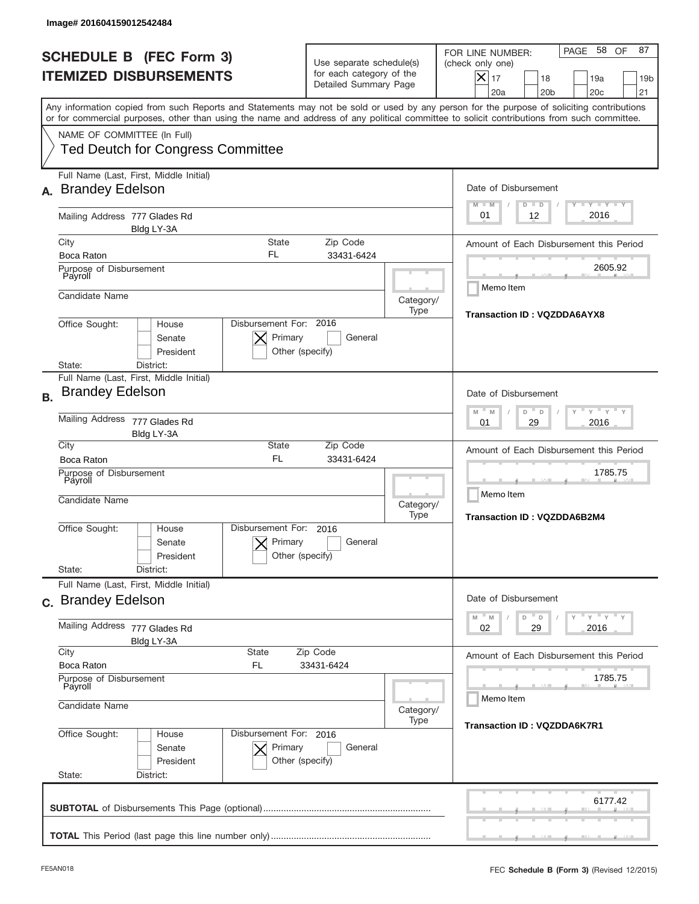Image# 201604159012542484

# SCHEDULE B (FEC Form 3)
# ITEMIZED DISBURSEMENTS

Use separate schedule(s) for each category of the Detailed Summary Page

FOR LINE NUMBER: (check only one)

- [X] 17
- [ ] 18
- [ ] 19a
- [ ] 19b
- [ ] 20a
- [ ] 20b
- [ ] 20c
- [ ] 21

PAGE 58 OF 87

Any information copied from such Reports and Statements may not be sold or used by any person for the purpose of soliciting contributions or for commercial purposes, other than using the name and address of any political committee to solicit contributions from such committee.

NAME OF COMMITTEE (In Full)
Ted Deutch for Congress Committee

---

**A.** Full Name (Last, First, Middle Initial): Brandey Edelson

Mailing Address: 777 Glades Rd, Bldg LY-3A

City: Boca Raton | State: FL | Zip Code: 33431-6424

Purpose of Disbursement: Payroll

Candidate Name:

Category/Type:

Office Sought: [ ] House [ ] Senate [ ] President

State: District:

Disbursement For: 2016 [X] Primary [ ] General [ ] Other (specify)

Date of Disbursement: 01 / 12 / 2016

Amount of Each Disbursement this Period: 2605.92

[ ] Memo Item

Transaction ID : VQZDDA6AYX8

---

**B.** Full Name (Last, First, Middle Initial): Brandey Edelson

Mailing Address: 777 Glades Rd, Bldg LY-3A

City: Boca Raton | State: FL | Zip Code: 33431-6424

Purpose of Disbursement: Payroll

Candidate Name:

Category/Type:

Office Sought: [ ] House [ ] Senate [ ] President

State: District:

Disbursement For: 2016 [X] Primary [ ] General [ ] Other (specify)

Date of Disbursement: 01 / 29 / 2016

Amount of Each Disbursement this Period: 1785.75

[ ] Memo Item

Transaction ID : VQZDDA6B2M4

---

**C.** Full Name (Last, First, Middle Initial): Brandey Edelson

Mailing Address: 777 Glades Rd, Bldg LY-3A

City: Boca Raton | State: FL | Zip Code: 33431-6424

Purpose of Disbursement: Payroll

Candidate Name:

Category/Type:

Office Sought: [ ] House [ ] Senate [ ] President

State: District:

Disbursement For: 2016 [X] Primary [ ] General [ ] Other (specify)

Date of Disbursement: 02 / 29 / 2016

Amount of Each Disbursement this Period: 1785.75

[ ] Memo Item

Transaction ID : VQZDDA6K7R1

---

**SUBTOTAL** of Disbursements This Page (optional): 6177.42

**TOTAL** This Period (last page this line number only):

FE5AN018 — FEC **Schedule B** (Form 3) (Revised 12/2015)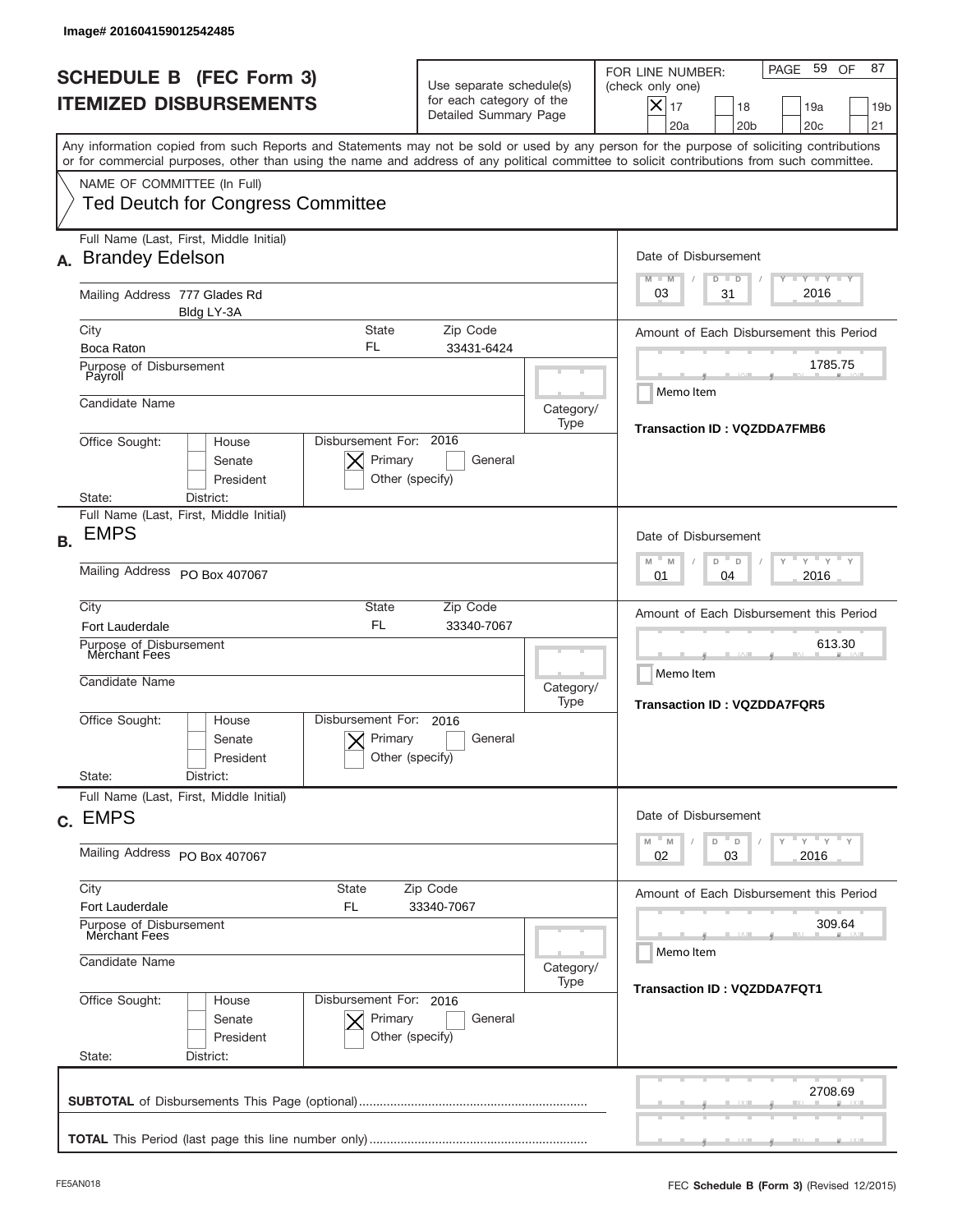Image# 201604159012542485

# SCHEDULE B (FEC Form 3)
# ITEMIZED DISBURSEMENTS

Use separate schedule(s) for each category of the Detailed Summary Page

FOR LINE NUMBER: (check only one)
[X] 17 [ ] 18 [ ] 19a [ ] 19b [ ] 20a [ ] 20b [ ] 20c [ ] 21

PAGE 59 OF 87

Any information copied from such Reports and Statements may not be sold or used by any person for the purpose of soliciting contributions or for commercial purposes, other than using the name and address of any political committee to solicit contributions from such committee.

NAME OF COMMITTEE (In Full)
Ted Deutch for Congress Committee

---

**A.** Full Name (Last, First, Middle Initial): Brandey Edelson

Mailing Address: 777 Glades Rd, Bldg LY-3A

City: Boca Raton | State: FL | Zip Code: 33431-6424

Purpose of Disbursement: Payroll

Candidate Name:

Category/Type:

Office Sought: [ ] House [ ] Senate [ ] President

State: District:

Disbursement For: 2016 [X] Primary [ ] General [ ] Other (specify)

Date of Disbursement: 03 / 31 / 2016

Amount of Each Disbursement this Period: 1785.75

[ ] Memo Item

Transaction ID : VQZDDA7FMB6

---

**B.** Full Name (Last, First, Middle Initial): EMPS

Mailing Address: PO Box 407067

City: Fort Lauderdale | State: FL | Zip Code: 33340-7067

Purpose of Disbursement: Merchant Fees

Candidate Name:

Category/Type:

Office Sought: [ ] House [ ] Senate [ ] President

State: District:

Disbursement For: 2016 [X] Primary [ ] General [ ] Other (specify)

Date of Disbursement: 01 / 04 / 2016

Amount of Each Disbursement this Period: 613.30

[ ] Memo Item

Transaction ID : VQZDDA7FQR5

---

**C.** Full Name (Last, First, Middle Initial): EMPS

Mailing Address: PO Box 407067

City: Fort Lauderdale | State: FL | Zip Code: 33340-7067

Purpose of Disbursement: Merchant Fees

Candidate Name:

Category/Type:

Office Sought: [ ] House [ ] Senate [ ] President

State: District:

Disbursement For: 2016 [X] Primary [ ] General [ ] Other (specify)

Date of Disbursement: 02 / 03 / 2016

Amount of Each Disbursement this Period: 309.64

[ ] Memo Item

Transaction ID : VQZDDA7FQT1

---

**SUBTOTAL** of Disbursements This Page (optional): 2708.69

**TOTAL** This Period (last page this line number only):

FE5AN018 FEC **Schedule B** (Form 3) (Revised 12/2015)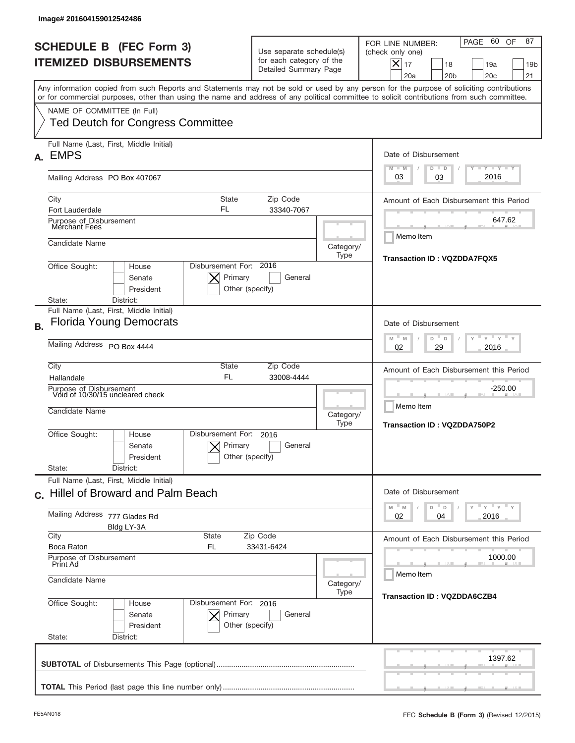Image# 201604159012542486

# SCHEDULE B (FEC Form 3)
## ITEMIZED DISBURSEMENTS

Use separate schedule(s) for each category of the Detailed Summary Page

FOR LINE NUMBER: (check only one)

- [X] 17
- [ ] 18
- [ ] 19a
- [ ] 19b
- [ ] 20a
- [ ] 20b
- [ ] 20c
- [ ] 21

PAGE 60 OF 87

Any information copied from such Reports and Statements may not be sold or used by any person for the purpose of soliciting contributions or for commercial purposes, other than using the name and address of any political committee to solicit contributions from such committee.

NAME OF COMMITTEE (In Full)
Ted Deutch for Congress Committee

---

**A.** Full Name (Last, First, Middle Initial): EMPS

Mailing Address: PO Box 407067

City: Fort Lauderdale | State: FL | Zip Code: 33340-7067

Purpose of Disbursement: Merchant Fees

Candidate Name:

Category/Type:

Office Sought: [ ] House [ ] Senate [ ] President

State: District:

Disbursement For: 2016 [X] Primary [ ] General [ ] Other (specify)

Date of Disbursement: 03 / 03 / 2016

Amount of Each Disbursement this Period: 647.62

Memo Item

Transaction ID : VQZDDA7FQX5

---

**B.** Full Name (Last, First, Middle Initial): Florida Young Democrats

Mailing Address: PO Box 4444

City: Hallandale | State: FL | Zip Code: 33008-4444

Purpose of Disbursement: Void of 10/30/15 uncleared check

Candidate Name:

Category/Type:

Office Sought: [ ] House [ ] Senate [ ] President

State: District:

Disbursement For: 2016 [X] Primary [ ] General [ ] Other (specify)

Date of Disbursement: 02 / 29 / 2016

Amount of Each Disbursement this Period: -250.00

Memo Item

Transaction ID : VQZDDA750P2

---

**C.** Full Name (Last, First, Middle Initial): Hillel of Broward and Palm Beach

Mailing Address: 777 Glades Rd, Bldg LY-3A

City: Boca Raton | State: FL | Zip Code: 33431-6424

Purpose of Disbursement: Print Ad

Candidate Name:

Category/Type:

Office Sought: [ ] House [ ] Senate [ ] President

State: District:

Disbursement For: 2016 [X] Primary [ ] General [ ] Other (specify)

Date of Disbursement: 02 / 04 / 2016

Amount of Each Disbursement this Period: 1000.00

Memo Item

Transaction ID : VQZDDA6CZB4

---

**SUBTOTAL** of Disbursements This Page (optional): 1397.62

**TOTAL** This Period (last page this line number only):

FE5AN018

FEC **Schedule B** (Form 3) (Revised 12/2015)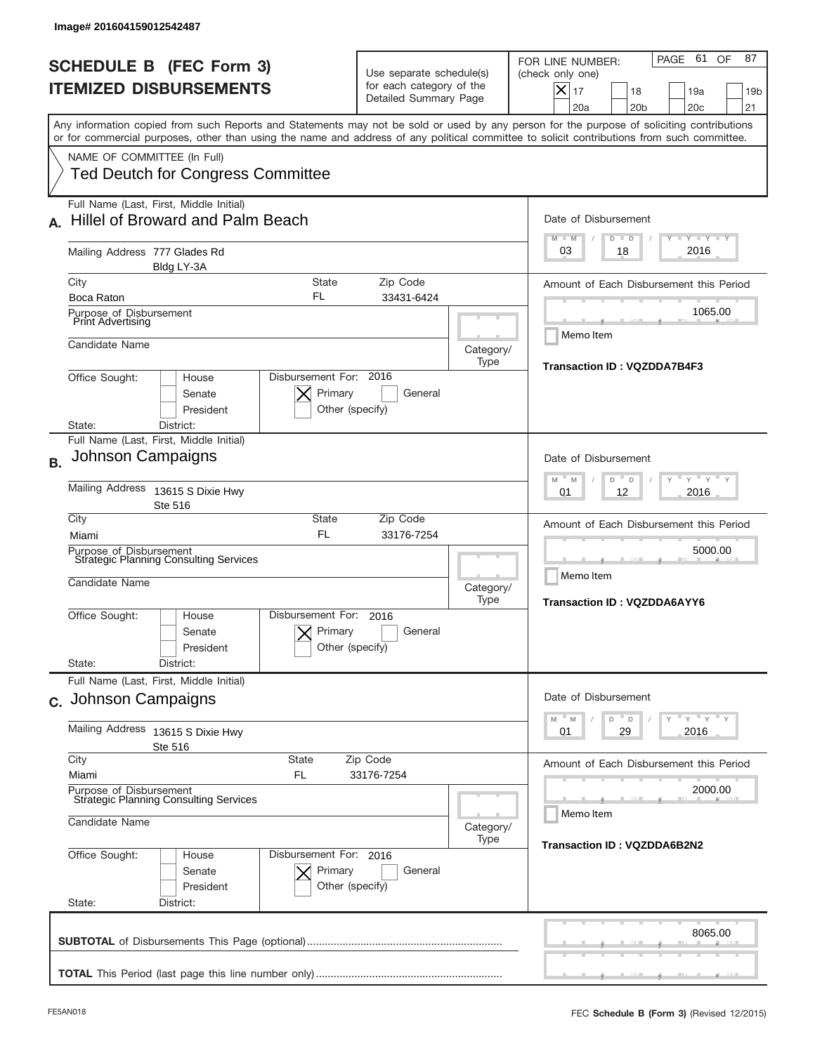Image# 201604159012542487

# SCHEDULE B (FEC Form 3)
## ITEMIZED DISBURSEMENTS

Use separate schedule(s) for each category of the Detailed Summary Page

FOR LINE NUMBER: (check only one)

[X] 17 [ ] 18 [ ] 19a [ ] 19b [ ] 20a [ ] 20b [ ] 20c [ ] 21

PAGE 61 OF 87

Any information copied from such Reports and Statements may not be sold or used by any person for the purpose of soliciting contributions or for commercial purposes, other than using the name and address of any political committee to solicit contributions from such committee.

NAME OF COMMITTEE (In Full)
Ted Deutch for Congress Committee

---

**A.** Full Name (Last, First, Middle Initial): Hillel of Broward and Palm Beach

Mailing Address: 777 Glades Rd, Bldg LY-3A

City: Boca Raton | State: FL | Zip Code: 33431-6424

Purpose of Disbursement: Print Advertising

Candidate Name:

Category/Type:

Office Sought: [ ] House [ ] Senate [ ] President

State: District:

Disbursement For: 2016 [X] Primary [ ] General [ ] Other (specify)

Date of Disbursement: 03 / 18 / 2016

Amount of Each Disbursement this Period: 1065.00

Memo Item

Transaction ID : VQZDDA7B4F3

---

**B.** Full Name (Last, First, Middle Initial): Johnson Campaigns

Mailing Address: 13615 S Dixie Hwy, Ste 516

City: Miami | State: FL | Zip Code: 33176-7254

Purpose of Disbursement: Strategic Planning Consulting Services

Candidate Name:

Category/Type:

Office Sought: [ ] House [ ] Senate [ ] President

State: District:

Disbursement For: 2016 [X] Primary [ ] General [ ] Other (specify)

Date of Disbursement: 01 / 12 / 2016

Amount of Each Disbursement this Period: 5000.00

Memo Item

Transaction ID : VQZDDA6AYY6

---

**C.** Full Name (Last, First, Middle Initial): Johnson Campaigns

Mailing Address: 13615 S Dixie Hwy, Ste 516

City: Miami | State: FL | Zip Code: 33176-7254

Purpose of Disbursement: Strategic Planning Consulting Services

Candidate Name:

Category/Type:

Office Sought: [ ] House [ ] Senate [ ] President

State: District:

Disbursement For: 2016 [X] Primary [ ] General [ ] Other (specify)

Date of Disbursement: 01 / 29 / 2016

Amount of Each Disbursement this Period: 2000.00

Memo Item

Transaction ID : VQZDDA6B2N2

---

**SUBTOTAL** of Disbursements This Page (optional): 8065.00

**TOTAL** This Period (last page this line number only):

FE5AN018

FEC **Schedule B** (Form 3) (Revised 12/2015)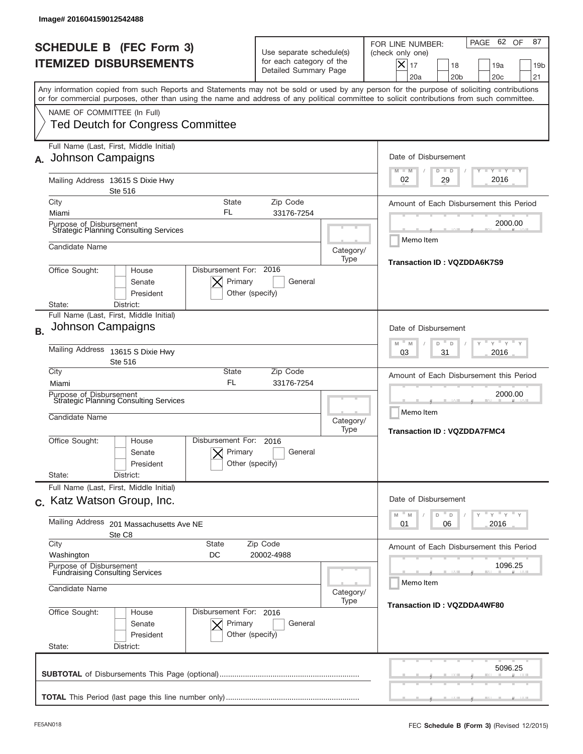Image# 201604159012542488

# SCHEDULE B (FEC Form 3)
# ITEMIZED DISBURSEMENTS

Use separate schedule(s) for each category of the Detailed Summary Page

FOR LINE NUMBER: (check only one)

[X] 17 [ ] 18 [ ] 19a [ ] 19b [ ] 20a [ ] 20b [ ] 20c [ ] 21

Any information copied from such Reports and Statements may not be sold or used by any person for the purpose of soliciting contributions or for commercial purposes, other than using the name and address of any political committee to solicit contributions from such committee.

NAME OF COMMITTEE (In Full)

Ted Deutch for Congress Committee

---

**A.** Full Name (Last, First, Middle Initial): Johnson Campaigns

Mailing Address: 13615 S Dixie Hwy, Ste 516

City: Miami | State: FL | Zip Code: 33176-7254

Purpose of Disbursement: Strategic Planning Consulting Services

Candidate Name:

Category/Type:

Office Sought: [ ] House [ ] Senate [ ] President

State: District:

Disbursement For: 2016 [X] Primary [ ] General [ ] Other (specify)

Date of Disbursement: 02 / 29 / 2016

Amount of Each Disbursement this Period: 2000.00

Memo Item

Transaction ID : VQZDDA6K7S9

---

**B.** Full Name (Last, First, Middle Initial): Johnson Campaigns

Mailing Address: 13615 S Dixie Hwy, Ste 516

City: Miami | State: FL | Zip Code: 33176-7254

Purpose of Disbursement: Strategic Planning Consulting Services

Candidate Name:

Category/Type:

Office Sought: [ ] House [ ] Senate [ ] President

State: District:

Disbursement For: 2016 [X] Primary [ ] General [ ] Other (specify)

Date of Disbursement: 03 / 31 / 2016

Amount of Each Disbursement this Period: 2000.00

Memo Item

Transaction ID : VQZDDA7FMC4

---

**C.** Full Name (Last, First, Middle Initial): Katz Watson Group, Inc.

Mailing Address: 201 Massachusetts Ave NE, Ste C8

City: Washington | State: DC | Zip Code: 20002-4988

Purpose of Disbursement: Fundraising Consulting Services

Candidate Name:

Category/Type:

Office Sought: [ ] House [ ] Senate [ ] President

State: District:

Disbursement For: 2016 [X] Primary [ ] General [ ] Other (specify)

Date of Disbursement: 01 / 06 / 2016

Amount of Each Disbursement this Period: 1096.25

Memo Item

Transaction ID : VQZDDA4WF80

---

**SUBTOTAL** of Disbursements This Page (optional): 5096.25

**TOTAL** This Period (last page this line number only):

FE5AN018 — FEC **Schedule B** (Form 3) (Revised 12/2015)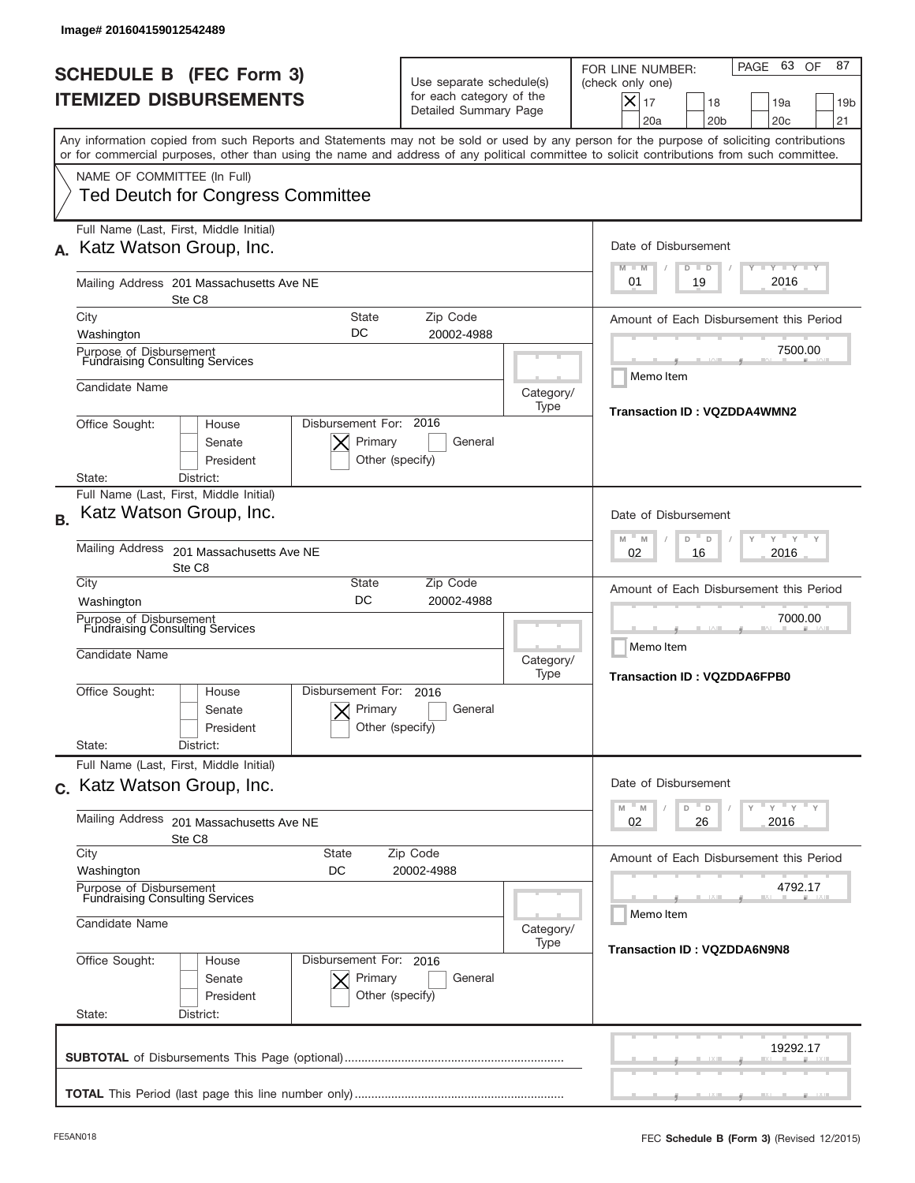Image# 201604159012542489

# SCHEDULE B (FEC Form 3)
## ITEMIZED DISBURSEMENTS

Use separate schedule(s) for each category of the Detailed Summary Page

FOR LINE NUMBER: (check only one)
[X] 17 [ ] 18 [ ] 19a [ ] 19b [ ] 20a [ ] 20b [ ] 20c [ ] 21

PAGE 63 OF 87

Any information copied from such Reports and Statements may not be sold or used by any person for the purpose of soliciting contributions or for commercial purposes, other than using the name and address of any political committee to solicit contributions from such committee.

NAME OF COMMITTEE (In Full)
Ted Deutch for Congress Committee

---

**A.** Full Name (Last, First, Middle Initial): Katz Watson Group, Inc.

Mailing Address: 201 Massachusetts Ave NE, Ste C8

City: Washington | State: DC | Zip Code: 20002-4988

Purpose of Disbursement: Fundraising Consulting Services

Candidate Name:

Category/Type:

Office Sought: [ ] House [ ] Senate [ ] President

State: District:

Disbursement For: 2016 [X] Primary [ ] General [ ] Other (specify)

Date of Disbursement: 01 / 19 / 2016

Amount of Each Disbursement this Period: 7500.00

Memo Item

Transaction ID : VQZDDA4WMN2

---

**B.** Full Name (Last, First, Middle Initial): Katz Watson Group, Inc.

Mailing Address: 201 Massachusetts Ave NE, Ste C8

City: Washington | State: DC | Zip Code: 20002-4988

Purpose of Disbursement: Fundraising Consulting Services

Candidate Name:

Category/Type:

Office Sought: [ ] House [ ] Senate [ ] President

State: District:

Disbursement For: 2016 [X] Primary [ ] General [ ] Other (specify)

Date of Disbursement: 02 / 16 / 2016

Amount of Each Disbursement this Period: 7000.00

Memo Item

Transaction ID : VQZDDA6FPB0

---

**C.** Full Name (Last, First, Middle Initial): Katz Watson Group, Inc.

Mailing Address: 201 Massachusetts Ave NE, Ste C8

City: Washington | State: DC | Zip Code: 20002-4988

Purpose of Disbursement: Fundraising Consulting Services

Candidate Name:

Category/Type:

Office Sought: [ ] House [ ] Senate [ ] President

State: District:

Disbursement For: 2016 [X] Primary [ ] General [ ] Other (specify)

Date of Disbursement: 02 / 26 / 2016

Amount of Each Disbursement this Period: 4792.17

Memo Item

Transaction ID : VQZDDA6N9N8

---

**SUBTOTAL** of Disbursements This Page (optional): 19292.17

**TOTAL** This Period (last page this line number only):

FE5AN018

FEC **Schedule B** (Form 3) (Revised 12/2015)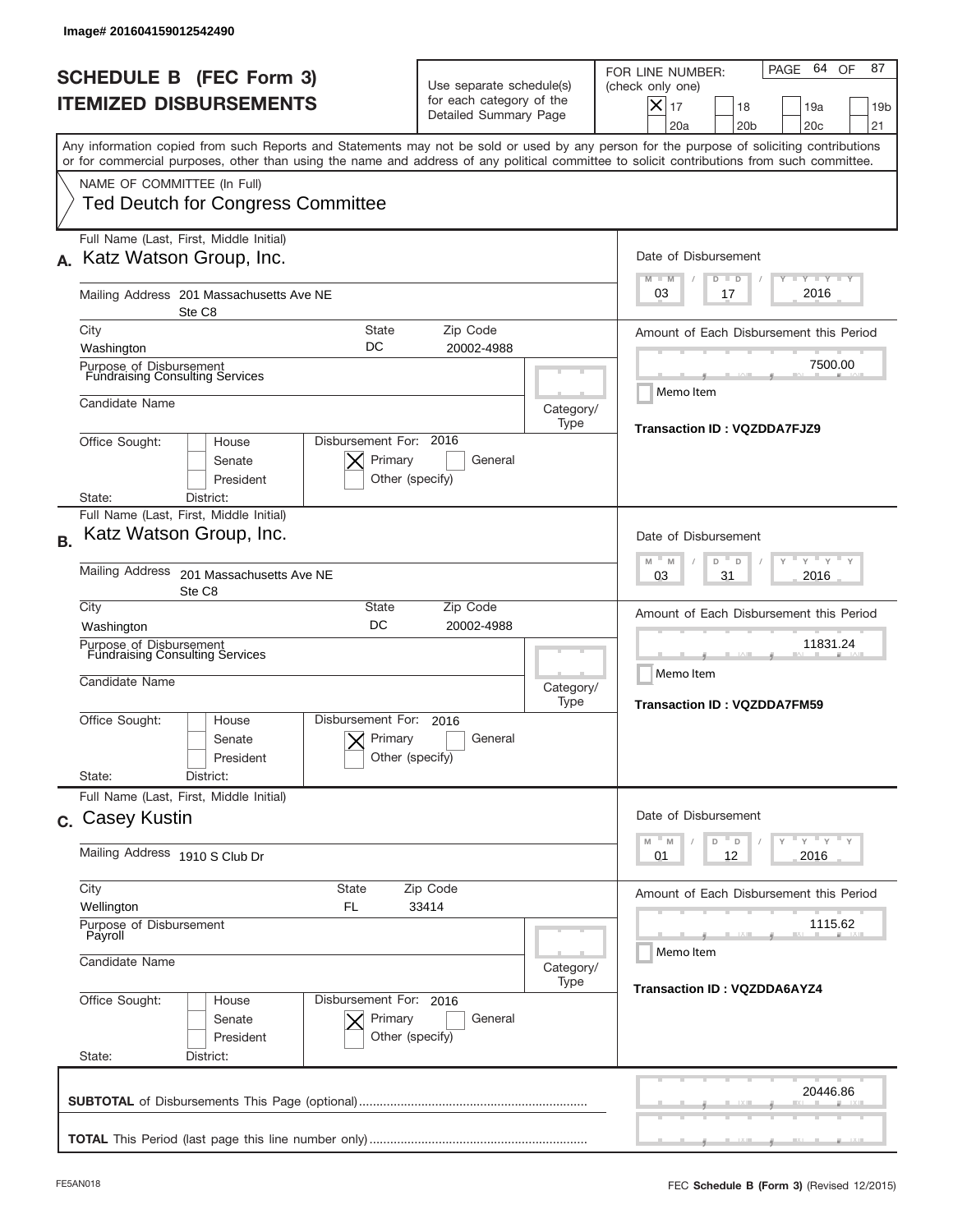Image# 201604159012542490

# SCHEDULE B (FEC Form 3)
## ITEMIZED DISBURSEMENTS

Use separate schedule(s) for each category of the Detailed Summary Page

FOR LINE NUMBER: (check only one)

[X] 17 [ ] 18 [ ] 19a [ ] 19b [ ] 20a [ ] 20b [ ] 20c [ ] 21

PAGE 64 OF 87

Any information copied from such Reports and Statements may not be sold or used by any person for the purpose of soliciting contributions or for commercial purposes, other than using the name and address of any political committee to solicit contributions from such committee.

NAME OF COMMITTEE (In Full)
Ted Deutch for Congress Committee

---

**A.** Full Name (Last, First, Middle Initial): Katz Watson Group, Inc.

Mailing Address: 201 Massachusetts Ave NE Ste C8

City: Washington | State: DC | Zip Code: 20002-4988

Purpose of Disbursement: Fundraising Consulting Services

Candidate Name:

Category/Type:

Office Sought: [ ] House [ ] Senate [ ] President

State: District:

Disbursement For: 2016 [X] Primary [ ] General [ ] Other (specify)

Date of Disbursement: 03 / 17 / 2016

Amount of Each Disbursement this Period: 7500.00

Memo Item

Transaction ID : VQZDDA7FJZ9

---

**B.** Full Name (Last, First, Middle Initial): Katz Watson Group, Inc.

Mailing Address: 201 Massachusetts Ave NE Ste C8

City: Washington | State: DC | Zip Code: 20002-4988

Purpose of Disbursement: Fundraising Consulting Services

Candidate Name:

Category/Type:

Office Sought: [ ] House [ ] Senate [ ] President

State: District:

Disbursement For: 2016 [X] Primary [ ] General [ ] Other (specify)

Date of Disbursement: 03 / 31 / 2016

Amount of Each Disbursement this Period: 11831.24

Memo Item

Transaction ID : VQZDDA7FM59

---

**C.** Full Name (Last, First, Middle Initial): Casey Kustin

Mailing Address: 1910 S Club Dr

City: Wellington | State: FL | Zip Code: 33414

Purpose of Disbursement: Payroll

Candidate Name:

Category/Type:

Office Sought: [ ] House [ ] Senate [ ] President

State: District:

Disbursement For: 2016 [X] Primary [ ] General [ ] Other (specify)

Date of Disbursement: 01 / 12 / 2016

Amount of Each Disbursement this Period: 1115.62

Memo Item

Transaction ID : VQZDDA6AYZ4

---

**SUBTOTAL** of Disbursements This Page (optional): 20446.86

**TOTAL** This Period (last page this line number only):

FE5AN018 FEC **Schedule B (Form 3)** (Revised 12/2015)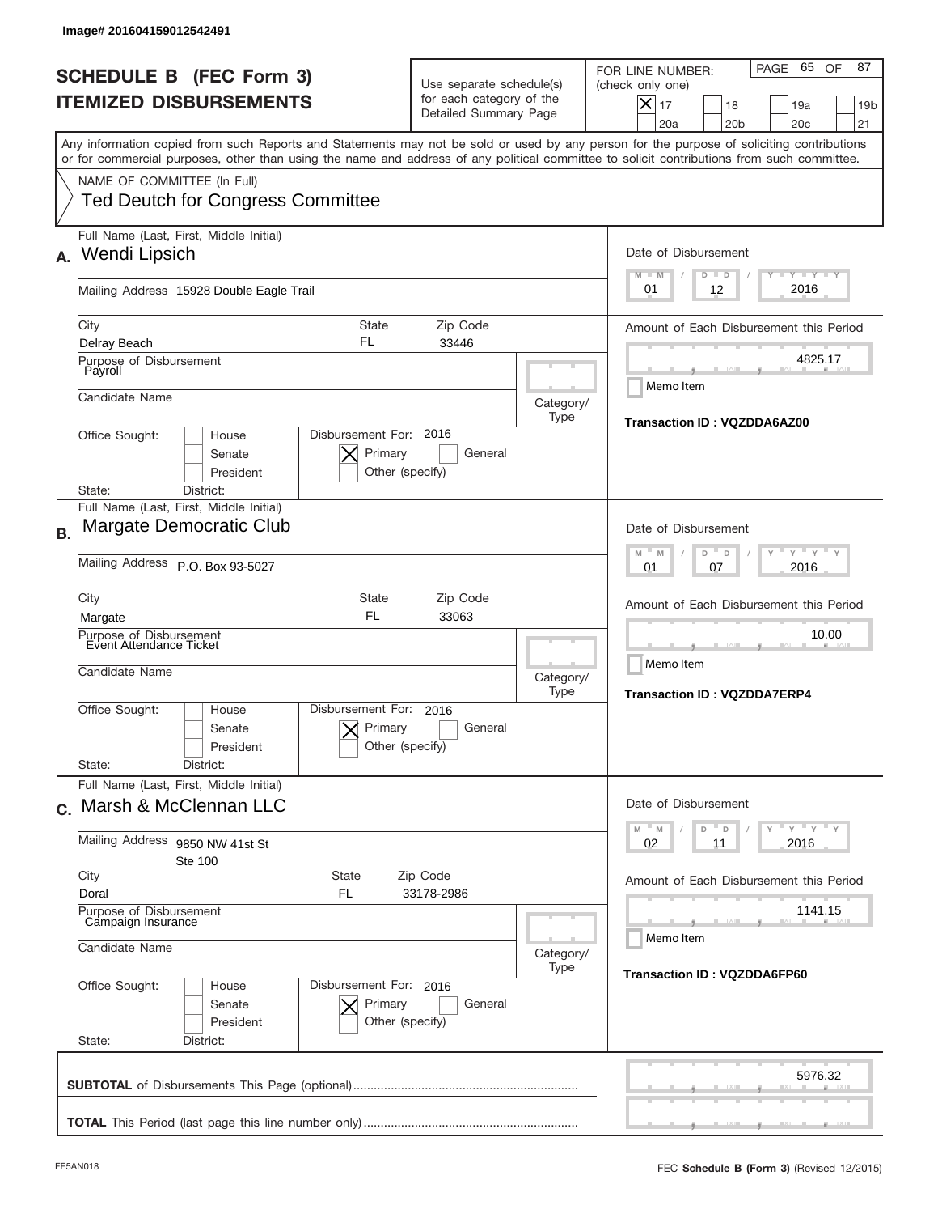Image# 201604159012542491

# SCHEDULE B (FEC Form 3)
## ITEMIZED DISBURSEMENTS

Use separate schedule(s) for each category of the Detailed Summary Page

FOR LINE NUMBER: (check only one)

[X] 17 [ ] 18 [ ] 19a [ ] 19b [ ] 20a [ ] 20b [ ] 20c [ ] 21

PAGE 65 OF 87

Any information copied from such Reports and Statements may not be sold or used by any person for the purpose of soliciting contributions or for commercial purposes, other than using the name and address of any political committee to solicit contributions from such committee.

NAME OF COMMITTEE (In Full)
Ted Deutch for Congress Committee

---

**A.** Full Name (Last, First, Middle Initial): Wendi Lipsich

Mailing Address: 15928 Double Eagle Trail

City: Delray Beach | State: FL | Zip Code: 33446

Purpose of Disbursement: Payroll

Candidate Name:

Category/Type:

Office Sought: [ ] House [ ] Senate [ ] President

State: District:

Disbursement For: 2016 [X] Primary [ ] General [ ] Other (specify)

Date of Disbursement: 01 / 12 / 2016

Amount of Each Disbursement this Period: 4825.17

[ ] Memo Item

Transaction ID : VQZDDA6AZ00

---

**B.** Full Name (Last, First, Middle Initial): Margate Democratic Club

Mailing Address: P.O. Box 93-5027

City: Margate | State: FL | Zip Code: 33063

Purpose of Disbursement: Event Attendance Ticket

Candidate Name:

Category/Type:

Office Sought: [ ] House [ ] Senate [ ] President

State: District:

Disbursement For: 2016 [X] Primary [ ] General [ ] Other (specify)

Date of Disbursement: 01 / 07 / 2016

Amount of Each Disbursement this Period: 10.00

[ ] Memo Item

Transaction ID : VQZDDA7ERP4

---

**C.** Full Name (Last, First, Middle Initial): Marsh & McClennan LLC

Mailing Address: 9850 NW 41st St, Ste 100

City: Doral | State: FL | Zip Code: 33178-2986

Purpose of Disbursement: Campaign Insurance

Candidate Name:

Category/Type:

Office Sought: [ ] House [ ] Senate [ ] President

State: District:

Disbursement For: 2016 [X] Primary [ ] General [ ] Other (specify)

Date of Disbursement: 02 / 11 / 2016

Amount of Each Disbursement this Period: 1141.15

[ ] Memo Item

Transaction ID : VQZDDA6FP60

---

**SUBTOTAL** of Disbursements This Page (optional): 5976.32

**TOTAL** This Period (last page this line number only):

FE5AN018

FEC **Schedule B** (Form 3) (Revised 12/2015)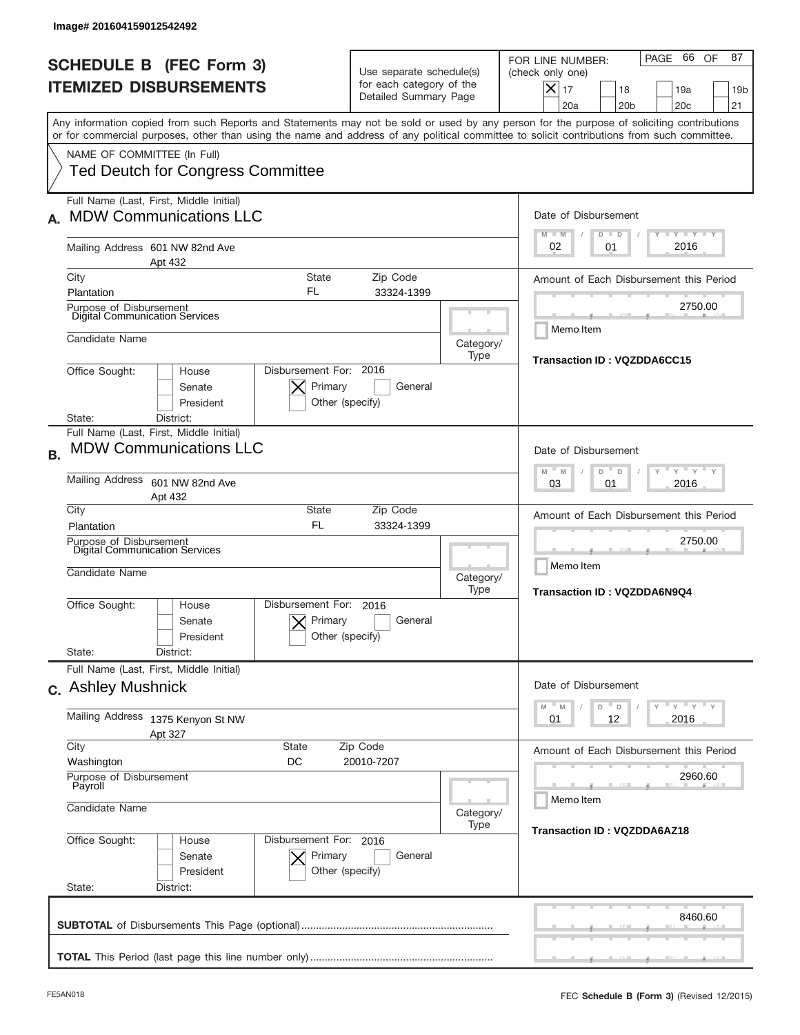Image# 201604159012542492

# SCHEDULE B (FEC Form 3)
## ITEMIZED DISBURSEMENTS

Use separate schedule(s) for each category of the Detailed Summary Page

FOR LINE NUMBER: (check only one)

- [X] 17
- [ ] 18
- [ ] 19a
- [ ] 19b
- [ ] 20a
- [ ] 20b
- [ ] 20c
- [ ] 21

PAGE 66 OF 87

Any information copied from such Reports and Statements may not be sold or used by any person for the purpose of soliciting contributions or for commercial purposes, other than using the name and address of any political committee to solicit contributions from such committee.

NAME OF COMMITTEE (In Full)
Ted Deutch for Congress Committee

---

**A.** Full Name (Last, First, Middle Initial): MDW Communications LLC

Mailing Address: 601 NW 82nd Ave, Apt 432

City: Plantation | State: FL | Zip Code: 33324-1399

Purpose of Disbursement: Digital Communication Services

Candidate Name:

Category/Type:

Office Sought: [ ] House [ ] Senate [ ] President

State: District:

Disbursement For: 2016 [X] Primary [ ] General [ ] Other (specify)

Date of Disbursement: 02/01/2016

Amount of Each Disbursement this Period: 2750.00

Memo Item

Transaction ID : VQZDDA6CC15

---

**B.** Full Name (Last, First, Middle Initial): MDW Communications LLC

Mailing Address: 601 NW 82nd Ave, Apt 432

City: Plantation | State: FL | Zip Code: 33324-1399

Purpose of Disbursement: Digital Communication Services

Candidate Name:

Category/Type:

Office Sought: [ ] House [ ] Senate [ ] President

State: District:

Disbursement For: 2016 [X] Primary [ ] General [ ] Other (specify)

Date of Disbursement: 03/01/2016

Amount of Each Disbursement this Period: 2750.00

Memo Item

Transaction ID : VQZDDA6N9Q4

---

**C.** Full Name (Last, First, Middle Initial): Ashley Mushnick

Mailing Address: 1375 Kenyon St NW, Apt 327

City: Washington | State: DC | Zip Code: 20010-7207

Purpose of Disbursement: Payroll

Candidate Name:

Category/Type:

Office Sought: [ ] House [ ] Senate [ ] President

State: District:

Disbursement For: 2016 [X] Primary [ ] General [ ] Other (specify)

Date of Disbursement: 01/12/2016

Amount of Each Disbursement this Period: 2960.60

Memo Item

Transaction ID : VQZDDA6AZ18

---

**SUBTOTAL** of Disbursements This Page (optional): 8460.60

**TOTAL** This Period (last page this line number only):

FE5AN018 FEC **Schedule B** (Form 3) (Revised 12/2015)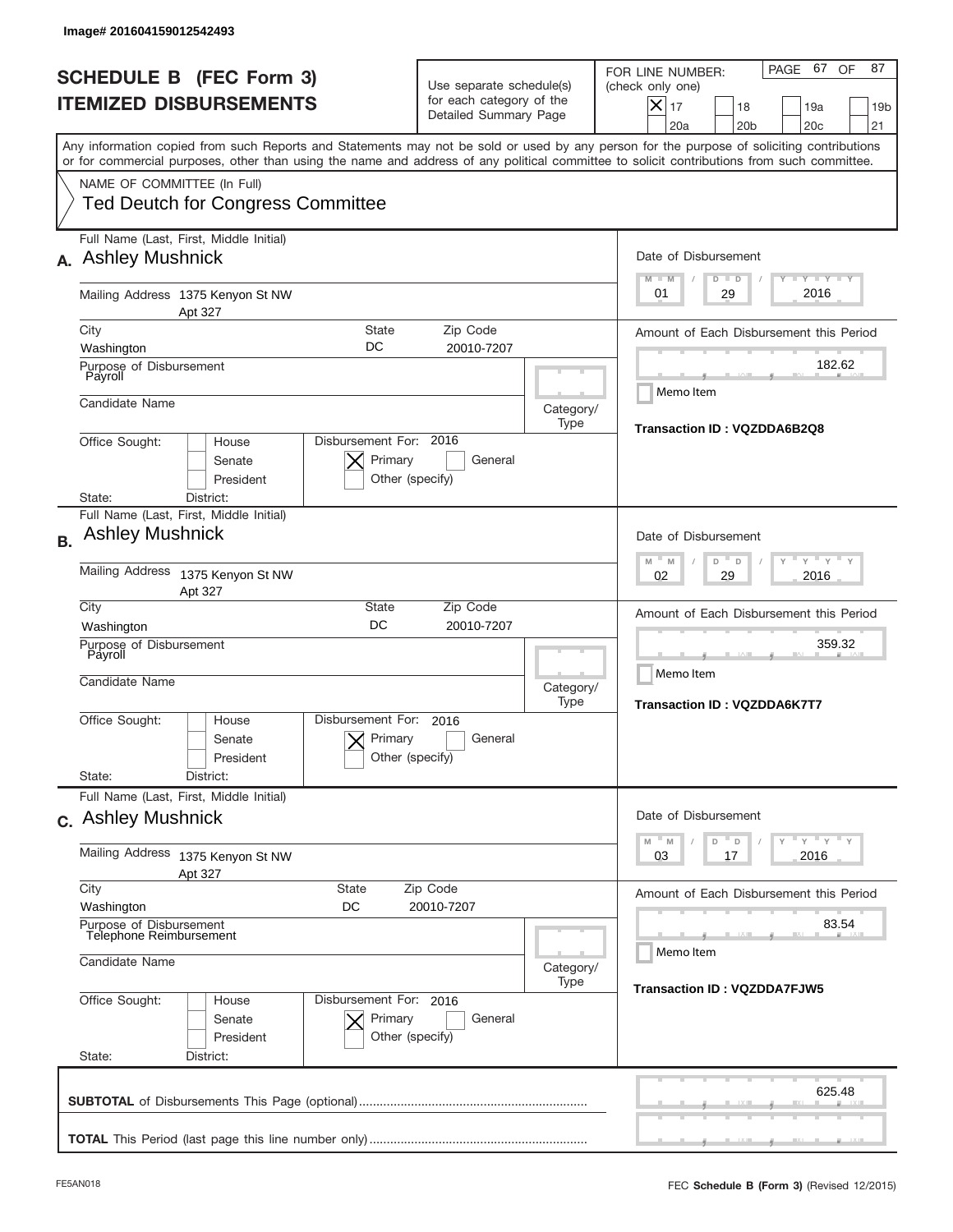Image# 201604159012542493

# SCHEDULE B (FEC Form 3)
## ITEMIZED DISBURSEMENTS

Use separate schedule(s) for each category of the Detailed Summary Page

FOR LINE NUMBER: (check only one)

- [X] 17
- [ ] 18
- [ ] 19a
- [ ] 19b
- [ ] 20a
- [ ] 20b
- [ ] 20c
- [ ] 21

Any information copied from such Reports and Statements may not be sold or used by any person for the purpose of soliciting contributions or for commercial purposes, other than using the name and address of any political committee to solicit contributions from such committee.

NAME OF COMMITTEE (In Full)
Ted Deutch for Congress Committee

---

**A.** Full Name (Last, First, Middle Initial): Ashley Mushnick

Mailing Address: 1375 Kenyon St NW, Apt 327

City: Washington | State: DC | Zip Code: 20010-7207

Purpose of Disbursement: Payroll

Candidate Name:

Category/Type:

Office Sought: [ ] House [ ] Senate [ ] President

State: District:

Disbursement For: 2016 [X] Primary [ ] General [ ] Other (specify)

Date of Disbursement: 01 / 29 / 2016

Amount of Each Disbursement this Period: 182.62

[ ] Memo Item

Transaction ID : VQZDDA6B2Q8

---

**B.** Full Name (Last, First, Middle Initial): Ashley Mushnick

Mailing Address: 1375 Kenyon St NW, Apt 327

City: Washington | State: DC | Zip Code: 20010-7207

Purpose of Disbursement: Payroll

Candidate Name:

Category/Type:

Office Sought: [ ] House [ ] Senate [ ] President

State: District:

Disbursement For: 2016 [X] Primary [ ] General [ ] Other (specify)

Date of Disbursement: 02 / 29 / 2016

Amount of Each Disbursement this Period: 359.32

[ ] Memo Item

Transaction ID : VQZDDA6K7T7

---

**C.** Full Name (Last, First, Middle Initial): Ashley Mushnick

Mailing Address: 1375 Kenyon St NW, Apt 327

City: Washington | State: DC | Zip Code: 20010-7207

Purpose of Disbursement: Telephone Reimbursement

Candidate Name:

Category/Type:

Office Sought: [ ] House [ ] Senate [ ] President

State: District:

Disbursement For: 2016 [X] Primary [ ] General [ ] Other (specify)

Date of Disbursement: 03 / 17 / 2016

Amount of Each Disbursement this Period: 83.54

[ ] Memo Item

Transaction ID : VQZDDA7FJW5

---

**SUBTOTAL** of Disbursements This Page (optional): 625.48

**TOTAL** This Period (last page this line number only):

FE5AN018 — FEC **Schedule B (Form 3)** (Revised 12/2015)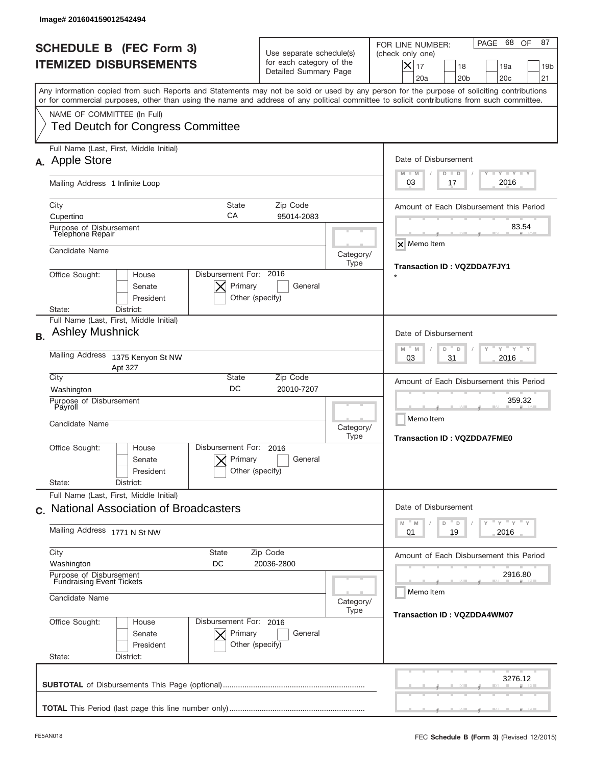Image# 201604159012542494

# SCHEDULE B (FEC Form 3)
# ITEMIZED DISBURSEMENTS

Use separate schedule(s) for each category of the Detailed Summary Page

FOR LINE NUMBER: (check only one)
[X] 17 [ ] 18 [ ] 19a [ ] 19b [ ] 20a [ ] 20b [ ] 20c [ ] 21

PAGE 68 OF 87

Any information copied from such Reports and Statements may not be sold or used by any person for the purpose of soliciting contributions or for commercial purposes, other than using the name and address of any political committee to solicit contributions from such committee.

NAME OF COMMITTEE (In Full)
Ted Deutch for Congress Committee

---

**A.** Full Name (Last, First, Middle Initial): Apple Store

Mailing Address: 1 Infinite Loop

City: Cupertino | State: CA | Zip Code: 95014-2083

Purpose of Disbursement: Telephone Repair

Candidate Name:

Category/Type:

Office Sought: [ ] House [ ] Senate [ ] President

State: District:

Disbursement For: 2016 [X] Primary [ ] General [ ] Other (specify)

Date of Disbursement: 03 / 17 / 2016

Amount of Each Disbursement this Period: 83.54

[X] Memo Item

Transaction ID : VQZDDA7FJY1

*

---

**B.** Full Name (Last, First, Middle Initial): Ashley Mushnick

Mailing Address: 1375 Kenyon St NW Apt 327

City: Washington | State: DC | Zip Code: 20010-7207

Purpose of Disbursement: Payroll

Candidate Name:

Category/Type:

Office Sought: [ ] House [ ] Senate [ ] President

State: District:

Disbursement For: 2016 [X] Primary [ ] General [ ] Other (specify)

Date of Disbursement: 03 / 31 / 2016

Amount of Each Disbursement this Period: 359.32

[ ] Memo Item

Transaction ID : VQZDDA7FME0

---

**C.** Full Name (Last, First, Middle Initial): National Association of Broadcasters

Mailing Address: 1771 N St NW

City: Washington | State: DC | Zip Code: 20036-2800

Purpose of Disbursement: Fundraising Event Tickets

Candidate Name:

Category/Type:

Office Sought: [ ] House [ ] Senate [ ] President

State: District:

Disbursement For: 2016 [X] Primary [ ] General [ ] Other (specify)

Date of Disbursement: 01 / 19 / 2016

Amount of Each Disbursement this Period: 2916.80

[ ] Memo Item

Transaction ID : VQZDDA4WM07

---

**SUBTOTAL** of Disbursements This Page (optional): 3276.12

**TOTAL** This Period (last page this line number only):

FE5AN018 — FEC **Schedule B** (Form 3) (Revised 12/2015)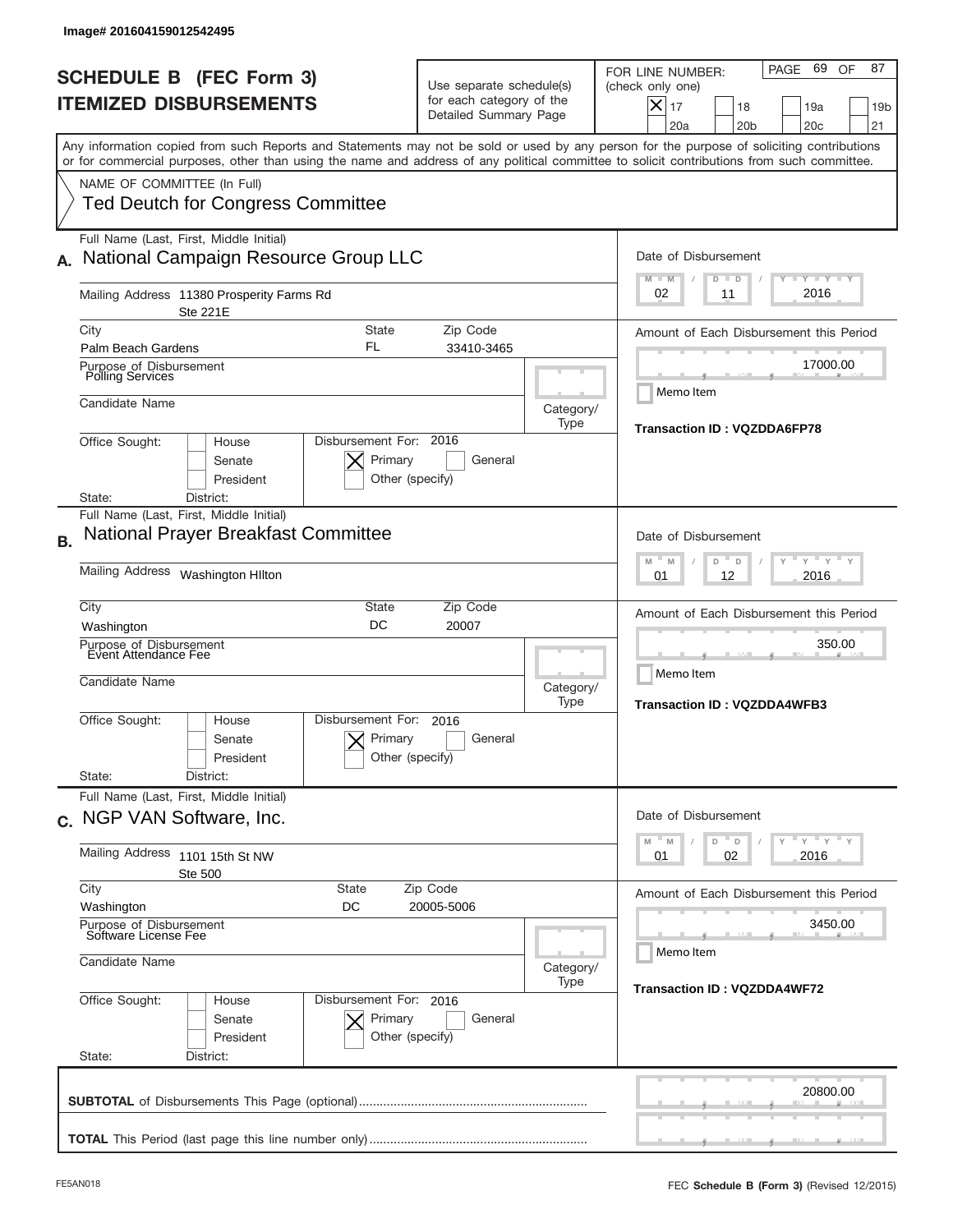Image# 201604159012542495

# SCHEDULE B (FEC Form 3)
# ITEMIZED DISBURSEMENTS

Use separate schedule(s) for each category of the Detailed Summary Page

FOR LINE NUMBER: (check only one)

- [x] 17
- [ ] 18
- [ ] 19a
- [ ] 19b
- [ ] 20a
- [ ] 20b
- [ ] 20c
- [ ] 21

PAGE 69 OF 87

Any information copied from such Reports and Statements may not be sold or used by any person for the purpose of soliciting contributions or for commercial purposes, other than using the name and address of any political committee to solicit contributions from such committee.

NAME OF COMMITTEE (In Full)
Ted Deutch for Congress Committee

---

**A.** Full Name (Last, First, Middle Initial): National Campaign Resource Group LLC

Mailing Address: 11380 Prosperity Farms Rd, Ste 221E

City: Palm Beach Gardens | State: FL | Zip Code: 33410-3465

Purpose of Disbursement: Polling Services

Candidate Name:

Category/Type:

Office Sought: [ ] House [ ] Senate [ ] President

State: District:

Disbursement For: 2016 [x] Primary [ ] General [ ] Other (specify)

Date of Disbursement: 02 / 11 / 2016

Amount of Each Disbursement this Period: 17000.00

[ ] Memo Item

Transaction ID : VQZDDA6FP78

---

**B.** Full Name (Last, First, Middle Initial): National Prayer Breakfast Committee

Mailing Address: Washington HIlton

City: Washington | State: DC | Zip Code: 20007

Purpose of Disbursement: Event Attendance Fee

Candidate Name:

Category/Type:

Office Sought: [ ] House [ ] Senate [ ] President

State: District:

Disbursement For: 2016 [x] Primary [ ] General [ ] Other (specify)

Date of Disbursement: 01 / 12 / 2016

Amount of Each Disbursement this Period: 350.00

[ ] Memo Item

Transaction ID : VQZDDA4WFB3

---

**C.** Full Name (Last, First, Middle Initial): NGP VAN Software, Inc.

Mailing Address: 1101 15th St NW, Ste 500

City: Washington | State: DC | Zip Code: 20005-5006

Purpose of Disbursement: Software License Fee

Candidate Name:

Category/Type:

Office Sought: [ ] House [ ] Senate [ ] President

State: District:

Disbursement For: 2016 [x] Primary [ ] General [ ] Other (specify)

Date of Disbursement: 01 / 02 / 2016

Amount of Each Disbursement this Period: 3450.00

[ ] Memo Item

Transaction ID : VQZDDA4WF72

---

**SUBTOTAL** of Disbursements This Page (optional): 20800.00

**TOTAL** This Period (last page this line number only):

FE5AN018 — FEC **Schedule B (Form 3)** (Revised 12/2015)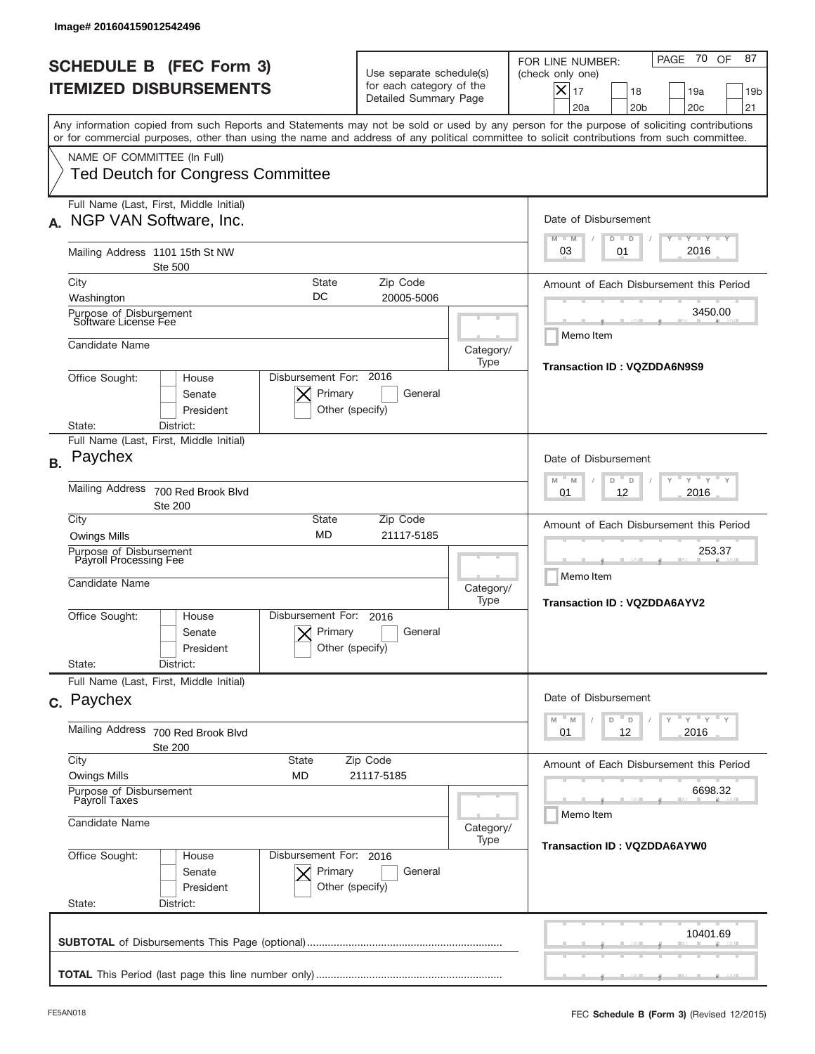Image# 201604159012542496

# SCHEDULE B (FEC Form 3)
## ITEMIZED DISBURSEMENTS

Use separate schedule(s) for each category of the Detailed Summary Page

FOR LINE NUMBER: (check only one)
[X] 17 [ ] 18 [ ] 19a [ ] 19b [ ] 20a [ ] 20b [ ] 20c [ ] 21

PAGE 70 OF 87

Any information copied from such Reports and Statements may not be sold or used by any person for the purpose of soliciting contributions or for commercial purposes, other than using the name and address of any political committee to solicit contributions from such committee.

NAME OF COMMITTEE (In Full)
Ted Deutch for Congress Committee

---

**A.** Full Name (Last, First, Middle Initial): NGP VAN Software, Inc.

Mailing Address: 1101 15th St NW, Ste 500

City: Washington | State: DC | Zip Code: 20005-5006

Purpose of Disbursement: Software License Fee

Candidate Name:

Category/Type:

Office Sought: [ ] House [ ] Senate [ ] President

State: District:

Disbursement For: 2016 [X] Primary [ ] General [ ] Other (specify)

Date of Disbursement: 03/01/2016

Amount of Each Disbursement this Period: 3450.00

[ ] Memo Item

Transaction ID : VQZDDA6N9S9

---

**B.** Full Name (Last, First, Middle Initial): Paychex

Mailing Address: 700 Red Brook Blvd, Ste 200

City: Owings Mills | State: MD | Zip Code: 21117-5185

Purpose of Disbursement: Payroll Processing Fee

Candidate Name:

Category/Type:

Office Sought: [ ] House [ ] Senate [ ] President

State: District:

Disbursement For: 2016 [X] Primary [ ] General [ ] Other (specify)

Date of Disbursement: 01/12/2016

Amount of Each Disbursement this Period: 253.37

[ ] Memo Item

Transaction ID : VQZDDA6AYV2

---

**C.** Full Name (Last, First, Middle Initial): Paychex

Mailing Address: 700 Red Brook Blvd, Ste 200

City: Owings Mills | State: MD | Zip Code: 21117-5185

Purpose of Disbursement: Payroll Taxes

Candidate Name:

Category/Type:

Office Sought: [ ] House [ ] Senate [ ] President

State: District:

Disbursement For: 2016 [X] Primary [ ] General [ ] Other (specify)

Date of Disbursement: 01/12/2016

Amount of Each Disbursement this Period: 6698.32

[ ] Memo Item

Transaction ID : VQZDDA6AYW0

---

**SUBTOTAL** of Disbursements This Page (optional): 10401.69

**TOTAL** This Period (last page this line number only):

FE5AN018 FEC **Schedule B** (Form 3) (Revised 12/2015)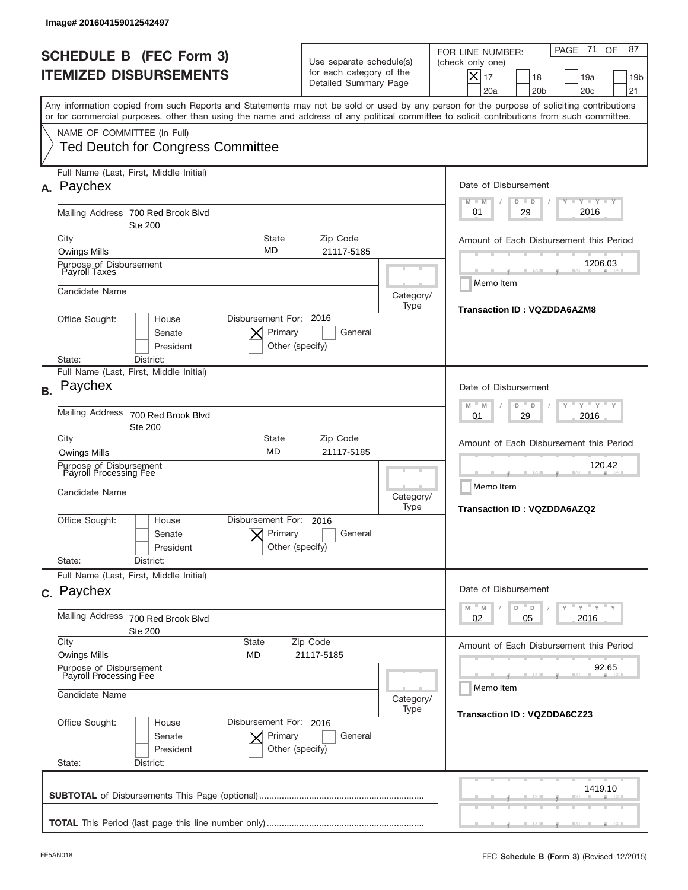Image# 201604159012542497

# SCHEDULE B (FEC Form 3)
## ITEMIZED DISBURSEMENTS

Use separate schedule(s) for each category of the Detailed Summary Page

FOR LINE NUMBER: (check only one)

[X] 17 [ ] 18 [ ] 19a [ ] 19b [ ] 20a [ ] 20b [ ] 20c [ ] 21

Any information copied from such Reports and Statements may not be sold or used by any person for the purpose of soliciting contributions or for commercial purposes, other than using the name and address of any political committee to solicit contributions from such committee.

NAME OF COMMITTEE (In Full)

Ted Deutch for Congress Committee

---

**A.** Full Name (Last, First, Middle Initial): Paychex

Mailing Address: 700 Red Brook Blvd Ste 200

City: Owings Mills | State: MD | Zip Code: 21117-5185

Purpose of Disbursement: Payroll Taxes

Candidate Name:

Category/Type:

Office Sought: [ ] House [ ] Senate [ ] President

State: District:

Disbursement For: 2016 [X] Primary [ ] General [ ] Other (specify)

Date of Disbursement: 01/29/2016

Amount of Each Disbursement this Period: 1206.03

[ ] Memo Item

Transaction ID : VQZDDA6AZM8

---

**B.** Full Name (Last, First, Middle Initial): Paychex

Mailing Address: 700 Red Brook Blvd Ste 200

City: Owings Mills | State: MD | Zip Code: 21117-5185

Purpose of Disbursement: Payroll Processing Fee

Candidate Name:

Category/Type:

Office Sought: [ ] House [ ] Senate [ ] President

State: District:

Disbursement For: 2016 [X] Primary [ ] General [ ] Other (specify)

Date of Disbursement: 01/29/2016

Amount of Each Disbursement this Period: 120.42

[ ] Memo Item

Transaction ID : VQZDDA6AZQ2

---

**C.** Full Name (Last, First, Middle Initial): Paychex

Mailing Address: 700 Red Brook Blvd Ste 200

City: Owings Mills | State: MD | Zip Code: 21117-5185

Purpose of Disbursement: Payroll Processing Fee

Candidate Name:

Category/Type:

Office Sought: [ ] House [ ] Senate [ ] President

State: District:

Disbursement For: 2016 [X] Primary [ ] General [ ] Other (specify)

Date of Disbursement: 02/05/2016

Amount of Each Disbursement this Period: 92.65

[ ] Memo Item

Transaction ID : VQZDDA6CZ23

---

**SUBTOTAL** of Disbursements This Page (optional): 1419.10

**TOTAL** This Period (last page this line number only):

FE5AN018

FEC **Schedule B** (Form 3) (Revised 12/2015)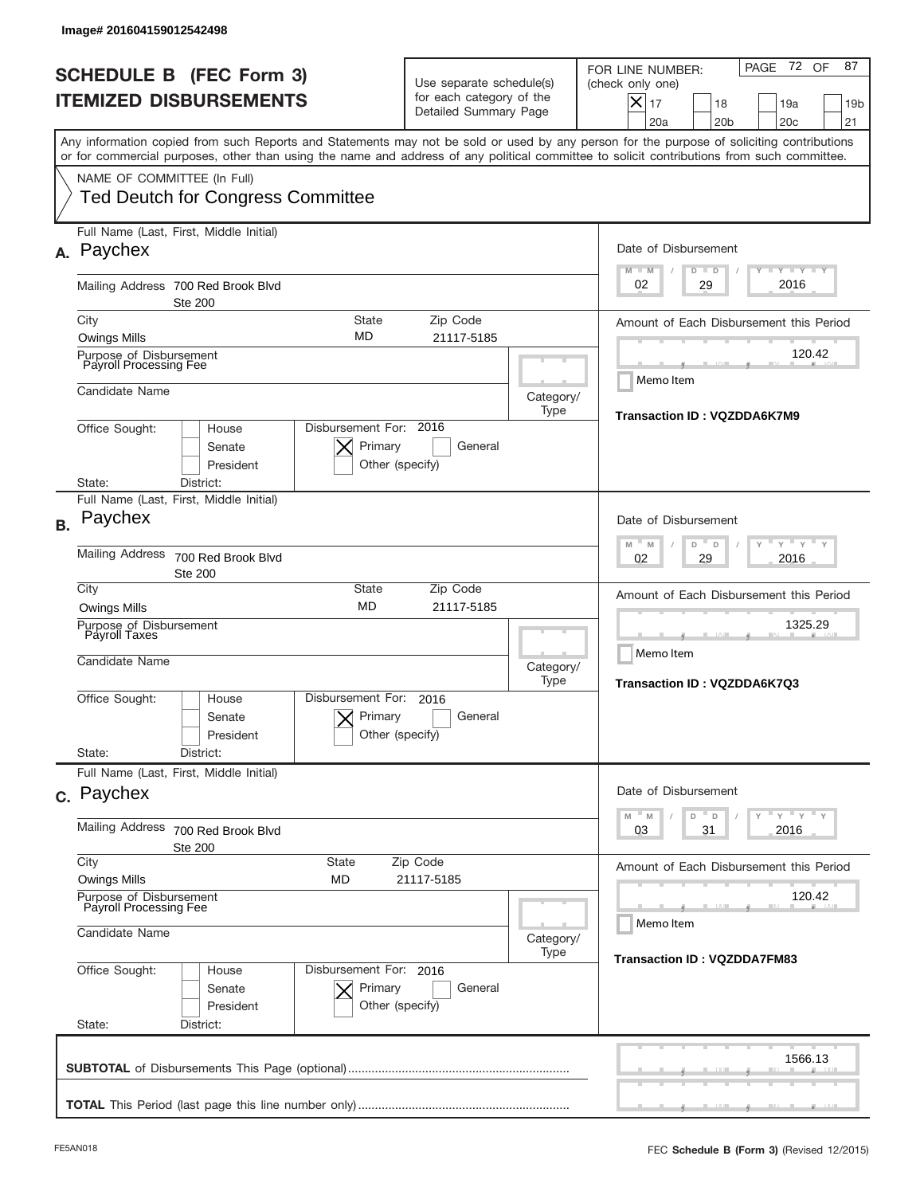Image# 201604159012542498

# SCHEDULE B (FEC Form 3)
## ITEMIZED DISBURSEMENTS

Use separate schedule(s) for each category of the Detailed Summary Page

FOR LINE NUMBER: (check only one)

- [X] 17
- [ ] 18
- [ ] 19a
- [ ] 19b
- [ ] 20a
- [ ] 20b
- [ ] 20c
- [ ] 21

PAGE 72 OF 87

Any information copied from such Reports and Statements may not be sold or used by any person for the purpose of soliciting contributions or for commercial purposes, other than using the name and address of any political committee to solicit contributions from such committee.

NAME OF COMMITTEE (In Full)
Ted Deutch for Congress Committee

---

**A.** Full Name (Last, First, Middle Initial): Paychex

Mailing Address: 700 Red Brook Blvd, Ste 200

City: Owings Mills | State: MD | Zip Code: 21117-5185

Purpose of Disbursement: Payroll Processing Fee

Candidate Name:

Category/Type:

Office Sought: [ ] House [ ] Senate [ ] President

State: District:

Disbursement For: 2016 [X] Primary [ ] General [ ] Other (specify)

Date of Disbursement: 02 / 29 / 2016

Amount of Each Disbursement this Period: 120.42

[ ] Memo Item

Transaction ID : VQZDDA6K7M9

---

**B.** Full Name (Last, First, Middle Initial): Paychex

Mailing Address: 700 Red Brook Blvd, Ste 200

City: Owings Mills | State: MD | Zip Code: 21117-5185

Purpose of Disbursement: Payroll Taxes

Candidate Name:

Category/Type:

Office Sought: [ ] House [ ] Senate [ ] President

State: District:

Disbursement For: 2016 [X] Primary [ ] General [ ] Other (specify)

Date of Disbursement: 02 / 29 / 2016

Amount of Each Disbursement this Period: 1325.29

[ ] Memo Item

Transaction ID : VQZDDA6K7Q3

---

**C.** Full Name (Last, First, Middle Initial): Paychex

Mailing Address: 700 Red Brook Blvd, Ste 200

City: Owings Mills | State: MD | Zip Code: 21117-5185

Purpose of Disbursement: Payroll Processing Fee

Candidate Name:

Category/Type:

Office Sought: [ ] House [ ] Senate [ ] President

State: District:

Disbursement For: 2016 [X] Primary [ ] General [ ] Other (specify)

Date of Disbursement: 03 / 31 / 2016

Amount of Each Disbursement this Period: 120.42

[ ] Memo Item

Transaction ID : VQZDDA7FM83

---

**SUBTOTAL** of Disbursements This Page (optional): 1566.13

**TOTAL** This Period (last page this line number only):

FE5AN018 FEC **Schedule B** (Form 3) (Revised 12/2015)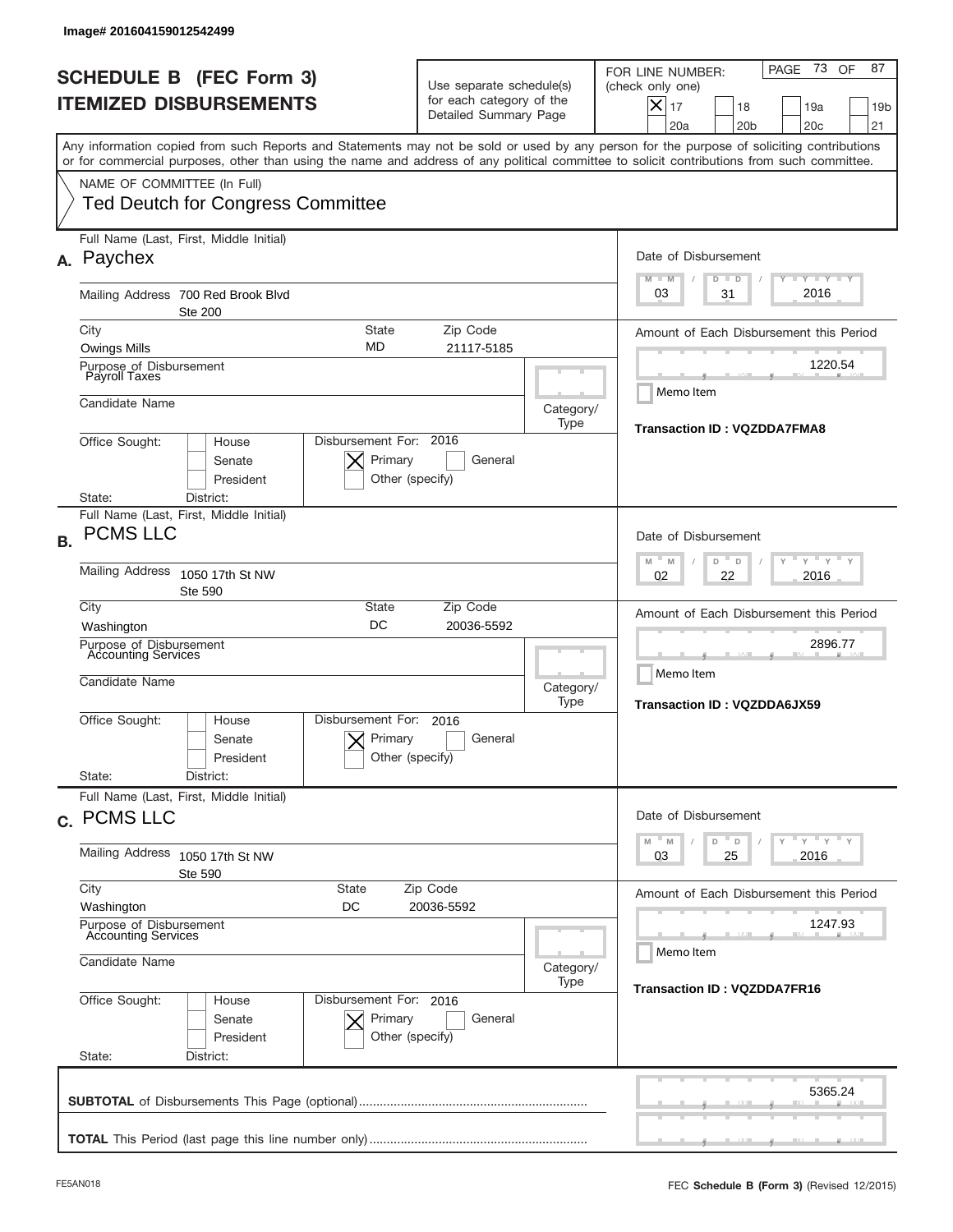Image# 201604159012542499

# SCHEDULE B (FEC Form 3)
## ITEMIZED DISBURSEMENTS

Use separate schedule(s) for each category of the Detailed Summary Page

FOR LINE NUMBER: (check only one)

[X] 17 [ ] 18 [ ] 19a [ ] 19b [ ] 20a [ ] 20b [ ] 20c [ ] 21

Any information copied from such Reports and Statements may not be sold or used by any person for the purpose of soliciting contributions or for commercial purposes, other than using the name and address of any political committee to solicit contributions from such committee.

NAME OF COMMITTEE (In Full)

Ted Deutch for Congress Committee

---

**A.** Full Name (Last, First, Middle Initial): Paychex

Mailing Address: 700 Red Brook Blvd, Ste 200

City: Owings Mills | State: MD | Zip Code: 21117-5185

Purpose of Disbursement: Payroll Taxes

Candidate Name:

Category/Type:

Office Sought: [ ] House [ ] Senate [ ] President

State: District:

Disbursement For: 2016 [X] Primary [ ] General [ ] Other (specify)

Date of Disbursement: 03 / 31 / 2016

Amount of Each Disbursement this Period: 1220.54

[ ] Memo Item

Transaction ID : VQZDDA7FMA8

---

**B.** Full Name (Last, First, Middle Initial): PCMS LLC

Mailing Address: 1050 17th St NW, Ste 590

City: Washington | State: DC | Zip Code: 20036-5592

Purpose of Disbursement: Accounting Services

Candidate Name:

Category/Type:

Office Sought: [ ] House [ ] Senate [ ] President

State: District:

Disbursement For: 2016 [X] Primary [ ] General [ ] Other (specify)

Date of Disbursement: 02 / 22 / 2016

Amount of Each Disbursement this Period: 2896.77

[ ] Memo Item

Transaction ID : VQZDDA6JX59

---

**C.** Full Name (Last, First, Middle Initial): PCMS LLC

Mailing Address: 1050 17th St NW, Ste 590

City: Washington | State: DC | Zip Code: 20036-5592

Purpose of Disbursement: Accounting Services

Candidate Name:

Category/Type:

Office Sought: [ ] House [ ] Senate [ ] President

State: District:

Disbursement For: 2016 [X] Primary [ ] General [ ] Other (specify)

Date of Disbursement: 03 / 25 / 2016

Amount of Each Disbursement this Period: 1247.93

[ ] Memo Item

Transaction ID : VQZDDA7FR16

---

**SUBTOTAL** of Disbursements This Page (optional): 5365.24

**TOTAL** This Period (last page this line number only):

FE5AN018 — FEC **Schedule B (Form 3)** (Revised 12/2015)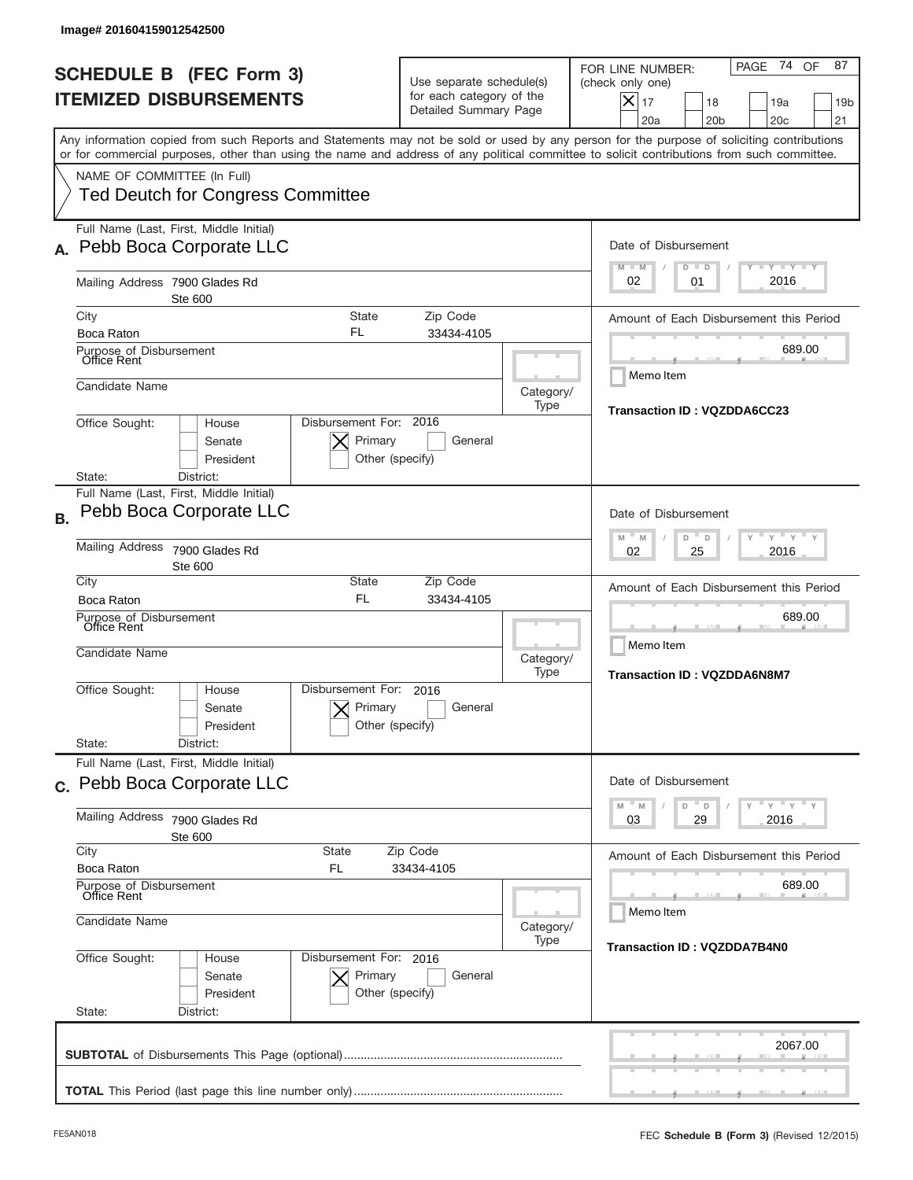Image# 201604159012542500

# SCHEDULE B (FEC Form 3)
# ITEMIZED DISBURSEMENTS

Use separate schedule(s) for each category of the Detailed Summary Page

FOR LINE NUMBER: (check only one)

- [x] 17
- [ ] 18
- [ ] 19a
- [ ] 19b
- [ ] 20a
- [ ] 20b
- [ ] 20c
- [ ] 21

PAGE 74 OF 87

Any information copied from such Reports and Statements may not be sold or used by any person for the purpose of soliciting contributions or for commercial purposes, other than using the name and address of any political committee to solicit contributions from such committee.

NAME OF COMMITTEE (In Full)
Ted Deutch for Congress Committee

---

**A.** Full Name (Last, First, Middle Initial): Pebb Boca Corporate LLC

Mailing Address: 7900 Glades Rd, Ste 600

City: Boca Raton | State: FL | Zip Code: 33434-4105

Purpose of Disbursement: Office Rent

Candidate Name:

Category/Type:

Office Sought: [ ] House [ ] Senate [ ] President

State: District:

Disbursement For: 2016 [x] Primary [ ] General [ ] Other (specify)

Date of Disbursement: 02 / 01 / 2016

Amount of Each Disbursement this Period: 689.00

[ ] Memo Item

Transaction ID : VQZDDA6CC23

---

**B.** Full Name (Last, First, Middle Initial): Pebb Boca Corporate LLC

Mailing Address: 7900 Glades Rd, Ste 600

City: Boca Raton | State: FL | Zip Code: 33434-4105

Purpose of Disbursement: Office Rent

Candidate Name:

Category/Type:

Office Sought: [ ] House [ ] Senate [ ] President

State: District:

Disbursement For: 2016 [x] Primary [ ] General [ ] Other (specify)

Date of Disbursement: 02 / 25 / 2016

Amount of Each Disbursement this Period: 689.00

[ ] Memo Item

Transaction ID : VQZDDA6N8M7

---

**C.** Full Name (Last, First, Middle Initial): Pebb Boca Corporate LLC

Mailing Address: 7900 Glades Rd, Ste 600

City: Boca Raton | State: FL | Zip Code: 33434-4105

Purpose of Disbursement: Office Rent

Candidate Name:

Category/Type:

Office Sought: [ ] House [ ] Senate [ ] President

State: District:

Disbursement For: 2016 [x] Primary [ ] General [ ] Other (specify)

Date of Disbursement: 03 / 29 / 2016

Amount of Each Disbursement this Period: 689.00

[ ] Memo Item

Transaction ID : VQZDDA7B4N0

---

**SUBTOTAL** of Disbursements This Page (optional): 2067.00

**TOTAL** This Period (last page this line number only):

FE5AN018 — FEC **Schedule B (Form 3)** (Revised 12/2015)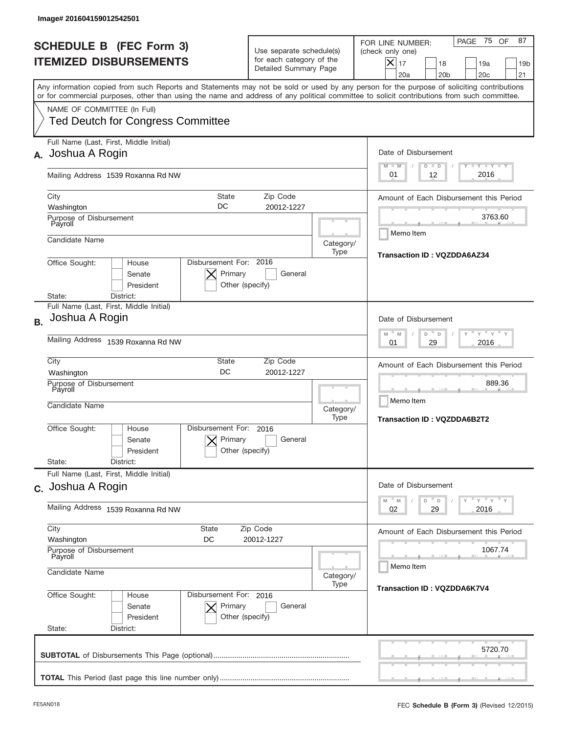Image# 201604159012542501

# SCHEDULE B (FEC Form 3) ITEMIZED DISBURSEMENTS

Use separate schedule(s) for each category of the Detailed Summary Page

FOR LINE NUMBER: (check only one)

- [x] 17
- [ ] 18
- [ ] 19a
- [ ] 19b
- [ ] 20a
- [ ] 20b
- [ ] 20c
- [ ] 21

Any information copied from such Reports and Statements may not be sold or used by any person for the purpose of soliciting contributions or for commercial purposes, other than using the name and address of any political committee to solicit contributions from such committee.

NAME OF COMMITTEE (In Full)
Ted Deutch for Congress Committee

## A.

Full Name (Last, First, Middle Initial): Joshua A Rogin

Mailing Address: 1539 Roxanna Rd NW

City: Washington | State: DC | Zip Code: 20012-1227

Purpose of Disbursement: Payroll

Candidate Name:

Category/Type:

Office Sought: [ ] House [ ] Senate [ ] President

State: District:

Disbursement For: 2016 [x] Primary [ ] General [ ] Other (specify)

Date of Disbursement: 01 / 12 / 2016

Amount of Each Disbursement this Period: 3763.60

[ ] Memo Item

Transaction ID : VQZDDA6AZ34

## B.

Full Name (Last, First, Middle Initial): Joshua A Rogin

Mailing Address: 1539 Roxanna Rd NW

City: Washington | State: DC | Zip Code: 20012-1227

Purpose of Disbursement: Payroll

Candidate Name:

Category/Type:

Office Sought: [ ] House [ ] Senate [ ] President

State: District:

Disbursement For: 2016 [x] Primary [ ] General [ ] Other (specify)

Date of Disbursement: 01 / 29 / 2016

Amount of Each Disbursement this Period: 889.36

[ ] Memo Item

Transaction ID : VQZDDA6B2T2

## C.

Full Name (Last, First, Middle Initial): Joshua A Rogin

Mailing Address: 1539 Roxanna Rd NW

City: Washington | State: DC | Zip Code: 20012-1227

Purpose of Disbursement: Payroll

Candidate Name:

Category/Type:

Office Sought: [ ] House [ ] Senate [ ] President

State: District:

Disbursement For: 2016 [x] Primary [ ] General [ ] Other (specify)

Date of Disbursement: 02 / 29 / 2016

Amount of Each Disbursement this Period: 1067.74

[ ] Memo Item

Transaction ID : VQZDDA6K7V4

**SUBTOTAL** of Disbursements This Page (optional): 5720.70

**TOTAL** This Period (last page this line number only):

FE5AN018

FEC **Schedule B (Form 3)** (Revised 12/2015)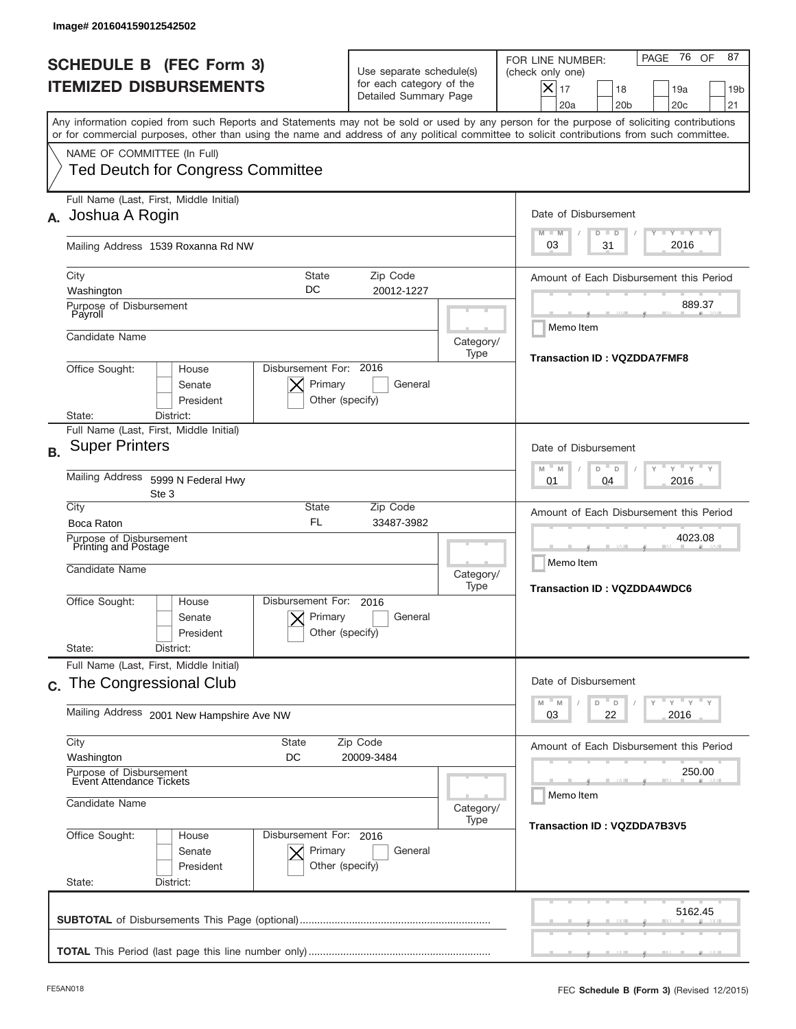Image# 201604159012542502

# SCHEDULE B (FEC Form 3) ITEMIZED DISBURSEMENTS

Use separate schedule(s) for each category of the Detailed Summary Page

FOR LINE NUMBER: (check only one)
[X] 17 [ ] 18 [ ] 19a [ ] 19b [ ] 20a [ ] 20b [ ] 20c [ ] 21

PAGE 76 OF 87

Any information copied from such Reports and Statements may not be sold or used by any person for the purpose of soliciting contributions or for commercial purposes, other than using the name and address of any political committee to solicit contributions from such committee.

NAME OF COMMITTEE (In Full)
Ted Deutch for Congress Committee

## A.

**Full Name (Last, First, Middle Initial):** Joshua A Rogin
**Mailing Address:** 1539 Roxanna Rd NW
**City:** Washington **State:** DC **Zip Code:** 20012-1227
**Purpose of Disbursement:** Payroll
**Candidate Name:**
**Category/Type:**
**Office Sought:** [ ] House [ ] Senate [ ] President
**State:** **District:**
**Disbursement For:** 2016 [X] Primary [ ] General [ ] Other (specify)
**Date of Disbursement:** 03 / 31 / 2016
**Amount of Each Disbursement this Period:** 889.37
[ ] Memo Item
**Transaction ID : VQZDDA7FMF8**

## B.

**Full Name (Last, First, Middle Initial):** Super Printers
**Mailing Address:** 5999 N Federal Hwy Ste 3
**City:** Boca Raton **State:** FL **Zip Code:** 33487-3982
**Purpose of Disbursement:** Printing and Postage
**Candidate Name:**
**Category/Type:**
**Office Sought:** [ ] House [ ] Senate [ ] President
**State:** **District:**
**Disbursement For:** 2016 [X] Primary [ ] General [ ] Other (specify)
**Date of Disbursement:** 01 / 04 / 2016
**Amount of Each Disbursement this Period:** 4023.08
[ ] Memo Item
**Transaction ID : VQZDDA4WDC6**

## C.

**Full Name (Last, First, Middle Initial):** The Congressional Club
**Mailing Address:** 2001 New Hampshire Ave NW
**City:** Washington **State:** DC **Zip Code:** 20009-3484
**Purpose of Disbursement:** Event Attendance Tickets
**Candidate Name:**
**Category/Type:**
**Office Sought:** [ ] House [ ] Senate [ ] President
**State:** **District:**
**Disbursement For:** 2016 [X] Primary [ ] General [ ] Other (specify)
**Date of Disbursement:** 03 / 22 / 2016
**Amount of Each Disbursement this Period:** 250.00
[ ] Memo Item
**Transaction ID : VQZDDA7B3V5**

**SUBTOTAL** of Disbursements This Page (optional): 5162.45

**TOTAL** This Period (last page this line number only):

FE5AN018 FEC **Schedule B (Form 3)** (Revised 12/2015)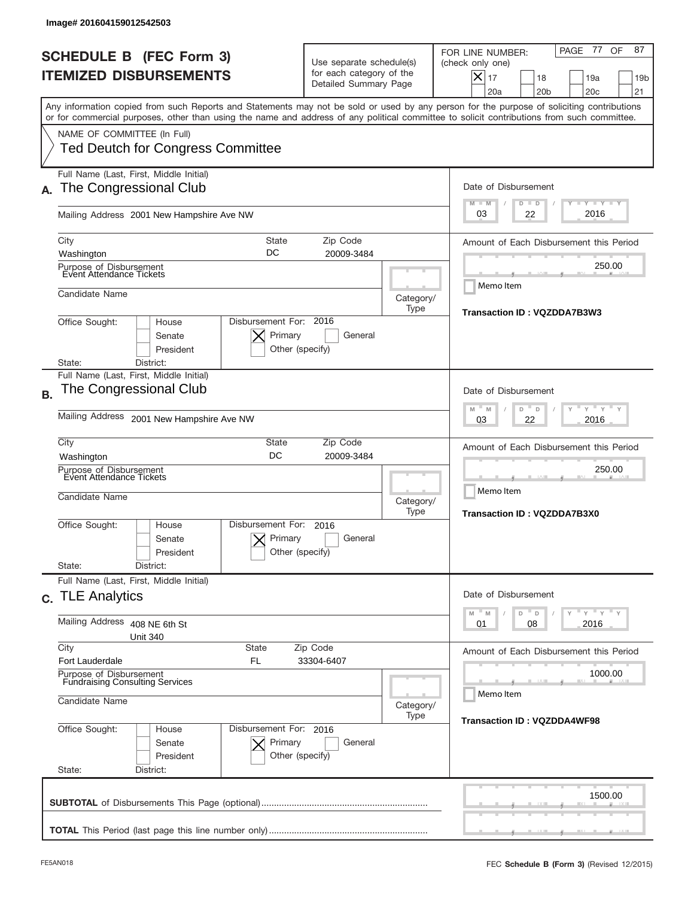Image# 201604159012542503

# SCHEDULE B (FEC Form 3)
## ITEMIZED DISBURSEMENTS

Use separate schedule(s) for each category of the Detailed Summary Page

FOR LINE NUMBER: (check only one)

- [X] 17
- [ ] 18
- [ ] 19a
- [ ] 19b
- [ ] 20a
- [ ] 20b
- [ ] 20c
- [ ] 21

Any information copied from such Reports and Statements may not be sold or used by any person for the purpose of soliciting contributions or for commercial purposes, other than using the name and address of any political committee to solicit contributions from such committee.

NAME OF COMMITTEE (In Full)
Ted Deutch for Congress Committee

---

**A.** Full Name (Last, First, Middle Initial): The Congressional Club

Mailing Address: 2001 New Hampshire Ave NW

City: Washington | State: DC | Zip Code: 20009-3484

Purpose of Disbursement: Event Attendance Tickets

Candidate Name:

Category/Type:

Office Sought: [ ] House [ ] Senate [ ] President

State: District:

Disbursement For: 2016 [X] Primary [ ] General [ ] Other (specify)

Date of Disbursement: 03 / 22 / 2016

Amount of Each Disbursement this Period: 250.00

[ ] Memo Item

Transaction ID : VQZDDA7B3W3

---

**B.** Full Name (Last, First, Middle Initial): The Congressional Club

Mailing Address: 2001 New Hampshire Ave NW

City: Washington | State: DC | Zip Code: 20009-3484

Purpose of Disbursement: Event Attendance Tickets

Candidate Name:

Category/Type:

Office Sought: [ ] House [ ] Senate [ ] President

State: District:

Disbursement For: 2016 [X] Primary [ ] General [ ] Other (specify)

Date of Disbursement: 03 / 22 / 2016

Amount of Each Disbursement this Period: 250.00

[ ] Memo Item

Transaction ID : VQZDDA7B3X0

---

**C.** Full Name (Last, First, Middle Initial): TLE Analytics

Mailing Address: 408 NE 6th St, Unit 340

City: Fort Lauderdale | State: FL | Zip Code: 33304-6407

Purpose of Disbursement: Fundraising Consulting Services

Candidate Name:

Category/Type:

Office Sought: [ ] House [ ] Senate [ ] President

State: District:

Disbursement For: 2016 [X] Primary [ ] General [ ] Other (specify)

Date of Disbursement: 01 / 08 / 2016

Amount of Each Disbursement this Period: 1000.00

[ ] Memo Item

Transaction ID : VQZDDA4WF98

---

**SUBTOTAL** of Disbursements This Page (optional): 1500.00

**TOTAL** This Period (last page this line number only):

FE5AN018

FEC **Schedule B (Form 3)** (Revised 12/2015)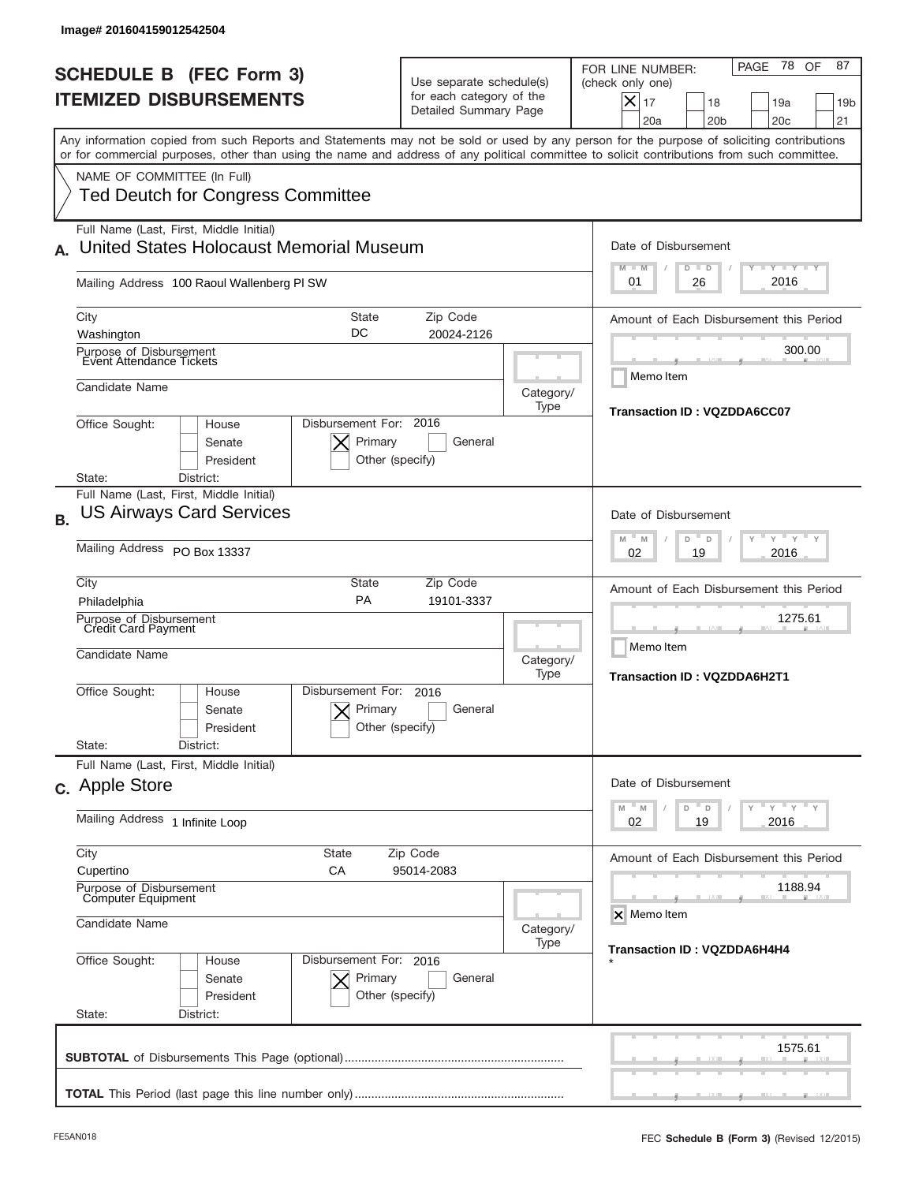Image# 201604159012542504

# SCHEDULE B (FEC Form 3)
## ITEMIZED DISBURSEMENTS

Use separate schedule(s) for each category of the Detailed Summary Page

FOR LINE NUMBER: (check only one)

- [x] 17
- [ ] 18
- [ ] 19a
- [ ] 19b
- [ ] 20a
- [ ] 20b
- [ ] 20c
- [ ] 21

PAGE 78 OF 87

Any information copied from such Reports and Statements may not be sold or used by any person for the purpose of soliciting contributions or for commercial purposes, other than using the name and address of any political committee to solicit contributions from such committee.

NAME OF COMMITTEE (In Full)
Ted Deutch for Congress Committee

---

**A.** Full Name (Last, First, Middle Initial): **United States Holocaust Memorial Museum**

Mailing Address: 100 Raoul Wallenberg Pl SW

City: Washington | State: DC | Zip Code: 20024-2126

Purpose of Disbursement: Event Attendance Tickets

Candidate Name:

Category/Type:

Office Sought: [ ] House [ ] Senate [ ] President

State: District:

Disbursement For: 2016 [x] Primary [ ] General [ ] Other (specify)

Date of Disbursement: 01/26/2016

Amount of Each Disbursement this Period: 300.00

[ ] Memo Item

Transaction ID : VQZDDA6CC07

---

**B.** Full Name (Last, First, Middle Initial): **US Airways Card Services**

Mailing Address: PO Box 13337

City: Philadelphia | State: PA | Zip Code: 19101-3337

Purpose of Disbursement: Credit Card Payment

Candidate Name:

Category/Type:

Office Sought: [ ] House [ ] Senate [ ] President

State: District:

Disbursement For: 2016 [x] Primary [ ] General [ ] Other (specify)

Date of Disbursement: 02/19/2016

Amount of Each Disbursement this Period: 1275.61

[ ] Memo Item

Transaction ID : VQZDDA6H2T1

---

**C.** Full Name (Last, First, Middle Initial): **Apple Store**

Mailing Address: 1 Infinite Loop

City: Cupertino | State: CA | Zip Code: 95014-2083

Purpose of Disbursement: Computer Equipment

Candidate Name:

Category/Type:

Office Sought: [ ] House [ ] Senate [ ] President

State: District:

Disbursement For: 2016 [x] Primary [ ] General [ ] Other (specify)

Date of Disbursement: 02/19/2016

Amount of Each Disbursement this Period: 1188.94

[x] Memo Item

Transaction ID : VQZDDA6H4H4
*

---

**SUBTOTAL** of Disbursements This Page (optional): 1575.61

**TOTAL** This Period (last page this line number only):

FE5AN018

FEC **Schedule B (Form 3)** (Revised 12/2015)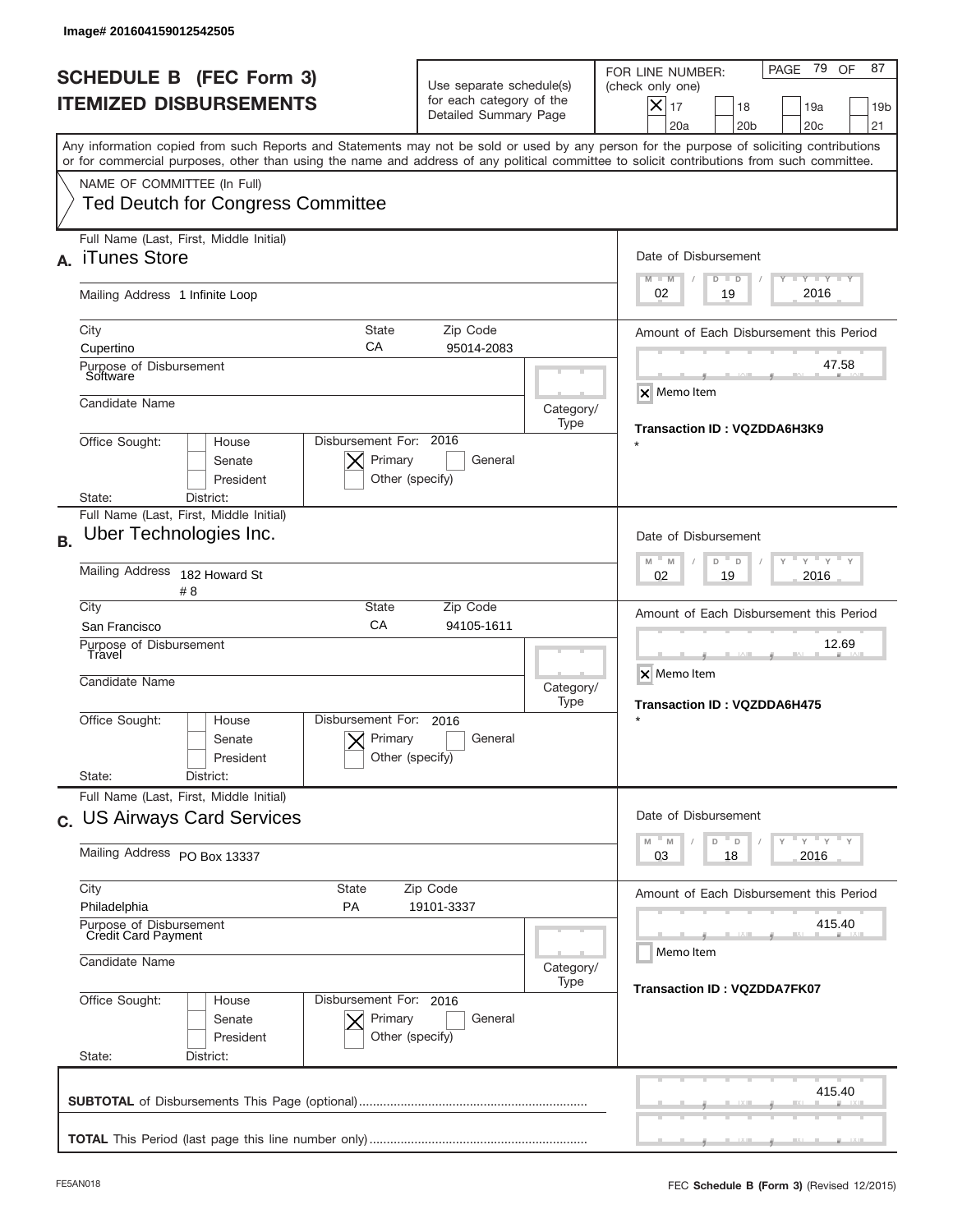Image# 201604159012542505

# SCHEDULE B (FEC Form 3)
## ITEMIZED DISBURSEMENTS

Use separate schedule(s) for each category of the Detailed Summary Page

FOR LINE NUMBER: (check only one)

- [X] 17
- [ ] 18
- [ ] 19a
- [ ] 19b
- [ ] 20a
- [ ] 20b
- [ ] 20c
- [ ] 21

PAGE 79 OF 87

Any information copied from such Reports and Statements may not be sold or used by any person for the purpose of soliciting contributions or for commercial purposes, other than using the name and address of any political committee to solicit contributions from such committee.

NAME OF COMMITTEE (In Full)
Ted Deutch for Congress Committee

---

**A.** Full Name (Last, First, Middle Initial): iTunes Store

Mailing Address: 1 Infinite Loop

City: Cupertino | State: CA | Zip Code: 95014-2083

Purpose of Disbursement: Software

Candidate Name:

Category/Type:

Office Sought: [ ] House [ ] Senate [ ] President

State: District:

Disbursement For: 2016 [X] Primary [ ] General [ ] Other (specify)

Date of Disbursement: 02 / 19 / 2016

Amount of Each Disbursement this Period: 47.58

[X] Memo Item

Transaction ID : VQZDDA6H3K9

*

---

**B.** Full Name (Last, First, Middle Initial): Uber Technologies Inc.

Mailing Address: 182 Howard St # 8

City: San Francisco | State: CA | Zip Code: 94105-1611

Purpose of Disbursement: Travel

Candidate Name:

Category/Type:

Office Sought: [ ] House [ ] Senate [ ] President

State: District:

Disbursement For: 2016 [X] Primary [ ] General [ ] Other (specify)

Date of Disbursement: 02 / 19 / 2016

Amount of Each Disbursement this Period: 12.69

[X] Memo Item

Transaction ID : VQZDDA6H475

*

---

**C.** Full Name (Last, First, Middle Initial): US Airways Card Services

Mailing Address: PO Box 13337

City: Philadelphia | State: PA | Zip Code: 19101-3337

Purpose of Disbursement: Credit Card Payment

Candidate Name:

Category/Type:

Office Sought: [ ] House [ ] Senate [ ] President

State: District:

Disbursement For: 2016 [X] Primary [ ] General [ ] Other (specify)

Date of Disbursement: 03 / 18 / 2016

Amount of Each Disbursement this Period: 415.40

[ ] Memo Item

Transaction ID : VQZDDA7FK07

---

**SUBTOTAL** of Disbursements This Page (optional): 415.40

**TOTAL** This Period (last page this line number only):

FE5AN018 — FEC **Schedule B** (Form 3) (Revised 12/2015)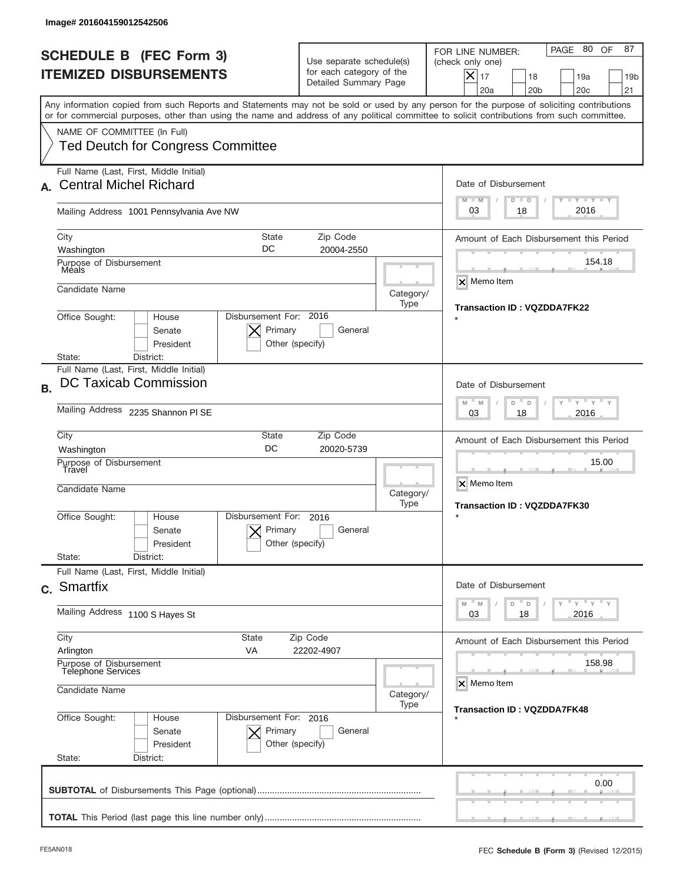Image# 201604159012542506

# SCHEDULE B (FEC Form 3)
# ITEMIZED DISBURSEMENTS

Use separate schedule(s) for each category of the Detailed Summary Page

FOR LINE NUMBER: (check only one)

- [x] 17
- [ ] 18
- [ ] 19a
- [ ] 19b
- [ ] 20a
- [ ] 20b
- [ ] 20c
- [ ] 21

PAGE 80 OF 87

Any information copied from such Reports and Statements may not be sold or used by any person for the purpose of soliciting contributions or for commercial purposes, other than using the name and address of any political committee to solicit contributions from such committee.

NAME OF COMMITTEE (In Full)
Ted Deutch for Congress Committee

## A.

Full Name (Last, First, Middle Initial): Central Michel Richard

Mailing Address: 1001 Pennsylvania Ave NW

City: Washington | State: DC | Zip Code: 20004-2550

Purpose of Disbursement: Meals

Candidate Name:

Category/Type:

Office Sought: [ ] House [ ] Senate [ ] President

State: District:

Disbursement For: 2016 [x] Primary [ ] General [ ] Other (specify)

Date of Disbursement: 03 / 18 / 2016

Amount of Each Disbursement this Period: 154.18

[x] Memo Item

Transaction ID : VQZDDA7FK22

*

## B.

Full Name (Last, First, Middle Initial): DC Taxicab Commission

Mailing Address: 2235 Shannon Pl SE

City: Washington | State: DC | Zip Code: 20020-5739

Purpose of Disbursement: Travel

Candidate Name:

Category/Type:

Office Sought: [ ] House [ ] Senate [ ] President

State: District:

Disbursement For: 2016 [x] Primary [ ] General [ ] Other (specify)

Date of Disbursement: 03 / 18 / 2016

Amount of Each Disbursement this Period: 15.00

[x] Memo Item

Transaction ID : VQZDDA7FK30

*

## C.

Full Name (Last, First, Middle Initial): Smartfix

Mailing Address: 1100 S Hayes St

City: Arlington | State: VA | Zip Code: 22202-4907

Purpose of Disbursement: Telephone Services

Candidate Name:

Category/Type:

Office Sought: [ ] House [ ] Senate [ ] President

State: District:

Disbursement For: 2016 [x] Primary [ ] General [ ] Other (specify)

Date of Disbursement: 03 / 18 / 2016

Amount of Each Disbursement this Period: 158.98

[x] Memo Item

Transaction ID : VQZDDA7FK48

*

**SUBTOTAL** of Disbursements This Page (optional): 0.00

**TOTAL** This Period (last page this line number only):

FE5AN018 — FEC **Schedule B** (Form 3) (Revised 12/2015)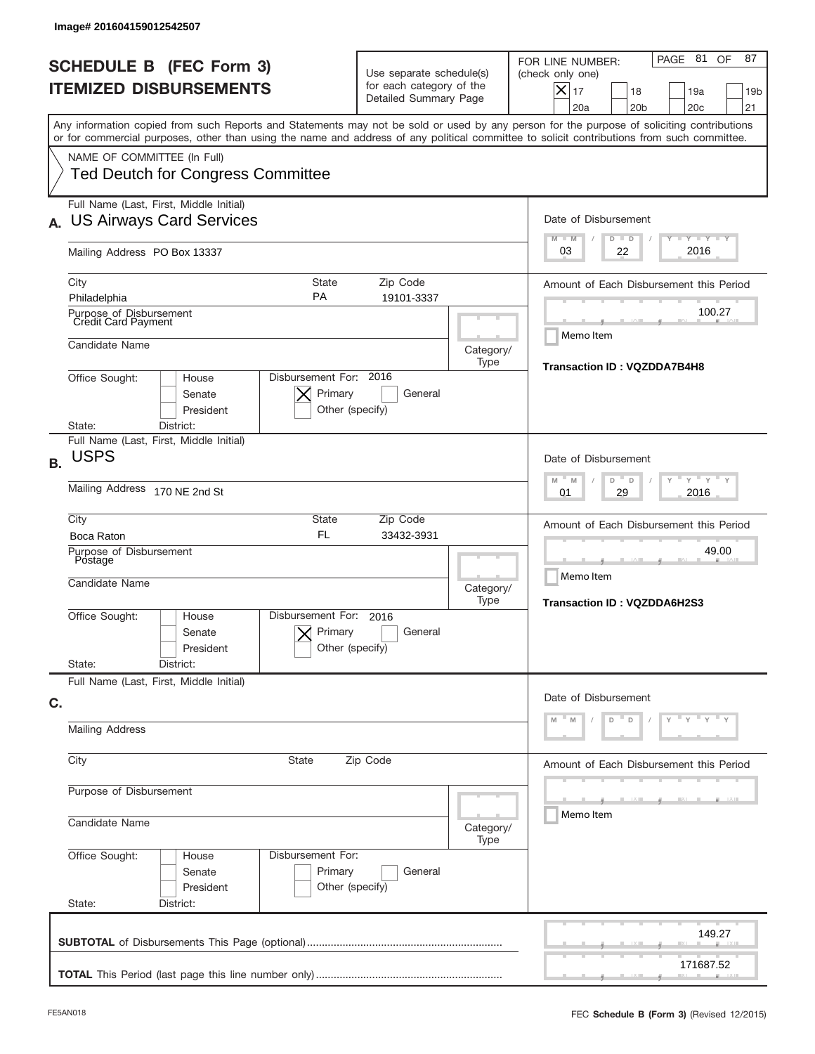Image# 201604159012542507

# SCHEDULE B (FEC Form 3)
# ITEMIZED DISBURSEMENTS

Use separate schedule(s) for each category of the Detailed Summary Page

FOR LINE NUMBER: (check only one)
[X] 17 [ ] 18 [ ] 19a [ ] 19b [ ] 20a [ ] 20b [ ] 20c [ ] 21

Any information copied from such Reports and Statements may not be sold or used by any person for the purpose of soliciting contributions or for commercial purposes, other than using the name and address of any political committee to solicit contributions from such committee.

NAME OF COMMITTEE (In Full)
Ted Deutch for Congress Committee

**A.** Full Name (Last, First, Middle Initial): US Airways Card Services
Mailing Address: PO Box 13337
City: Philadelphia | State: PA | Zip Code: 19101-3337
Purpose of Disbursement: Credit Card Payment
Candidate Name:
Category/Type:
Office Sought: [ ] House [ ] Senate [ ] President
State: District:
Disbursement For: 2016 [X] Primary [ ] General [ ] Other (specify)
Date of Disbursement: 03/22/2016
Amount of Each Disbursement this Period: 100.27
[ ] Memo Item
Transaction ID : VQZDDA7B4H8

**B.** Full Name (Last, First, Middle Initial): USPS
Mailing Address: 170 NE 2nd St
City: Boca Raton | State: FL | Zip Code: 33432-3931
Purpose of Disbursement: Postage
Candidate Name:
Category/Type:
Office Sought: [ ] House [ ] Senate [ ] President
State: District:
Disbursement For: 2016 [X] Primary [ ] General [ ] Other (specify)
Date of Disbursement: 01/29/2016
Amount of Each Disbursement this Period: 49.00
[ ] Memo Item
Transaction ID : VQZDDA6H2S3

**C.** Full Name (Last, First, Middle Initial):
Mailing Address:
City: | State: | Zip Code:
Purpose of Disbursement:
Candidate Name:
Category/Type:
Office Sought: [ ] House [ ] Senate [ ] President
State: District:
Disbursement For: [ ] Primary [ ] General [ ] Other (specify)
Date of Disbursement:
Amount of Each Disbursement this Period:
[ ] Memo Item

**SUBTOTAL** of Disbursements This Page (optional): 149.27

**TOTAL** This Period (last page this line number only): 171687.52

FE5AN018 — FEC **Schedule B** (Form 3) (Revised 12/2015)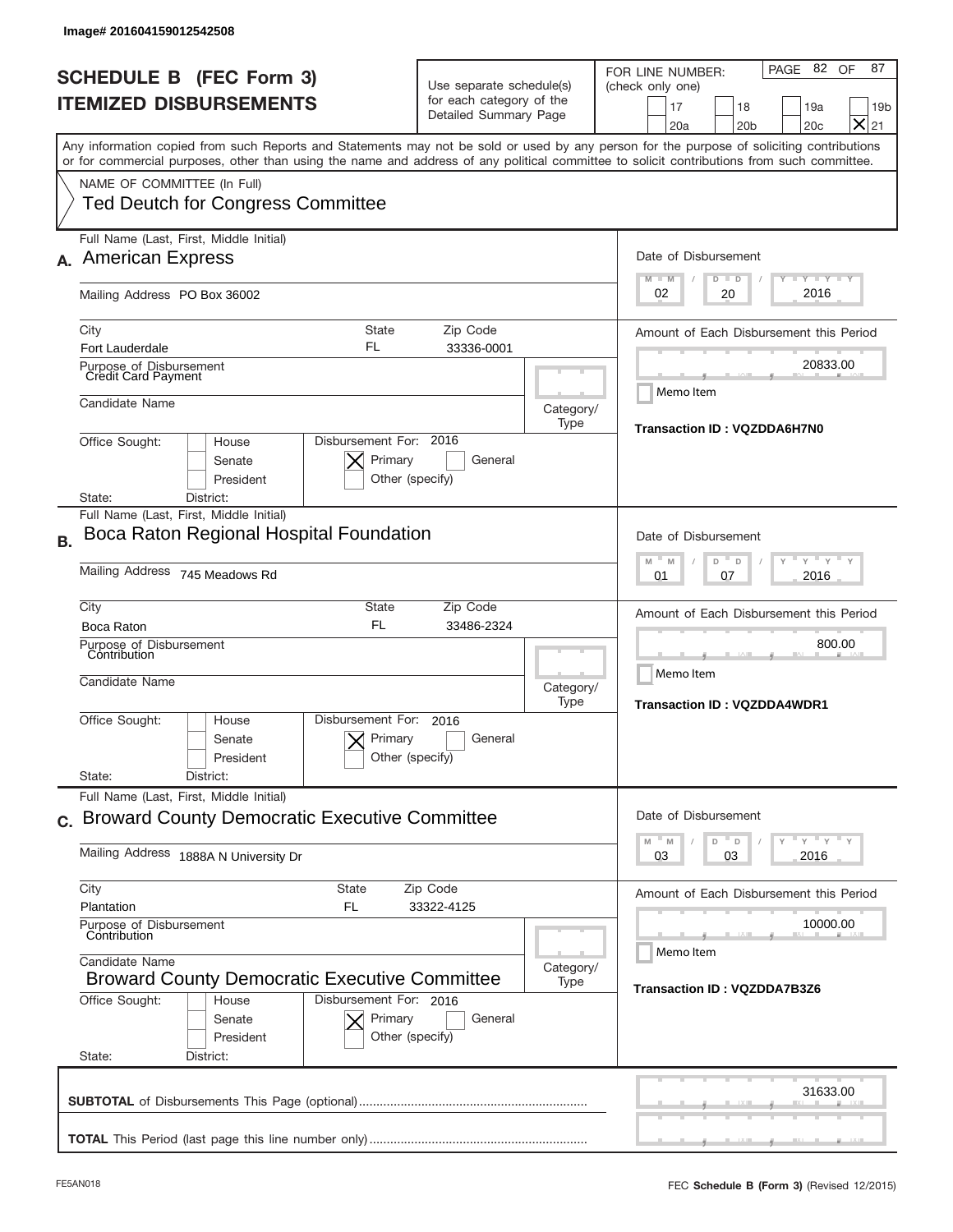Image# 201604159012542508

# SCHEDULE B (FEC Form 3)
## ITEMIZED DISBURSEMENTS

Use separate schedule(s) for each category of the Detailed Summary Page

FOR LINE NUMBER: (check only one)
17 | 18 | 19a | 19b | 20a | 20b | 20c | [X] 21

PAGE 82 OF 87

Any information copied from such Reports and Statements may not be sold or used by any person for the purpose of soliciting contributions or for commercial purposes, other than using the name and address of any political committee to solicit contributions from such committee.

NAME OF COMMITTEE (In Full)
Ted Deutch for Congress Committee

---

**A.** Full Name (Last, First, Middle Initial): American Express

Mailing Address: PO Box 36002

City: Fort Lauderdale | State: FL | Zip Code: 33336-0001

Purpose of Disbursement: Credit Card Payment

Candidate Name:

Category/Type:

Office Sought: House / Senate / President
State: District:

Disbursement For: 2016 [X] Primary [ ] General [ ] Other (specify)

Date of Disbursement: 02/20/2016

Amount of Each Disbursement this Period: 20833.00

Memo Item

Transaction ID : VQZDDA6H7N0

---

**B.** Full Name (Last, First, Middle Initial): Boca Raton Regional Hospital Foundation

Mailing Address: 745 Meadows Rd

City: Boca Raton | State: FL | Zip Code: 33486-2324

Purpose of Disbursement: Contribution

Candidate Name:

Category/Type:

Office Sought: House / Senate / President
State: District:

Disbursement For: 2016 [X] Primary [ ] General [ ] Other (specify)

Date of Disbursement: 01/07/2016

Amount of Each Disbursement this Period: 800.00

Memo Item

Transaction ID : VQZDDA4WDR1

---

**C.** Full Name (Last, First, Middle Initial): Broward County Democratic Executive Committee

Mailing Address: 1888A N University Dr

City: Plantation | State: FL | Zip Code: 33322-4125

Purpose of Disbursement: Contribution

Candidate Name: Broward County Democratic Executive Committee

Category/Type:

Office Sought: House / Senate / President
State: District:

Disbursement For: 2016 [X] Primary [ ] General [ ] Other (specify)

Date of Disbursement: 03/03/2016

Amount of Each Disbursement this Period: 10000.00

Memo Item

Transaction ID : VQZDDA7B3Z6

---

**SUBTOTAL** of Disbursements This Page (optional): 31633.00

**TOTAL** This Period (last page this line number only):

FE5AN018 — FEC **Schedule B** (Form 3) (Revised 12/2015)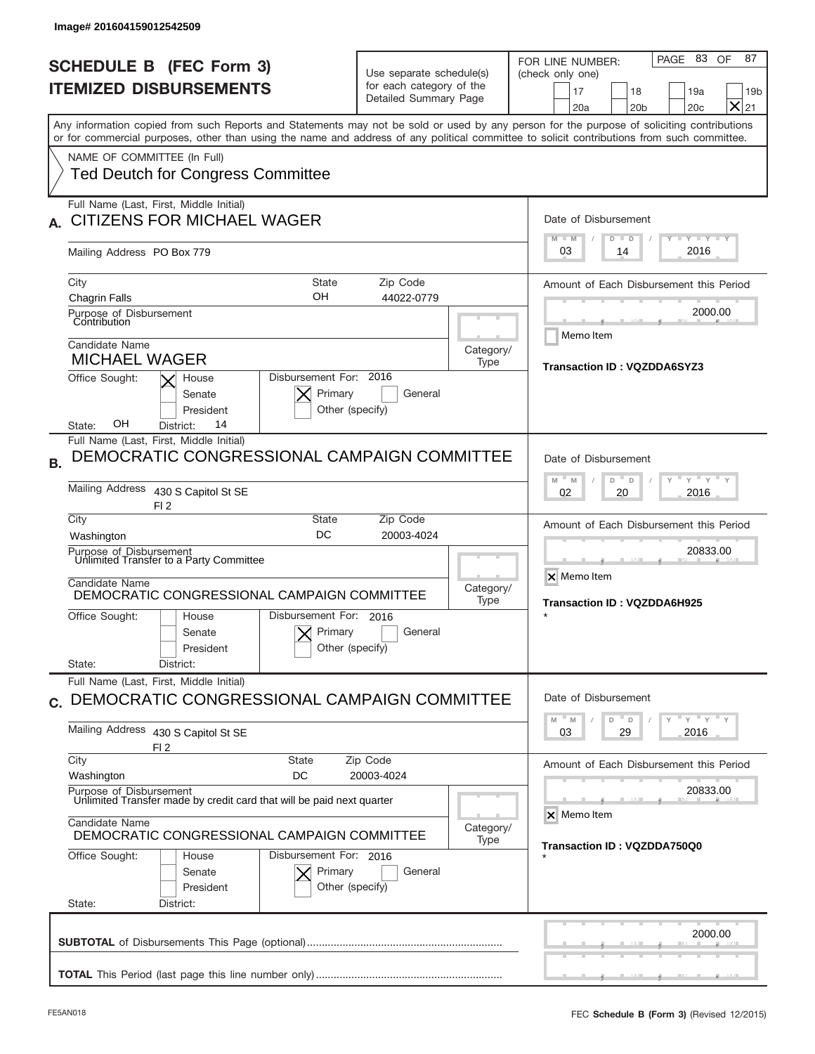Image# 201604159012542509

# SCHEDULE B (FEC Form 3)
# ITEMIZED DISBURSEMENTS

Use separate schedule(s) for each category of the Detailed Summary Page

FOR LINE NUMBER: (check only one)

☐ 17 ☐ 18 ☐ 19a ☐ 19b ☐ 20a ☐ 20b ☐ 20c ☒ 21

Any information copied from such Reports and Statements may not be sold or used by any person for the purpose of soliciting contributions or for commercial purposes, other than using the name and address of any political committee to solicit contributions from such committee.

NAME OF COMMITTEE (In Full)
Ted Deutch for Congress Committee

---

**A.** Full Name (Last, First, Middle Initial): CITIZENS FOR MICHAEL WAGER

Mailing Address: PO Box 779

City: Chagrin Falls | State: OH | Zip Code: 44022-0779

Purpose of Disbursement: Contribution

Candidate Name: MICHAEL WAGER

Office Sought: ☒ House ☐ Senate ☐ President

State: OH District: 14

Disbursement For: 2016 ☒ Primary ☐ General ☐ Other (specify)

Date of Disbursement: 03 / 14 / 2016

Amount of Each Disbursement this Period: 2000.00

☐ Memo Item

Transaction ID : VQZDDA6SYZ3

---

**B.** Full Name (Last, First, Middle Initial): DEMOCRATIC CONGRESSIONAL CAMPAIGN COMMITTEE

Mailing Address: 430 S Capitol St SE, Fl 2

City: Washington | State: DC | Zip Code: 20003-4024

Purpose of Disbursement: Unlimited Transfer to a Party Committee

Candidate Name: DEMOCRATIC CONGRESSIONAL CAMPAIGN COMMITTEE

Office Sought: ☐ House ☐ Senate ☐ President

State: District:

Disbursement For: 2016 ☒ Primary ☐ General ☐ Other (specify)

Date of Disbursement: 02 / 20 / 2016

Amount of Each Disbursement this Period: 20833.00

☒ Memo Item

Transaction ID : VQZDDA6H925

*

---

**C.** Full Name (Last, First, Middle Initial): DEMOCRATIC CONGRESSIONAL CAMPAIGN COMMITTEE

Mailing Address: 430 S Capitol St SE, Fl 2

City: Washington | State: DC | Zip Code: 20003-4024

Purpose of Disbursement: Unlimited Transfer made by credit card that will be paid next quarter

Candidate Name: DEMOCRATIC CONGRESSIONAL CAMPAIGN COMMITTEE

Office Sought: ☐ House ☐ Senate ☐ President

State: District:

Disbursement For: 2016 ☒ Primary ☐ General ☐ Other (specify)

Date of Disbursement: 03 / 29 / 2016

Amount of Each Disbursement this Period: 20833.00

☒ Memo Item

Transaction ID : VQZDDA750Q0

*

---

**SUBTOTAL** of Disbursements This Page (optional): 2000.00

**TOTAL** This Period (last page this line number only):

FE5AN018 — FEC **Schedule B (Form 3)** (Revised 12/2015)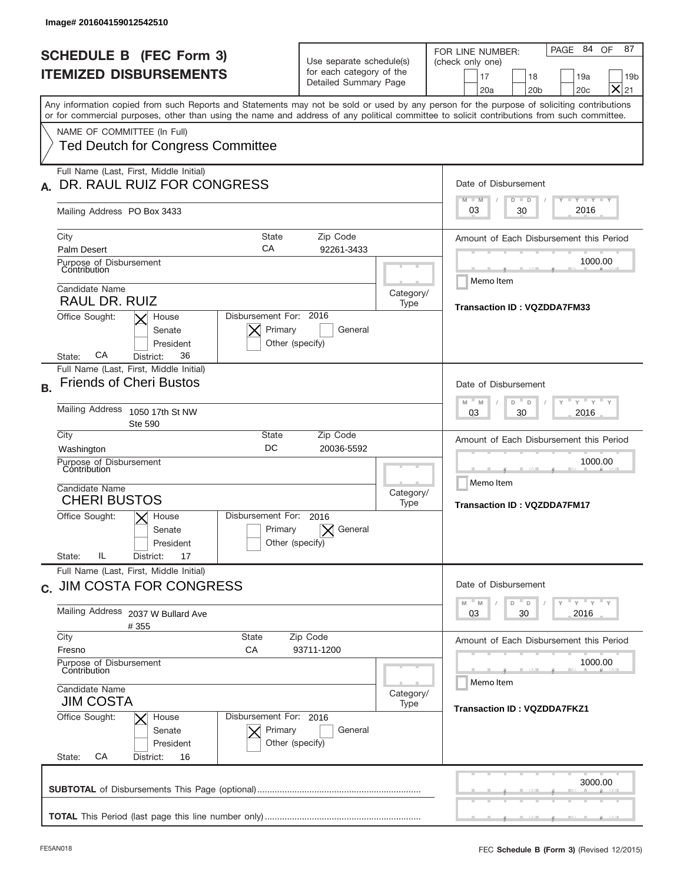Image# 201604159012542510

# SCHEDULE B (FEC Form 3)
## ITEMIZED DISBURSEMENTS

Use separate schedule(s) for each category of the Detailed Summary Page

FOR LINE NUMBER: (check only one)
[ ] 17 [ ] 18 [ ] 19a [ ] 19b
[ ] 20a [ ] 20b [ ] 20c [X] 21

PAGE 84 OF 87

Any information copied from such Reports and Statements may not be sold or used by any person for the purpose of soliciting contributions or for commercial purposes, other than using the name and address of any political committee to solicit contributions from such committee.

NAME OF COMMITTEE (In Full)
Ted Deutch for Congress Committee

---

**A.** Full Name (Last, First, Middle Initial): DR. RAUL RUIZ FOR CONGRESS

Mailing Address: PO Box 3433

City: Palm Desert | State: CA | Zip Code: 92261-3433

Purpose of Disbursement: Contribution

Candidate Name: RAUL DR. RUIZ

Category/Type:

Office Sought: [X] House [ ] Senate [ ] President

State: CA District: 36

Disbursement For: 2016 [X] Primary [ ] General [ ] Other (specify)

Date of Disbursement: 03/30/2016

Amount of Each Disbursement this Period: 1000.00

[ ] Memo Item

Transaction ID : VQZDDA7FM33

---

**B.** Full Name (Last, First, Middle Initial): Friends of Cheri Bustos

Mailing Address: 1050 17th St NW Ste 590

City: Washington | State: DC | Zip Code: 20036-5592

Purpose of Disbursement: Contribution

Candidate Name: CHERI BUSTOS

Category/Type:

Office Sought: [X] House [ ] Senate [ ] President

State: IL District: 17

Disbursement For: 2016 [ ] Primary [X] General [ ] Other (specify)

Date of Disbursement: 03/30/2016

Amount of Each Disbursement this Period: 1000.00

[ ] Memo Item

Transaction ID : VQZDDA7FM17

---

**C.** Full Name (Last, First, Middle Initial): JIM COSTA FOR CONGRESS

Mailing Address: 2037 W Bullard Ave # 355

City: Fresno | State: CA | Zip Code: 93711-1200

Purpose of Disbursement: Contribution

Candidate Name: JIM COSTA

Category/Type:

Office Sought: [X] House [ ] Senate [ ] President

State: CA District: 16

Disbursement For: 2016 [X] Primary [ ] General [ ] Other (specify)

Date of Disbursement: 03/30/2016

Amount of Each Disbursement this Period: 1000.00

[ ] Memo Item

Transaction ID : VQZDDA7FKZ1

---

**SUBTOTAL** of Disbursements This Page (optional): 3000.00

**TOTAL** This Period (last page this line number only):

FE5AN018 FEC **Schedule B** (Form 3) (Revised 12/2015)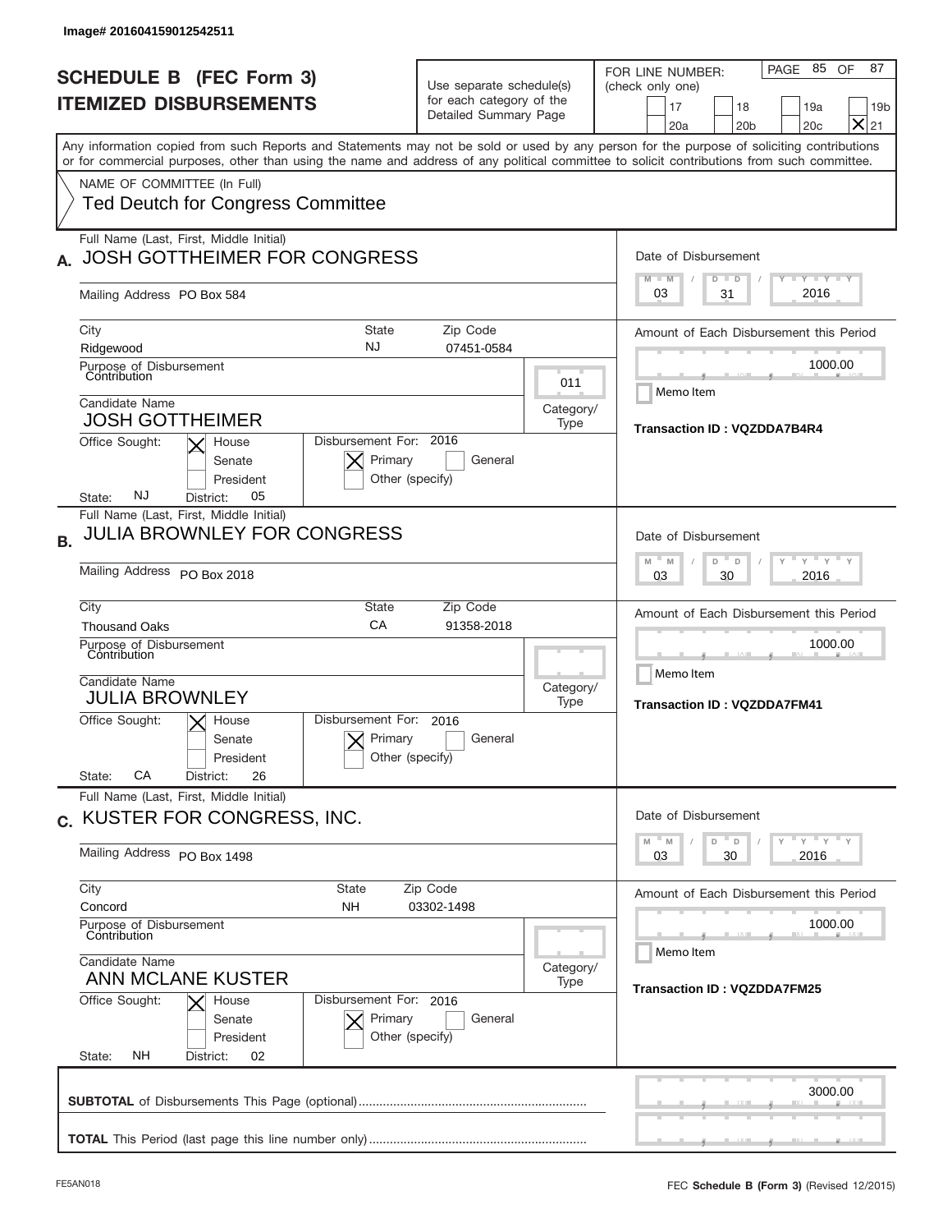Image# 201604159012542511

# SCHEDULE B (FEC Form 3)
# ITEMIZED DISBURSEMENTS

Use separate schedule(s) for each category of the Detailed Summary Page

FOR LINE NUMBER: (check only one)
[ ] 17 [ ] 18 [ ] 19a [ ] 19b [ ] 20a [ ] 20b [ ] 20c [X] 21

PAGE 85 OF 87

Any information copied from such Reports and Statements may not be sold or used by any person for the purpose of soliciting contributions or for commercial purposes, other than using the name and address of any political committee to solicit contributions from such committee.

NAME OF COMMITTEE (In Full)
Ted Deutch for Congress Committee

---

**A.** Full Name (Last, First, Middle Initial): JOSH GOTTHEIMER FOR CONGRESS

Mailing Address: PO Box 584

City: Ridgewood | State: NJ | Zip Code: 07451-0584

Purpose of Disbursement: Contribution

Category/Type: 011

Candidate Name: JOSH GOTTHEIMER

Office Sought: [X] House [ ] Senate [ ] President

State: NJ District: 05

Disbursement For: 2016 [X] Primary [ ] General [ ] Other (specify)

Date of Disbursement: 03 / 31 / 2016

Amount of Each Disbursement this Period: 1000.00

Memo Item

Transaction ID : VQZDDA7B4R4

---

**B.** Full Name (Last, First, Middle Initial): JULIA BROWNLEY FOR CONGRESS

Mailing Address: PO Box 2018

City: Thousand Oaks | State: CA | Zip Code: 91358-2018

Purpose of Disbursement: Contribution

Category/Type:

Candidate Name: JULIA BROWNLEY

Office Sought: [X] House [ ] Senate [ ] President

State: CA District: 26

Disbursement For: 2016 [X] Primary [ ] General [ ] Other (specify)

Date of Disbursement: 03 / 30 / 2016

Amount of Each Disbursement this Period: 1000.00

Memo Item

Transaction ID : VQZDDA7FM41

---

**C.** Full Name (Last, First, Middle Initial): KUSTER FOR CONGRESS, INC.

Mailing Address: PO Box 1498

City: Concord | State: NH | Zip Code: 03302-1498

Purpose of Disbursement: Contribution

Category/Type:

Candidate Name: ANN MCLANE KUSTER

Office Sought: [X] House [ ] Senate [ ] President

State: NH District: 02

Disbursement For: 2016 [X] Primary [ ] General [ ] Other (specify)

Date of Disbursement: 03 / 30 / 2016

Amount of Each Disbursement this Period: 1000.00

Memo Item

Transaction ID : VQZDDA7FM25

---

**SUBTOTAL** of Disbursements This Page (optional): 3000.00

**TOTAL** This Period (last page this line number only):

FE5AN018

FEC **Schedule B** (Form 3) (Revised 12/2015)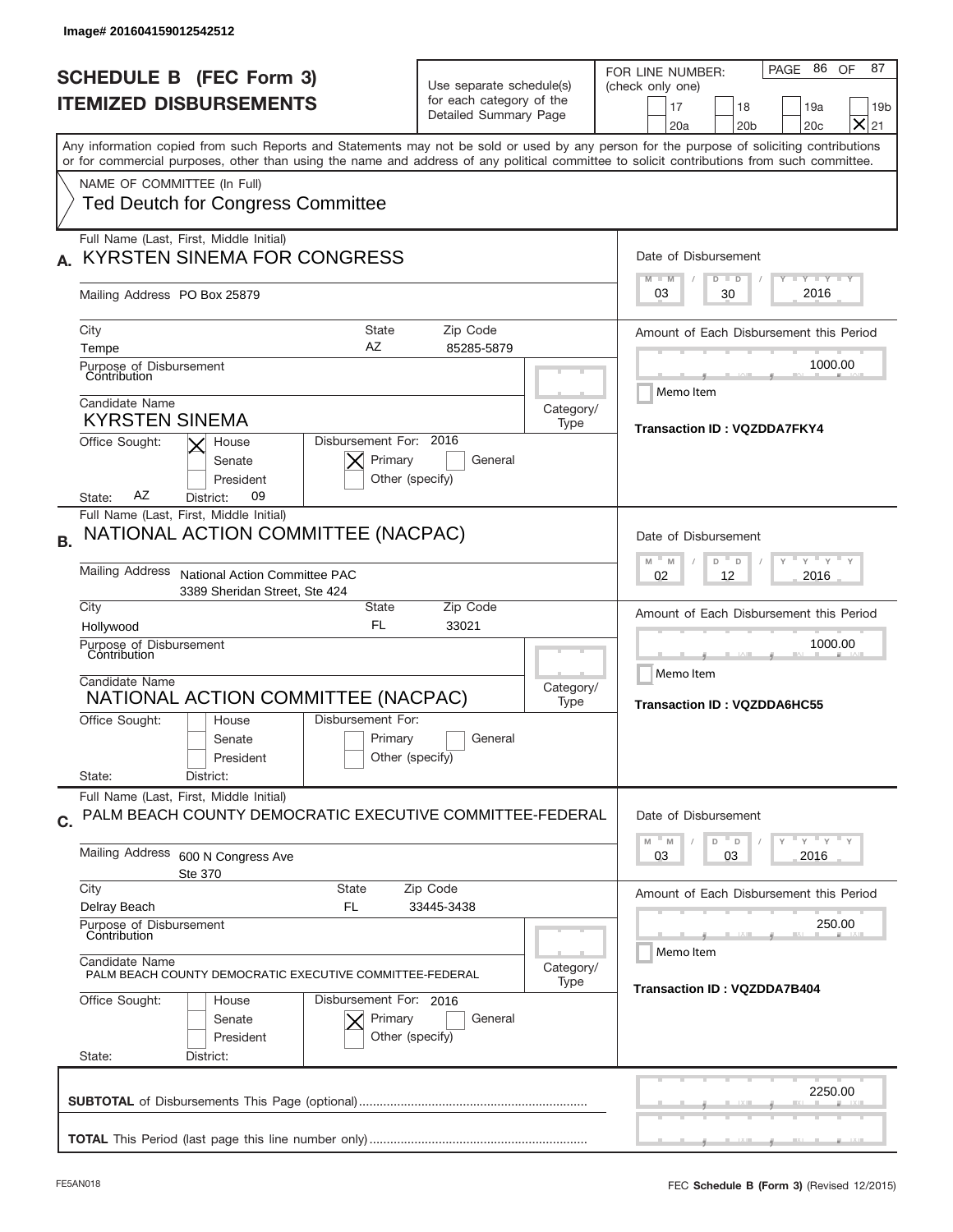Image# 201604159012542512

# SCHEDULE B (FEC Form 3)
## ITEMIZED DISBURSEMENTS

Use separate schedule(s) for each category of the Detailed Summary Page

FOR LINE NUMBER: (check only one)
17 | 18 | 19a | 19b | 20a | 20b | 20c | [X] 21

PAGE 86 OF 87

Any information copied from such Reports and Statements may not be sold or used by any person for the purpose of soliciting contributions or for commercial purposes, other than using the name and address of any political committee to solicit contributions from such committee.

NAME OF COMMITTEE (In Full)
Ted Deutch for Congress Committee

---

**A.** Full Name (Last, First, Middle Initial): KYRSTEN SINEMA FOR CONGRESS

Mailing Address: PO Box 25879

City: Tempe | State: AZ | Zip Code: 85285-5879

Purpose of Disbursement: Contribution

Candidate Name: KYRSTEN SINEMA

Category/Type:

Office Sought: [X] House | Senate | President

State: AZ | District: 09

Disbursement For: 2016 | [X] Primary | General | Other (specify)

Date of Disbursement: 03/30/2016

Amount of Each Disbursement this Period: 1000.00

Memo Item

Transaction ID : VQZDDA7FKY4

---

**B.** Full Name (Last, First, Middle Initial): NATIONAL ACTION COMMITTEE (NACPAC)

Mailing Address: National Action Committee PAC, 3389 Sheridan Street, Ste 424

City: Hollywood | State: FL | Zip Code: 33021

Purpose of Disbursement: Contribution

Candidate Name: NATIONAL ACTION COMMITTEE (NACPAC)

Category/Type:

Office Sought: House | Senate | President

State: | District:

Disbursement For: Primary | General | Other (specify)

Date of Disbursement: 02/12/2016

Amount of Each Disbursement this Period: 1000.00

Memo Item

Transaction ID : VQZDDA6HC55

---

**C.** Full Name (Last, First, Middle Initial): PALM BEACH COUNTY DEMOCRATIC EXECUTIVE COMMITTEE-FEDERAL

Mailing Address: 600 N Congress Ave, Ste 370

City: Delray Beach | State: FL | Zip Code: 33445-3438

Purpose of Disbursement: Contribution

Candidate Name: PALM BEACH COUNTY DEMOCRATIC EXECUTIVE COMMITTEE-FEDERAL

Category/Type:

Office Sought: House | Senate | President

State: | District:

Disbursement For: 2016 | [X] Primary | General | Other (specify)

Date of Disbursement: 03/03/2016

Amount of Each Disbursement this Period: 250.00

Memo Item

Transaction ID : VQZDDA7B404

---

**SUBTOTAL** of Disbursements This Page (optional): 2250.00

**TOTAL** This Period (last page this line number only):

FE5AN018 | FEC **Schedule B** (Form 3) (Revised 12/2015)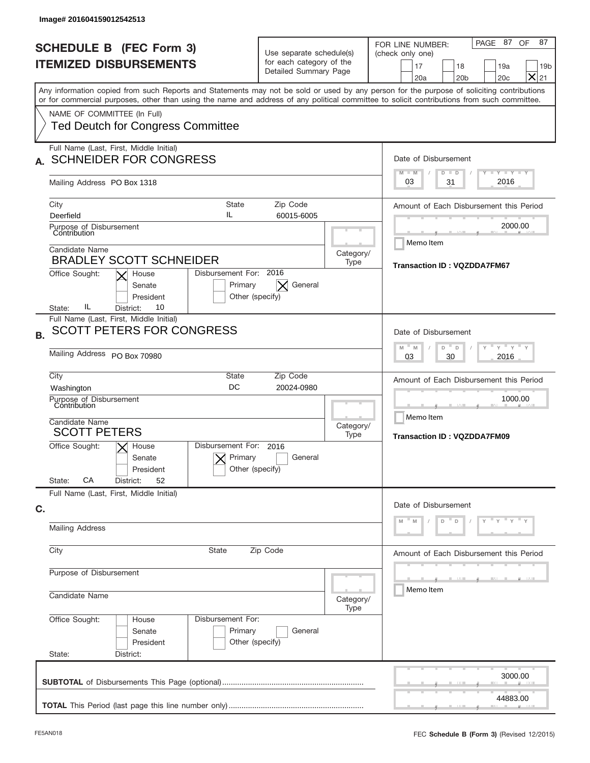Image# 201604159012542513

# SCHEDULE B (FEC Form 3)
# ITEMIZED DISBURSEMENTS

Use separate schedule(s) for each category of the Detailed Summary Page

FOR LINE NUMBER: (check only one)

[ ] 17 [ ] 18 [ ] 19a [ ] 19b [ ] 20a [ ] 20b [ ] 20c [X] 21

PAGE 87 OF 87

Any information copied from such Reports and Statements may not be sold or used by any person for the purpose of soliciting contributions or for commercial purposes, other than using the name and address of any political committee to solicit contributions from such committee.

NAME OF COMMITTEE (In Full)
Ted Deutch for Congress Committee

---

**A.** Full Name (Last, First, Middle Initial): SCHNEIDER FOR CONGRESS

Mailing Address: PO Box 1318

City: Deerfield | State: IL | Zip Code: 60015-6005

Purpose of Disbursement: Contribution

Candidate Name: BRADLEY SCOTT SCHNEIDER

Category/Type:

Office Sought: [X] House [ ] Senate [ ] President

State: IL District: 10

Disbursement For: 2016 [ ] Primary [X] General [ ] Other (specify)

Date of Disbursement: 03/31/2016

Amount of Each Disbursement this Period: 2000.00

[ ] Memo Item

Transaction ID : VQZDDA7FM67

---

**B.** Full Name (Last, First, Middle Initial): SCOTT PETERS FOR CONGRESS

Mailing Address: PO Box 70980

City: Washington | State: DC | Zip Code: 20024-0980

Purpose of Disbursement: Contribution

Candidate Name: SCOTT PETERS

Category/Type:

Office Sought: [X] House [ ] Senate [ ] President

State: CA District: 52

Disbursement For: 2016 [X] Primary [ ] General [ ] Other (specify)

Date of Disbursement: 03/30/2016

Amount of Each Disbursement this Period: 1000.00

[ ] Memo Item

Transaction ID : VQZDDA7FM09

---

**C.** Full Name (Last, First, Middle Initial):

Mailing Address:

City: | State: | Zip Code:

Purpose of Disbursement:

Candidate Name:

Category/Type:

Office Sought: [ ] House [ ] Senate [ ] President

State: District:

Disbursement For: [ ] Primary [ ] General [ ] Other (specify)

Date of Disbursement: M M / D D / Y Y Y Y

Amount of Each Disbursement this Period:

[ ] Memo Item

---

**SUBTOTAL** of Disbursements This Page (optional): 3000.00

**TOTAL** This Period (last page this line number only): 44883.00

FE5AN018

FEC **Schedule B** (Form 3) (Revised 12/2015)